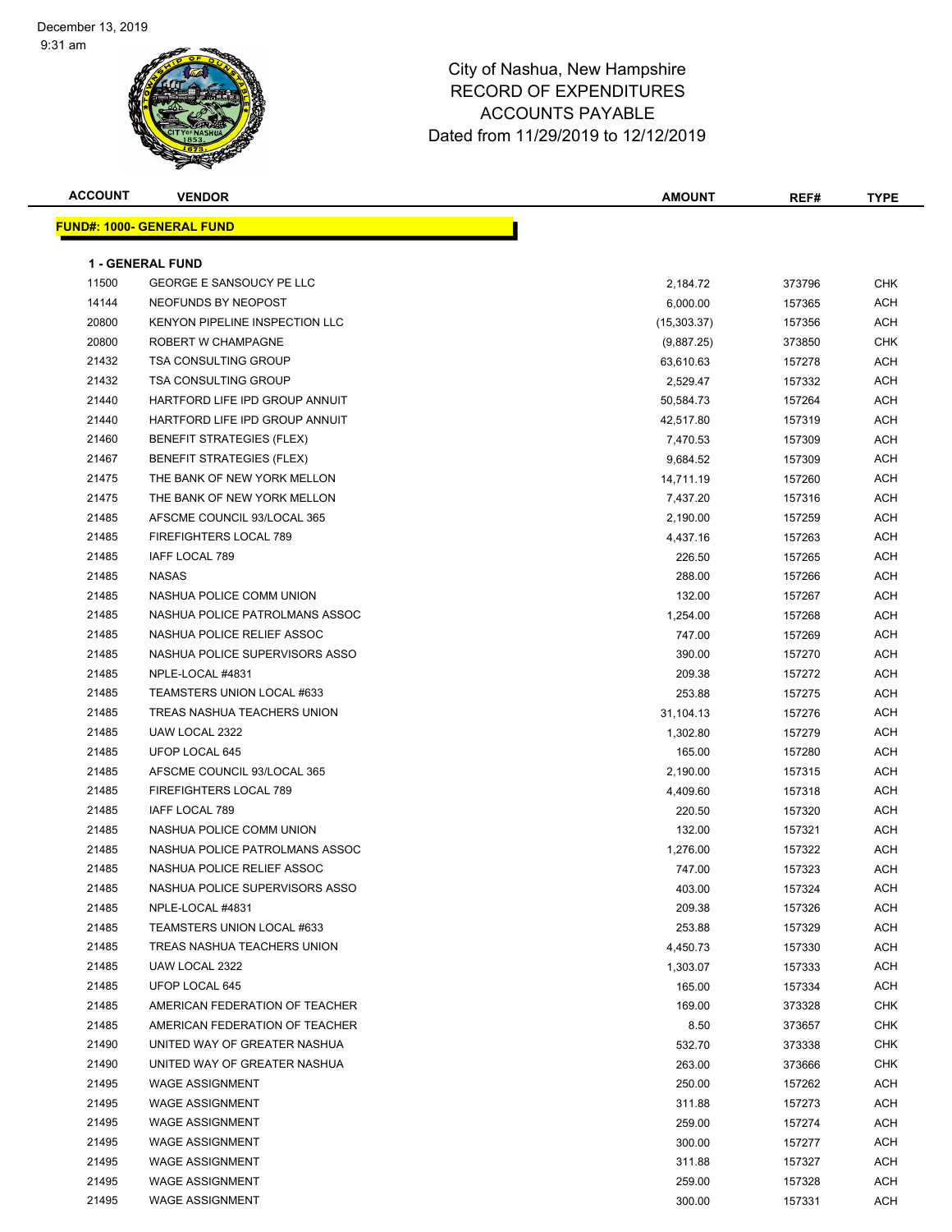# City of Nashua, New Hampshire
## RECORD OF EXPENDITURES
## ACCOUNTS PAYABLE
## Dated from 11/29/2019 to 12/12/2019

December 13, 2019
9:31 am

**FUND#: 1000- GENERAL FUND**

**1 - GENERAL FUND**

| ACCOUNT | VENDOR | AMOUNT | REF# | TYPE |
|---|---|---|---|---|
| 11500 | GEORGE E SANSOUCY PE LLC | 2,184.72 | 373796 | CHK |
| 14144 | NEOFUNDS BY NEOPOST | 6,000.00 | 157365 | ACH |
| 20800 | KENYON PIPELINE INSPECTION LLC | (15,303.37) | 157356 | ACH |
| 20800 | ROBERT W CHAMPAGNE | (9,887.25) | 373850 | CHK |
| 21432 | TSA CONSULTING GROUP | 63,610.63 | 157278 | ACH |
| 21432 | TSA CONSULTING GROUP | 2,529.47 | 157332 | ACH |
| 21440 | HARTFORD LIFE IPD GROUP ANNUIT | 50,584.73 | 157264 | ACH |
| 21440 | HARTFORD LIFE IPD GROUP ANNUIT | 42,517.80 | 157319 | ACH |
| 21460 | BENEFIT STRATEGIES (FLEX) | 7,470.53 | 157309 | ACH |
| 21467 | BENEFIT STRATEGIES (FLEX) | 9,684.52 | 157309 | ACH |
| 21475 | THE BANK OF NEW YORK MELLON | 14,711.19 | 157260 | ACH |
| 21475 | THE BANK OF NEW YORK MELLON | 7,437.20 | 157316 | ACH |
| 21485 | AFSCME COUNCIL 93/LOCAL 365 | 2,190.00 | 157259 | ACH |
| 21485 | FIREFIGHTERS LOCAL 789 | 4,437.16 | 157263 | ACH |
| 21485 | IAFF LOCAL 789 | 226.50 | 157265 | ACH |
| 21485 | NASAS | 288.00 | 157266 | ACH |
| 21485 | NASHUA POLICE COMM UNION | 132.00 | 157267 | ACH |
| 21485 | NASHUA POLICE PATROLMANS ASSOC | 1,254.00 | 157268 | ACH |
| 21485 | NASHUA POLICE RELIEF ASSOC | 747.00 | 157269 | ACH |
| 21485 | NASHUA POLICE SUPERVISORS ASSO | 390.00 | 157270 | ACH |
| 21485 | NPLE-LOCAL #4831 | 209.38 | 157272 | ACH |
| 21485 | TEAMSTERS UNION LOCAL #633 | 253.88 | 157275 | ACH |
| 21485 | TREAS NASHUA TEACHERS UNION | 31,104.13 | 157276 | ACH |
| 21485 | UAW LOCAL 2322 | 1,302.80 | 157279 | ACH |
| 21485 | UFOP LOCAL 645 | 165.00 | 157280 | ACH |
| 21485 | AFSCME COUNCIL 93/LOCAL 365 | 2,190.00 | 157315 | ACH |
| 21485 | FIREFIGHTERS LOCAL 789 | 4,409.60 | 157318 | ACH |
| 21485 | IAFF LOCAL 789 | 220.50 | 157320 | ACH |
| 21485 | NASHUA POLICE COMM UNION | 132.00 | 157321 | ACH |
| 21485 | NASHUA POLICE PATROLMANS ASSOC | 1,276.00 | 157322 | ACH |
| 21485 | NASHUA POLICE RELIEF ASSOC | 747.00 | 157323 | ACH |
| 21485 | NASHUA POLICE SUPERVISORS ASSO | 403.00 | 157324 | ACH |
| 21485 | NPLE-LOCAL #4831 | 209.38 | 157326 | ACH |
| 21485 | TEAMSTERS UNION LOCAL #633 | 253.88 | 157329 | ACH |
| 21485 | TREAS NASHUA TEACHERS UNION | 4,450.73 | 157330 | ACH |
| 21485 | UAW LOCAL 2322 | 1,303.07 | 157333 | ACH |
| 21485 | UFOP LOCAL 645 | 165.00 | 157334 | ACH |
| 21485 | AMERICAN FEDERATION OF TEACHER | 169.00 | 373328 | CHK |
| 21485 | AMERICAN FEDERATION OF TEACHER | 8.50 | 373657 | CHK |
| 21490 | UNITED WAY OF GREATER NASHUA | 532.70 | 373338 | CHK |
| 21490 | UNITED WAY OF GREATER NASHUA | 263.00 | 373666 | CHK |
| 21495 | WAGE ASSIGNMENT | 250.00 | 157262 | ACH |
| 21495 | WAGE ASSIGNMENT | 311.88 | 157273 | ACH |
| 21495 | WAGE ASSIGNMENT | 259.00 | 157274 | ACH |
| 21495 | WAGE ASSIGNMENT | 300.00 | 157277 | ACH |
| 21495 | WAGE ASSIGNMENT | 311.88 | 157327 | ACH |
| 21495 | WAGE ASSIGNMENT | 259.00 | 157328 | ACH |
| 21495 | WAGE ASSIGNMENT | 300.00 | 157331 | ACH |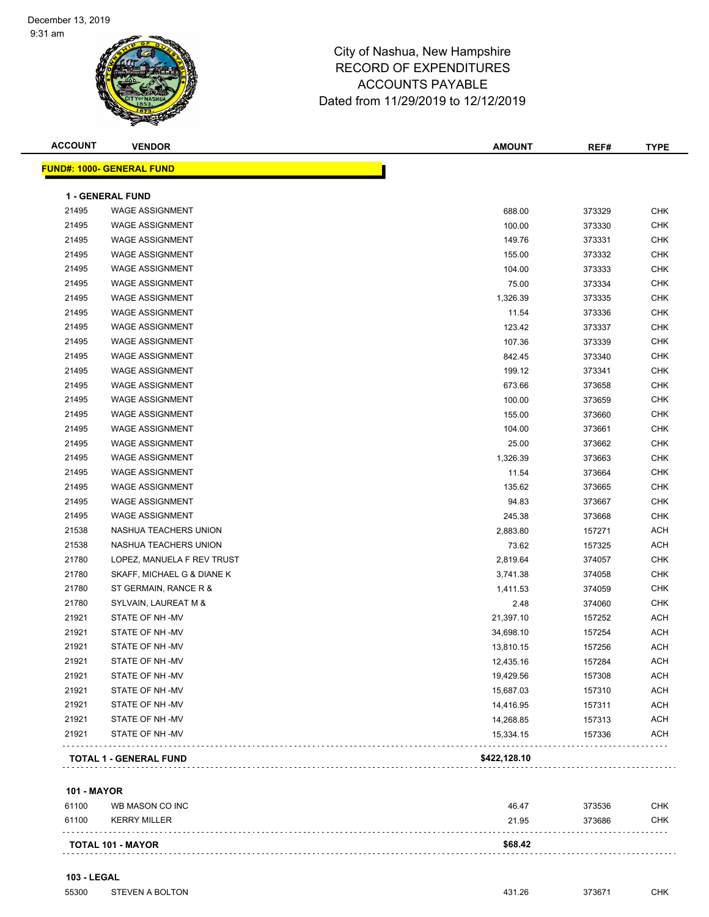December 13, 2019
9:31 am

# City of Nashua, New Hampshire
# RECORD OF EXPENDITURES
# ACCOUNTS PAYABLE
# Dated from 11/29/2019 to 12/12/2019

| ACCOUNT | VENDOR | AMOUNT | REF# | TYPE |
|---|---|---|---|---|
| **FUND#: 1000- GENERAL FUND** | | | | |
| **1 - GENERAL FUND** | | | | |
| 21495 | WAGE ASSIGNMENT | 688.00 | 373329 | CHK |
| 21495 | WAGE ASSIGNMENT | 100.00 | 373330 | CHK |
| 21495 | WAGE ASSIGNMENT | 149.76 | 373331 | CHK |
| 21495 | WAGE ASSIGNMENT | 155.00 | 373332 | CHK |
| 21495 | WAGE ASSIGNMENT | 104.00 | 373333 | CHK |
| 21495 | WAGE ASSIGNMENT | 75.00 | 373334 | CHK |
| 21495 | WAGE ASSIGNMENT | 1,326.39 | 373335 | CHK |
| 21495 | WAGE ASSIGNMENT | 11.54 | 373336 | CHK |
| 21495 | WAGE ASSIGNMENT | 123.42 | 373337 | CHK |
| 21495 | WAGE ASSIGNMENT | 107.36 | 373339 | CHK |
| 21495 | WAGE ASSIGNMENT | 842.45 | 373340 | CHK |
| 21495 | WAGE ASSIGNMENT | 199.12 | 373341 | CHK |
| 21495 | WAGE ASSIGNMENT | 673.66 | 373658 | CHK |
| 21495 | WAGE ASSIGNMENT | 100.00 | 373659 | CHK |
| 21495 | WAGE ASSIGNMENT | 155.00 | 373660 | CHK |
| 21495 | WAGE ASSIGNMENT | 104.00 | 373661 | CHK |
| 21495 | WAGE ASSIGNMENT | 25.00 | 373662 | CHK |
| 21495 | WAGE ASSIGNMENT | 1,326.39 | 373663 | CHK |
| 21495 | WAGE ASSIGNMENT | 11.54 | 373664 | CHK |
| 21495 | WAGE ASSIGNMENT | 135.62 | 373665 | CHK |
| 21495 | WAGE ASSIGNMENT | 94.83 | 373667 | CHK |
| 21495 | WAGE ASSIGNMENT | 245.38 | 373668 | CHK |
| 21538 | NASHUA TEACHERS UNION | 2,883.80 | 157271 | ACH |
| 21538 | NASHUA TEACHERS UNION | 73.62 | 157325 | ACH |
| 21780 | LOPEZ, MANUELA F REV TRUST | 2,819.64 | 374057 | CHK |
| 21780 | SKAFF, MICHAEL G & DIANE K | 3,741.38 | 374058 | CHK |
| 21780 | ST GERMAIN, RANCE R & | 1,411.53 | 374059 | CHK |
| 21780 | SYLVAIN, LAUREAT M & | 2.48 | 374060 | CHK |
| 21921 | STATE OF NH -MV | 21,397.10 | 157252 | ACH |
| 21921 | STATE OF NH -MV | 34,698.10 | 157254 | ACH |
| 21921 | STATE OF NH -MV | 13,810.15 | 157256 | ACH |
| 21921 | STATE OF NH -MV | 12,435.16 | 157284 | ACH |
| 21921 | STATE OF NH -MV | 19,429.56 | 157308 | ACH |
| 21921 | STATE OF NH -MV | 15,687.03 | 157310 | ACH |
| 21921 | STATE OF NH -MV | 14,416.95 | 157311 | ACH |
| 21921 | STATE OF NH -MV | 14,268.85 | 157313 | ACH |
| 21921 | STATE OF NH -MV | 15,334.15 | 157336 | ACH |
| **TOTAL 1 - GENERAL FUND** | | **$422,128.10** | | |
| **101 - MAYOR** | | | | |
| 61100 | WB MASON CO INC | 46.47 | 373536 | CHK |
| 61100 | KERRY MILLER | 21.95 | 373686 | CHK |
| **TOTAL 101 - MAYOR** | | **$68.42** | | |
| **103 - LEGAL** | | | | |
| 55300 | STEVEN A BOLTON | 431.26 | 373671 | CHK |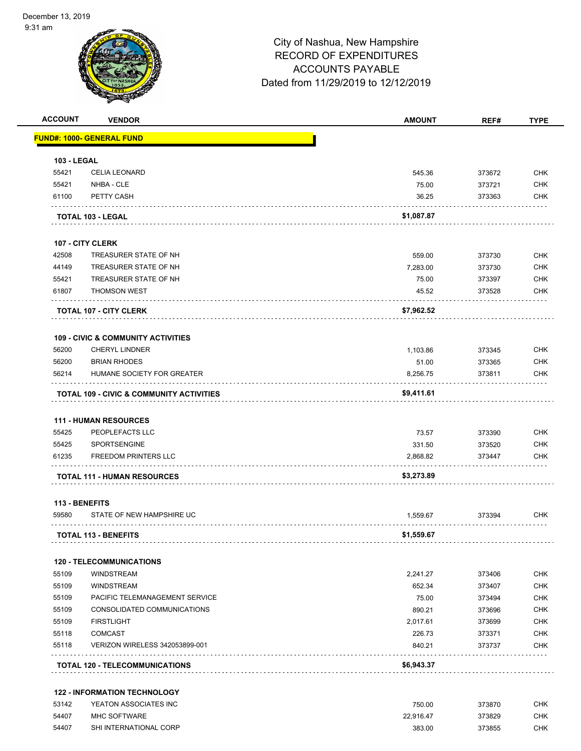December 13, 2019
9:31 am

# City of Nashua, New Hampshire
## RECORD OF EXPENDITURES
## ACCOUNTS PAYABLE
## Dated from 11/29/2019 to 12/12/2019

| ACCOUNT | VENDOR | AMOUNT | REF# | TYPE |
|---|---|---|---|---|
| **FUND#: 1000- GENERAL FUND** | | | | |
| **103 - LEGAL** | | | | |
| 55421 | CELIA LEONARD | 545.36 | 373672 | CHK |
| 55421 | NHBA - CLE | 75.00 | 373721 | CHK |
| 61100 | PETTY CASH | 36.25 | 373363 | CHK |
| **TOTAL 103 - LEGAL** | | **$1,087.87** | | |
| **107 - CITY CLERK** | | | | |
| 42508 | TREASURER STATE OF NH | 559.00 | 373730 | CHK |
| 44149 | TREASURER STATE OF NH | 7,283.00 | 373730 | CHK |
| 55421 | TREASURER STATE OF NH | 75.00 | 373397 | CHK |
| 61807 | THOMSON WEST | 45.52 | 373528 | CHK |
| **TOTAL 107 - CITY CLERK** | | **$7,962.52** | | |
| **109 - CIVIC & COMMUNITY ACTIVITIES** | | | | |
| 56200 | CHERYL LINDNER | 1,103.86 | 373345 | CHK |
| 56200 | BRIAN RHODES | 51.00 | 373365 | CHK |
| 56214 | HUMANE SOCIETY FOR GREATER | 8,256.75 | 373811 | CHK |
| **TOTAL 109 - CIVIC & COMMUNITY ACTIVITIES** | | **$9,411.61** | | |
| **111 - HUMAN RESOURCES** | | | | |
| 55425 | PEOPLEFACTS LLC | 73.57 | 373390 | CHK |
| 55425 | SPORTSENGINE | 331.50 | 373520 | CHK |
| 61235 | FREEDOM PRINTERS LLC | 2,868.82 | 373447 | CHK |
| **TOTAL 111 - HUMAN RESOURCES** | | **$3,273.89** | | |
| **113 - BENEFITS** | | | | |
| 59580 | STATE OF NEW HAMPSHIRE UC | 1,559.67 | 373394 | CHK |
| **TOTAL 113 - BENEFITS** | | **$1,559.67** | | |
| **120 - TELECOMMUNICATIONS** | | | | |
| 55109 | WINDSTREAM | 2,241.27 | 373406 | CHK |
| 55109 | WINDSTREAM | 652.34 | 373407 | CHK |
| 55109 | PACIFIC TELEMANAGEMENT SERVICE | 75.00 | 373494 | CHK |
| 55109 | CONSOLIDATED COMMUNICATIONS | 890.21 | 373696 | CHK |
| 55109 | FIRSTLIGHT | 2,017.61 | 373699 | CHK |
| 55118 | COMCAST | 226.73 | 373371 | CHK |
| 55118 | VERIZON WIRELESS 342053899-001 | 840.21 | 373737 | CHK |
| **TOTAL 120 - TELECOMMUNICATIONS** | | **$6,943.37** | | |
| **122 - INFORMATION TECHNOLOGY** | | | | |
| 53142 | YEATON ASSOCIATES INC | 750.00 | 373870 | CHK |
| 54407 | MHC SOFTWARE | 22,916.47 | 373829 | CHK |
| 54407 | SHI INTERNATIONAL CORP | 383.00 | 373855 | CHK |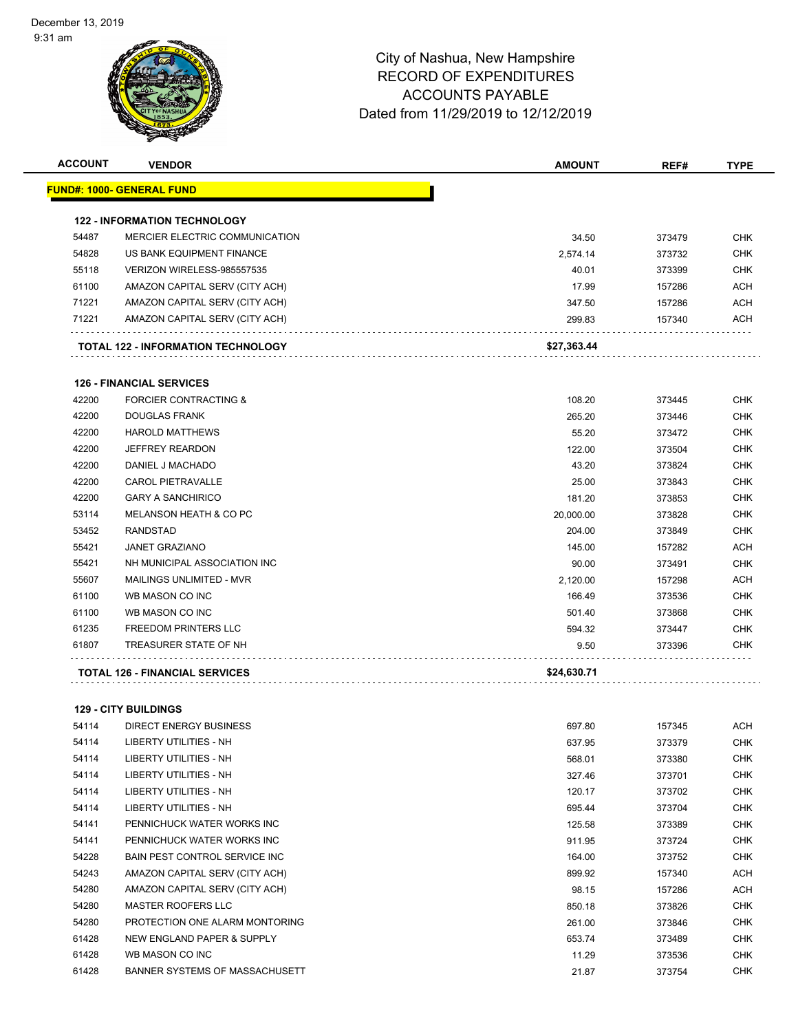City of Nashua, New Hampshire
RECORD OF EXPENDITURES
ACCOUNTS PAYABLE
Dated from 11/29/2019 to 12/12/2019

| ACCOUNT | VENDOR | AMOUNT | REF# | TYPE |
|---|---|---|---|---|
| **FUND#: 1000- GENERAL FUND** | | | | |
| **122 - INFORMATION TECHNOLOGY** | | | | |
| 54487 | MERCIER ELECTRIC COMMUNICATION | 34.50 | 373479 | CHK |
| 54828 | US BANK EQUIPMENT FINANCE | 2,574.14 | 373732 | CHK |
| 55118 | VERIZON WIRELESS-985557535 | 40.01 | 373399 | CHK |
| 61100 | AMAZON CAPITAL SERV (CITY ACH) | 17.99 | 157286 | ACH |
| 71221 | AMAZON CAPITAL SERV (CITY ACH) | 347.50 | 157286 | ACH |
| 71221 | AMAZON CAPITAL SERV (CITY ACH) | 299.83 | 157340 | ACH |
| | **TOTAL 122 - INFORMATION TECHNOLOGY** | **$27,363.44** | | |
| **126 - FINANCIAL SERVICES** | | | | |
| 42200 | FORCIER CONTRACTING & | 108.20 | 373445 | CHK |
| 42200 | DOUGLAS FRANK | 265.20 | 373446 | CHK |
| 42200 | HAROLD MATTHEWS | 55.20 | 373472 | CHK |
| 42200 | JEFFREY REARDON | 122.00 | 373504 | CHK |
| 42200 | DANIEL J MACHADO | 43.20 | 373824 | CHK |
| 42200 | CAROL PIETRAVALLE | 25.00 | 373843 | CHK |
| 42200 | GARY A SANCHIRICO | 181.20 | 373853 | CHK |
| 53114 | MELANSON HEATH & CO PC | 20,000.00 | 373828 | CHK |
| 53452 | RANDSTAD | 204.00 | 373849 | CHK |
| 55421 | JANET GRAZIANO | 145.00 | 157282 | ACH |
| 55421 | NH MUNICIPAL ASSOCIATION INC | 90.00 | 373491 | CHK |
| 55607 | MAILINGS UNLIMITED - MVR | 2,120.00 | 157298 | ACH |
| 61100 | WB MASON CO INC | 166.49 | 373536 | CHK |
| 61100 | WB MASON CO INC | 501.40 | 373868 | CHK |
| 61235 | FREEDOM PRINTERS LLC | 594.32 | 373447 | CHK |
| 61807 | TREASURER STATE OF NH | 9.50 | 373396 | CHK |
| | **TOTAL 126 - FINANCIAL SERVICES** | **$24,630.71** | | |
| **129 - CITY BUILDINGS** | | | | |
| 54114 | DIRECT ENERGY BUSINESS | 697.80 | 157345 | ACH |
| 54114 | LIBERTY UTILITIES - NH | 637.95 | 373379 | CHK |
| 54114 | LIBERTY UTILITIES - NH | 568.01 | 373380 | CHK |
| 54114 | LIBERTY UTILITIES - NH | 327.46 | 373701 | CHK |
| 54114 | LIBERTY UTILITIES - NH | 120.17 | 373702 | CHK |
| 54114 | LIBERTY UTILITIES - NH | 695.44 | 373704 | CHK |
| 54141 | PENNICHUCK WATER WORKS INC | 125.58 | 373389 | CHK |
| 54141 | PENNICHUCK WATER WORKS INC | 911.95 | 373724 | CHK |
| 54228 | BAIN PEST CONTROL SERVICE INC | 164.00 | 373752 | CHK |
| 54243 | AMAZON CAPITAL SERV (CITY ACH) | 899.92 | 157340 | ACH |
| 54280 | AMAZON CAPITAL SERV (CITY ACH) | 98.15 | 157286 | ACH |
| 54280 | MASTER ROOFERS LLC | 850.18 | 373826 | CHK |
| 54280 | PROTECTION ONE ALARM MONTORING | 261.00 | 373846 | CHK |
| 61428 | NEW ENGLAND PAPER & SUPPLY | 653.74 | 373489 | CHK |
| 61428 | WB MASON CO INC | 11.29 | 373536 | CHK |
| 61428 | BANNER SYSTEMS OF MASSACHUSETT | 21.87 | 373754 | CHK |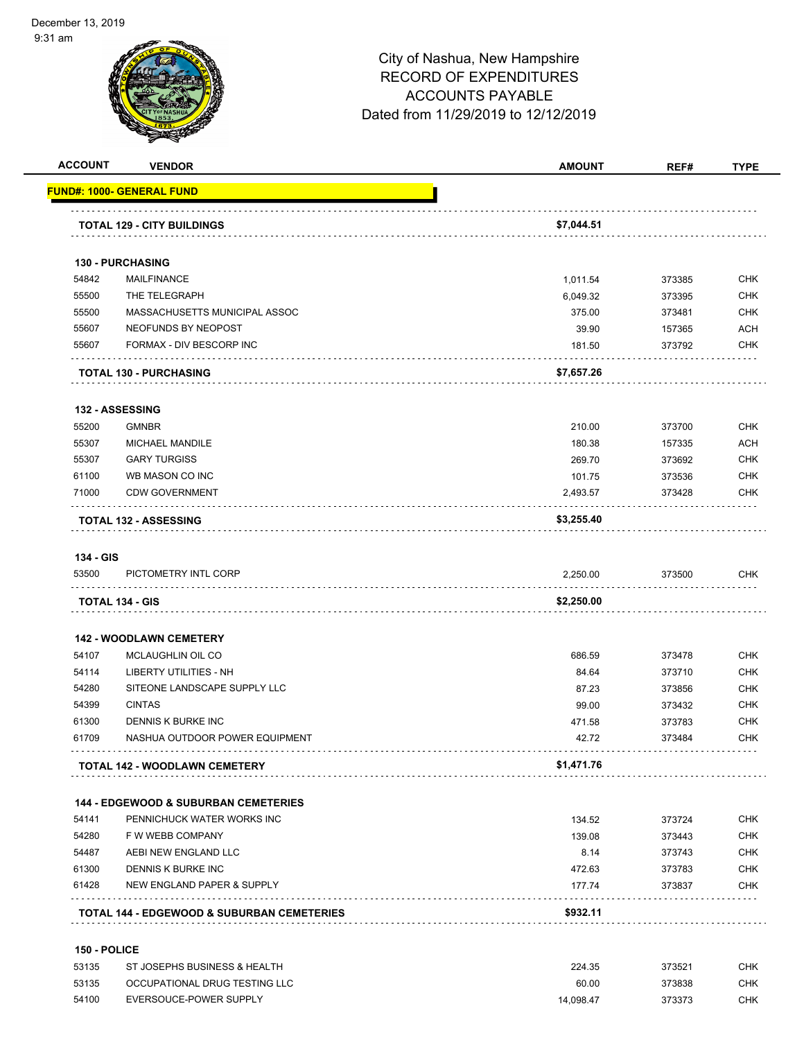City of Nashua, New Hampshire
RECORD OF EXPENDITURES
ACCOUNTS PAYABLE
Dated from 11/29/2019 to 12/12/2019

| ACCOUNT | VENDOR | AMOUNT | REF# | TYPE |
|---|---|---|---|---|
| **FUND#: 1000- GENERAL FUND** | | | | |
| | **TOTAL 129 - CITY BUILDINGS** | **$7,044.51** | | |
| **130 - PURCHASING** | | | | |
| 54842 | MAILFINANCE | 1,011.54 | 373385 | CHK |
| 55500 | THE TELEGRAPH | 6,049.32 | 373395 | CHK |
| 55500 | MASSACHUSETTS MUNICIPAL ASSOC | 375.00 | 373481 | CHK |
| 55607 | NEOFUNDS BY NEOPOST | 39.90 | 157365 | ACH |
| 55607 | FORMAX - DIV BESCORP INC | 181.50 | 373792 | CHK |
| | **TOTAL 130 - PURCHASING** | **$7,657.26** | | |
| **132 - ASSESSING** | | | | |
| 55200 | GMNBR | 210.00 | 373700 | CHK |
| 55307 | MICHAEL MANDILE | 180.38 | 157335 | ACH |
| 55307 | GARY TURGISS | 269.70 | 373692 | CHK |
| 61100 | WB MASON CO INC | 101.75 | 373536 | CHK |
| 71000 | CDW GOVERNMENT | 2,493.57 | 373428 | CHK |
| | **TOTAL 132 - ASSESSING** | **$3,255.40** | | |
| **134 - GIS** | | | | |
| 53500 | PICTOMETRY INTL CORP | 2,250.00 | 373500 | CHK |
| | **TOTAL 134 - GIS** | **$2,250.00** | | |
| **142 - WOODLAWN CEMETERY** | | | | |
| 54107 | MCLAUGHLIN OIL CO | 686.59 | 373478 | CHK |
| 54114 | LIBERTY UTILITIES - NH | 84.64 | 373710 | CHK |
| 54280 | SITEONE LANDSCAPE SUPPLY LLC | 87.23 | 373856 | CHK |
| 54399 | CINTAS | 99.00 | 373432 | CHK |
| 61300 | DENNIS K BURKE INC | 471.58 | 373783 | CHK |
| 61709 | NASHUA OUTDOOR POWER EQUIPMENT | 42.72 | 373484 | CHK |
| | **TOTAL 142 - WOODLAWN CEMETERY** | **$1,471.76** | | |
| **144 - EDGEWOOD & SUBURBAN CEMETERIES** | | | | |
| 54141 | PENNICHUCK WATER WORKS INC | 134.52 | 373724 | CHK |
| 54280 | F W WEBB COMPANY | 139.08 | 373443 | CHK |
| 54487 | AEBI NEW ENGLAND LLC | 8.14 | 373743 | CHK |
| 61300 | DENNIS K BURKE INC | 472.63 | 373783 | CHK |
| 61428 | NEW ENGLAND PAPER & SUPPLY | 177.74 | 373837 | CHK |
| | **TOTAL 144 - EDGEWOOD & SUBURBAN CEMETERIES** | **$932.11** | | |
| **150 - POLICE** | | | | |
| 53135 | ST JOSEPHS BUSINESS & HEALTH | 224.35 | 373521 | CHK |
| 53135 | OCCUPATIONAL DRUG TESTING LLC | 60.00 | 373838 | CHK |
| 54100 | EVERSOUCE-POWER SUPPLY | 14,098.47 | 373373 | CHK |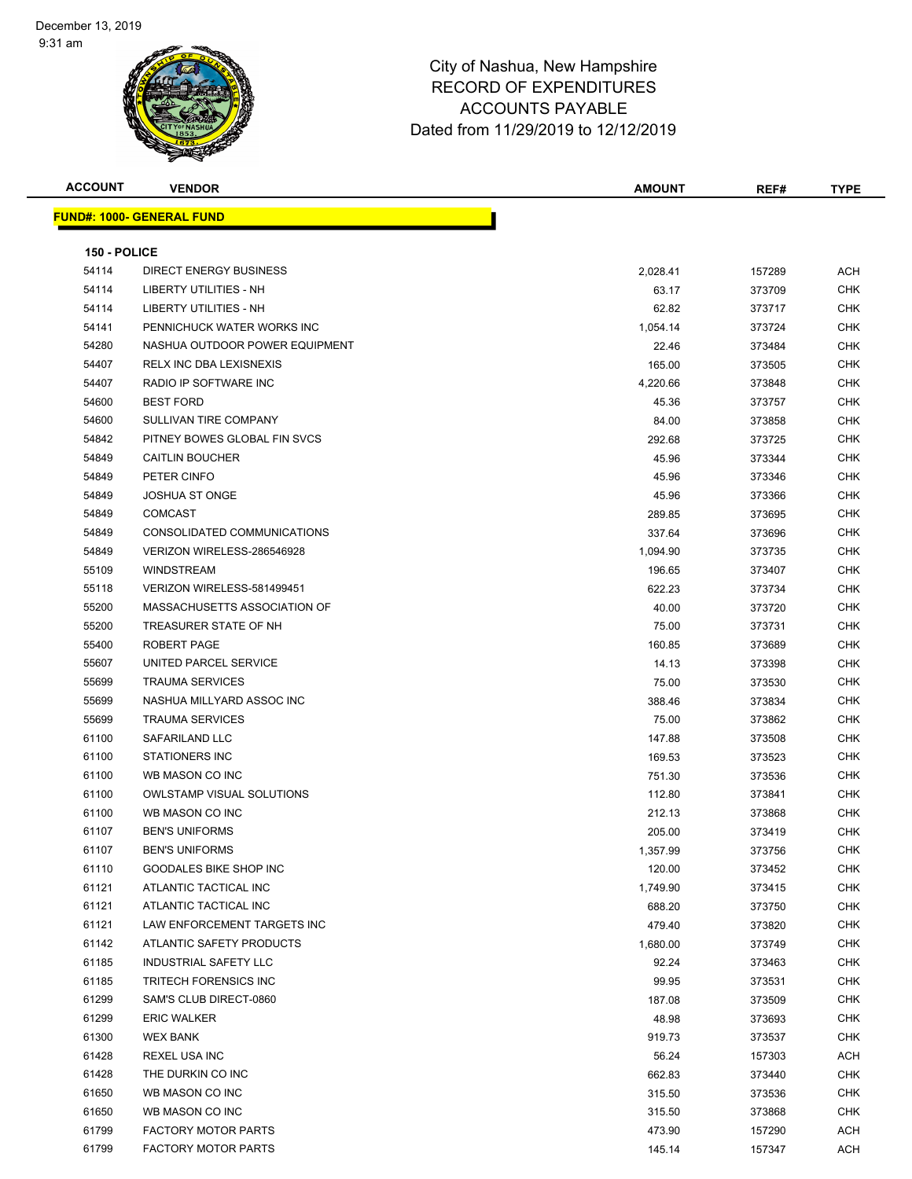December 13, 2019
9:31 am

# City of Nashua, New Hampshire
## RECORD OF EXPENDITURES
## ACCOUNTS PAYABLE
## Dated from 11/29/2019 to 12/12/2019

| ACCOUNT | VENDOR | AMOUNT | REF# | TYPE |
|---|---|---|---|---|
| **FUND#: 1000- GENERAL FUND** | | | | |
| **150 - POLICE** | | | | |
| 54114 | DIRECT ENERGY BUSINESS | 2,028.41 | 157289 | ACH |
| 54114 | LIBERTY UTILITIES - NH | 63.17 | 373709 | CHK |
| 54114 | LIBERTY UTILITIES - NH | 62.82 | 373717 | CHK |
| 54141 | PENNICHUCK WATER WORKS INC | 1,054.14 | 373724 | CHK |
| 54280 | NASHUA OUTDOOR POWER EQUIPMENT | 22.46 | 373484 | CHK |
| 54407 | RELX INC DBA LEXISNEXIS | 165.00 | 373505 | CHK |
| 54407 | RADIO IP SOFTWARE INC | 4,220.66 | 373848 | CHK |
| 54600 | BEST FORD | 45.36 | 373757 | CHK |
| 54600 | SULLIVAN TIRE COMPANY | 84.00 | 373858 | CHK |
| 54842 | PITNEY BOWES GLOBAL FIN SVCS | 292.68 | 373725 | CHK |
| 54849 | CAITLIN BOUCHER | 45.96 | 373344 | CHK |
| 54849 | PETER CINFO | 45.96 | 373346 | CHK |
| 54849 | JOSHUA ST ONGE | 45.96 | 373366 | CHK |
| 54849 | COMCAST | 289.85 | 373695 | CHK |
| 54849 | CONSOLIDATED COMMUNICATIONS | 337.64 | 373696 | CHK |
| 54849 | VERIZON WIRELESS-286546928 | 1,094.90 | 373735 | CHK |
| 55109 | WINDSTREAM | 196.65 | 373407 | CHK |
| 55118 | VERIZON WIRELESS-581499451 | 622.23 | 373734 | CHK |
| 55200 | MASSACHUSETTS ASSOCIATION OF | 40.00 | 373720 | CHK |
| 55200 | TREASURER STATE OF NH | 75.00 | 373731 | CHK |
| 55400 | ROBERT PAGE | 160.85 | 373689 | CHK |
| 55607 | UNITED PARCEL SERVICE | 14.13 | 373398 | CHK |
| 55699 | TRAUMA SERVICES | 75.00 | 373530 | CHK |
| 55699 | NASHUA MILLYARD ASSOC INC | 388.46 | 373834 | CHK |
| 55699 | TRAUMA SERVICES | 75.00 | 373862 | CHK |
| 61100 | SAFARILAND LLC | 147.88 | 373508 | CHK |
| 61100 | STATIONERS INC | 169.53 | 373523 | CHK |
| 61100 | WB MASON CO INC | 751.30 | 373536 | CHK |
| 61100 | OWLSTAMP VISUAL SOLUTIONS | 112.80 | 373841 | CHK |
| 61100 | WB MASON CO INC | 212.13 | 373868 | CHK |
| 61107 | BEN'S UNIFORMS | 205.00 | 373419 | CHK |
| 61107 | BEN'S UNIFORMS | 1,357.99 | 373756 | CHK |
| 61110 | GOODALES BIKE SHOP INC | 120.00 | 373452 | CHK |
| 61121 | ATLANTIC TACTICAL INC | 1,749.90 | 373415 | CHK |
| 61121 | ATLANTIC TACTICAL INC | 688.20 | 373750 | CHK |
| 61121 | LAW ENFORCEMENT TARGETS INC | 479.40 | 373820 | CHK |
| 61142 | ATLANTIC SAFETY PRODUCTS | 1,680.00 | 373749 | CHK |
| 61185 | INDUSTRIAL SAFETY LLC | 92.24 | 373463 | CHK |
| 61185 | TRITECH FORENSICS INC | 99.95 | 373531 | CHK |
| 61299 | SAM'S CLUB DIRECT-0860 | 187.08 | 373509 | CHK |
| 61299 | ERIC WALKER | 48.98 | 373693 | CHK |
| 61300 | WEX BANK | 919.73 | 373537 | CHK |
| 61428 | REXEL USA INC | 56.24 | 157303 | ACH |
| 61428 | THE DURKIN CO INC | 662.83 | 373440 | CHK |
| 61650 | WB MASON CO INC | 315.50 | 373536 | CHK |
| 61650 | WB MASON CO INC | 315.50 | 373868 | CHK |
| 61799 | FACTORY MOTOR PARTS | 473.90 | 157290 | ACH |
| 61799 | FACTORY MOTOR PARTS | 145.14 | 157347 | ACH |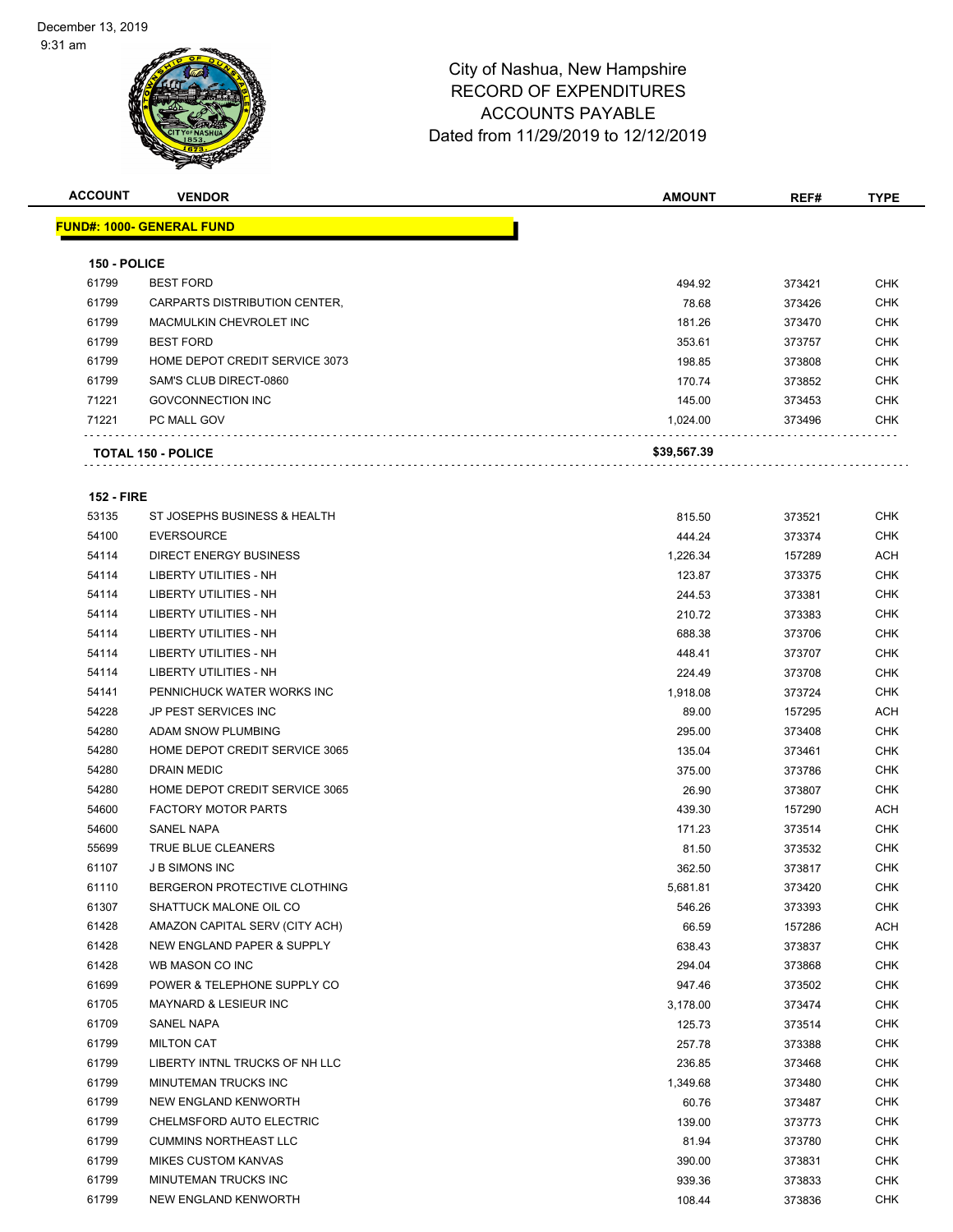# City of Nashua, New Hampshire
# RECORD OF EXPENDITURES
# ACCOUNTS PAYABLE
# Dated from 11/29/2019 to 12/12/2019

December 13, 2019
9:31 am

| ACCOUNT | VENDOR | AMOUNT | REF# | TYPE |
|---|---|---|---|---|
| **FUND#: 1000- GENERAL FUND** | | | | |
| **150 - POLICE** | | | | |
| 61799 | BEST FORD | 494.92 | 373421 | CHK |
| 61799 | CARPARTS DISTRIBUTION CENTER, | 78.68 | 373426 | CHK |
| 61799 | MACMULKIN CHEVROLET INC | 181.26 | 373470 | CHK |
| 61799 | BEST FORD | 353.61 | 373757 | CHK |
| 61799 | HOME DEPOT CREDIT SERVICE 3073 | 198.85 | 373808 | CHK |
| 61799 | SAM'S CLUB DIRECT-0860 | 170.74 | 373852 | CHK |
| 71221 | GOVCONNECTION INC | 145.00 | 373453 | CHK |
| 71221 | PC MALL GOV | 1,024.00 | 373496 | CHK |
| | **TOTAL 150 - POLICE** | **$39,567.39** | | |
| **152 - FIRE** | | | | |
| 53135 | ST JOSEPHS BUSINESS & HEALTH | 815.50 | 373521 | CHK |
| 54100 | EVERSOURCE | 444.24 | 373374 | CHK |
| 54114 | DIRECT ENERGY BUSINESS | 1,226.34 | 157289 | ACH |
| 54114 | LIBERTY UTILITIES - NH | 123.87 | 373375 | CHK |
| 54114 | LIBERTY UTILITIES - NH | 244.53 | 373381 | CHK |
| 54114 | LIBERTY UTILITIES - NH | 210.72 | 373383 | CHK |
| 54114 | LIBERTY UTILITIES - NH | 688.38 | 373706 | CHK |
| 54114 | LIBERTY UTILITIES - NH | 448.41 | 373707 | CHK |
| 54114 | LIBERTY UTILITIES - NH | 224.49 | 373708 | CHK |
| 54141 | PENNICHUCK WATER WORKS INC | 1,918.08 | 373724 | CHK |
| 54228 | JP PEST SERVICES INC | 89.00 | 157295 | ACH |
| 54280 | ADAM SNOW PLUMBING | 295.00 | 373408 | CHK |
| 54280 | HOME DEPOT CREDIT SERVICE 3065 | 135.04 | 373461 | CHK |
| 54280 | DRAIN MEDIC | 375.00 | 373786 | CHK |
| 54280 | HOME DEPOT CREDIT SERVICE 3065 | 26.90 | 373807 | CHK |
| 54600 | FACTORY MOTOR PARTS | 439.30 | 157290 | ACH |
| 54600 | SANEL NAPA | 171.23 | 373514 | CHK |
| 55699 | TRUE BLUE CLEANERS | 81.50 | 373532 | CHK |
| 61107 | J B SIMONS INC | 362.50 | 373817 | CHK |
| 61110 | BERGERON PROTECTIVE CLOTHING | 5,681.81 | 373420 | CHK |
| 61307 | SHATTUCK MALONE OIL CO | 546.26 | 373393 | CHK |
| 61428 | AMAZON CAPITAL SERV (CITY ACH) | 66.59 | 157286 | ACH |
| 61428 | NEW ENGLAND PAPER & SUPPLY | 638.43 | 373837 | CHK |
| 61428 | WB MASON CO INC | 294.04 | 373868 | CHK |
| 61699 | POWER & TELEPHONE SUPPLY CO | 947.46 | 373502 | CHK |
| 61705 | MAYNARD & LESIEUR INC | 3,178.00 | 373474 | CHK |
| 61709 | SANEL NAPA | 125.73 | 373514 | CHK |
| 61799 | MILTON CAT | 257.78 | 373388 | CHK |
| 61799 | LIBERTY INTNL TRUCKS OF NH LLC | 236.85 | 373468 | CHK |
| 61799 | MINUTEMAN TRUCKS INC | 1,349.68 | 373480 | CHK |
| 61799 | NEW ENGLAND KENWORTH | 60.76 | 373487 | CHK |
| 61799 | CHELMSFORD AUTO ELECTRIC | 139.00 | 373773 | CHK |
| 61799 | CUMMINS NORTHEAST LLC | 81.94 | 373780 | CHK |
| 61799 | MIKES CUSTOM KANVAS | 390.00 | 373831 | CHK |
| 61799 | MINUTEMAN TRUCKS INC | 939.36 | 373833 | CHK |
| 61799 | NEW ENGLAND KENWORTH | 108.44 | 373836 | CHK |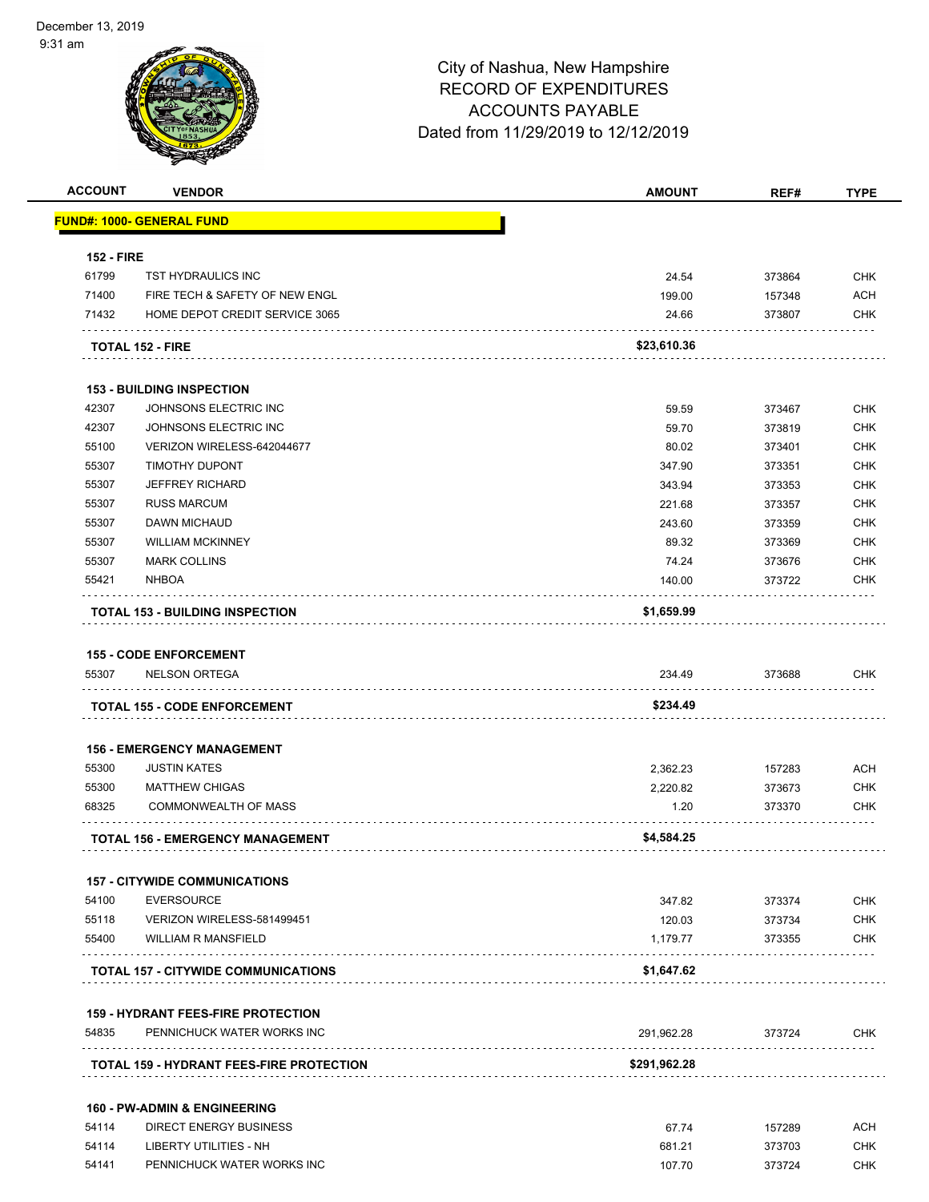December 13, 2019
9:31 am

# City of Nashua, New Hampshire
## RECORD OF EXPENDITURES
## ACCOUNTS PAYABLE
Dated from 11/29/2019 to 12/12/2019

| ACCOUNT | VENDOR | AMOUNT | REF# | TYPE |
|---|---|---|---|---|
| **FUND#: 1000- GENERAL FUND** | | | | |
| **152 - FIRE** | | | | |
| 61799 | TST HYDRAULICS INC | 24.54 | 373864 | CHK |
| 71400 | FIRE TECH & SAFETY OF NEW ENGL | 199.00 | 157348 | ACH |
| 71432 | HOME DEPOT CREDIT SERVICE 3065 | 24.66 | 373807 | CHK |
| | **TOTAL 152 - FIRE** | **$23,610.36** | | |
| **153 - BUILDING INSPECTION** | | | | |
| 42307 | JOHNSONS ELECTRIC INC | 59.59 | 373467 | CHK |
| 42307 | JOHNSONS ELECTRIC INC | 59.70 | 373819 | CHK |
| 55100 | VERIZON WIRELESS-642044677 | 80.02 | 373401 | CHK |
| 55307 | TIMOTHY DUPONT | 347.90 | 373351 | CHK |
| 55307 | JEFFREY RICHARD | 343.94 | 373353 | CHK |
| 55307 | RUSS MARCUM | 221.68 | 373357 | CHK |
| 55307 | DAWN MICHAUD | 243.60 | 373359 | CHK |
| 55307 | WILLIAM MCKINNEY | 89.32 | 373369 | CHK |
| 55307 | MARK COLLINS | 74.24 | 373676 | CHK |
| 55421 | NHBOA | 140.00 | 373722 | CHK |
| | **TOTAL 153 - BUILDING INSPECTION** | **$1,659.99** | | |
| **155 - CODE ENFORCEMENT** | | | | |
| 55307 | NELSON ORTEGA | 234.49 | 373688 | CHK |
| | **TOTAL 155 - CODE ENFORCEMENT** | **$234.49** | | |
| **156 - EMERGENCY MANAGEMENT** | | | | |
| 55300 | JUSTIN KATES | 2,362.23 | 157283 | ACH |
| 55300 | MATTHEW CHIGAS | 2,220.82 | 373673 | CHK |
| 68325 | COMMONWEALTH OF MASS | 1.20 | 373370 | CHK |
| | **TOTAL 156 - EMERGENCY MANAGEMENT** | **$4,584.25** | | |
| **157 - CITYWIDE COMMUNICATIONS** | | | | |
| 54100 | EVERSOURCE | 347.82 | 373374 | CHK |
| 55118 | VERIZON WIRELESS-581499451 | 120.03 | 373734 | CHK |
| 55400 | WILLIAM R MANSFIELD | 1,179.77 | 373355 | CHK |
| | **TOTAL 157 - CITYWIDE COMMUNICATIONS** | **$1,647.62** | | |
| **159 - HYDRANT FEES-FIRE PROTECTION** | | | | |
| 54835 | PENNICHUCK WATER WORKS INC | 291,962.28 | 373724 | CHK |
| | **TOTAL 159 - HYDRANT FEES-FIRE PROTECTION** | **$291,962.28** | | |
| **160 - PW-ADMIN & ENGINEERING** | | | | |
| 54114 | DIRECT ENERGY BUSINESS | 67.74 | 157289 | ACH |
| 54114 | LIBERTY UTILITIES - NH | 681.21 | 373703 | CHK |
| 54141 | PENNICHUCK WATER WORKS INC | 107.70 | 373724 | CHK |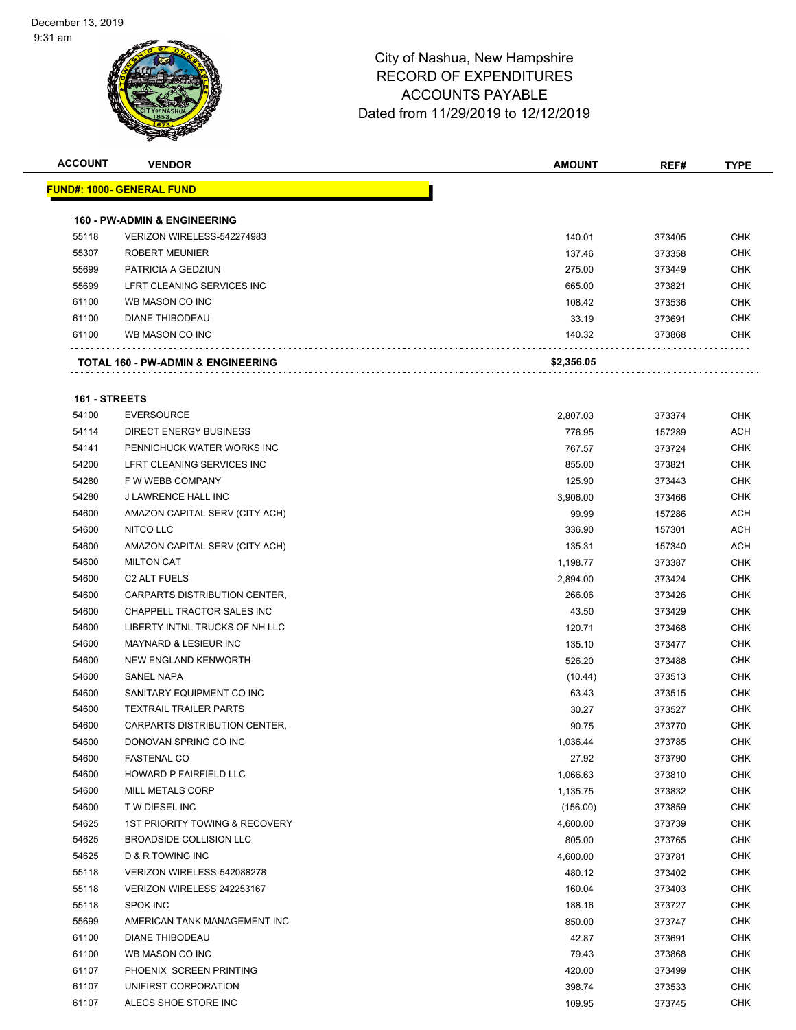City of Nashua, New Hampshire
RECORD OF EXPENDITURES
ACCOUNTS PAYABLE
Dated from 11/29/2019 to 12/12/2019

December 13, 2019
9:31 am

| ACCOUNT | VENDOR | AMOUNT | REF# | TYPE |
|---|---|---|---|---|
| **FUND#: 1000- GENERAL FUND** | | | | |
| **160 - PW-ADMIN & ENGINEERING** | | | | |
| 55118 | VERIZON WIRELESS-542274983 | 140.01 | 373405 | CHK |
| 55307 | ROBERT MEUNIER | 137.46 | 373358 | CHK |
| 55699 | PATRICIA A GEDZIUN | 275.00 | 373449 | CHK |
| 55699 | LFRT CLEANING SERVICES INC | 665.00 | 373821 | CHK |
| 61100 | WB MASON CO INC | 108.42 | 373536 | CHK |
| 61100 | DIANE THIBODEAU | 33.19 | 373691 | CHK |
| 61100 | WB MASON CO INC | 140.32 | 373868 | CHK |
| **TOTAL 160 - PW-ADMIN & ENGINEERING** | | **$2,356.05** | | |
| **161 - STREETS** | | | | |
| 54100 | EVERSOURCE | 2,807.03 | 373374 | CHK |
| 54114 | DIRECT ENERGY BUSINESS | 776.95 | 157289 | ACH |
| 54141 | PENNICHUCK WATER WORKS INC | 767.57 | 373724 | CHK |
| 54200 | LFRT CLEANING SERVICES INC | 855.00 | 373821 | CHK |
| 54280 | F W WEBB COMPANY | 125.90 | 373443 | CHK |
| 54280 | J LAWRENCE HALL INC | 3,906.00 | 373466 | CHK |
| 54600 | AMAZON CAPITAL SERV (CITY ACH) | 99.99 | 157286 | ACH |
| 54600 | NITCO LLC | 336.90 | 157301 | ACH |
| 54600 | AMAZON CAPITAL SERV (CITY ACH) | 135.31 | 157340 | ACH |
| 54600 | MILTON CAT | 1,198.77 | 373387 | CHK |
| 54600 | C2 ALT FUELS | 2,894.00 | 373424 | CHK |
| 54600 | CARPARTS DISTRIBUTION CENTER, | 266.06 | 373426 | CHK |
| 54600 | CHAPPELL TRACTOR SALES INC | 43.50 | 373429 | CHK |
| 54600 | LIBERTY INTNL TRUCKS OF NH LLC | 120.71 | 373468 | CHK |
| 54600 | MAYNARD & LESIEUR INC | 135.10 | 373477 | CHK |
| 54600 | NEW ENGLAND KENWORTH | 526.20 | 373488 | CHK |
| 54600 | SANEL NAPA | (10.44) | 373513 | CHK |
| 54600 | SANITARY EQUIPMENT CO INC | 63.43 | 373515 | CHK |
| 54600 | TEXTRAIL TRAILER PARTS | 30.27 | 373527 | CHK |
| 54600 | CARPARTS DISTRIBUTION CENTER, | 90.75 | 373770 | CHK |
| 54600 | DONOVAN SPRING CO INC | 1,036.44 | 373785 | CHK |
| 54600 | FASTENAL CO | 27.92 | 373790 | CHK |
| 54600 | HOWARD P FAIRFIELD LLC | 1,066.63 | 373810 | CHK |
| 54600 | MILL METALS CORP | 1,135.75 | 373832 | CHK |
| 54600 | T W DIESEL INC | (156.00) | 373859 | CHK |
| 54625 | 1ST PRIORITY TOWING & RECOVERY | 4,600.00 | 373739 | CHK |
| 54625 | BROADSIDE COLLISION LLC | 805.00 | 373765 | CHK |
| 54625 | D & R TOWING INC | 4,600.00 | 373781 | CHK |
| 55118 | VERIZON WIRELESS-542088278 | 480.12 | 373402 | CHK |
| 55118 | VERIZON WIRELESS 242253167 | 160.04 | 373403 | CHK |
| 55118 | SPOK INC | 188.16 | 373727 | CHK |
| 55699 | AMERICAN TANK MANAGEMENT INC | 850.00 | 373747 | CHK |
| 61100 | DIANE THIBODEAU | 42.87 | 373691 | CHK |
| 61100 | WB MASON CO INC | 79.43 | 373868 | CHK |
| 61107 | PHOENIX SCREEN PRINTING | 420.00 | 373499 | CHK |
| 61107 | UNIFIRST CORPORATION | 398.74 | 373533 | CHK |
| 61107 | ALECS SHOE STORE INC | 109.95 | 373745 | CHK |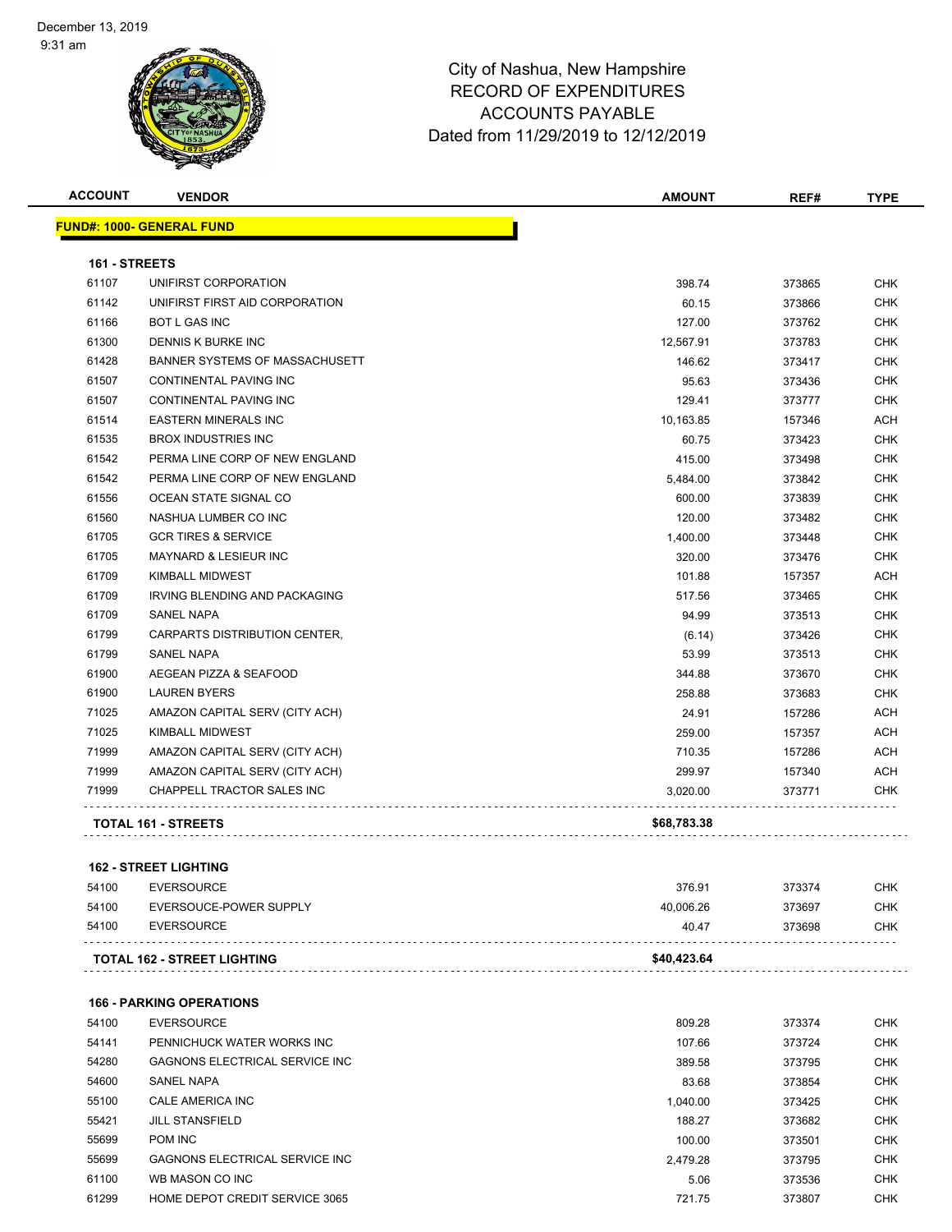December 13, 2019
9:31 am

# City of Nashua, New Hampshire
## RECORD OF EXPENDITURES
## ACCOUNTS PAYABLE
## Dated from 11/29/2019 to 12/12/2019

| ACCOUNT | VENDOR | AMOUNT | REF# | TYPE |
|---|---|---|---|---|
| **FUND#: 1000- GENERAL FUND** | | | | |
| **161 - STREETS** | | | | |
| 61107 | UNIFIRST CORPORATION | 398.74 | 373865 | CHK |
| 61142 | UNIFIRST FIRST AID CORPORATION | 60.15 | 373866 | CHK |
| 61166 | BOT L GAS INC | 127.00 | 373762 | CHK |
| 61300 | DENNIS K BURKE INC | 12,567.91 | 373783 | CHK |
| 61428 | BANNER SYSTEMS OF MASSACHUSETT | 146.62 | 373417 | CHK |
| 61507 | CONTINENTAL PAVING INC | 95.63 | 373436 | CHK |
| 61507 | CONTINENTAL PAVING INC | 129.41 | 373777 | CHK |
| 61514 | EASTERN MINERALS INC | 10,163.85 | 157346 | ACH |
| 61535 | BROX INDUSTRIES INC | 60.75 | 373423 | CHK |
| 61542 | PERMA LINE CORP OF NEW ENGLAND | 415.00 | 373498 | CHK |
| 61542 | PERMA LINE CORP OF NEW ENGLAND | 5,484.00 | 373842 | CHK |
| 61556 | OCEAN STATE SIGNAL CO | 600.00 | 373839 | CHK |
| 61560 | NASHUA LUMBER CO INC | 120.00 | 373482 | CHK |
| 61705 | GCR TIRES & SERVICE | 1,400.00 | 373448 | CHK |
| 61705 | MAYNARD & LESIEUR INC | 320.00 | 373476 | CHK |
| 61709 | KIMBALL MIDWEST | 101.88 | 157357 | ACH |
| 61709 | IRVING BLENDING AND PACKAGING | 517.56 | 373465 | CHK |
| 61709 | SANEL NAPA | 94.99 | 373513 | CHK |
| 61799 | CARPARTS DISTRIBUTION CENTER, | (6.14) | 373426 | CHK |
| 61799 | SANEL NAPA | 53.99 | 373513 | CHK |
| 61900 | AEGEAN PIZZA & SEAFOOD | 344.88 | 373670 | CHK |
| 61900 | LAUREN BYERS | 258.88 | 373683 | CHK |
| 71025 | AMAZON CAPITAL SERV (CITY ACH) | 24.91 | 157286 | ACH |
| 71025 | KIMBALL MIDWEST | 259.00 | 157357 | ACH |
| 71999 | AMAZON CAPITAL SERV (CITY ACH) | 710.35 | 157286 | ACH |
| 71999 | AMAZON CAPITAL SERV (CITY ACH) | 299.97 | 157340 | ACH |
| 71999 | CHAPPELL TRACTOR SALES INC | 3,020.00 | 373771 | CHK |
| **TOTAL 161 - STREETS** | | **$68,783.38** | | |
| **162 - STREET LIGHTING** | | | | |
| 54100 | EVERSOURCE | 376.91 | 373374 | CHK |
| 54100 | EVERSOUCE-POWER SUPPLY | 40,006.26 | 373697 | CHK |
| 54100 | EVERSOURCE | 40.47 | 373698 | CHK |
| **TOTAL 162 - STREET LIGHTING** | | **$40,423.64** | | |
| **166 - PARKING OPERATIONS** | | | | |
| 54100 | EVERSOURCE | 809.28 | 373374 | CHK |
| 54141 | PENNICHUCK WATER WORKS INC | 107.66 | 373724 | CHK |
| 54280 | GAGNONS ELECTRICAL SERVICE INC | 389.58 | 373795 | CHK |
| 54600 | SANEL NAPA | 83.68 | 373854 | CHK |
| 55100 | CALE AMERICA INC | 1,040.00 | 373425 | CHK |
| 55421 | JILL STANSFIELD | 188.27 | 373682 | CHK |
| 55699 | POM INC | 100.00 | 373501 | CHK |
| 55699 | GAGNONS ELECTRICAL SERVICE INC | 2,479.28 | 373795 | CHK |
| 61100 | WB MASON CO INC | 5.06 | 373536 | CHK |
| 61299 | HOME DEPOT CREDIT SERVICE 3065 | 721.75 | 373807 | CHK |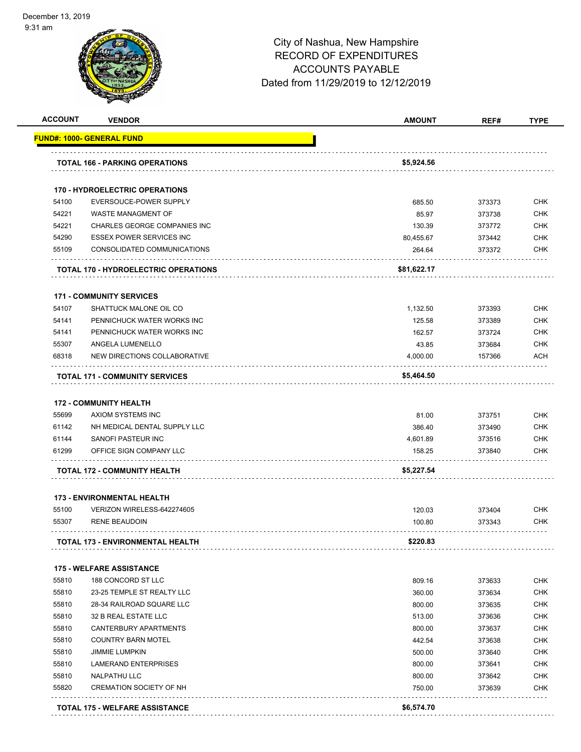City of Nashua, New Hampshire
RECORD OF EXPENDITURES
ACCOUNTS PAYABLE
Dated from 11/29/2019 to 12/12/2019

| ACCOUNT | VENDOR | AMOUNT | REF# | TYPE |
|---|---|---|---|---|
| **FUND#: 1000- GENERAL FUND** | | | | |
| | **TOTAL 166 - PARKING OPERATIONS** | **$5,924.56** | | |
| | **170 - HYDROELECTRIC OPERATIONS** | | | |
| 54100 | EVERSOUCE-POWER SUPPLY | 685.50 | 373373 | CHK |
| 54221 | WASTE MANAGMENT OF | 85.97 | 373738 | CHK |
| 54221 | CHARLES GEORGE COMPANIES INC | 130.39 | 373772 | CHK |
| 54290 | ESSEX POWER SERVICES INC | 80,455.67 | 373442 | CHK |
| 55109 | CONSOLIDATED COMMUNICATIONS | 264.64 | 373372 | CHK |
| | **TOTAL 170 - HYDROELECTRIC OPERATIONS** | **$81,622.17** | | |
| | **171 - COMMUNITY SERVICES** | | | |
| 54107 | SHATTUCK MALONE OIL CO | 1,132.50 | 373393 | CHK |
| 54141 | PENNICHUCK WATER WORKS INC | 125.58 | 373389 | CHK |
| 54141 | PENNICHUCK WATER WORKS INC | 162.57 | 373724 | CHK |
| 55307 | ANGELA LUMENELLO | 43.85 | 373684 | CHK |
| 68318 | NEW DIRECTIONS COLLABORATIVE | 4,000.00 | 157366 | ACH |
| | **TOTAL 171 - COMMUNITY SERVICES** | **$5,464.50** | | |
| | **172 - COMMUNITY HEALTH** | | | |
| 55699 | AXIOM SYSTEMS INC | 81.00 | 373751 | CHK |
| 61142 | NH MEDICAL DENTAL SUPPLY LLC | 386.40 | 373490 | CHK |
| 61144 | SANOFI PASTEUR INC | 4,601.89 | 373516 | CHK |
| 61299 | OFFICE SIGN COMPANY LLC | 158.25 | 373840 | CHK |
| | **TOTAL 172 - COMMUNITY HEALTH** | **$5,227.54** | | |
| | **173 - ENVIRONMENTAL HEALTH** | | | |
| 55100 | VERIZON WIRELESS-642274605 | 120.03 | 373404 | CHK |
| 55307 | RENE BEAUDOIN | 100.80 | 373343 | CHK |
| | **TOTAL 173 - ENVIRONMENTAL HEALTH** | **$220.83** | | |
| | **175 - WELFARE ASSISTANCE** | | | |
| 55810 | 188 CONCORD ST LLC | 809.16 | 373633 | CHK |
| 55810 | 23-25 TEMPLE ST REALTY LLC | 360.00 | 373634 | CHK |
| 55810 | 28-34 RAILROAD SQUARE LLC | 800.00 | 373635 | CHK |
| 55810 | 32 B REAL ESTATE LLC | 513.00 | 373636 | CHK |
| 55810 | CANTERBURY APARTMENTS | 800.00 | 373637 | CHK |
| 55810 | COUNTRY BARN MOTEL | 442.54 | 373638 | CHK |
| 55810 | JIMMIE LUMPKIN | 500.00 | 373640 | CHK |
| 55810 | LAMERAND ENTERPRISES | 800.00 | 373641 | CHK |
| 55810 | NALPATHU LLC | 800.00 | 373642 | CHK |
| 55820 | CREMATION SOCIETY OF NH | 750.00 | 373639 | CHK |
| | **TOTAL 175 - WELFARE ASSISTANCE** | **$6,574.70** | | |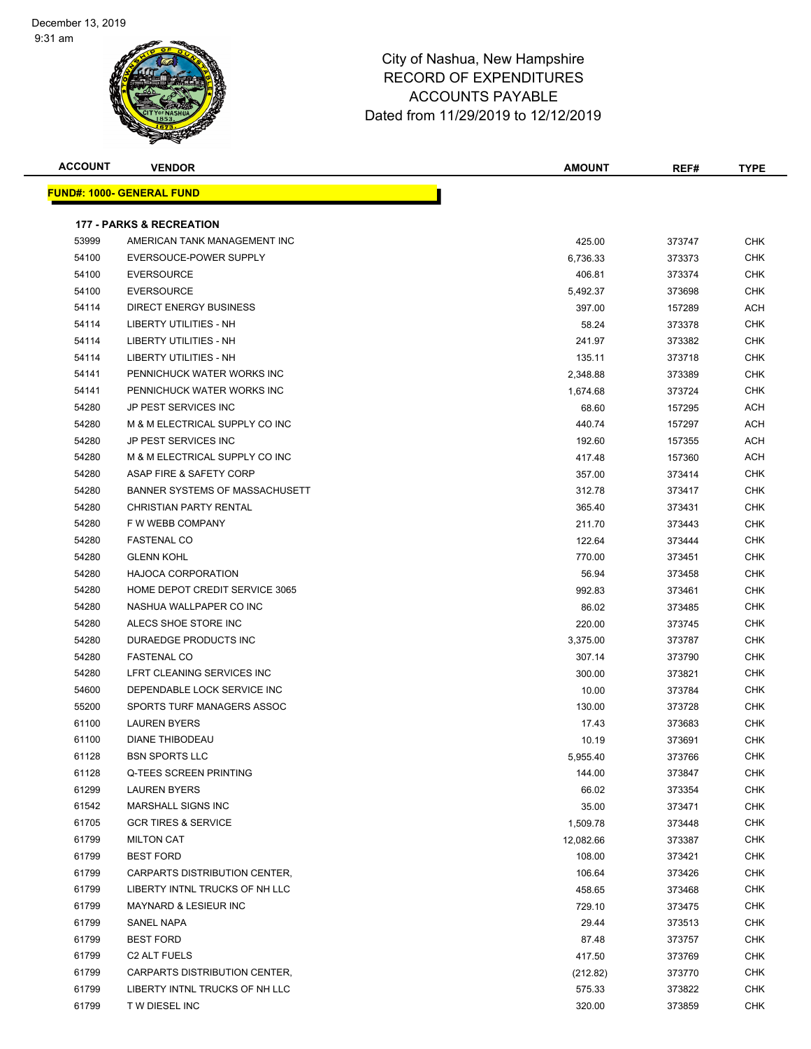December 13, 2019
9:31 am

# City of Nashua, New Hampshire
## RECORD OF EXPENDITURES
## ACCOUNTS PAYABLE
## Dated from 11/29/2019 to 12/12/2019

| ACCOUNT | VENDOR | AMOUNT | REF# | TYPE |
|---|---|---|---|---|
| **FUND#: 1000- GENERAL FUND** | | | | |
| **177 - PARKS & RECREATION** | | | | |
| 53999 | AMERICAN TANK MANAGEMENT INC | 425.00 | 373747 | CHK |
| 54100 | EVERSOUCE-POWER SUPPLY | 6,736.33 | 373373 | CHK |
| 54100 | EVERSOURCE | 406.81 | 373374 | CHK |
| 54100 | EVERSOURCE | 5,492.37 | 373698 | CHK |
| 54114 | DIRECT ENERGY BUSINESS | 397.00 | 157289 | ACH |
| 54114 | LIBERTY UTILITIES - NH | 58.24 | 373378 | CHK |
| 54114 | LIBERTY UTILITIES - NH | 241.97 | 373382 | CHK |
| 54114 | LIBERTY UTILITIES - NH | 135.11 | 373718 | CHK |
| 54141 | PENNICHUCK WATER WORKS INC | 2,348.88 | 373389 | CHK |
| 54141 | PENNICHUCK WATER WORKS INC | 1,674.68 | 373724 | CHK |
| 54280 | JP PEST SERVICES INC | 68.60 | 157295 | ACH |
| 54280 | M & M ELECTRICAL SUPPLY CO INC | 440.74 | 157297 | ACH |
| 54280 | JP PEST SERVICES INC | 192.60 | 157355 | ACH |
| 54280 | M & M ELECTRICAL SUPPLY CO INC | 417.48 | 157360 | ACH |
| 54280 | ASAP FIRE & SAFETY CORP | 357.00 | 373414 | CHK |
| 54280 | BANNER SYSTEMS OF MASSACHUSETT | 312.78 | 373417 | CHK |
| 54280 | CHRISTIAN PARTY RENTAL | 365.40 | 373431 | CHK |
| 54280 | F W WEBB COMPANY | 211.70 | 373443 | CHK |
| 54280 | FASTENAL CO | 122.64 | 373444 | CHK |
| 54280 | GLENN KOHL | 770.00 | 373451 | CHK |
| 54280 | HAJOCA CORPORATION | 56.94 | 373458 | CHK |
| 54280 | HOME DEPOT CREDIT SERVICE 3065 | 992.83 | 373461 | CHK |
| 54280 | NASHUA WALLPAPER CO INC | 86.02 | 373485 | CHK |
| 54280 | ALECS SHOE STORE INC | 220.00 | 373745 | CHK |
| 54280 | DURAEDGE PRODUCTS INC | 3,375.00 | 373787 | CHK |
| 54280 | FASTENAL CO | 307.14 | 373790 | CHK |
| 54280 | LFRT CLEANING SERVICES INC | 300.00 | 373821 | CHK |
| 54600 | DEPENDABLE LOCK SERVICE INC | 10.00 | 373784 | CHK |
| 55200 | SPORTS TURF MANAGERS ASSOC | 130.00 | 373728 | CHK |
| 61100 | LAUREN BYERS | 17.43 | 373683 | CHK |
| 61100 | DIANE THIBODEAU | 10.19 | 373691 | CHK |
| 61128 | BSN SPORTS LLC | 5,955.40 | 373766 | CHK |
| 61128 | Q-TEES SCREEN PRINTING | 144.00 | 373847 | CHK |
| 61299 | LAUREN BYERS | 66.02 | 373354 | CHK |
| 61542 | MARSHALL SIGNS INC | 35.00 | 373471 | CHK |
| 61705 | GCR TIRES & SERVICE | 1,509.78 | 373448 | CHK |
| 61799 | MILTON CAT | 12,082.66 | 373387 | CHK |
| 61799 | BEST FORD | 108.00 | 373421 | CHK |
| 61799 | CARPARTS DISTRIBUTION CENTER, | 106.64 | 373426 | CHK |
| 61799 | LIBERTY INTNL TRUCKS OF NH LLC | 458.65 | 373468 | CHK |
| 61799 | MAYNARD & LESIEUR INC | 729.10 | 373475 | CHK |
| 61799 | SANEL NAPA | 29.44 | 373513 | CHK |
| 61799 | BEST FORD | 87.48 | 373757 | CHK |
| 61799 | C2 ALT FUELS | 417.50 | 373769 | CHK |
| 61799 | CARPARTS DISTRIBUTION CENTER, | (212.82) | 373770 | CHK |
| 61799 | LIBERTY INTNL TRUCKS OF NH LLC | 575.33 | 373822 | CHK |
| 61799 | T W DIESEL INC | 320.00 | 373859 | CHK |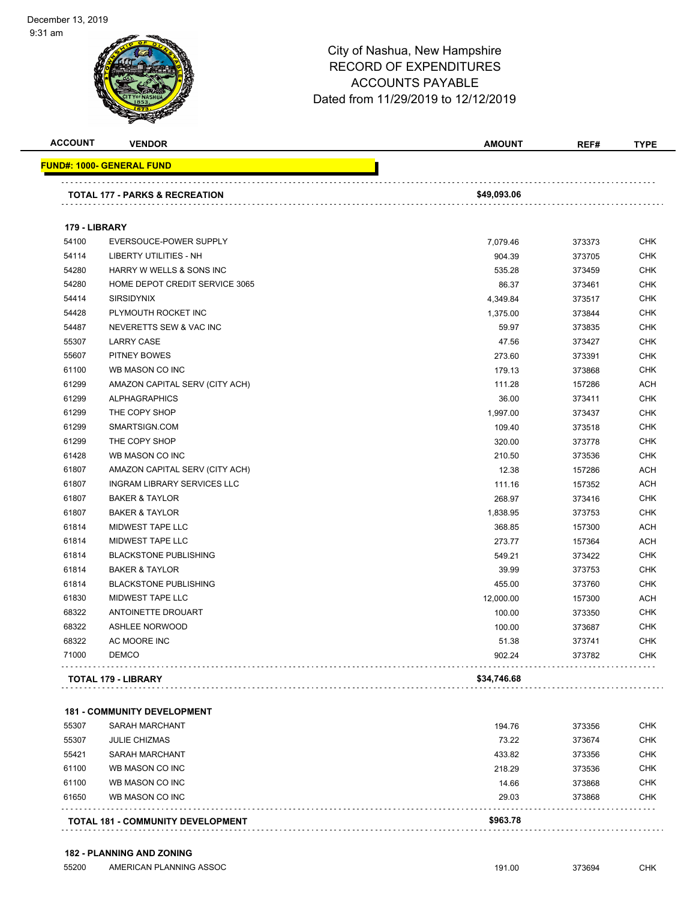City of Nashua, New Hampshire
RECORD OF EXPENDITURES
ACCOUNTS PAYABLE
Dated from 11/29/2019 to 12/12/2019

| ACCOUNT | VENDOR | AMOUNT | REF# | TYPE |
|---|---|---|---|---|
| **FUND#: 1000- GENERAL FUND** | | | | |
| **TOTAL 177 - PARKS & RECREATION** | | **$49,093.06** | | |
| **179 - LIBRARY** | | | | |
| 54100 | EVERSOUCE-POWER SUPPLY | 7,079.46 | 373373 | CHK |
| 54114 | LIBERTY UTILITIES - NH | 904.39 | 373705 | CHK |
| 54280 | HARRY W WELLS & SONS INC | 535.28 | 373459 | CHK |
| 54280 | HOME DEPOT CREDIT SERVICE 3065 | 86.37 | 373461 | CHK |
| 54414 | SIRSIDYNIX | 4,349.84 | 373517 | CHK |
| 54428 | PLYMOUTH ROCKET INC | 1,375.00 | 373844 | CHK |
| 54487 | NEVERETTS SEW & VAC INC | 59.97 | 373835 | CHK |
| 55307 | LARRY CASE | 47.56 | 373427 | CHK |
| 55607 | PITNEY BOWES | 273.60 | 373391 | CHK |
| 61100 | WB MASON CO INC | 179.13 | 373868 | CHK |
| 61299 | AMAZON CAPITAL SERV (CITY ACH) | 111.28 | 157286 | ACH |
| 61299 | ALPHAGRAPHICS | 36.00 | 373411 | CHK |
| 61299 | THE COPY SHOP | 1,997.00 | 373437 | CHK |
| 61299 | SMARTSIGN.COM | 109.40 | 373518 | CHK |
| 61299 | THE COPY SHOP | 320.00 | 373778 | CHK |
| 61428 | WB MASON CO INC | 210.50 | 373536 | CHK |
| 61807 | AMAZON CAPITAL SERV (CITY ACH) | 12.38 | 157286 | ACH |
| 61807 | INGRAM LIBRARY SERVICES LLC | 111.16 | 157352 | ACH |
| 61807 | BAKER & TAYLOR | 268.97 | 373416 | CHK |
| 61807 | BAKER & TAYLOR | 1,838.95 | 373753 | CHK |
| 61814 | MIDWEST TAPE LLC | 368.85 | 157300 | ACH |
| 61814 | MIDWEST TAPE LLC | 273.77 | 157364 | ACH |
| 61814 | BLACKSTONE PUBLISHING | 549.21 | 373422 | CHK |
| 61814 | BAKER & TAYLOR | 39.99 | 373753 | CHK |
| 61814 | BLACKSTONE PUBLISHING | 455.00 | 373760 | CHK |
| 61830 | MIDWEST TAPE LLC | 12,000.00 | 157300 | ACH |
| 68322 | ANTOINETTE DROUART | 100.00 | 373350 | CHK |
| 68322 | ASHLEE NORWOOD | 100.00 | 373687 | CHK |
| 68322 | AC MOORE INC | 51.38 | 373741 | CHK |
| 71000 | DEMCO | 902.24 | 373782 | CHK |
| **TOTAL 179 - LIBRARY** | | **$34,746.68** | | |
| **181 - COMMUNITY DEVELOPMENT** | | | | |
| 55307 | SARAH MARCHANT | 194.76 | 373356 | CHK |
| 55307 | JULIE CHIZMAS | 73.22 | 373674 | CHK |
| 55421 | SARAH MARCHANT | 433.82 | 373356 | CHK |
| 61100 | WB MASON CO INC | 218.29 | 373536 | CHK |
| 61100 | WB MASON CO INC | 14.66 | 373868 | CHK |
| 61650 | WB MASON CO INC | 29.03 | 373868 | CHK |
| **TOTAL 181 - COMMUNITY DEVELOPMENT** | | **$963.78** | | |
| **182 - PLANNING AND ZONING** | | | | |
| 55200 | AMERICAN PLANNING ASSOC | 191.00 | 373694 | CHK |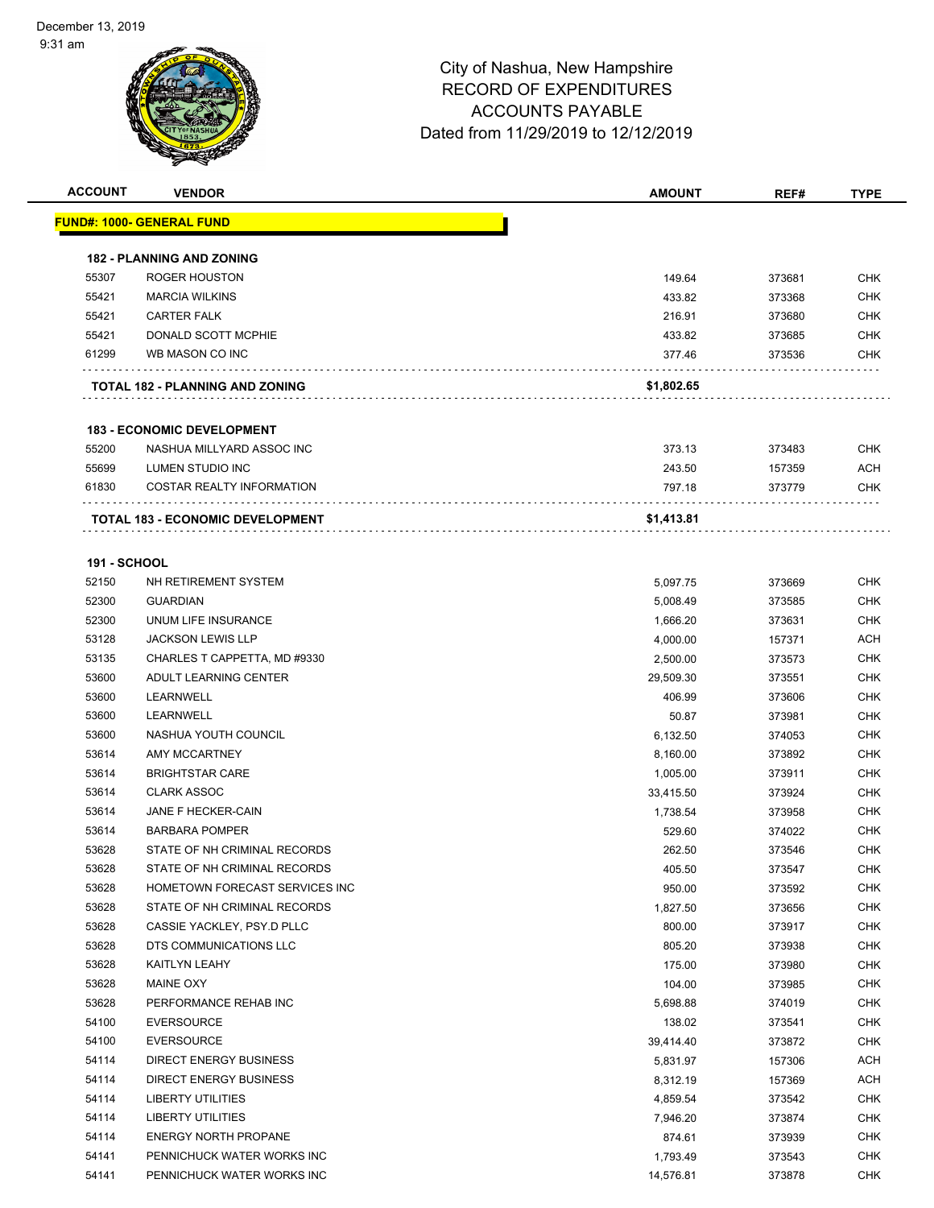# City of Nashua, New Hampshire
## RECORD OF EXPENDITURES
## ACCOUNTS PAYABLE
## Dated from 11/29/2019 to 12/12/2019

December 13, 2019
9:31 am

| ACCOUNT | VENDOR | AMOUNT | REF# | TYPE |
|---|---|---|---|---|
| **FUND#: 1000- GENERAL FUND** | | | | |
| **182 - PLANNING AND ZONING** | | | | |
| 55307 | ROGER HOUSTON | 149.64 | 373681 | CHK |
| 55421 | MARCIA WILKINS | 433.82 | 373368 | CHK |
| 55421 | CARTER FALK | 216.91 | 373680 | CHK |
| 55421 | DONALD SCOTT MCPHIE | 433.82 | 373685 | CHK |
| 61299 | WB MASON CO INC | 377.46 | 373536 | CHK |
| **TOTAL 182 - PLANNING AND ZONING** | | **$1,802.65** | | |
| **183 - ECONOMIC DEVELOPMENT** | | | | |
| 55200 | NASHUA MILLYARD ASSOC INC | 373.13 | 373483 | CHK |
| 55699 | LUMEN STUDIO INC | 243.50 | 157359 | ACH |
| 61830 | COSTAR REALTY INFORMATION | 797.18 | 373779 | CHK |
| **TOTAL 183 - ECONOMIC DEVELOPMENT** | | **$1,413.81** | | |
| **191 - SCHOOL** | | | | |
| 52150 | NH RETIREMENT SYSTEM | 5,097.75 | 373669 | CHK |
| 52300 | GUARDIAN | 5,008.49 | 373585 | CHK |
| 52300 | UNUM LIFE INSURANCE | 1,666.20 | 373631 | CHK |
| 53128 | JACKSON LEWIS LLP | 4,000.00 | 157371 | ACH |
| 53135 | CHARLES T CAPPETTA, MD #9330 | 2,500.00 | 373573 | CHK |
| 53600 | ADULT LEARNING CENTER | 29,509.30 | 373551 | CHK |
| 53600 | LEARNWELL | 406.99 | 373606 | CHK |
| 53600 | LEARNWELL | 50.87 | 373981 | CHK |
| 53600 | NASHUA YOUTH COUNCIL | 6,132.50 | 374053 | CHK |
| 53614 | AMY MCCARTNEY | 8,160.00 | 373892 | CHK |
| 53614 | BRIGHTSTAR CARE | 1,005.00 | 373911 | CHK |
| 53614 | CLARK ASSOC | 33,415.50 | 373924 | CHK |
| 53614 | JANE F HECKER-CAIN | 1,738.54 | 373958 | CHK |
| 53614 | BARBARA POMPER | 529.60 | 374022 | CHK |
| 53628 | STATE OF NH CRIMINAL RECORDS | 262.50 | 373546 | CHK |
| 53628 | STATE OF NH CRIMINAL RECORDS | 405.50 | 373547 | CHK |
| 53628 | HOMETOWN FORECAST SERVICES INC | 950.00 | 373592 | CHK |
| 53628 | STATE OF NH CRIMINAL RECORDS | 1,827.50 | 373656 | CHK |
| 53628 | CASSIE YACKLEY, PSY.D PLLC | 800.00 | 373917 | CHK |
| 53628 | DTS COMMUNICATIONS LLC | 805.20 | 373938 | CHK |
| 53628 | KAITLYN LEAHY | 175.00 | 373980 | CHK |
| 53628 | MAINE OXY | 104.00 | 373985 | CHK |
| 53628 | PERFORMANCE REHAB INC | 5,698.88 | 374019 | CHK |
| 54100 | EVERSOURCE | 138.02 | 373541 | CHK |
| 54100 | EVERSOURCE | 39,414.40 | 373872 | CHK |
| 54114 | DIRECT ENERGY BUSINESS | 5,831.97 | 157306 | ACH |
| 54114 | DIRECT ENERGY BUSINESS | 8,312.19 | 157369 | ACH |
| 54114 | LIBERTY UTILITIES | 4,859.54 | 373542 | CHK |
| 54114 | LIBERTY UTILITIES | 7,946.20 | 373874 | CHK |
| 54114 | ENERGY NORTH PROPANE | 874.61 | 373939 | CHK |
| 54141 | PENNICHUCK WATER WORKS INC | 1,793.49 | 373543 | CHK |
| 54141 | PENNICHUCK WATER WORKS INC | 14,576.81 | 373878 | CHK |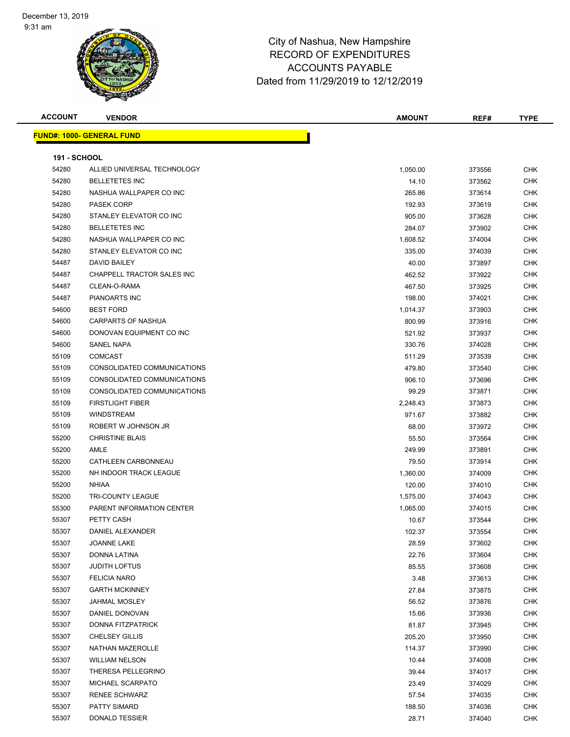City of Nashua, New Hampshire
RECORD OF EXPENDITURES
ACCOUNTS PAYABLE
Dated from 11/29/2019 to 12/12/2019

| ACCOUNT | VENDOR | AMOUNT | REF# | TYPE |
|---|---|---|---|---|

**FUND#: 1000- GENERAL FUND**

**191 - SCHOOL**

| ACCOUNT | VENDOR | AMOUNT | REF# | TYPE |
|---|---|---|---|---|
| 54280 | ALLIED UNIVERSAL TECHNOLOGY | 1,050.00 | 373556 | CHK |
| 54280 | BELLETETES INC | 14.10 | 373562 | CHK |
| 54280 | NASHUA WALLPAPER CO INC | 265.86 | 373614 | CHK |
| 54280 | PASEK CORP | 192.93 | 373619 | CHK |
| 54280 | STANLEY ELEVATOR CO INC | 905.00 | 373628 | CHK |
| 54280 | BELLETETES INC | 284.07 | 373902 | CHK |
| 54280 | NASHUA WALLPAPER CO INC | 1,608.52 | 374004 | CHK |
| 54280 | STANLEY ELEVATOR CO INC | 335.00 | 374039 | CHK |
| 54487 | DAVID BAILEY | 40.00 | 373897 | CHK |
| 54487 | CHAPPELL TRACTOR SALES INC | 462.52 | 373922 | CHK |
| 54487 | CLEAN-O-RAMA | 467.50 | 373925 | CHK |
| 54487 | PIANOARTS INC | 198.00 | 374021 | CHK |
| 54600 | BEST FORD | 1,014.37 | 373903 | CHK |
| 54600 | CARPARTS OF NASHUA | 800.99 | 373916 | CHK |
| 54600 | DONOVAN EQUIPMENT CO INC | 521.92 | 373937 | CHK |
| 54600 | SANEL NAPA | 330.76 | 374028 | CHK |
| 55109 | COMCAST | 511.29 | 373539 | CHK |
| 55109 | CONSOLIDATED COMMUNICATIONS | 479.80 | 373540 | CHK |
| 55109 | CONSOLIDATED COMMUNICATIONS | 906.10 | 373696 | CHK |
| 55109 | CONSOLIDATED COMMUNICATIONS | 99.29 | 373871 | CHK |
| 55109 | FIRSTLIGHT FIBER | 2,248.43 | 373873 | CHK |
| 55109 | WINDSTREAM | 971.67 | 373882 | CHK |
| 55109 | ROBERT W JOHNSON JR | 68.00 | 373972 | CHK |
| 55200 | CHRISTINE BLAIS | 55.50 | 373564 | CHK |
| 55200 | AMLE | 249.99 | 373891 | CHK |
| 55200 | CATHLEEN CARBONNEAU | 79.50 | 373914 | CHK |
| 55200 | NH INDOOR TRACK LEAGUE | 1,360.00 | 374009 | CHK |
| 55200 | NHIAA | 120.00 | 374010 | CHK |
| 55200 | TRI-COUNTY LEAGUE | 1,575.00 | 374043 | CHK |
| 55300 | PARENT INFORMATION CENTER | 1,065.00 | 374015 | CHK |
| 55307 | PETTY CASH | 10.67 | 373544 | CHK |
| 55307 | DANIEL ALEXANDER | 102.37 | 373554 | CHK |
| 55307 | JOANNE LAKE | 28.59 | 373602 | CHK |
| 55307 | DONNA LATINA | 22.76 | 373604 | CHK |
| 55307 | JUDITH LOFTUS | 85.55 | 373608 | CHK |
| 55307 | FELICIA NARO | 3.48 | 373613 | CHK |
| 55307 | GARTH MCKINNEY | 27.84 | 373875 | CHK |
| 55307 | JAHMAL MOSLEY | 56.52 | 373876 | CHK |
| 55307 | DANIEL DONOVAN | 15.66 | 373936 | CHK |
| 55307 | DONNA FITZPATRICK | 81.87 | 373945 | CHK |
| 55307 | CHELSEY GILLIS | 205.20 | 373950 | CHK |
| 55307 | NATHAN MAZEROLLE | 114.37 | 373990 | CHK |
| 55307 | WILLIAM NELSON | 10.44 | 374008 | CHK |
| 55307 | THERESA PELLEGRINO | 39.44 | 374017 | CHK |
| 55307 | MICHAEL SCARPATO | 23.49 | 374029 | CHK |
| 55307 | RENEE SCHWARZ | 57.54 | 374035 | CHK |
| 55307 | PATTY SIMARD | 188.50 | 374036 | CHK |
| 55307 | DONALD TESSIER | 28.71 | 374040 | CHK |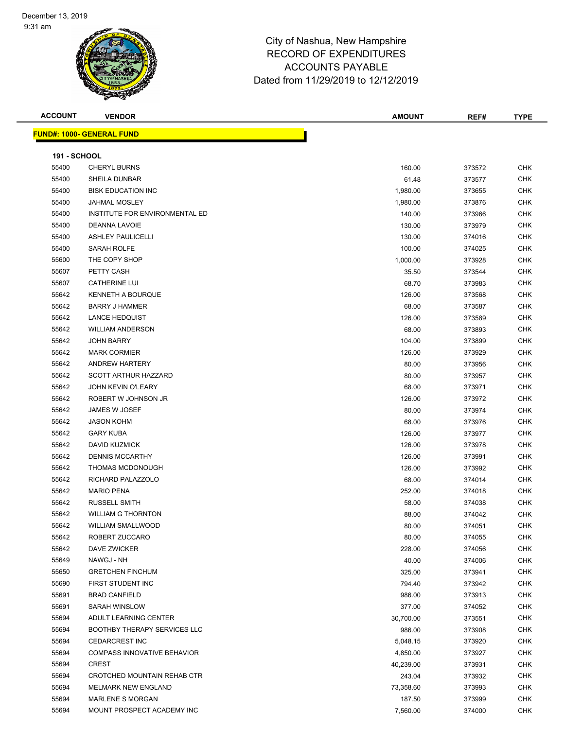December 13, 2019
9:31 am

# City of Nashua, New Hampshire
# RECORD OF EXPENDITURES
# ACCOUNTS PAYABLE
# Dated from 11/29/2019 to 12/12/2019

| ACCOUNT | VENDOR | AMOUNT | REF# | TYPE |
|---|---|---|---|---|
| **FUND#: 1000- GENERAL FUND** | | | | |
| **191 - SCHOOL** | | | | |
| 55400 | CHERYL BURNS | 160.00 | 373572 | CHK |
| 55400 | SHEILA DUNBAR | 61.48 | 373577 | CHK |
| 55400 | BISK EDUCATION INC | 1,980.00 | 373655 | CHK |
| 55400 | JAHMAL MOSLEY | 1,980.00 | 373876 | CHK |
| 55400 | INSTITUTE FOR ENVIRONMENTAL ED | 140.00 | 373966 | CHK |
| 55400 | DEANNA LAVOIE | 130.00 | 373979 | CHK |
| 55400 | ASHLEY PAULICELLI | 130.00 | 374016 | CHK |
| 55400 | SARAH ROLFE | 100.00 | 374025 | CHK |
| 55600 | THE COPY SHOP | 1,000.00 | 373928 | CHK |
| 55607 | PETTY CASH | 35.50 | 373544 | CHK |
| 55607 | CATHERINE LUI | 68.70 | 373983 | CHK |
| 55642 | KENNETH A BOURQUE | 126.00 | 373568 | CHK |
| 55642 | BARRY J HAMMER | 68.00 | 373587 | CHK |
| 55642 | LANCE HEDQUIST | 126.00 | 373589 | CHK |
| 55642 | WILLIAM ANDERSON | 68.00 | 373893 | CHK |
| 55642 | JOHN BARRY | 104.00 | 373899 | CHK |
| 55642 | MARK CORMIER | 126.00 | 373929 | CHK |
| 55642 | ANDREW HARTERY | 80.00 | 373956 | CHK |
| 55642 | SCOTT ARTHUR HAZZARD | 80.00 | 373957 | CHK |
| 55642 | JOHN KEVIN O'LEARY | 68.00 | 373971 | CHK |
| 55642 | ROBERT W JOHNSON JR | 126.00 | 373972 | CHK |
| 55642 | JAMES W JOSEF | 80.00 | 373974 | CHK |
| 55642 | JASON KOHM | 68.00 | 373976 | CHK |
| 55642 | GARY KUBA | 126.00 | 373977 | CHK |
| 55642 | DAVID KUZMICK | 126.00 | 373978 | CHK |
| 55642 | DENNIS MCCARTHY | 126.00 | 373991 | CHK |
| 55642 | THOMAS MCDONOUGH | 126.00 | 373992 | CHK |
| 55642 | RICHARD PALAZZOLO | 68.00 | 374014 | CHK |
| 55642 | MARIO PENA | 252.00 | 374018 | CHK |
| 55642 | RUSSELL SMITH | 58.00 | 374038 | CHK |
| 55642 | WILLIAM G THORNTON | 88.00 | 374042 | CHK |
| 55642 | WILLIAM SMALLWOOD | 80.00 | 374051 | CHK |
| 55642 | ROBERT ZUCCARO | 80.00 | 374055 | CHK |
| 55642 | DAVE ZWICKER | 228.00 | 374056 | CHK |
| 55649 | NAWGJ - NH | 40.00 | 374006 | CHK |
| 55650 | GRETCHEN FINCHUM | 325.00 | 373941 | CHK |
| 55690 | FIRST STUDENT INC | 794.40 | 373942 | CHK |
| 55691 | BRAD CANFIELD | 986.00 | 373913 | CHK |
| 55691 | SARAH WINSLOW | 377.00 | 374052 | CHK |
| 55694 | ADULT LEARNING CENTER | 30,700.00 | 373551 | CHK |
| 55694 | BOOTHBY THERAPY SERVICES LLC | 986.00 | 373908 | CHK |
| 55694 | CEDARCREST INC | 5,048.15 | 373920 | CHK |
| 55694 | COMPASS INNOVATIVE BEHAVIOR | 4,850.00 | 373927 | CHK |
| 55694 | CREST | 40,239.00 | 373931 | CHK |
| 55694 | CROTCHED MOUNTAIN REHAB CTR | 243.04 | 373932 | CHK |
| 55694 | MELMARK NEW ENGLAND | 73,358.60 | 373993 | CHK |
| 55694 | MARLENE S MORGAN | 187.50 | 373999 | CHK |
| 55694 | MOUNT PROSPECT ACADEMY INC | 7,560.00 | 374000 | CHK |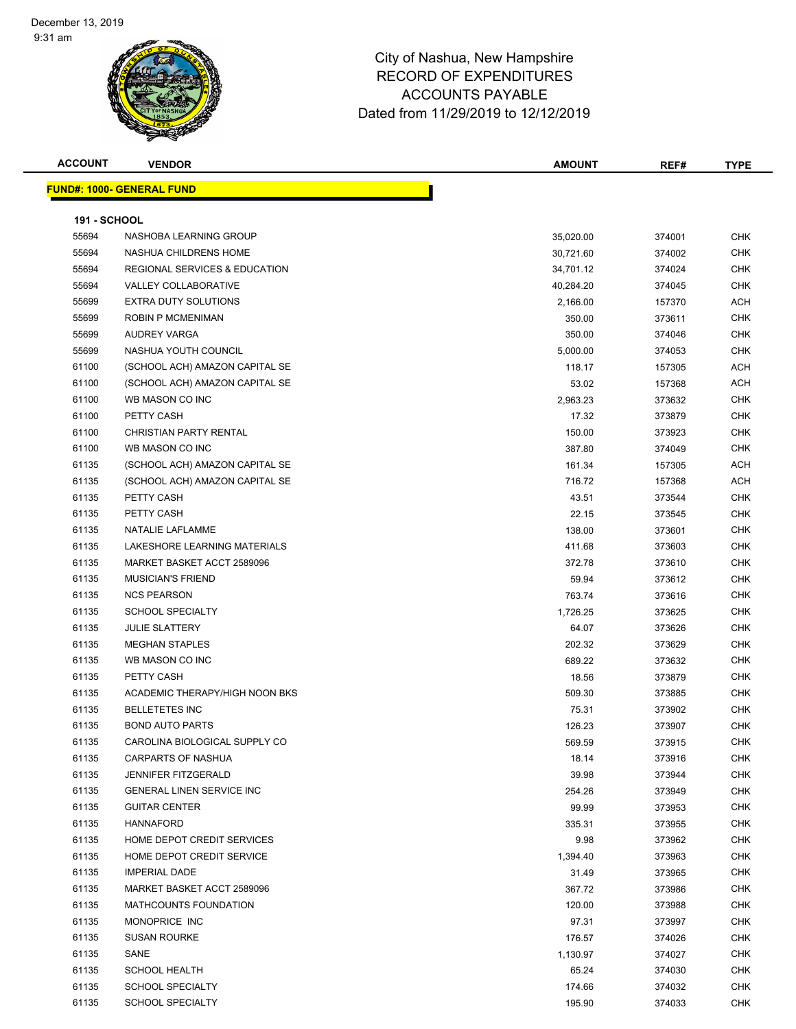December 13, 2019
9:31 am

# City of Nashua, New Hampshire
## RECORD OF EXPENDITURES
## ACCOUNTS PAYABLE
Dated from 11/29/2019 to 12/12/2019

| ACCOUNT | VENDOR | AMOUNT | REF# | TYPE |
|---|---|---|---|---|
| **FUND#: 1000- GENERAL FUND** | | | | |
| **191 - SCHOOL** | | | | |
| 55694 | NASHOBA LEARNING GROUP | 35,020.00 | 374001 | CHK |
| 55694 | NASHUA CHILDRENS HOME | 30,721.60 | 374002 | CHK |
| 55694 | REGIONAL SERVICES & EDUCATION | 34,701.12 | 374024 | CHK |
| 55694 | VALLEY COLLABORATIVE | 40,284.20 | 374045 | CHK |
| 55699 | EXTRA DUTY SOLUTIONS | 2,166.00 | 157370 | ACH |
| 55699 | ROBIN P MCMENIMAN | 350.00 | 373611 | CHK |
| 55699 | AUDREY VARGA | 350.00 | 374046 | CHK |
| 55699 | NASHUA YOUTH COUNCIL | 5,000.00 | 374053 | CHK |
| 61100 | (SCHOOL ACH) AMAZON CAPITAL SE | 118.17 | 157305 | ACH |
| 61100 | (SCHOOL ACH) AMAZON CAPITAL SE | 53.02 | 157368 | ACH |
| 61100 | WB MASON CO INC | 2,963.23 | 373632 | CHK |
| 61100 | PETTY CASH | 17.32 | 373879 | CHK |
| 61100 | CHRISTIAN PARTY RENTAL | 150.00 | 373923 | CHK |
| 61100 | WB MASON CO INC | 387.80 | 374049 | CHK |
| 61135 | (SCHOOL ACH) AMAZON CAPITAL SE | 161.34 | 157305 | ACH |
| 61135 | (SCHOOL ACH) AMAZON CAPITAL SE | 716.72 | 157368 | ACH |
| 61135 | PETTY CASH | 43.51 | 373544 | CHK |
| 61135 | PETTY CASH | 22.15 | 373545 | CHK |
| 61135 | NATALIE LAFLAMME | 138.00 | 373601 | CHK |
| 61135 | LAKESHORE LEARNING MATERIALS | 411.68 | 373603 | CHK |
| 61135 | MARKET BASKET ACCT 2589096 | 372.78 | 373610 | CHK |
| 61135 | MUSICIAN'S FRIEND | 59.94 | 373612 | CHK |
| 61135 | NCS PEARSON | 763.74 | 373616 | CHK |
| 61135 | SCHOOL SPECIALTY | 1,726.25 | 373625 | CHK |
| 61135 | JULIE SLATTERY | 64.07 | 373626 | CHK |
| 61135 | MEGHAN STAPLES | 202.32 | 373629 | CHK |
| 61135 | WB MASON CO INC | 689.22 | 373632 | CHK |
| 61135 | PETTY CASH | 18.56 | 373879 | CHK |
| 61135 | ACADEMIC THERAPY/HIGH NOON BKS | 509.30 | 373885 | CHK |
| 61135 | BELLETETES INC | 75.31 | 373902 | CHK |
| 61135 | BOND AUTO PARTS | 126.23 | 373907 | CHK |
| 61135 | CAROLINA BIOLOGICAL SUPPLY CO | 569.59 | 373915 | CHK |
| 61135 | CARPARTS OF NASHUA | 18.14 | 373916 | CHK |
| 61135 | JENNIFER FITZGERALD | 39.98 | 373944 | CHK |
| 61135 | GENERAL LINEN SERVICE INC | 254.26 | 373949 | CHK |
| 61135 | GUITAR CENTER | 99.99 | 373953 | CHK |
| 61135 | HANNAFORD | 335.31 | 373955 | CHK |
| 61135 | HOME DEPOT CREDIT SERVICES | 9.98 | 373962 | CHK |
| 61135 | HOME DEPOT CREDIT SERVICE | 1,394.40 | 373963 | CHK |
| 61135 | IMPERIAL DADE | 31.49 | 373965 | CHK |
| 61135 | MARKET BASKET ACCT 2589096 | 367.72 | 373986 | CHK |
| 61135 | MATHCOUNTS FOUNDATION | 120.00 | 373988 | CHK |
| 61135 | MONOPRICE INC | 97.31 | 373997 | CHK |
| 61135 | SUSAN ROURKE | 176.57 | 374026 | CHK |
| 61135 | SANE | 1,130.97 | 374027 | CHK |
| 61135 | SCHOOL HEALTH | 65.24 | 374030 | CHK |
| 61135 | SCHOOL SPECIALTY | 174.66 | 374032 | CHK |
| 61135 | SCHOOL SPECIALTY | 195.90 | 374033 | CHK |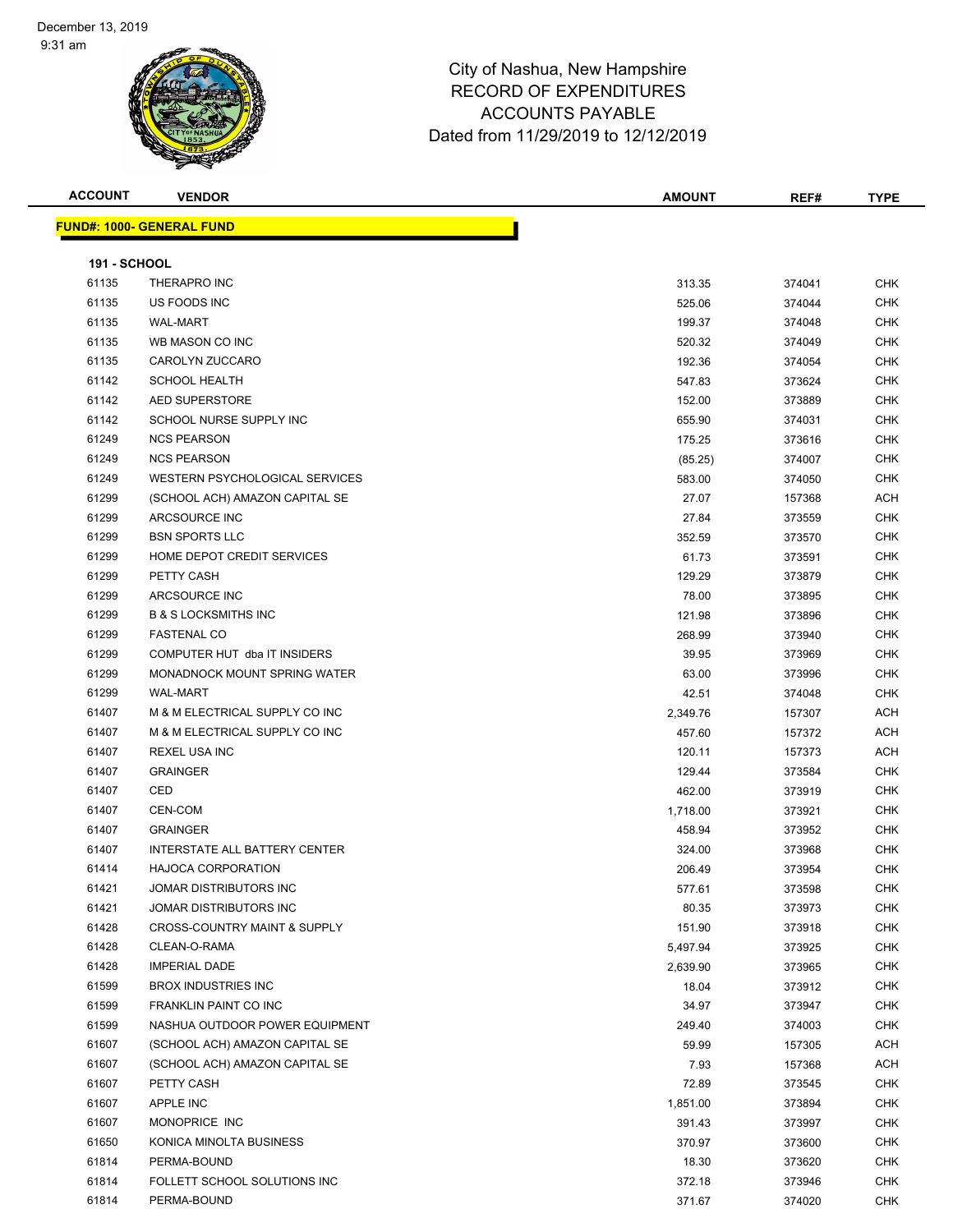# City of Nashua, New Hampshire
# RECORD OF EXPENDITURES
# ACCOUNTS PAYABLE
# Dated from 11/29/2019 to 12/12/2019

| ACCOUNT | VENDOR | AMOUNT | REF# | TYPE |
|---|---|---|---|---|

**FUND#: 1000- GENERAL FUND**

**191 - SCHOOL**

| ACCOUNT | VENDOR | AMOUNT | REF# | TYPE |
|---|---|---|---|---|
| 61135 | THERAPRO INC | 313.35 | 374041 | CHK |
| 61135 | US FOODS INC | 525.06 | 374044 | CHK |
| 61135 | WAL-MART | 199.37 | 374048 | CHK |
| 61135 | WB MASON CO INC | 520.32 | 374049 | CHK |
| 61135 | CAROLYN ZUCCARO | 192.36 | 374054 | CHK |
| 61142 | SCHOOL HEALTH | 547.83 | 373624 | CHK |
| 61142 | AED SUPERSTORE | 152.00 | 373889 | CHK |
| 61142 | SCHOOL NURSE SUPPLY INC | 655.90 | 374031 | CHK |
| 61249 | NCS PEARSON | 175.25 | 373616 | CHK |
| 61249 | NCS PEARSON | (85.25) | 374007 | CHK |
| 61249 | WESTERN PSYCHOLOGICAL SERVICES | 583.00 | 374050 | CHK |
| 61299 | (SCHOOL ACH) AMAZON CAPITAL SE | 27.07 | 157368 | ACH |
| 61299 | ARCSOURCE INC | 27.84 | 373559 | CHK |
| 61299 | BSN SPORTS LLC | 352.59 | 373570 | CHK |
| 61299 | HOME DEPOT CREDIT SERVICES | 61.73 | 373591 | CHK |
| 61299 | PETTY CASH | 129.29 | 373879 | CHK |
| 61299 | ARCSOURCE INC | 78.00 | 373895 | CHK |
| 61299 | B & S LOCKSMITHS INC | 121.98 | 373896 | CHK |
| 61299 | FASTENAL CO | 268.99 | 373940 | CHK |
| 61299 | COMPUTER HUT dba IT INSIDERS | 39.95 | 373969 | CHK |
| 61299 | MONADNOCK MOUNT SPRING WATER | 63.00 | 373996 | CHK |
| 61299 | WAL-MART | 42.51 | 374048 | CHK |
| 61407 | M & M ELECTRICAL SUPPLY CO INC | 2,349.76 | 157307 | ACH |
| 61407 | M & M ELECTRICAL SUPPLY CO INC | 457.60 | 157372 | ACH |
| 61407 | REXEL USA INC | 120.11 | 157373 | ACH |
| 61407 | GRAINGER | 129.44 | 373584 | CHK |
| 61407 | CED | 462.00 | 373919 | CHK |
| 61407 | CEN-COM | 1,718.00 | 373921 | CHK |
| 61407 | GRAINGER | 458.94 | 373952 | CHK |
| 61407 | INTERSTATE ALL BATTERY CENTER | 324.00 | 373968 | CHK |
| 61414 | HAJOCA CORPORATION | 206.49 | 373954 | CHK |
| 61421 | JOMAR DISTRIBUTORS INC | 577.61 | 373598 | CHK |
| 61421 | JOMAR DISTRIBUTORS INC | 80.35 | 373973 | CHK |
| 61428 | CROSS-COUNTRY MAINT & SUPPLY | 151.90 | 373918 | CHK |
| 61428 | CLEAN-O-RAMA | 5,497.94 | 373925 | CHK |
| 61428 | IMPERIAL DADE | 2,639.90 | 373965 | CHK |
| 61599 | BROX INDUSTRIES INC | 18.04 | 373912 | CHK |
| 61599 | FRANKLIN PAINT CO INC | 34.97 | 373947 | CHK |
| 61599 | NASHUA OUTDOOR POWER EQUIPMENT | 249.40 | 374003 | CHK |
| 61607 | (SCHOOL ACH) AMAZON CAPITAL SE | 59.99 | 157305 | ACH |
| 61607 | (SCHOOL ACH) AMAZON CAPITAL SE | 7.93 | 157368 | ACH |
| 61607 | PETTY CASH | 72.89 | 373545 | CHK |
| 61607 | APPLE INC | 1,851.00 | 373894 | CHK |
| 61607 | MONOPRICE INC | 391.43 | 373997 | CHK |
| 61650 | KONICA MINOLTA BUSINESS | 370.97 | 373600 | CHK |
| 61814 | PERMA-BOUND | 18.30 | 373620 | CHK |
| 61814 | FOLLETT SCHOOL SOLUTIONS INC | 372.18 | 373946 | CHK |
| 61814 | PERMA-BOUND | 371.67 | 374020 | CHK |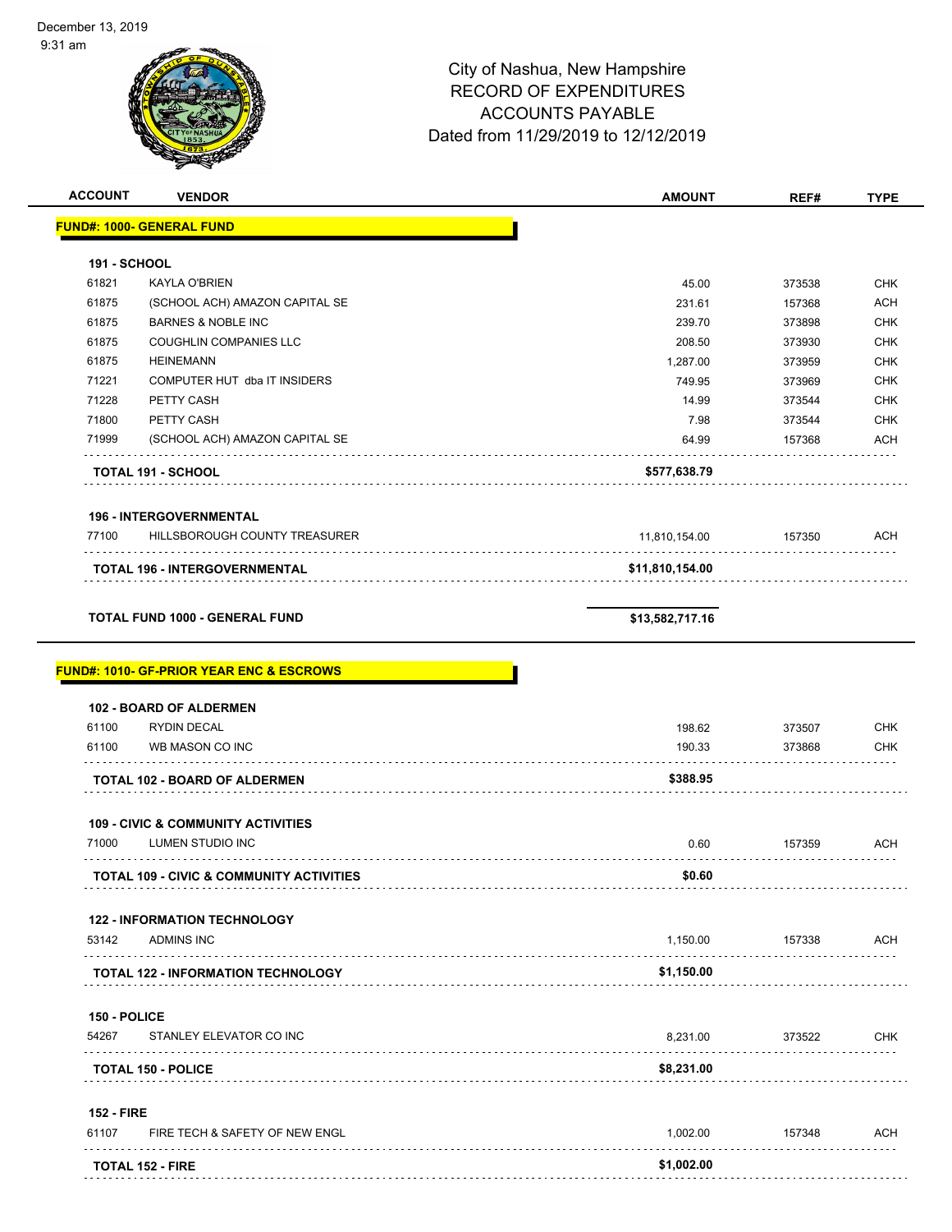City of Nashua, New Hampshire
RECORD OF EXPENDITURES
ACCOUNTS PAYABLE
Dated from 11/29/2019 to 12/12/2019

| ACCOUNT | VENDOR | AMOUNT | REF# | TYPE |
|---|---|---|---|---|
| **FUND#: 1000- GENERAL FUND** | | | | |
| **191 - SCHOOL** | | | | |
| 61821 | KAYLA O'BRIEN | 45.00 | 373538 | CHK |
| 61875 | (SCHOOL ACH) AMAZON CAPITAL SE | 231.61 | 157368 | ACH |
| 61875 | BARNES & NOBLE INC | 239.70 | 373898 | CHK |
| 61875 | COUGHLIN COMPANIES LLC | 208.50 | 373930 | CHK |
| 61875 | HEINEMANN | 1,287.00 | 373959 | CHK |
| 71221 | COMPUTER HUT dba IT INSIDERS | 749.95 | 373969 | CHK |
| 71228 | PETTY CASH | 14.99 | 373544 | CHK |
| 71800 | PETTY CASH | 7.98 | 373544 | CHK |
| 71999 | (SCHOOL ACH) AMAZON CAPITAL SE | 64.99 | 157368 | ACH |
| | **TOTAL 191 - SCHOOL** | **$577,638.79** | | |
| **196 - INTERGOVERNMENTAL** | | | | |
| 77100 | HILLSBOROUGH COUNTY TREASURER | 11,810,154.00 | 157350 | ACH |
| | **TOTAL 196 - INTERGOVERNMENTAL** | **$11,810,154.00** | | |
| | **TOTAL FUND 1000 - GENERAL FUND** | **$13,582,717.16** | | |
| **FUND#: 1010- GF-PRIOR YEAR ENC & ESCROWS** | | | | |
| **102 - BOARD OF ALDERMEN** | | | | |
| 61100 | RYDIN DECAL | 198.62 | 373507 | CHK |
| 61100 | WB MASON CO INC | 190.33 | 373868 | CHK |
| | **TOTAL 102 - BOARD OF ALDERMEN** | **$388.95** | | |
| **109 - CIVIC & COMMUNITY ACTIVITIES** | | | | |
| 71000 | LUMEN STUDIO INC | 0.60 | 157359 | ACH |
| | **TOTAL 109 - CIVIC & COMMUNITY ACTIVITIES** | **$0.60** | | |
| **122 - INFORMATION TECHNOLOGY** | | | | |
| 53142 | ADMINS INC | 1,150.00 | 157338 | ACH |
| | **TOTAL 122 - INFORMATION TECHNOLOGY** | **$1,150.00** | | |
| **150 - POLICE** | | | | |
| 54267 | STANLEY ELEVATOR CO INC | 8,231.00 | 373522 | CHK |
| | **TOTAL 150 - POLICE** | **$8,231.00** | | |
| **152 - FIRE** | | | | |
| 61107 | FIRE TECH & SAFETY OF NEW ENGL | 1,002.00 | 157348 | ACH |
| | **TOTAL 152 - FIRE** | **$1,002.00** | | |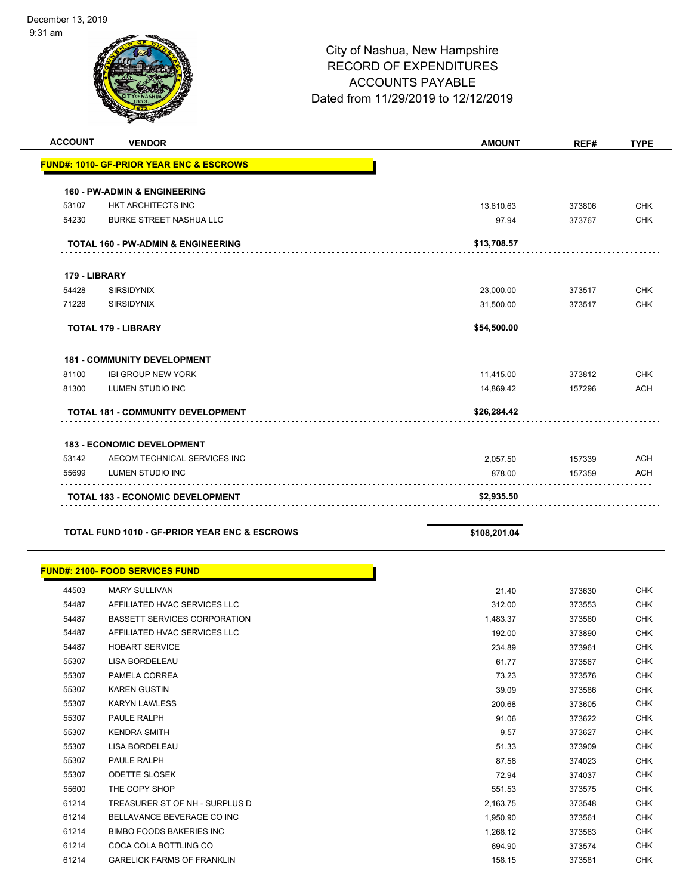City of Nashua, New Hampshire
RECORD OF EXPENDITURES
ACCOUNTS PAYABLE
Dated from 11/29/2019 to 12/12/2019

| ACCOUNT | VENDOR | AMOUNT | REF# | TYPE |
|---|---|---|---|---|
| **FUND#: 1010- GF-PRIOR YEAR ENC & ESCROWS** | | | | |
| **160 - PW-ADMIN & ENGINEERING** | | | | |
| 53107 | HKT ARCHITECTS INC | 13,610.63 | 373806 | CHK |
| 54230 | BURKE STREET NASHUA LLC | 97.94 | 373767 | CHK |
| | **TOTAL 160 - PW-ADMIN & ENGINEERING** | **$13,708.57** | | |
| **179 - LIBRARY** | | | | |
| 54428 | SIRSIDYNIX | 23,000.00 | 373517 | CHK |
| 71228 | SIRSIDYNIX | 31,500.00 | 373517 | CHK |
| | **TOTAL 179 - LIBRARY** | **$54,500.00** | | |
| **181 - COMMUNITY DEVELOPMENT** | | | | |
| 81100 | IBI GROUP NEW YORK | 11,415.00 | 373812 | CHK |
| 81300 | LUMEN STUDIO INC | 14,869.42 | 157296 | ACH |
| | **TOTAL 181 - COMMUNITY DEVELOPMENT** | **$26,284.42** | | |
| **183 - ECONOMIC DEVELOPMENT** | | | | |
| 53142 | AECOM TECHNICAL SERVICES INC | 2,057.50 | 157339 | ACH |
| 55699 | LUMEN STUDIO INC | 878.00 | 157359 | ACH |
| | **TOTAL 183 - ECONOMIC DEVELOPMENT** | **$2,935.50** | | |
| | **TOTAL FUND 1010 - GF-PRIOR YEAR ENC & ESCROWS** | **$108,201.04** | | |

| ACCOUNT | VENDOR | AMOUNT | REF# | TYPE |
|---|---|---|---|---|
| **FUND#: 2100- FOOD SERVICES FUND** | | | | |
| 44503 | MARY SULLIVAN | 21.40 | 373630 | CHK |
| 54487 | AFFILIATED HVAC SERVICES LLC | 312.00 | 373553 | CHK |
| 54487 | BASSETT SERVICES CORPORATION | 1,483.37 | 373560 | CHK |
| 54487 | AFFILIATED HVAC SERVICES LLC | 192.00 | 373890 | CHK |
| 54487 | HOBART SERVICE | 234.89 | 373961 | CHK |
| 55307 | LISA BORDELEAU | 61.77 | 373567 | CHK |
| 55307 | PAMELA CORREA | 73.23 | 373576 | CHK |
| 55307 | KAREN GUSTIN | 39.09 | 373586 | CHK |
| 55307 | KARYN LAWLESS | 200.68 | 373605 | CHK |
| 55307 | PAULE RALPH | 91.06 | 373622 | CHK |
| 55307 | KENDRA SMITH | 9.57 | 373627 | CHK |
| 55307 | LISA BORDELEAU | 51.33 | 373909 | CHK |
| 55307 | PAULE RALPH | 87.58 | 374023 | CHK |
| 55307 | ODETTE SLOSEK | 72.94 | 374037 | CHK |
| 55600 | THE COPY SHOP | 551.53 | 373575 | CHK |
| 61214 | TREASURER ST OF NH - SURPLUS D | 2,163.75 | 373548 | CHK |
| 61214 | BELLAVANCE BEVERAGE CO INC | 1,950.90 | 373561 | CHK |
| 61214 | BIMBO FOODS BAKERIES INC | 1,268.12 | 373563 | CHK |
| 61214 | COCA COLA BOTTLING CO | 694.90 | 373574 | CHK |
| 61214 | GARELICK FARMS OF FRANKLIN | 158.15 | 373581 | CHK |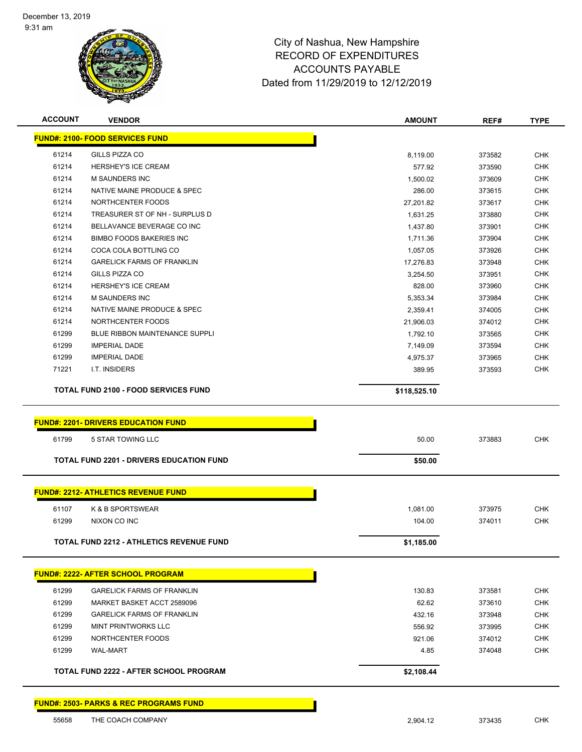City of Nashua, New Hampshire
RECORD OF EXPENDITURES
ACCOUNTS PAYABLE
Dated from 11/29/2019 to 12/12/2019

| ACCOUNT | VENDOR | AMOUNT | REF# | TYPE |
|---|---|---|---|---|
| **FUND#: 2100- FOOD SERVICES FUND** | | | | |
| 61214 | GILLS PIZZA CO | 8,119.00 | 373582 | CHK |
| 61214 | HERSHEY'S ICE CREAM | 577.92 | 373590 | CHK |
| 61214 | M SAUNDERS INC | 1,500.02 | 373609 | CHK |
| 61214 | NATIVE MAINE PRODUCE & SPEC | 286.00 | 373615 | CHK |
| 61214 | NORTHCENTER FOODS | 27,201.82 | 373617 | CHK |
| 61214 | TREASURER ST OF NH - SURPLUS D | 1,631.25 | 373880 | CHK |
| 61214 | BELLAVANCE BEVERAGE CO INC | 1,437.80 | 373901 | CHK |
| 61214 | BIMBO FOODS BAKERIES INC | 1,711.36 | 373904 | CHK |
| 61214 | COCA COLA BOTTLING CO | 1,057.05 | 373926 | CHK |
| 61214 | GARELICK FARMS OF FRANKLIN | 17,276.83 | 373948 | CHK |
| 61214 | GILLS PIZZA CO | 3,254.50 | 373951 | CHK |
| 61214 | HERSHEY'S ICE CREAM | 828.00 | 373960 | CHK |
| 61214 | M SAUNDERS INC | 5,353.34 | 373984 | CHK |
| 61214 | NATIVE MAINE PRODUCE & SPEC | 2,359.41 | 374005 | CHK |
| 61214 | NORTHCENTER FOODS | 21,906.03 | 374012 | CHK |
| 61299 | BLUE RIBBON MAINTENANCE SUPPLI | 1,792.10 | 373565 | CHK |
| 61299 | IMPERIAL DADE | 7,149.09 | 373594 | CHK |
| 61299 | IMPERIAL DADE | 4,975.37 | 373965 | CHK |
| 71221 | I.T. INSIDERS | 389.95 | 373593 | CHK |
| | **TOTAL FUND 2100 - FOOD SERVICES FUND** | **$118,525.10** | | |
| **FUND#: 2201- DRIVERS EDUCATION FUND** | | | | |
| 61799 | 5 STAR TOWING LLC | 50.00 | 373883 | CHK |
| | **TOTAL FUND 2201 - DRIVERS EDUCATION FUND** | **$50.00** | | |
| **FUND#: 2212- ATHLETICS REVENUE FUND** | | | | |
| 61107 | K & B SPORTSWEAR | 1,081.00 | 373975 | CHK |
| 61299 | NIXON CO INC | 104.00 | 374011 | CHK |
| | **TOTAL FUND 2212 - ATHLETICS REVENUE FUND** | **$1,185.00** | | |
| **FUND#: 2222- AFTER SCHOOL PROGRAM** | | | | |
| 61299 | GARELICK FARMS OF FRANKLIN | 130.83 | 373581 | CHK |
| 61299 | MARKET BASKET ACCT 2589096 | 62.62 | 373610 | CHK |
| 61299 | GARELICK FARMS OF FRANKLIN | 432.16 | 373948 | CHK |
| 61299 | MINT PRINTWORKS LLC | 556.92 | 373995 | CHK |
| 61299 | NORTHCENTER FOODS | 921.06 | 374012 | CHK |
| 61299 | WAL-MART | 4.85 | 374048 | CHK |
| | **TOTAL FUND 2222 - AFTER SCHOOL PROGRAM** | **$2,108.44** | | |
| **FUND#: 2503- PARKS & REC PROGRAMS FUND** | | | | |
| 55658 | THE COACH COMPANY | 2,904.12 | 373435 | CHK |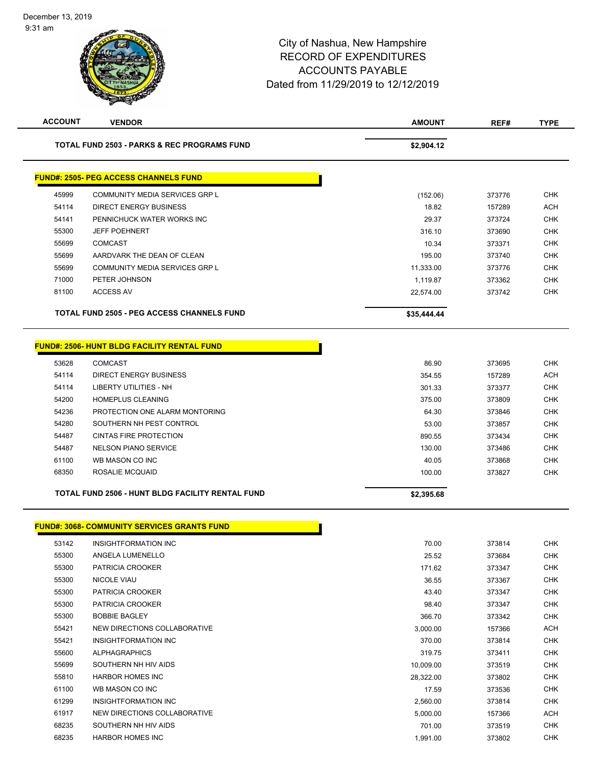City of Nashua, New Hampshire
RECORD OF EXPENDITURES
ACCOUNTS PAYABLE
Dated from 11/29/2019 to 12/12/2019

| ACCOUNT | VENDOR | AMOUNT | REF# | TYPE |
|---|---|---|---|---|
| | **TOTAL FUND 2503 - PARKS & REC PROGRAMS FUND** | **$2,904.12** | | |

**FUND#: 2505- PEG ACCESS CHANNELS FUND**

| ACCOUNT | VENDOR | AMOUNT | REF# | TYPE |
|---|---|---|---|---|
| 45999 | COMMUNITY MEDIA SERVICES GRP L | (152.06) | 373776 | CHK |
| 54114 | DIRECT ENERGY BUSINESS | 18.82 | 157289 | ACH |
| 54141 | PENNICHUCK WATER WORKS INC | 29.37 | 373724 | CHK |
| 55300 | JEFF POEHNERT | 316.10 | 373690 | CHK |
| 55699 | COMCAST | 10.34 | 373371 | CHK |
| 55699 | AARDVARK THE DEAN OF CLEAN | 195.00 | 373740 | CHK |
| 55699 | COMMUNITY MEDIA SERVICES GRP L | 11,333.00 | 373776 | CHK |
| 71000 | PETER JOHNSON | 1,119.87 | 373362 | CHK |
| 81100 | ACCESS AV | 22,574.00 | 373742 | CHK |
| | **TOTAL FUND 2505 - PEG ACCESS CHANNELS FUND** | **$35,444.44** | | |

**FUND#: 2506- HUNT BLDG FACILITY RENTAL FUND**

| ACCOUNT | VENDOR | AMOUNT | REF# | TYPE |
|---|---|---|---|---|
| 53628 | COMCAST | 86.90 | 373695 | CHK |
| 54114 | DIRECT ENERGY BUSINESS | 354.55 | 157289 | ACH |
| 54114 | LIBERTY UTILITIES - NH | 301.33 | 373377 | CHK |
| 54200 | HOMEPLUS CLEANING | 375.00 | 373809 | CHK |
| 54236 | PROTECTION ONE ALARM MONTORING | 64.30 | 373846 | CHK |
| 54280 | SOUTHERN NH PEST CONTROL | 53.00 | 373857 | CHK |
| 54487 | CINTAS FIRE PROTECTION | 890.55 | 373434 | CHK |
| 54487 | NELSON PIANO SERVICE | 130.00 | 373486 | CHK |
| 61100 | WB MASON CO INC | 40.05 | 373868 | CHK |
| 68350 | ROSALIE MCQUAID | 100.00 | 373827 | CHK |
| | **TOTAL FUND 2506 - HUNT BLDG FACILITY RENTAL FUND** | **$2,395.68** | | |

**FUND#: 3068- COMMUNITY SERVICES GRANTS FUND**

| ACCOUNT | VENDOR | AMOUNT | REF# | TYPE |
|---|---|---|---|---|
| 53142 | INSIGHTFORMATION INC | 70.00 | 373814 | CHK |
| 55300 | ANGELA LUMENELLO | 25.52 | 373684 | CHK |
| 55300 | PATRICIA CROOKER | 171.62 | 373347 | CHK |
| 55300 | NICOLE VIAU | 36.55 | 373367 | CHK |
| 55300 | PATRICIA CROOKER | 43.40 | 373347 | CHK |
| 55300 | PATRICIA CROOKER | 98.40 | 373347 | CHK |
| 55300 | BOBBIE BAGLEY | 366.70 | 373342 | CHK |
| 55421 | NEW DIRECTIONS COLLABORATIVE | 3,000.00 | 157366 | ACH |
| 55421 | INSIGHTFORMATION INC | 370.00 | 373814 | CHK |
| 55600 | ALPHAGRAPHICS | 319.75 | 373411 | CHK |
| 55699 | SOUTHERN NH HIV AIDS | 10,009.00 | 373519 | CHK |
| 55810 | HARBOR HOMES INC | 28,322.00 | 373802 | CHK |
| 61100 | WB MASON CO INC | 17.59 | 373536 | CHK |
| 61299 | INSIGHTFORMATION INC | 2,560.00 | 373814 | CHK |
| 61917 | NEW DIRECTIONS COLLABORATIVE | 5,000.00 | 157366 | ACH |
| 68235 | SOUTHERN NH HIV AIDS | 701.00 | 373519 | CHK |
| 68235 | HARBOR HOMES INC | 1,991.00 | 373802 | CHK |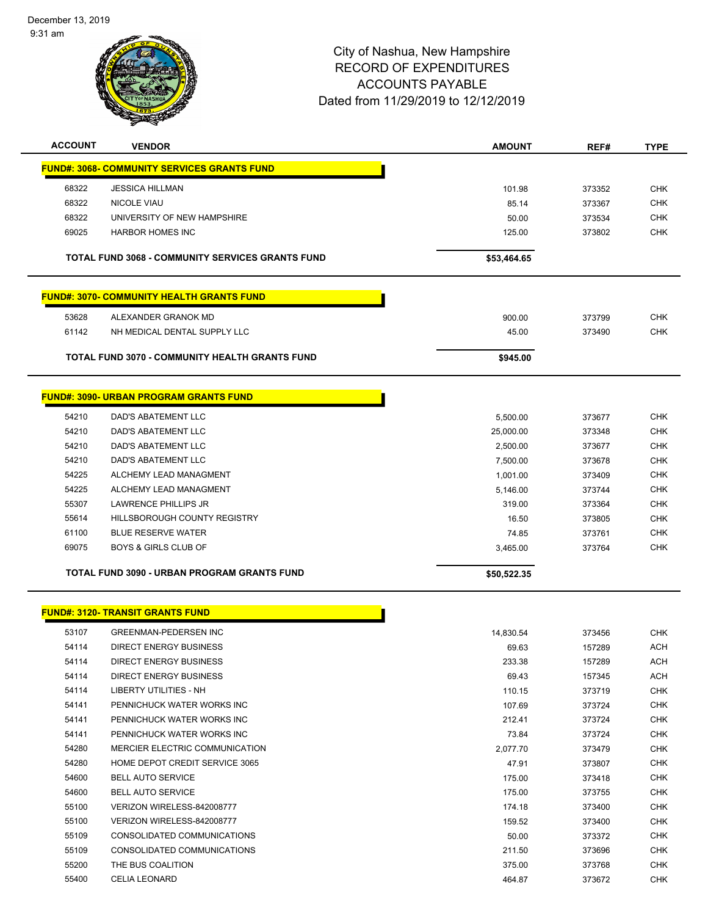December 13, 2019
9:31 am

# City of Nashua, New Hampshire
## RECORD OF EXPENDITURES
## ACCOUNTS PAYABLE
## Dated from 11/29/2019 to 12/12/2019

| ACCOUNT | VENDOR | AMOUNT | REF# | TYPE |
|---|---|---|---|---|
| **FUND#: 3068- COMMUNITY SERVICES GRANTS FUND** | | | | |
| 68322 | JESSICA HILLMAN | 101.98 | 373352 | CHK |
| 68322 | NICOLE VIAU | 85.14 | 373367 | CHK |
| 68322 | UNIVERSITY OF NEW HAMPSHIRE | 50.00 | 373534 | CHK |
| 69025 | HARBOR HOMES INC | 125.00 | 373802 | CHK |
| | **TOTAL FUND 3068 - COMMUNITY SERVICES GRANTS FUND** | **$53,464.65** | | |
| **FUND#: 3070- COMMUNITY HEALTH GRANTS FUND** | | | | |
| 53628 | ALEXANDER GRANOK MD | 900.00 | 373799 | CHK |
| 61142 | NH MEDICAL DENTAL SUPPLY LLC | 45.00 | 373490 | CHK |
| | **TOTAL FUND 3070 - COMMUNITY HEALTH GRANTS FUND** | **$945.00** | | |
| **FUND#: 3090- URBAN PROGRAM GRANTS FUND** | | | | |
| 54210 | DAD'S ABATEMENT LLC | 5,500.00 | 373677 | CHK |
| 54210 | DAD'S ABATEMENT LLC | 25,000.00 | 373348 | CHK |
| 54210 | DAD'S ABATEMENT LLC | 2,500.00 | 373677 | CHK |
| 54210 | DAD'S ABATEMENT LLC | 7,500.00 | 373678 | CHK |
| 54225 | ALCHEMY LEAD MANAGMENT | 1,001.00 | 373409 | CHK |
| 54225 | ALCHEMY LEAD MANAGMENT | 5,146.00 | 373744 | CHK |
| 55307 | LAWRENCE PHILLIPS JR | 319.00 | 373364 | CHK |
| 55614 | HILLSBOROUGH COUNTY REGISTRY | 16.50 | 373805 | CHK |
| 61100 | BLUE RESERVE WATER | 74.85 | 373761 | CHK |
| 69075 | BOYS & GIRLS CLUB OF | 3,465.00 | 373764 | CHK |
| | **TOTAL FUND 3090 - URBAN PROGRAM GRANTS FUND** | **$50,522.35** | | |
| **FUND#: 3120- TRANSIT GRANTS FUND** | | | | |
| 53107 | GREENMAN-PEDERSEN INC | 14,830.54 | 373456 | CHK |
| 54114 | DIRECT ENERGY BUSINESS | 69.63 | 157289 | ACH |
| 54114 | DIRECT ENERGY BUSINESS | 233.38 | 157289 | ACH |
| 54114 | DIRECT ENERGY BUSINESS | 69.43 | 157345 | ACH |
| 54114 | LIBERTY UTILITIES - NH | 110.15 | 373719 | CHK |
| 54141 | PENNICHUCK WATER WORKS INC | 107.69 | 373724 | CHK |
| 54141 | PENNICHUCK WATER WORKS INC | 212.41 | 373724 | CHK |
| 54141 | PENNICHUCK WATER WORKS INC | 73.84 | 373724 | CHK |
| 54280 | MERCIER ELECTRIC COMMUNICATION | 2,077.70 | 373479 | CHK |
| 54280 | HOME DEPOT CREDIT SERVICE 3065 | 47.91 | 373807 | CHK |
| 54600 | BELL AUTO SERVICE | 175.00 | 373418 | CHK |
| 54600 | BELL AUTO SERVICE | 175.00 | 373755 | CHK |
| 55100 | VERIZON WIRELESS-842008777 | 174.18 | 373400 | CHK |
| 55100 | VERIZON WIRELESS-842008777 | 159.52 | 373400 | CHK |
| 55109 | CONSOLIDATED COMMUNICATIONS | 50.00 | 373372 | CHK |
| 55109 | CONSOLIDATED COMMUNICATIONS | 211.50 | 373696 | CHK |
| 55200 | THE BUS COALITION | 375.00 | 373768 | CHK |
| 55400 | CELIA LEONARD | 464.87 | 373672 | CHK |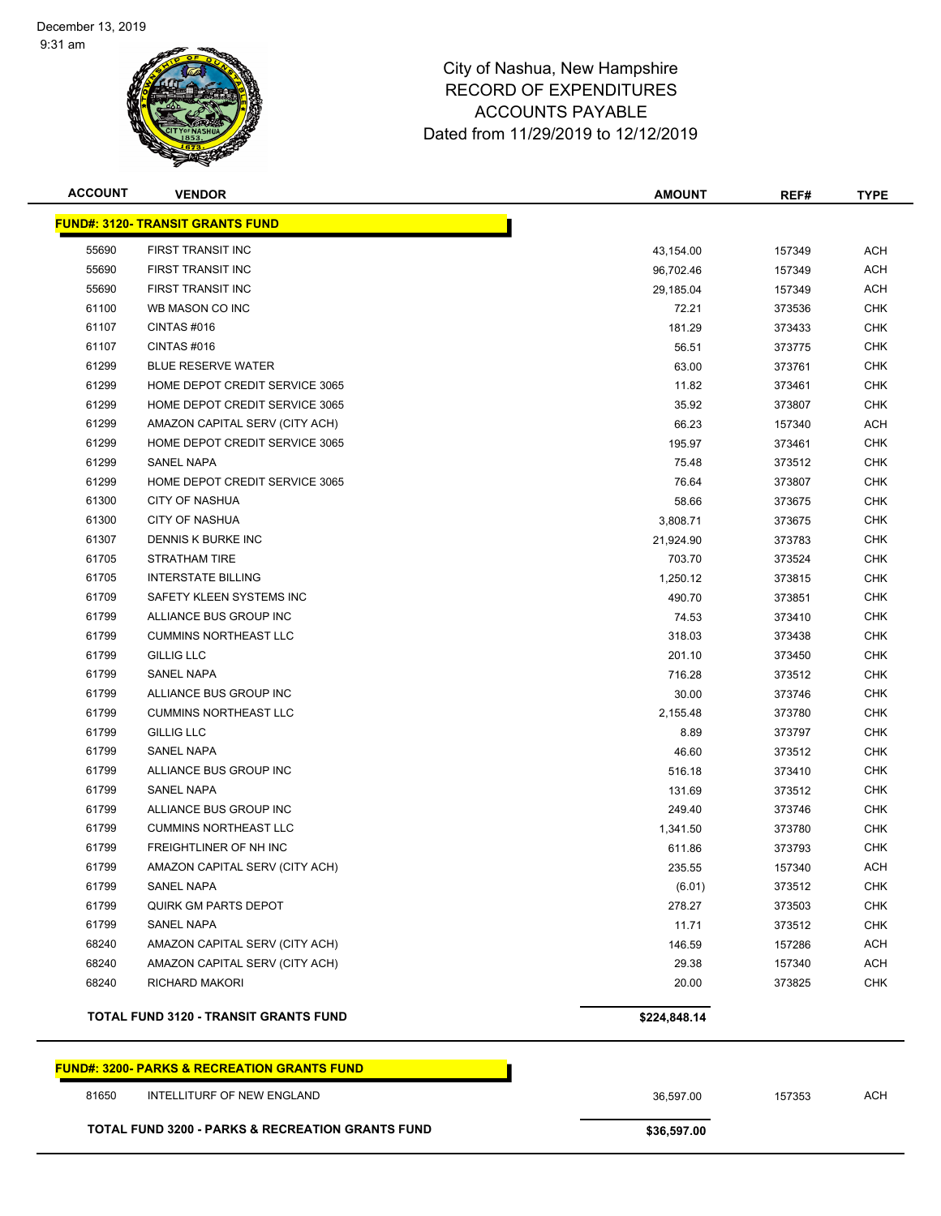City of Nashua, New Hampshire
RECORD OF EXPENDITURES
ACCOUNTS PAYABLE
Dated from 11/29/2019 to 12/12/2019

| ACCOUNT | VENDOR | AMOUNT | REF# | TYPE |
|---|---|---|---|---|
| **FUND#: 3120- TRANSIT GRANTS FUND** | | | | |
| 55690 | FIRST TRANSIT INC | 43,154.00 | 157349 | ACH |
| 55690 | FIRST TRANSIT INC | 96,702.46 | 157349 | ACH |
| 55690 | FIRST TRANSIT INC | 29,185.04 | 157349 | ACH |
| 61100 | WB MASON CO INC | 72.21 | 373536 | CHK |
| 61107 | CINTAS #016 | 181.29 | 373433 | CHK |
| 61107 | CINTAS #016 | 56.51 | 373775 | CHK |
| 61299 | BLUE RESERVE WATER | 63.00 | 373761 | CHK |
| 61299 | HOME DEPOT CREDIT SERVICE 3065 | 11.82 | 373461 | CHK |
| 61299 | HOME DEPOT CREDIT SERVICE 3065 | 35.92 | 373807 | CHK |
| 61299 | AMAZON CAPITAL SERV (CITY ACH) | 66.23 | 157340 | ACH |
| 61299 | HOME DEPOT CREDIT SERVICE 3065 | 195.97 | 373461 | CHK |
| 61299 | SANEL NAPA | 75.48 | 373512 | CHK |
| 61299 | HOME DEPOT CREDIT SERVICE 3065 | 76.64 | 373807 | CHK |
| 61300 | CITY OF NASHUA | 58.66 | 373675 | CHK |
| 61300 | CITY OF NASHUA | 3,808.71 | 373675 | CHK |
| 61307 | DENNIS K BURKE INC | 21,924.90 | 373783 | CHK |
| 61705 | STRATHAM TIRE | 703.70 | 373524 | CHK |
| 61705 | INTERSTATE BILLING | 1,250.12 | 373815 | CHK |
| 61709 | SAFETY KLEEN SYSTEMS INC | 490.70 | 373851 | CHK |
| 61799 | ALLIANCE BUS GROUP INC | 74.53 | 373410 | CHK |
| 61799 | CUMMINS NORTHEAST LLC | 318.03 | 373438 | CHK |
| 61799 | GILLIG LLC | 201.10 | 373450 | CHK |
| 61799 | SANEL NAPA | 716.28 | 373512 | CHK |
| 61799 | ALLIANCE BUS GROUP INC | 30.00 | 373746 | CHK |
| 61799 | CUMMINS NORTHEAST LLC | 2,155.48 | 373780 | CHK |
| 61799 | GILLIG LLC | 8.89 | 373797 | CHK |
| 61799 | SANEL NAPA | 46.60 | 373512 | CHK |
| 61799 | ALLIANCE BUS GROUP INC | 516.18 | 373410 | CHK |
| 61799 | SANEL NAPA | 131.69 | 373512 | CHK |
| 61799 | ALLIANCE BUS GROUP INC | 249.40 | 373746 | CHK |
| 61799 | CUMMINS NORTHEAST LLC | 1,341.50 | 373780 | CHK |
| 61799 | FREIGHTLINER OF NH INC | 611.86 | 373793 | CHK |
| 61799 | AMAZON CAPITAL SERV (CITY ACH) | 235.55 | 157340 | ACH |
| 61799 | SANEL NAPA | (6.01) | 373512 | CHK |
| 61799 | QUIRK GM PARTS DEPOT | 278.27 | 373503 | CHK |
| 61799 | SANEL NAPA | 11.71 | 373512 | CHK |
| 68240 | AMAZON CAPITAL SERV (CITY ACH) | 146.59 | 157286 | ACH |
| 68240 | AMAZON CAPITAL SERV (CITY ACH) | 29.38 | 157340 | ACH |
| 68240 | RICHARD MAKORI | 20.00 | 373825 | CHK |
| **TOTAL FUND 3120 - TRANSIT GRANTS FUND** | | **$224,848.14** | | |
| **FUND#: 3200- PARKS & RECREATION GRANTS FUND** | | | | |
| 81650 | INTELLITURF OF NEW ENGLAND | 36,597.00 | 157353 | ACH |
| **TOTAL FUND 3200 - PARKS & RECREATION GRANTS FUND** | | **$36,597.00** | | |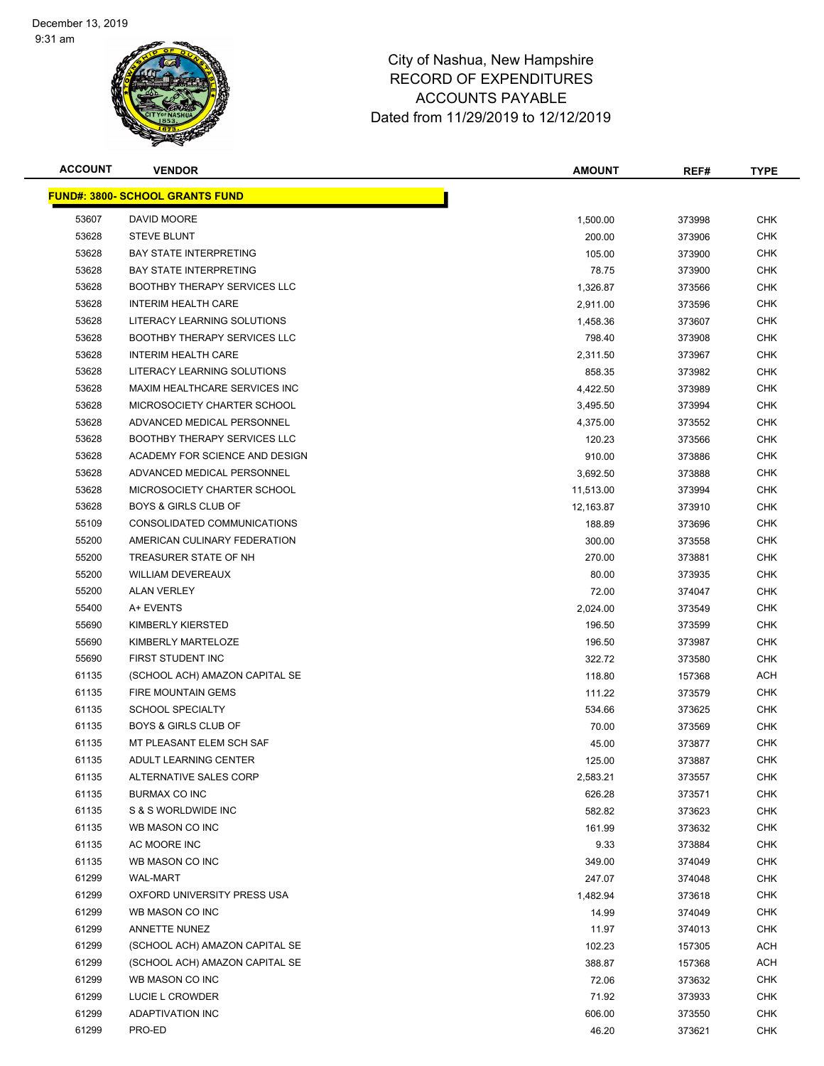# City of Nashua, New Hampshire
## RECORD OF EXPENDITURES
## ACCOUNTS PAYABLE
## Dated from 11/29/2019 to 12/12/2019

| ACCOUNT | VENDOR | AMOUNT | REF# | TYPE |
|---|---|---|---|---|
| **FUND#: 3800- SCHOOL GRANTS FUND** | | | | |
| 53607 | DAVID MOORE | 1,500.00 | 373998 | CHK |
| 53628 | STEVE BLUNT | 200.00 | 373906 | CHK |
| 53628 | BAY STATE INTERPRETING | 105.00 | 373900 | CHK |
| 53628 | BAY STATE INTERPRETING | 78.75 | 373900 | CHK |
| 53628 | BOOTHBY THERAPY SERVICES LLC | 1,326.87 | 373566 | CHK |
| 53628 | INTERIM HEALTH CARE | 2,911.00 | 373596 | CHK |
| 53628 | LITERACY LEARNING SOLUTIONS | 1,458.36 | 373607 | CHK |
| 53628 | BOOTHBY THERAPY SERVICES LLC | 798.40 | 373908 | CHK |
| 53628 | INTERIM HEALTH CARE | 2,311.50 | 373967 | CHK |
| 53628 | LITERACY LEARNING SOLUTIONS | 858.35 | 373982 | CHK |
| 53628 | MAXIM HEALTHCARE SERVICES INC | 4,422.50 | 373989 | CHK |
| 53628 | MICROSOCIETY CHARTER SCHOOL | 3,495.50 | 373994 | CHK |
| 53628 | ADVANCED MEDICAL PERSONNEL | 4,375.00 | 373552 | CHK |
| 53628 | BOOTHBY THERAPY SERVICES LLC | 120.23 | 373566 | CHK |
| 53628 | ACADEMY FOR SCIENCE AND DESIGN | 910.00 | 373886 | CHK |
| 53628 | ADVANCED MEDICAL PERSONNEL | 3,692.50 | 373888 | CHK |
| 53628 | MICROSOCIETY CHARTER SCHOOL | 11,513.00 | 373994 | CHK |
| 53628 | BOYS & GIRLS CLUB OF | 12,163.87 | 373910 | CHK |
| 55109 | CONSOLIDATED COMMUNICATIONS | 188.89 | 373696 | CHK |
| 55200 | AMERICAN CULINARY FEDERATION | 300.00 | 373558 | CHK |
| 55200 | TREASURER STATE OF NH | 270.00 | 373881 | CHK |
| 55200 | WILLIAM DEVEREAUX | 80.00 | 373935 | CHK |
| 55200 | ALAN VERLEY | 72.00 | 374047 | CHK |
| 55400 | A+ EVENTS | 2,024.00 | 373549 | CHK |
| 55690 | KIMBERLY KIERSTED | 196.50 | 373599 | CHK |
| 55690 | KIMBERLY MARTELOZE | 196.50 | 373987 | CHK |
| 55690 | FIRST STUDENT INC | 322.72 | 373580 | CHK |
| 61135 | (SCHOOL ACH) AMAZON CAPITAL SE | 118.80 | 157368 | ACH |
| 61135 | FIRE MOUNTAIN GEMS | 111.22 | 373579 | CHK |
| 61135 | SCHOOL SPECIALTY | 534.66 | 373625 | CHK |
| 61135 | BOYS & GIRLS CLUB OF | 70.00 | 373569 | CHK |
| 61135 | MT PLEASANT ELEM SCH SAF | 45.00 | 373877 | CHK |
| 61135 | ADULT LEARNING CENTER | 125.00 | 373887 | CHK |
| 61135 | ALTERNATIVE SALES CORP | 2,583.21 | 373557 | CHK |
| 61135 | BURMAX CO INC | 626.28 | 373571 | CHK |
| 61135 | S & S WORLDWIDE INC | 582.82 | 373623 | CHK |
| 61135 | WB MASON CO INC | 161.99 | 373632 | CHK |
| 61135 | AC MOORE INC | 9.33 | 373884 | CHK |
| 61135 | WB MASON CO INC | 349.00 | 374049 | CHK |
| 61299 | WAL-MART | 247.07 | 374048 | CHK |
| 61299 | OXFORD UNIVERSITY PRESS USA | 1,482.94 | 373618 | CHK |
| 61299 | WB MASON CO INC | 14.99 | 374049 | CHK |
| 61299 | ANNETTE NUNEZ | 11.97 | 374013 | CHK |
| 61299 | (SCHOOL ACH) AMAZON CAPITAL SE | 102.23 | 157305 | ACH |
| 61299 | (SCHOOL ACH) AMAZON CAPITAL SE | 388.87 | 157368 | ACH |
| 61299 | WB MASON CO INC | 72.06 | 373632 | CHK |
| 61299 | LUCIE L CROWDER | 71.92 | 373933 | CHK |
| 61299 | ADAPTIVATION INC | 606.00 | 373550 | CHK |
| 61299 | PRO-ED | 46.20 | 373621 | CHK |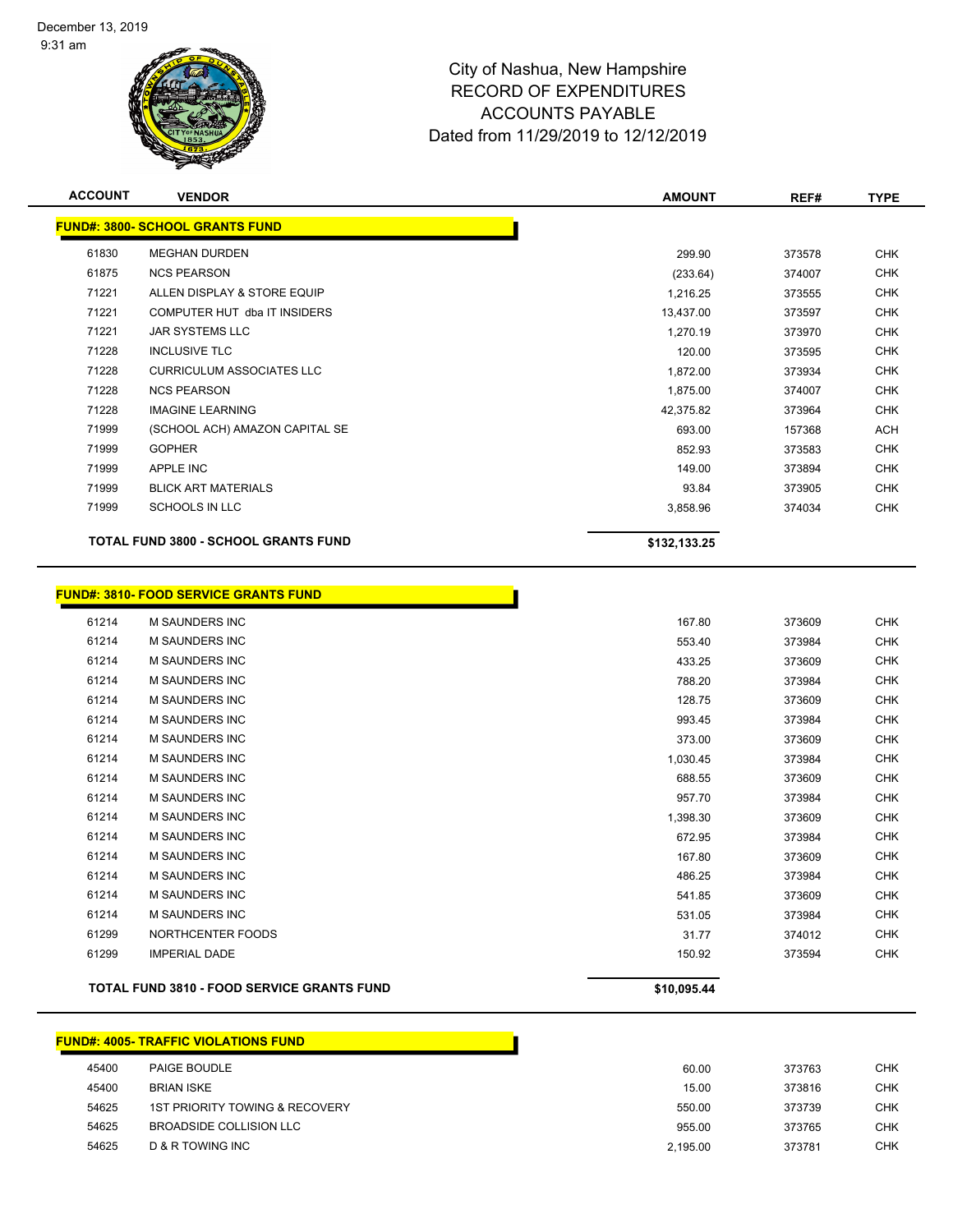December 13, 2019
9:31 am

# City of Nashua, New Hampshire
## RECORD OF EXPENDITURES
## ACCOUNTS PAYABLE
## Dated from 11/29/2019 to 12/12/2019

| ACCOUNT | VENDOR | AMOUNT | REF# | TYPE |
|---|---|---|---|---|
| **FUND#: 3800- SCHOOL GRANTS FUND** | | | | |
| 61830 | MEGHAN DURDEN | 299.90 | 373578 | CHK |
| 61875 | NCS PEARSON | (233.64) | 374007 | CHK |
| 71221 | ALLEN DISPLAY & STORE EQUIP | 1,216.25 | 373555 | CHK |
| 71221 | COMPUTER HUT dba IT INSIDERS | 13,437.00 | 373597 | CHK |
| 71221 | JAR SYSTEMS LLC | 1,270.19 | 373970 | CHK |
| 71228 | INCLUSIVE TLC | 120.00 | 373595 | CHK |
| 71228 | CURRICULUM ASSOCIATES LLC | 1,872.00 | 373934 | CHK |
| 71228 | NCS PEARSON | 1,875.00 | 374007 | CHK |
| 71228 | IMAGINE LEARNING | 42,375.82 | 373964 | CHK |
| 71999 | (SCHOOL ACH) AMAZON CAPITAL SE | 693.00 | 157368 | ACH |
| 71999 | GOPHER | 852.93 | 373583 | CHK |
| 71999 | APPLE INC | 149.00 | 373894 | CHK |
| 71999 | BLICK ART MATERIALS | 93.84 | 373905 | CHK |
| 71999 | SCHOOLS IN LLC | 3,858.96 | 374034 | CHK |
| | **TOTAL FUND 3800 - SCHOOL GRANTS FUND** | **$132,133.25** | | |

| ACCOUNT | VENDOR | AMOUNT | REF# | TYPE |
|---|---|---|---|---|
| **FUND#: 3810- FOOD SERVICE GRANTS FUND** | | | | |
| 61214 | M SAUNDERS INC | 167.80 | 373609 | CHK |
| 61214 | M SAUNDERS INC | 553.40 | 373984 | CHK |
| 61214 | M SAUNDERS INC | 433.25 | 373609 | CHK |
| 61214 | M SAUNDERS INC | 788.20 | 373984 | CHK |
| 61214 | M SAUNDERS INC | 128.75 | 373609 | CHK |
| 61214 | M SAUNDERS INC | 993.45 | 373984 | CHK |
| 61214 | M SAUNDERS INC | 373.00 | 373609 | CHK |
| 61214 | M SAUNDERS INC | 1,030.45 | 373984 | CHK |
| 61214 | M SAUNDERS INC | 688.55 | 373609 | CHK |
| 61214 | M SAUNDERS INC | 957.70 | 373984 | CHK |
| 61214 | M SAUNDERS INC | 1,398.30 | 373609 | CHK |
| 61214 | M SAUNDERS INC | 672.95 | 373984 | CHK |
| 61214 | M SAUNDERS INC | 167.80 | 373609 | CHK |
| 61214 | M SAUNDERS INC | 486.25 | 373984 | CHK |
| 61214 | M SAUNDERS INC | 541.85 | 373609 | CHK |
| 61214 | M SAUNDERS INC | 531.05 | 373984 | CHK |
| 61299 | NORTHCENTER FOODS | 31.77 | 374012 | CHK |
| 61299 | IMPERIAL DADE | 150.92 | 373594 | CHK |
| | **TOTAL FUND 3810 - FOOD SERVICE GRANTS FUND** | **$10,095.44** | | |

| ACCOUNT | VENDOR | AMOUNT | REF# | TYPE |
|---|---|---|---|---|
| **FUND#: 4005- TRAFFIC VIOLATIONS FUND** | | | | |
| 45400 | PAIGE BOUDLE | 60.00 | 373763 | CHK |
| 45400 | BRIAN ISKE | 15.00 | 373816 | CHK |
| 54625 | 1ST PRIORITY TOWING & RECOVERY | 550.00 | 373739 | CHK |
| 54625 | BROADSIDE COLLISION LLC | 955.00 | 373765 | CHK |
| 54625 | D & R TOWING INC | 2,195.00 | 373781 | CHK |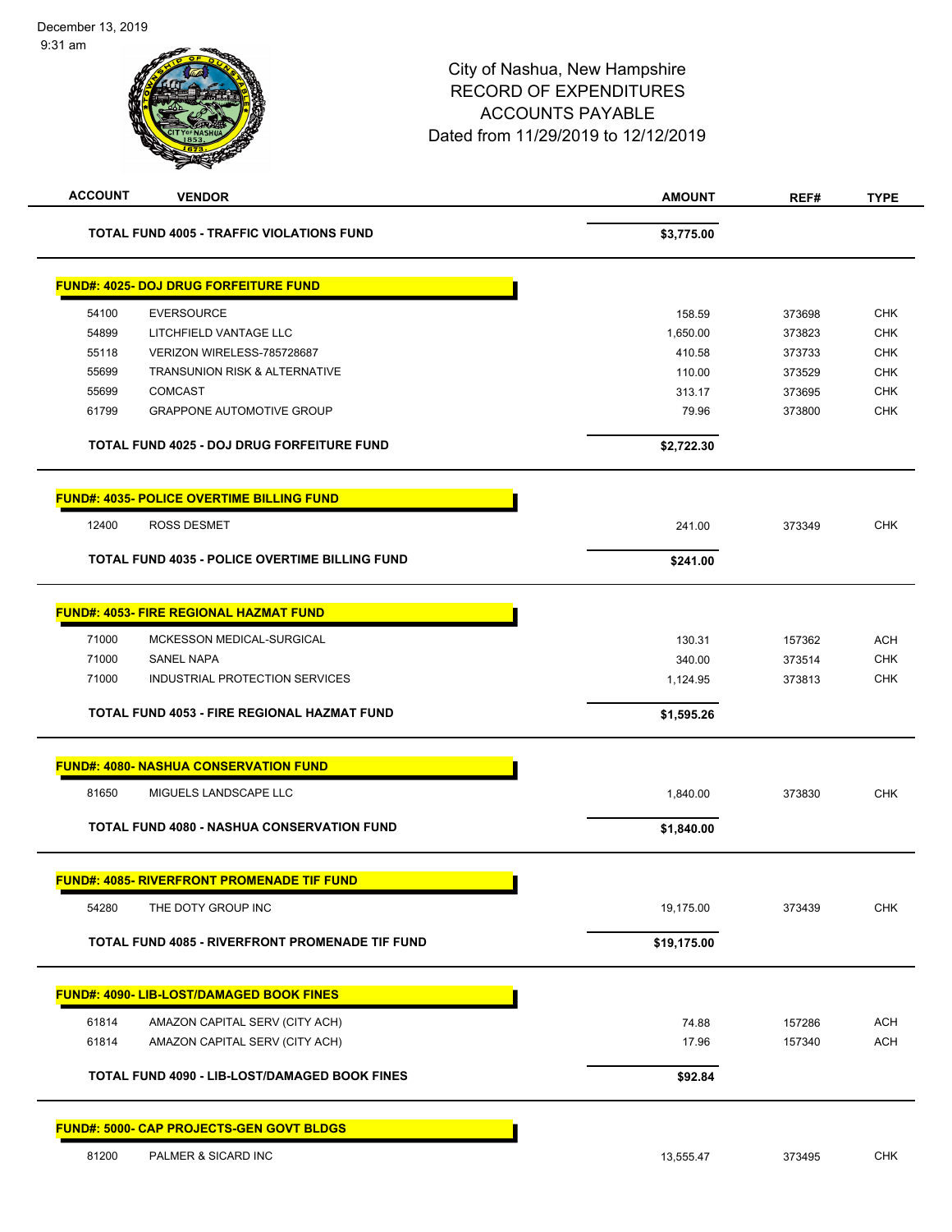City of Nashua, New Hampshire
RECORD OF EXPENDITURES
ACCOUNTS PAYABLE
Dated from 11/29/2019 to 12/12/2019

| ACCOUNT | VENDOR | AMOUNT | REF# | TYPE |
|---|---|---|---|---|
| | **TOTAL FUND 4005 - TRAFFIC VIOLATIONS FUND** | **$3,775.00** | | |
| | **FUND#: 4025- DOJ DRUG FORFEITURE FUND** | | | |
| 54100 | EVERSOURCE | 158.59 | 373698 | CHK |
| 54899 | LITCHFIELD VANTAGE LLC | 1,650.00 | 373823 | CHK |
| 55118 | VERIZON WIRELESS-785728687 | 410.58 | 373733 | CHK |
| 55699 | TRANSUNION RISK & ALTERNATIVE | 110.00 | 373529 | CHK |
| 55699 | COMCAST | 313.17 | 373695 | CHK |
| 61799 | GRAPPONE AUTOMOTIVE GROUP | 79.96 | 373800 | CHK |
| | **TOTAL FUND 4025 - DOJ DRUG FORFEITURE FUND** | **$2,722.30** | | |
| | **FUND#: 4035- POLICE OVERTIME BILLING FUND** | | | |
| 12400 | ROSS DESMET | 241.00 | 373349 | CHK |
| | **TOTAL FUND 4035 - POLICE OVERTIME BILLING FUND** | **$241.00** | | |
| | **FUND#: 4053- FIRE REGIONAL HAZMAT FUND** | | | |
| 71000 | MCKESSON MEDICAL-SURGICAL | 130.31 | 157362 | ACH |
| 71000 | SANEL NAPA | 340.00 | 373514 | CHK |
| 71000 | INDUSTRIAL PROTECTION SERVICES | 1,124.95 | 373813 | CHK |
| | **TOTAL FUND 4053 - FIRE REGIONAL HAZMAT FUND** | **$1,595.26** | | |
| | **FUND#: 4080- NASHUA CONSERVATION FUND** | | | |
| 81650 | MIGUELS LANDSCAPE LLC | 1,840.00 | 373830 | CHK |
| | **TOTAL FUND 4080 - NASHUA CONSERVATION FUND** | **$1,840.00** | | |
| | **FUND#: 4085- RIVERFRONT PROMENADE TIF FUND** | | | |
| 54280 | THE DOTY GROUP INC | 19,175.00 | 373439 | CHK |
| | **TOTAL FUND 4085 - RIVERFRONT PROMENADE TIF FUND** | **$19,175.00** | | |
| | **FUND#: 4090- LIB-LOST/DAMAGED BOOK FINES** | | | |
| 61814 | AMAZON CAPITAL SERV (CITY ACH) | 74.88 | 157286 | ACH |
| 61814 | AMAZON CAPITAL SERV (CITY ACH) | 17.96 | 157340 | ACH |
| | **TOTAL FUND 4090 - LIB-LOST/DAMAGED BOOK FINES** | **$92.84** | | |
| | **FUND#: 5000- CAP PROJECTS-GEN GOVT BLDGS** | | | |
| 81200 | PALMER & SICARD INC | 13,555.47 | 373495 | CHK |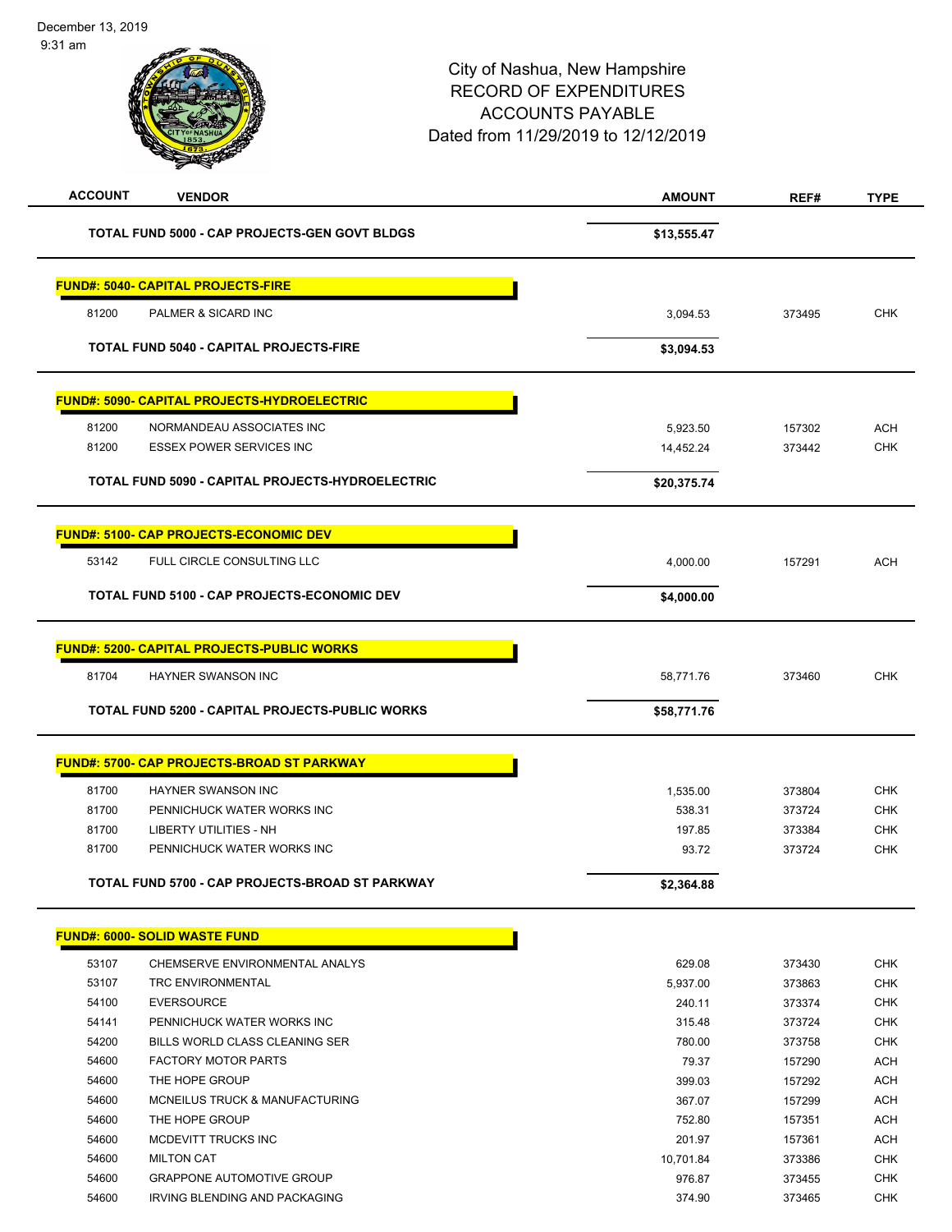December 13, 2019
9:31 am

# City of Nashua, New Hampshire
## RECORD OF EXPENDITURES
## ACCOUNTS PAYABLE
## Dated from 11/29/2019 to 12/12/2019

| ACCOUNT | VENDOR | AMOUNT | REF# | TYPE |
|---|---|---|---|---|
| | **TOTAL FUND 5000 - CAP PROJECTS-GEN GOVT BLDGS** | **$13,555.47** | | |
| **FUND#: 5040- CAPITAL PROJECTS-FIRE** | | | | |
| 81200 | PALMER & SICARD INC | 3,094.53 | 373495 | CHK |
| | **TOTAL FUND 5040 - CAPITAL PROJECTS-FIRE** | **$3,094.53** | | |
| **FUND#: 5090- CAPITAL PROJECTS-HYDROELECTRIC** | | | | |
| 81200 | NORMANDEAU ASSOCIATES INC | 5,923.50 | 157302 | ACH |
| 81200 | ESSEX POWER SERVICES INC | 14,452.24 | 373442 | CHK |
| | **TOTAL FUND 5090 - CAPITAL PROJECTS-HYDROELECTRIC** | **$20,375.74** | | |
| **FUND#: 5100- CAP PROJECTS-ECONOMIC DEV** | | | | |
| 53142 | FULL CIRCLE CONSULTING LLC | 4,000.00 | 157291 | ACH |
| | **TOTAL FUND 5100 - CAP PROJECTS-ECONOMIC DEV** | **$4,000.00** | | |
| **FUND#: 5200- CAPITAL PROJECTS-PUBLIC WORKS** | | | | |
| 81704 | HAYNER SWANSON INC | 58,771.76 | 373460 | CHK |
| | **TOTAL FUND 5200 - CAPITAL PROJECTS-PUBLIC WORKS** | **$58,771.76** | | |
| **FUND#: 5700- CAP PROJECTS-BROAD ST PARKWAY** | | | | |
| 81700 | HAYNER SWANSON INC | 1,535.00 | 373804 | CHK |
| 81700 | PENNICHUCK WATER WORKS INC | 538.31 | 373724 | CHK |
| 81700 | LIBERTY UTILITIES - NH | 197.85 | 373384 | CHK |
| 81700 | PENNICHUCK WATER WORKS INC | 93.72 | 373724 | CHK |
| | **TOTAL FUND 5700 - CAP PROJECTS-BROAD ST PARKWAY** | **$2,364.88** | | |
| **FUND#: 6000- SOLID WASTE FUND** | | | | |
| 53107 | CHEMSERVE ENVIRONMENTAL ANALYS | 629.08 | 373430 | CHK |
| 53107 | TRC ENVIRONMENTAL | 5,937.00 | 373863 | CHK |
| 54100 | EVERSOURCE | 240.11 | 373374 | CHK |
| 54141 | PENNICHUCK WATER WORKS INC | 315.48 | 373724 | CHK |
| 54200 | BILLS WORLD CLASS CLEANING SER | 780.00 | 373758 | CHK |
| 54600 | FACTORY MOTOR PARTS | 79.37 | 157290 | ACH |
| 54600 | THE HOPE GROUP | 399.03 | 157292 | ACH |
| 54600 | MCNEILUS TRUCK & MANUFACTURING | 367.07 | 157299 | ACH |
| 54600 | THE HOPE GROUP | 752.80 | 157351 | ACH |
| 54600 | MCDEVITT TRUCKS INC | 201.97 | 157361 | ACH |
| 54600 | MILTON CAT | 10,701.84 | 373386 | CHK |
| 54600 | GRAPPONE AUTOMOTIVE GROUP | 976.87 | 373455 | CHK |
| 54600 | IRVING BLENDING AND PACKAGING | 374.90 | 373465 | CHK |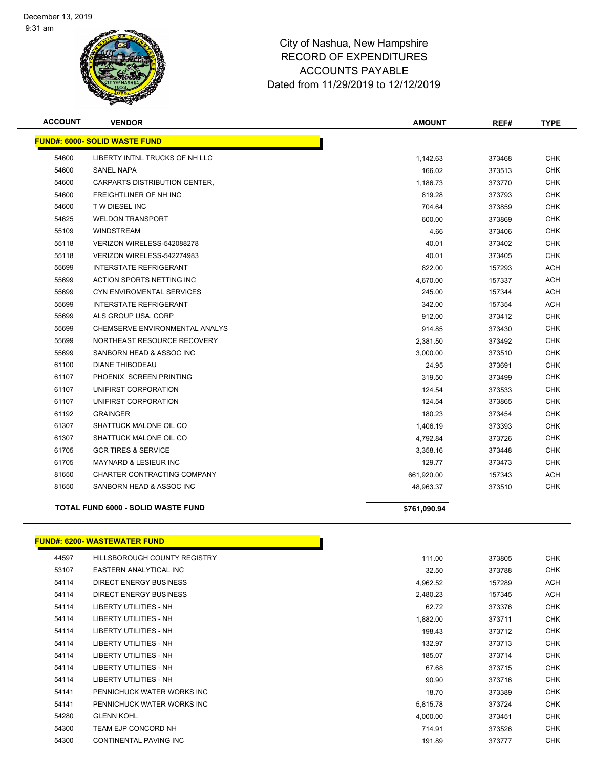# City of Nashua, New Hampshire
## RECORD OF EXPENDITURES
## ACCOUNTS PAYABLE
### Dated from 11/29/2019 to 12/12/2019

December 13, 2019
9:31 am

| ACCOUNT | VENDOR | AMOUNT | REF# | TYPE |
|---|---|---|---|---|
| **FUND#: 6000- SOLID WASTE FUND** | | | | |
| 54600 | LIBERTY INTNL TRUCKS OF NH LLC | 1,142.63 | 373468 | CHK |
| 54600 | SANEL NAPA | 166.02 | 373513 | CHK |
| 54600 | CARPARTS DISTRIBUTION CENTER, | 1,186.73 | 373770 | CHK |
| 54600 | FREIGHTLINER OF NH INC | 819.28 | 373793 | CHK |
| 54600 | T W DIESEL INC | 704.64 | 373859 | CHK |
| 54625 | WELDON TRANSPORT | 600.00 | 373869 | CHK |
| 55109 | WINDSTREAM | 4.66 | 373406 | CHK |
| 55118 | VERIZON WIRELESS-542088278 | 40.01 | 373402 | CHK |
| 55118 | VERIZON WIRELESS-542274983 | 40.01 | 373405 | CHK |
| 55699 | INTERSTATE REFRIGERANT | 822.00 | 157293 | ACH |
| 55699 | ACTION SPORTS NETTING INC | 4,670.00 | 157337 | ACH |
| 55699 | CYN ENVIROMENTAL SERVICES | 245.00 | 157344 | ACH |
| 55699 | INTERSTATE REFRIGERANT | 342.00 | 157354 | ACH |
| 55699 | ALS GROUP USA, CORP | 912.00 | 373412 | CHK |
| 55699 | CHEMSERVE ENVIRONMENTAL ANALYS | 914.85 | 373430 | CHK |
| 55699 | NORTHEAST RESOURCE RECOVERY | 2,381.50 | 373492 | CHK |
| 55699 | SANBORN HEAD & ASSOC INC | 3,000.00 | 373510 | CHK |
| 61100 | DIANE THIBODEAU | 24.95 | 373691 | CHK |
| 61107 | PHOENIX SCREEN PRINTING | 319.50 | 373499 | CHK |
| 61107 | UNIFIRST CORPORATION | 124.54 | 373533 | CHK |
| 61107 | UNIFIRST CORPORATION | 124.54 | 373865 | CHK |
| 61192 | GRAINGER | 180.23 | 373454 | CHK |
| 61307 | SHATTUCK MALONE OIL CO | 1,406.19 | 373393 | CHK |
| 61307 | SHATTUCK MALONE OIL CO | 4,792.84 | 373726 | CHK |
| 61705 | GCR TIRES & SERVICE | 3,358.16 | 373448 | CHK |
| 61705 | MAYNARD & LESIEUR INC | 129.77 | 373473 | CHK |
| 81650 | CHARTER CONTRACTING COMPANY | 661,920.00 | 157343 | ACH |
| 81650 | SANBORN HEAD & ASSOC INC | 48,963.37 | 373510 | CHK |
| **TOTAL FUND 6000 - SOLID WASTE FUND** | | **$761,090.94** | | |

| ACCOUNT | VENDOR | AMOUNT | REF# | TYPE |
|---|---|---|---|---|
| **FUND#: 6200- WASTEWATER FUND** | | | | |
| 44597 | HILLSBOROUGH COUNTY REGISTRY | 111.00 | 373805 | CHK |
| 53107 | EASTERN ANALYTICAL INC | 32.50 | 373788 | CHK |
| 54114 | DIRECT ENERGY BUSINESS | 4,962.52 | 157289 | ACH |
| 54114 | DIRECT ENERGY BUSINESS | 2,480.23 | 157345 | ACH |
| 54114 | LIBERTY UTILITIES - NH | 62.72 | 373376 | CHK |
| 54114 | LIBERTY UTILITIES - NH | 1,882.00 | 373711 | CHK |
| 54114 | LIBERTY UTILITIES - NH | 198.43 | 373712 | CHK |
| 54114 | LIBERTY UTILITIES - NH | 132.97 | 373713 | CHK |
| 54114 | LIBERTY UTILITIES - NH | 185.07 | 373714 | CHK |
| 54114 | LIBERTY UTILITIES - NH | 67.68 | 373715 | CHK |
| 54114 | LIBERTY UTILITIES - NH | 90.90 | 373716 | CHK |
| 54141 | PENNICHUCK WATER WORKS INC | 18.70 | 373389 | CHK |
| 54141 | PENNICHUCK WATER WORKS INC | 5,815.78 | 373724 | CHK |
| 54280 | GLENN KOHL | 4,000.00 | 373451 | CHK |
| 54300 | TEAM EJP CONCORD NH | 714.91 | 373526 | CHK |
| 54300 | CONTINENTAL PAVING INC | 191.89 | 373777 | CHK |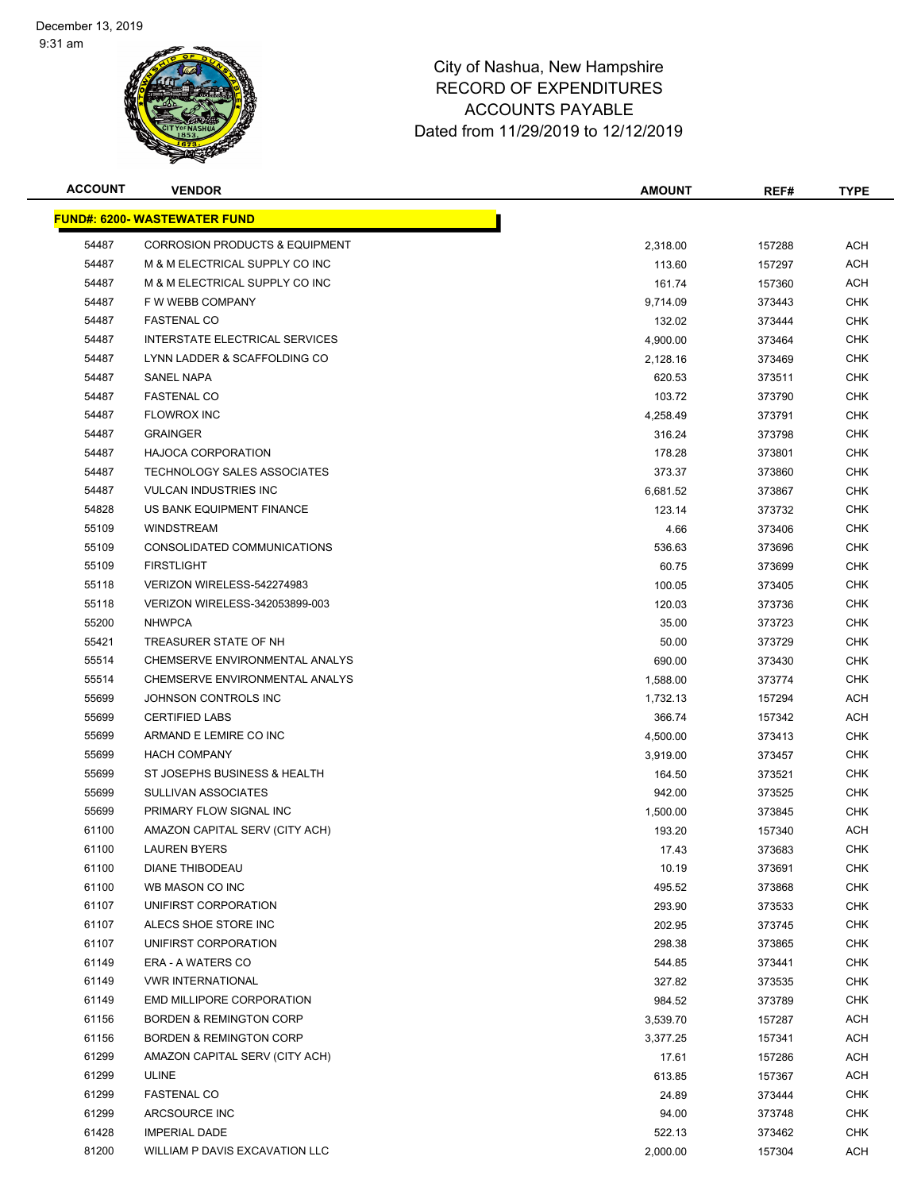December 13, 2019
9:31 am

# City of Nashua, New Hampshire
# RECORD OF EXPENDITURES
# ACCOUNTS PAYABLE
# Dated from 11/29/2019 to 12/12/2019

| ACCOUNT | VENDOR | AMOUNT | REF# | TYPE |
|---|---|---|---|---|
| **FUND#: 6200- WASTEWATER FUND** | | | | |
| 54487 | CORROSION PRODUCTS & EQUIPMENT | 2,318.00 | 157288 | ACH |
| 54487 | M & M ELECTRICAL SUPPLY CO INC | 113.60 | 157297 | ACH |
| 54487 | M & M ELECTRICAL SUPPLY CO INC | 161.74 | 157360 | ACH |
| 54487 | F W WEBB COMPANY | 9,714.09 | 373443 | CHK |
| 54487 | FASTENAL CO | 132.02 | 373444 | CHK |
| 54487 | INTERSTATE ELECTRICAL SERVICES | 4,900.00 | 373464 | CHK |
| 54487 | LYNN LADDER & SCAFFOLDING CO | 2,128.16 | 373469 | CHK |
| 54487 | SANEL NAPA | 620.53 | 373511 | CHK |
| 54487 | FASTENAL CO | 103.72 | 373790 | CHK |
| 54487 | FLOWROX INC | 4,258.49 | 373791 | CHK |
| 54487 | GRAINGER | 316.24 | 373798 | CHK |
| 54487 | HAJOCA CORPORATION | 178.28 | 373801 | CHK |
| 54487 | TECHNOLOGY SALES ASSOCIATES | 373.37 | 373860 | CHK |
| 54487 | VULCAN INDUSTRIES INC | 6,681.52 | 373867 | CHK |
| 54828 | US BANK EQUIPMENT FINANCE | 123.14 | 373732 | CHK |
| 55109 | WINDSTREAM | 4.66 | 373406 | CHK |
| 55109 | CONSOLIDATED COMMUNICATIONS | 536.63 | 373696 | CHK |
| 55109 | FIRSTLIGHT | 60.75 | 373699 | CHK |
| 55118 | VERIZON WIRELESS-542274983 | 100.05 | 373405 | CHK |
| 55118 | VERIZON WIRELESS-342053899-003 | 120.03 | 373736 | CHK |
| 55200 | NHWPCA | 35.00 | 373723 | CHK |
| 55421 | TREASURER STATE OF NH | 50.00 | 373729 | CHK |
| 55514 | CHEMSERVE ENVIRONMENTAL ANALYS | 690.00 | 373430 | CHK |
| 55514 | CHEMSERVE ENVIRONMENTAL ANALYS | 1,588.00 | 373774 | CHK |
| 55699 | JOHNSON CONTROLS INC | 1,732.13 | 157294 | ACH |
| 55699 | CERTIFIED LABS | 366.74 | 157342 | ACH |
| 55699 | ARMAND E LEMIRE CO INC | 4,500.00 | 373413 | CHK |
| 55699 | HACH COMPANY | 3,919.00 | 373457 | CHK |
| 55699 | ST JOSEPHS BUSINESS & HEALTH | 164.50 | 373521 | CHK |
| 55699 | SULLIVAN ASSOCIATES | 942.00 | 373525 | CHK |
| 55699 | PRIMARY FLOW SIGNAL INC | 1,500.00 | 373845 | CHK |
| 61100 | AMAZON CAPITAL SERV (CITY ACH) | 193.20 | 157340 | ACH |
| 61100 | LAUREN BYERS | 17.43 | 373683 | CHK |
| 61100 | DIANE THIBODEAU | 10.19 | 373691 | CHK |
| 61100 | WB MASON CO INC | 495.52 | 373868 | CHK |
| 61107 | UNIFIRST CORPORATION | 293.90 | 373533 | CHK |
| 61107 | ALECS SHOE STORE INC | 202.95 | 373745 | CHK |
| 61107 | UNIFIRST CORPORATION | 298.38 | 373865 | CHK |
| 61149 | ERA - A WATERS CO | 544.85 | 373441 | CHK |
| 61149 | VWR INTERNATIONAL | 327.82 | 373535 | CHK |
| 61149 | EMD MILLIPORE CORPORATION | 984.52 | 373789 | CHK |
| 61156 | BORDEN & REMINGTON CORP | 3,539.70 | 157287 | ACH |
| 61156 | BORDEN & REMINGTON CORP | 3,377.25 | 157341 | ACH |
| 61299 | AMAZON CAPITAL SERV (CITY ACH) | 17.61 | 157286 | ACH |
| 61299 | ULINE | 613.85 | 157367 | ACH |
| 61299 | FASTENAL CO | 24.89 | 373444 | CHK |
| 61299 | ARCSOURCE INC | 94.00 | 373748 | CHK |
| 61428 | IMPERIAL DADE | 522.13 | 373462 | CHK |
| 81200 | WILLIAM P DAVIS EXCAVATION LLC | 2,000.00 | 157304 | ACH |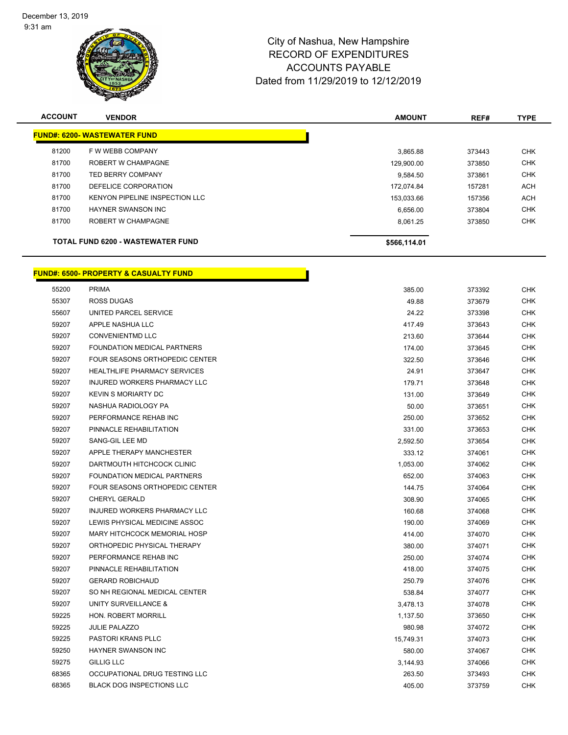# City of Nashua, New Hampshire
# RECORD OF EXPENDITURES
# ACCOUNTS PAYABLE
# Dated from 11/29/2019 to 12/12/2019

| ACCOUNT | VENDOR | AMOUNT | REF# | TYPE |
|---|---|---|---|---|
| **FUND#: 6200- WASTEWATER FUND** | | | | |
| 81200 | F W WEBB COMPANY | 3,865.88 | 373443 | CHK |
| 81700 | ROBERT W CHAMPAGNE | 129,900.00 | 373850 | CHK |
| 81700 | TED BERRY COMPANY | 9,584.50 | 373861 | CHK |
| 81700 | DEFELICE CORPORATION | 172,074.84 | 157281 | ACH |
| 81700 | KENYON PIPELINE INSPECTION LLC | 153,033.66 | 157356 | ACH |
| 81700 | HAYNER SWANSON INC | 6,656.00 | 373804 | CHK |
| 81700 | ROBERT W CHAMPAGNE | 8,061.25 | 373850 | CHK |
| **TOTAL FUND 6200 - WASTEWATER FUND** | | **$566,114.01** | | |

| ACCOUNT | VENDOR | AMOUNT | REF# | TYPE |
|---|---|---|---|---|
| **FUND#: 6500- PROPERTY & CASUALTY FUND** | | | | |
| 55200 | PRIMA | 385.00 | 373392 | CHK |
| 55307 | ROSS DUGAS | 49.88 | 373679 | CHK |
| 55607 | UNITED PARCEL SERVICE | 24.22 | 373398 | CHK |
| 59207 | APPLE NASHUA LLC | 417.49 | 373643 | CHK |
| 59207 | CONVENIENTMD LLC | 213.60 | 373644 | CHK |
| 59207 | FOUNDATION MEDICAL PARTNERS | 174.00 | 373645 | CHK |
| 59207 | FOUR SEASONS ORTHOPEDIC CENTER | 322.50 | 373646 | CHK |
| 59207 | HEALTHLIFE PHARMACY SERVICES | 24.91 | 373647 | CHK |
| 59207 | INJURED WORKERS PHARMACY LLC | 179.71 | 373648 | CHK |
| 59207 | KEVIN S MORIARTY DC | 131.00 | 373649 | CHK |
| 59207 | NASHUA RADIOLOGY PA | 50.00 | 373651 | CHK |
| 59207 | PERFORMANCE REHAB INC | 250.00 | 373652 | CHK |
| 59207 | PINNACLE REHABILITATION | 331.00 | 373653 | CHK |
| 59207 | SANG-GIL LEE MD | 2,592.50 | 373654 | CHK |
| 59207 | APPLE THERAPY MANCHESTER | 333.12 | 374061 | CHK |
| 59207 | DARTMOUTH HITCHCOCK CLINIC | 1,053.00 | 374062 | CHK |
| 59207 | FOUNDATION MEDICAL PARTNERS | 652.00 | 374063 | CHK |
| 59207 | FOUR SEASONS ORTHOPEDIC CENTER | 144.75 | 374064 | CHK |
| 59207 | CHERYL GERALD | 308.90 | 374065 | CHK |
| 59207 | INJURED WORKERS PHARMACY LLC | 160.68 | 374068 | CHK |
| 59207 | LEWIS PHYSICAL MEDICINE ASSOC | 190.00 | 374069 | CHK |
| 59207 | MARY HITCHCOCK MEMORIAL HOSP | 414.00 | 374070 | CHK |
| 59207 | ORTHOPEDIC PHYSICAL THERAPY | 380.00 | 374071 | CHK |
| 59207 | PERFORMANCE REHAB INC | 250.00 | 374074 | CHK |
| 59207 | PINNACLE REHABILITATION | 418.00 | 374075 | CHK |
| 59207 | GERARD ROBICHAUD | 250.79 | 374076 | CHK |
| 59207 | SO NH REGIONAL MEDICAL CENTER | 538.84 | 374077 | CHK |
| 59207 | UNITY SURVEILLANCE & | 3,478.13 | 374078 | CHK |
| 59225 | HON. ROBERT MORRILL | 1,137.50 | 373650 | CHK |
| 59225 | JULIE PALAZZO | 980.98 | 374072 | CHK |
| 59225 | PASTORI KRANS PLLC | 15,749.31 | 374073 | CHK |
| 59250 | HAYNER SWANSON INC | 580.00 | 374067 | CHK |
| 59275 | GILLIG LLC | 3,144.93 | 374066 | CHK |
| 68365 | OCCUPATIONAL DRUG TESTING LLC | 263.50 | 373493 | CHK |
| 68365 | BLACK DOG INSPECTIONS LLC | 405.00 | 373759 | CHK |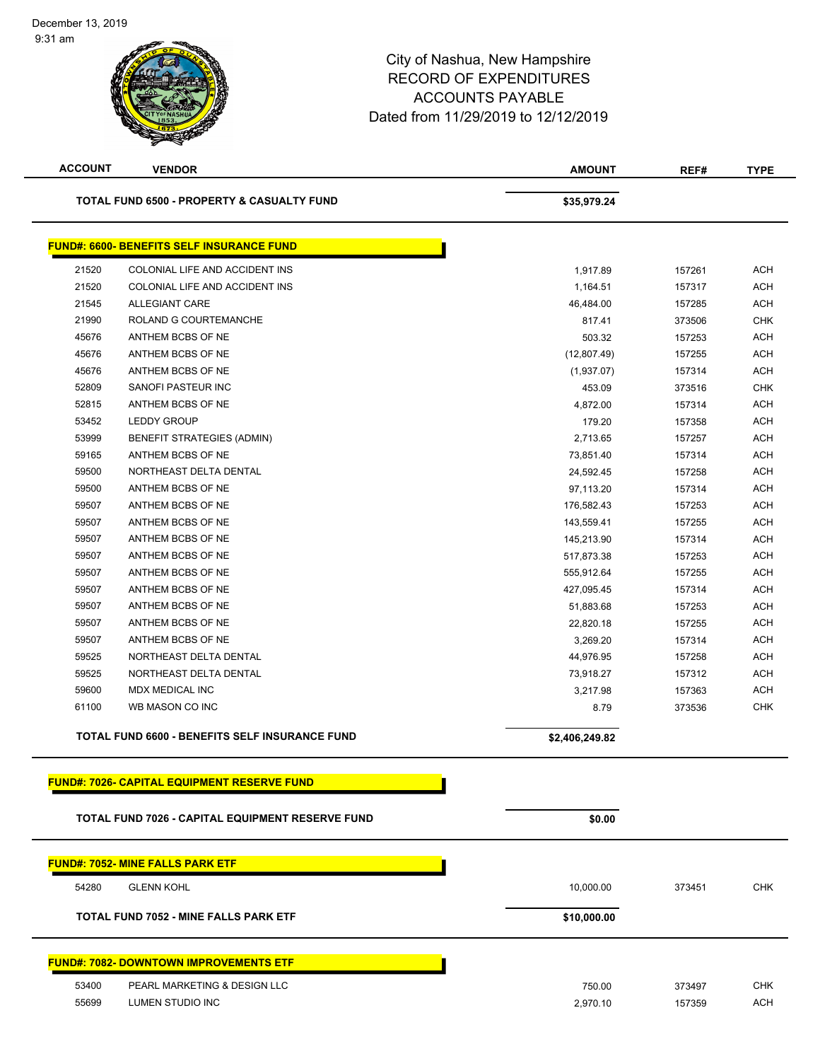December 13, 2019
9:31 am

# City of Nashua, New Hampshire
## RECORD OF EXPENDITURES
## ACCOUNTS PAYABLE
## Dated from 11/29/2019 to 12/12/2019

| ACCOUNT | VENDOR | AMOUNT | REF# | TYPE |
|---|---|---|---|---|
| | **TOTAL FUND 6500 - PROPERTY & CASUALTY FUND** | **$35,979.24** | | |
| | **FUND#: 6600- BENEFITS SELF INSURANCE FUND** | | | |
| 21520 | COLONIAL LIFE AND ACCIDENT INS | 1,917.89 | 157261 | ACH |
| 21520 | COLONIAL LIFE AND ACCIDENT INS | 1,164.51 | 157317 | ACH |
| 21545 | ALLEGIANT CARE | 46,484.00 | 157285 | ACH |
| 21990 | ROLAND G COURTEMANCHE | 817.41 | 373506 | CHK |
| 45676 | ANTHEM BCBS OF NE | 503.32 | 157253 | ACH |
| 45676 | ANTHEM BCBS OF NE | (12,807.49) | 157255 | ACH |
| 45676 | ANTHEM BCBS OF NE | (1,937.07) | 157314 | ACH |
| 52809 | SANOFI PASTEUR INC | 453.09 | 373516 | CHK |
| 52815 | ANTHEM BCBS OF NE | 4,872.00 | 157314 | ACH |
| 53452 | LEDDY GROUP | 179.20 | 157358 | ACH |
| 53999 | BENEFIT STRATEGIES (ADMIN) | 2,713.65 | 157257 | ACH |
| 59165 | ANTHEM BCBS OF NE | 73,851.40 | 157314 | ACH |
| 59500 | NORTHEAST DELTA DENTAL | 24,592.45 | 157258 | ACH |
| 59500 | ANTHEM BCBS OF NE | 97,113.20 | 157314 | ACH |
| 59507 | ANTHEM BCBS OF NE | 176,582.43 | 157253 | ACH |
| 59507 | ANTHEM BCBS OF NE | 143,559.41 | 157255 | ACH |
| 59507 | ANTHEM BCBS OF NE | 145,213.90 | 157314 | ACH |
| 59507 | ANTHEM BCBS OF NE | 517,873.38 | 157253 | ACH |
| 59507 | ANTHEM BCBS OF NE | 555,912.64 | 157255 | ACH |
| 59507 | ANTHEM BCBS OF NE | 427,095.45 | 157314 | ACH |
| 59507 | ANTHEM BCBS OF NE | 51,883.68 | 157253 | ACH |
| 59507 | ANTHEM BCBS OF NE | 22,820.18 | 157255 | ACH |
| 59507 | ANTHEM BCBS OF NE | 3,269.20 | 157314 | ACH |
| 59525 | NORTHEAST DELTA DENTAL | 44,976.95 | 157258 | ACH |
| 59525 | NORTHEAST DELTA DENTAL | 73,918.27 | 157312 | ACH |
| 59600 | MDX MEDICAL INC | 3,217.98 | 157363 | ACH |
| 61100 | WB MASON CO INC | 8.79 | 373536 | CHK |
| | **TOTAL FUND 6600 - BENEFITS SELF INSURANCE FUND** | **$2,406,249.82** | | |
| | **FUND#: 7026- CAPITAL EQUIPMENT RESERVE FUND** | | | |
| | **TOTAL FUND 7026 - CAPITAL EQUIPMENT RESERVE FUND** | **$0.00** | | |
| | **FUND#: 7052- MINE FALLS PARK ETF** | | | |
| 54280 | GLENN KOHL | 10,000.00 | 373451 | CHK |
| | **TOTAL FUND 7052 - MINE FALLS PARK ETF** | **$10,000.00** | | |
| | **FUND#: 7082- DOWNTOWN IMPROVEMENTS ETF** | | | |
| 53400 | PEARL MARKETING & DESIGN LLC | 750.00 | 373497 | CHK |
| 55699 | LUMEN STUDIO INC | 2,970.10 | 157359 | ACH |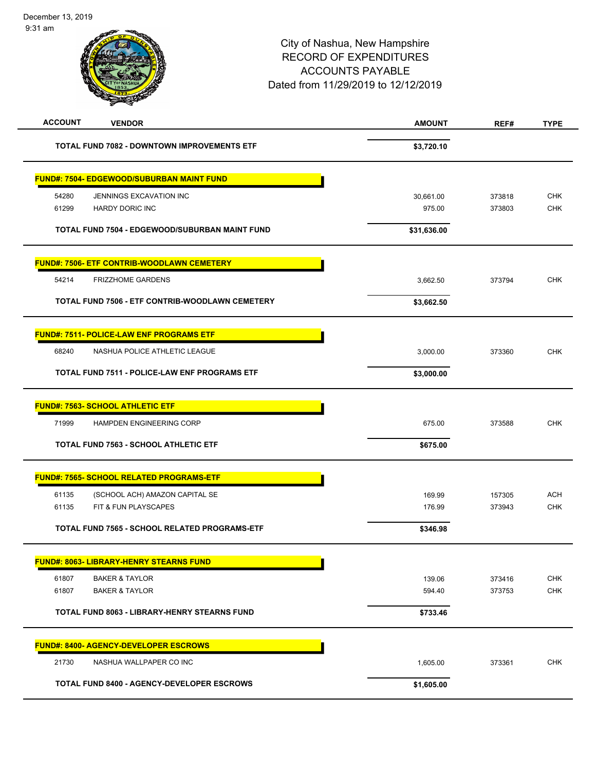December 13, 2019
9:31 am

# City of Nashua, New Hampshire
## RECORD OF EXPENDITURES
## ACCOUNTS PAYABLE
## Dated from 11/29/2019 to 12/12/2019

| ACCOUNT | VENDOR | AMOUNT | REF# | TYPE |
|---|---|---|---|---|
| | **TOTAL FUND 7082 - DOWNTOWN IMPROVEMENTS ETF** | **$3,720.10** | | |
| | **FUND#: 7504- EDGEWOOD/SUBURBAN MAINT FUND** | | | |
| 54280 | JENNINGS EXCAVATION INC | 30,661.00 | 373818 | CHK |
| 61299 | HARDY DORIC INC | 975.00 | 373803 | CHK |
| | **TOTAL FUND 7504 - EDGEWOOD/SUBURBAN MAINT FUND** | **$31,636.00** | | |
| | **FUND#: 7506- ETF CONTRIB-WOODLAWN CEMETERY** | | | |
| 54214 | FRIZZHOME GARDENS | 3,662.50 | 373794 | CHK |
| | **TOTAL FUND 7506 - ETF CONTRIB-WOODLAWN CEMETERY** | **$3,662.50** | | |
| | **FUND#: 7511- POLICE-LAW ENF PROGRAMS ETF** | | | |
| 68240 | NASHUA POLICE ATHLETIC LEAGUE | 3,000.00 | 373360 | CHK |
| | **TOTAL FUND 7511 - POLICE-LAW ENF PROGRAMS ETF** | **$3,000.00** | | |
| | **FUND#: 7563- SCHOOL ATHLETIC ETF** | | | |
| 71999 | HAMPDEN ENGINEERING CORP | 675.00 | 373588 | CHK |
| | **TOTAL FUND 7563 - SCHOOL ATHLETIC ETF** | **$675.00** | | |
| | **FUND#: 7565- SCHOOL RELATED PROGRAMS-ETF** | | | |
| 61135 | (SCHOOL ACH) AMAZON CAPITAL SE | 169.99 | 157305 | ACH |
| 61135 | FIT & FUN PLAYSCAPES | 176.99 | 373943 | CHK |
| | **TOTAL FUND 7565 - SCHOOL RELATED PROGRAMS-ETF** | **$346.98** | | |
| | **FUND#: 8063- LIBRARY-HENRY STEARNS FUND** | | | |
| 61807 | BAKER & TAYLOR | 139.06 | 373416 | CHK |
| 61807 | BAKER & TAYLOR | 594.40 | 373753 | CHK |
| | **TOTAL FUND 8063 - LIBRARY-HENRY STEARNS FUND** | **$733.46** | | |
| | **FUND#: 8400- AGENCY-DEVELOPER ESCROWS** | | | |
| 21730 | NASHUA WALLPAPER CO INC | 1,605.00 | 373361 | CHK |
| | **TOTAL FUND 8400 - AGENCY-DEVELOPER ESCROWS** | **$1,605.00** | | |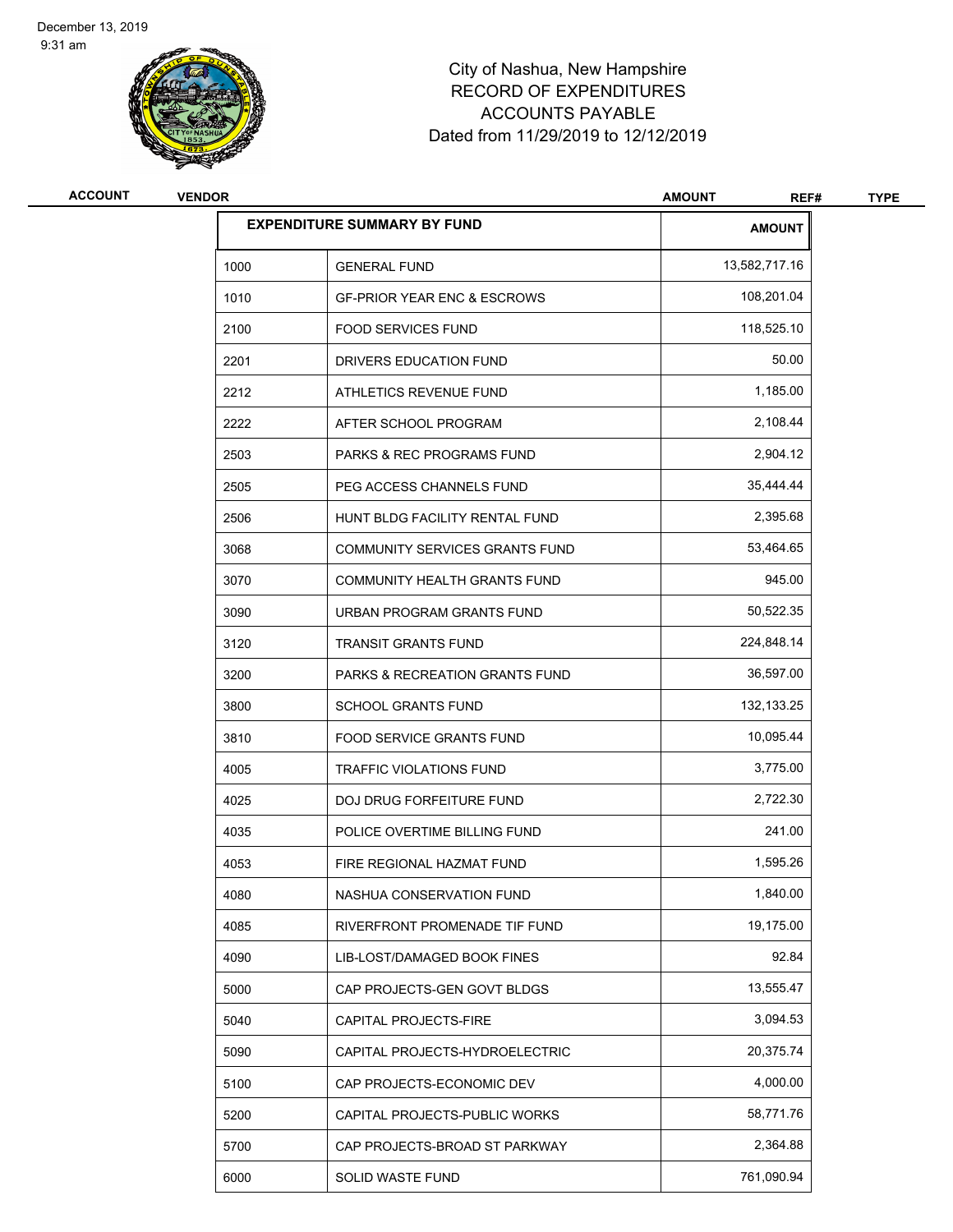City of Nashua, New Hampshire
RECORD OF EXPENDITURES
ACCOUNTS PAYABLE
Dated from 11/29/2019 to 12/12/2019

| ACCOUNT | VENDOR | AMOUNT | REF# | TYPE |
|---|---|---|---|---|

| EXPENDITURE SUMMARY BY FUND | | AMOUNT |
|---|---|---|
| 1000 | GENERAL FUND | 13,582,717.16 |
| 1010 | GF-PRIOR YEAR ENC & ESCROWS | 108,201.04 |
| 2100 | FOOD SERVICES FUND | 118,525.10 |
| 2201 | DRIVERS EDUCATION FUND | 50.00 |
| 2212 | ATHLETICS REVENUE FUND | 1,185.00 |
| 2222 | AFTER SCHOOL PROGRAM | 2,108.44 |
| 2503 | PARKS & REC PROGRAMS FUND | 2,904.12 |
| 2505 | PEG ACCESS CHANNELS FUND | 35,444.44 |
| 2506 | HUNT BLDG FACILITY RENTAL FUND | 2,395.68 |
| 3068 | COMMUNITY SERVICES GRANTS FUND | 53,464.65 |
| 3070 | COMMUNITY HEALTH GRANTS FUND | 945.00 |
| 3090 | URBAN PROGRAM GRANTS FUND | 50,522.35 |
| 3120 | TRANSIT GRANTS FUND | 224,848.14 |
| 3200 | PARKS & RECREATION GRANTS FUND | 36,597.00 |
| 3800 | SCHOOL GRANTS FUND | 132,133.25 |
| 3810 | FOOD SERVICE GRANTS FUND | 10,095.44 |
| 4005 | TRAFFIC VIOLATIONS FUND | 3,775.00 |
| 4025 | DOJ DRUG FORFEITURE FUND | 2,722.30 |
| 4035 | POLICE OVERTIME BILLING FUND | 241.00 |
| 4053 | FIRE REGIONAL HAZMAT FUND | 1,595.26 |
| 4080 | NASHUA CONSERVATION FUND | 1,840.00 |
| 4085 | RIVERFRONT PROMENADE TIF FUND | 19,175.00 |
| 4090 | LIB-LOST/DAMAGED BOOK FINES | 92.84 |
| 5000 | CAP PROJECTS-GEN GOVT BLDGS | 13,555.47 |
| 5040 | CAPITAL PROJECTS-FIRE | 3,094.53 |
| 5090 | CAPITAL PROJECTS-HYDROELECTRIC | 20,375.74 |
| 5100 | CAP PROJECTS-ECONOMIC DEV | 4,000.00 |
| 5200 | CAPITAL PROJECTS-PUBLIC WORKS | 58,771.76 |
| 5700 | CAP PROJECTS-BROAD ST PARKWAY | 2,364.88 |
| 6000 | SOLID WASTE FUND | 761,090.94 |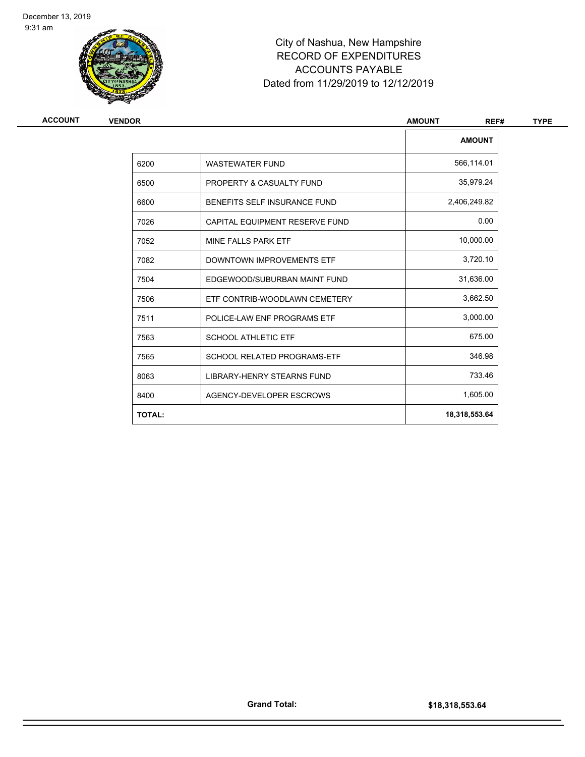December 13, 2019
9:31 am

# City of Nashua, New Hampshire
## RECORD OF EXPENDITURES
## ACCOUNTS PAYABLE
## Dated from 11/29/2019 to 12/12/2019

| ACCOUNT | VENDOR | AMOUNT | REF# | TYPE |
|---|---|---|---|---|

| | | AMOUNT |
|---|---|---|
| 6200 | WASTEWATER FUND | 566,114.01 |
| 6500 | PROPERTY & CASUALTY FUND | 35,979.24 |
| 6600 | BENEFITS SELF INSURANCE FUND | 2,406,249.82 |
| 7026 | CAPITAL EQUIPMENT RESERVE FUND | 0.00 |
| 7052 | MINE FALLS PARK ETF | 10,000.00 |
| 7082 | DOWNTOWN IMPROVEMENTS ETF | 3,720.10 |
| 7504 | EDGEWOOD/SUBURBAN MAINT FUND | 31,636.00 |
| 7506 | ETF CONTRIB-WOODLAWN CEMETERY | 3,662.50 |
| 7511 | POLICE-LAW ENF PROGRAMS ETF | 3,000.00 |
| 7563 | SCHOOL ATHLETIC ETF | 675.00 |
| 7565 | SCHOOL RELATED PROGRAMS-ETF | 346.98 |
| 8063 | LIBRARY-HENRY STEARNS FUND | 733.46 |
| 8400 | AGENCY-DEVELOPER ESCROWS | 1,605.00 |
| **TOTAL:** | | **18,318,553.64** |

**Grand Total:** **$18,318,553.64**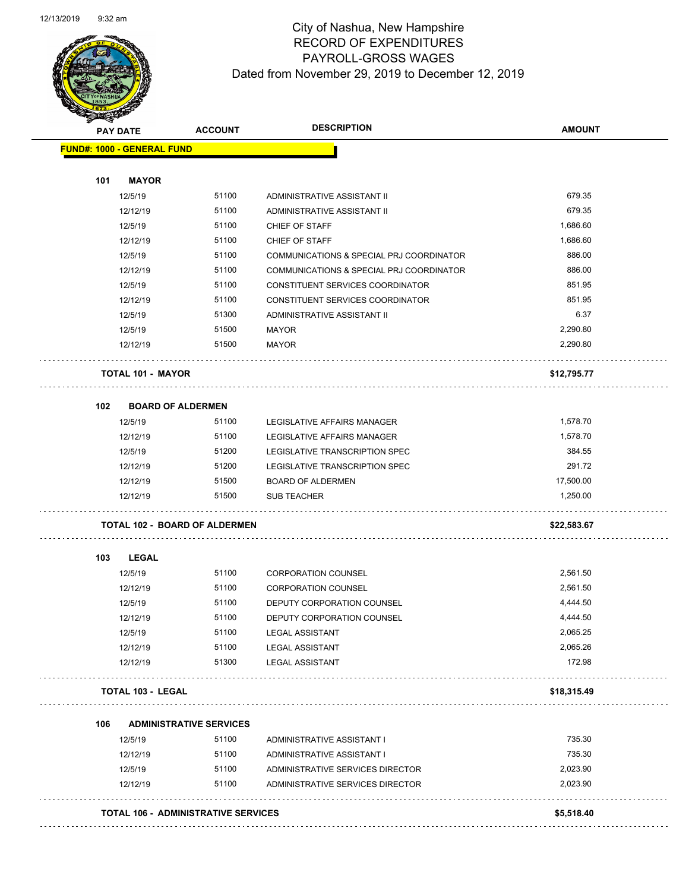# City of Nashua, New Hampshire
## RECORD OF EXPENDITURES
## PAYROLL-GROSS WAGES
### Dated from November 29, 2019 to December 12, 2019

| PAY DATE | ACCOUNT | DESCRIPTION | AMOUNT |
|---|---|---|---|
| **FUND#: 1000 - GENERAL FUND** | | | |
| **101 MAYOR** | | | |
| 12/5/19 | 51100 | ADMINISTRATIVE ASSISTANT II | 679.35 |
| 12/12/19 | 51100 | ADMINISTRATIVE ASSISTANT II | 679.35 |
| 12/5/19 | 51100 | CHIEF OF STAFF | 1,686.60 |
| 12/12/19 | 51100 | CHIEF OF STAFF | 1,686.60 |
| 12/5/19 | 51100 | COMMUNICATIONS & SPECIAL PRJ COORDINATOR | 886.00 |
| 12/12/19 | 51100 | COMMUNICATIONS & SPECIAL PRJ COORDINATOR | 886.00 |
| 12/5/19 | 51100 | CONSTITUENT SERVICES COORDINATOR | 851.95 |
| 12/12/19 | 51100 | CONSTITUENT SERVICES COORDINATOR | 851.95 |
| 12/5/19 | 51300 | ADMINISTRATIVE ASSISTANT II | 6.37 |
| 12/5/19 | 51500 | MAYOR | 2,290.80 |
| 12/12/19 | 51500 | MAYOR | 2,290.80 |
| **TOTAL 101 - MAYOR** | | | **$12,795.77** |
| **102 BOARD OF ALDERMEN** | | | |
| 12/5/19 | 51100 | LEGISLATIVE AFFAIRS MANAGER | 1,578.70 |
| 12/12/19 | 51100 | LEGISLATIVE AFFAIRS MANAGER | 1,578.70 |
| 12/5/19 | 51200 | LEGISLATIVE TRANSCRIPTION SPEC | 384.55 |
| 12/12/19 | 51200 | LEGISLATIVE TRANSCRIPTION SPEC | 291.72 |
| 12/12/19 | 51500 | BOARD OF ALDERMEN | 17,500.00 |
| 12/12/19 | 51500 | SUB TEACHER | 1,250.00 |
| **TOTAL 102 - BOARD OF ALDERMEN** | | | **$22,583.67** |
| **103 LEGAL** | | | |
| 12/5/19 | 51100 | CORPORATION COUNSEL | 2,561.50 |
| 12/12/19 | 51100 | CORPORATION COUNSEL | 2,561.50 |
| 12/5/19 | 51100 | DEPUTY CORPORATION COUNSEL | 4,444.50 |
| 12/12/19 | 51100 | DEPUTY CORPORATION COUNSEL | 4,444.50 |
| 12/5/19 | 51100 | LEGAL ASSISTANT | 2,065.25 |
| 12/12/19 | 51100 | LEGAL ASSISTANT | 2,065.26 |
| 12/12/19 | 51300 | LEGAL ASSISTANT | 172.98 |
| **TOTAL 103 - LEGAL** | | | **$18,315.49** |
| **106 ADMINISTRATIVE SERVICES** | | | |
| 12/5/19 | 51100 | ADMINISTRATIVE ASSISTANT I | 735.30 |
| 12/12/19 | 51100 | ADMINISTRATIVE ASSISTANT I | 735.30 |
| 12/5/19 | 51100 | ADMINISTRATIVE SERVICES DIRECTOR | 2,023.90 |
| 12/12/19 | 51100 | ADMINISTRATIVE SERVICES DIRECTOR | 2,023.90 |
| **TOTAL 106 - ADMINISTRATIVE SERVICES** | | | **$5,518.40** |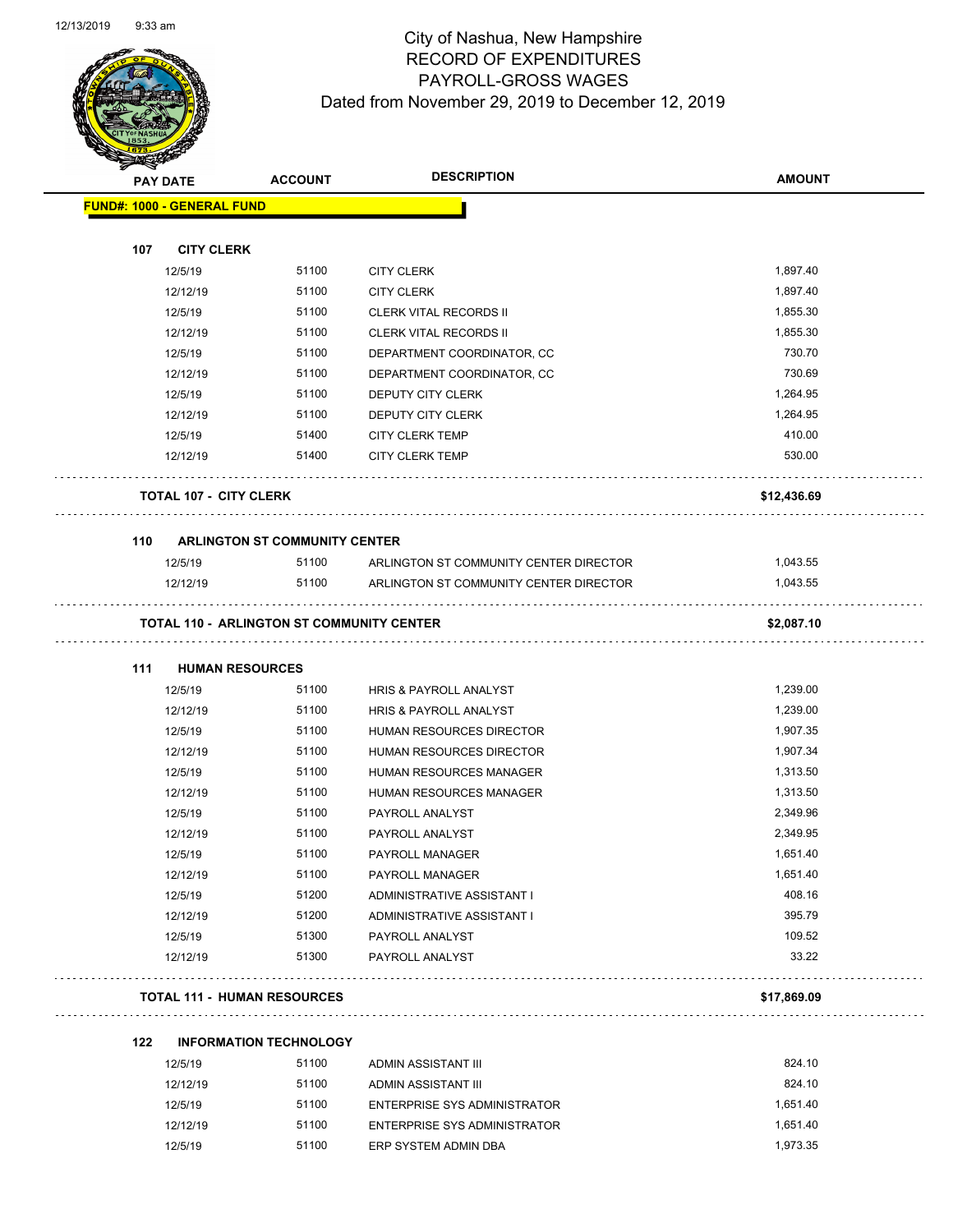City of Nashua, New Hampshire
RECORD OF EXPENDITURES
PAYROLL-GROSS WAGES
Dated from November 29, 2019 to December 12, 2019

| PAY DATE | ACCOUNT | DESCRIPTION | AMOUNT |
|---|---|---|---|
| **FUND#: 1000 - GENERAL FUND** | | | |
| **107 CITY CLERK** | | | |
| 12/5/19 | 51100 | CITY CLERK | 1,897.40 |
| 12/12/19 | 51100 | CITY CLERK | 1,897.40 |
| 12/5/19 | 51100 | CLERK VITAL RECORDS II | 1,855.30 |
| 12/12/19 | 51100 | CLERK VITAL RECORDS II | 1,855.30 |
| 12/5/19 | 51100 | DEPARTMENT COORDINATOR, CC | 730.70 |
| 12/12/19 | 51100 | DEPARTMENT COORDINATOR, CC | 730.69 |
| 12/5/19 | 51100 | DEPUTY CITY CLERK | 1,264.95 |
| 12/12/19 | 51100 | DEPUTY CITY CLERK | 1,264.95 |
| 12/5/19 | 51400 | CITY CLERK TEMP | 410.00 |
| 12/12/19 | 51400 | CITY CLERK TEMP | 530.00 |
| **TOTAL 107 - CITY CLERK** | | | **$12,436.69** |
| **110 ARLINGTON ST COMMUNITY CENTER** | | | |
| 12/5/19 | 51100 | ARLINGTON ST COMMUNITY CENTER DIRECTOR | 1,043.55 |
| 12/12/19 | 51100 | ARLINGTON ST COMMUNITY CENTER DIRECTOR | 1,043.55 |
| **TOTAL 110 - ARLINGTON ST COMMUNITY CENTER** | | | **$2,087.10** |
| **111 HUMAN RESOURCES** | | | |
| 12/5/19 | 51100 | HRIS & PAYROLL ANALYST | 1,239.00 |
| 12/12/19 | 51100 | HRIS & PAYROLL ANALYST | 1,239.00 |
| 12/5/19 | 51100 | HUMAN RESOURCES DIRECTOR | 1,907.35 |
| 12/12/19 | 51100 | HUMAN RESOURCES DIRECTOR | 1,907.34 |
| 12/5/19 | 51100 | HUMAN RESOURCES MANAGER | 1,313.50 |
| 12/12/19 | 51100 | HUMAN RESOURCES MANAGER | 1,313.50 |
| 12/5/19 | 51100 | PAYROLL ANALYST | 2,349.96 |
| 12/12/19 | 51100 | PAYROLL ANALYST | 2,349.95 |
| 12/5/19 | 51100 | PAYROLL MANAGER | 1,651.40 |
| 12/12/19 | 51100 | PAYROLL MANAGER | 1,651.40 |
| 12/5/19 | 51200 | ADMINISTRATIVE ASSISTANT I | 408.16 |
| 12/12/19 | 51200 | ADMINISTRATIVE ASSISTANT I | 395.79 |
| 12/5/19 | 51300 | PAYROLL ANALYST | 109.52 |
| 12/12/19 | 51300 | PAYROLL ANALYST | 33.22 |
| **TOTAL 111 - HUMAN RESOURCES** | | | **$17,869.09** |
| **122 INFORMATION TECHNOLOGY** | | | |
| 12/5/19 | 51100 | ADMIN ASSISTANT III | 824.10 |
| 12/12/19 | 51100 | ADMIN ASSISTANT III | 824.10 |
| 12/5/19 | 51100 | ENTERPRISE SYS ADMINISTRATOR | 1,651.40 |
| 12/12/19 | 51100 | ENTERPRISE SYS ADMINISTRATOR | 1,651.40 |
| 12/5/19 | 51100 | ERP SYSTEM ADMIN DBA | 1,973.35 |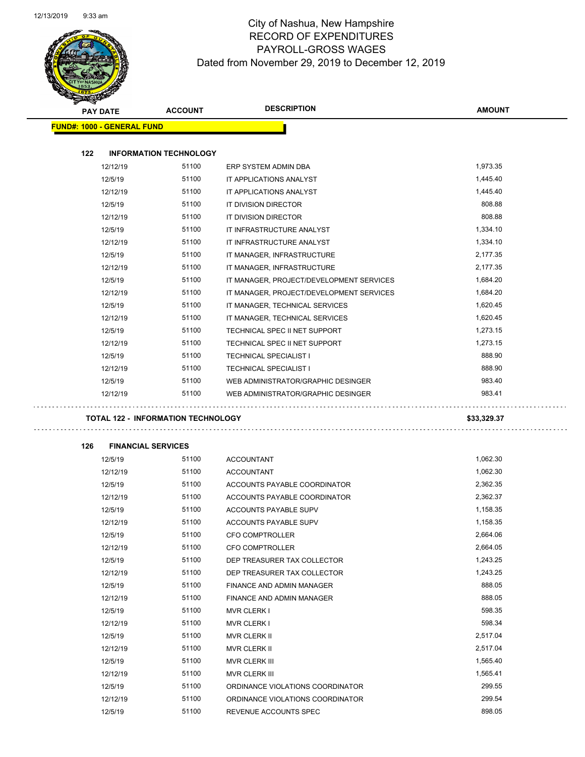# City of Nashua, New Hampshire
# RECORD OF EXPENDITURES
# PAYROLL-GROSS WAGES
# Dated from November 29, 2019 to December 12, 2019

| PAY DATE | ACCOUNT | DESCRIPTION | AMOUNT |
|---|---|---|---|
| **FUND#: 1000 - GENERAL FUND** | | | |
| **122 INFORMATION TECHNOLOGY** | | | |
| 12/12/19 | 51100 | ERP SYSTEM ADMIN DBA | 1,973.35 |
| 12/5/19 | 51100 | IT APPLICATIONS ANALYST | 1,445.40 |
| 12/12/19 | 51100 | IT APPLICATIONS ANALYST | 1,445.40 |
| 12/5/19 | 51100 | IT DIVISION DIRECTOR | 808.88 |
| 12/12/19 | 51100 | IT DIVISION DIRECTOR | 808.88 |
| 12/5/19 | 51100 | IT INFRASTRUCTURE ANALYST | 1,334.10 |
| 12/12/19 | 51100 | IT INFRASTRUCTURE ANALYST | 1,334.10 |
| 12/5/19 | 51100 | IT MANAGER, INFRASTRUCTURE | 2,177.35 |
| 12/12/19 | 51100 | IT MANAGER, INFRASTRUCTURE | 2,177.35 |
| 12/5/19 | 51100 | IT MANAGER, PROJECT/DEVELOPMENT SERVICES | 1,684.20 |
| 12/12/19 | 51100 | IT MANAGER, PROJECT/DEVELOPMENT SERVICES | 1,684.20 |
| 12/5/19 | 51100 | IT MANAGER, TECHNICAL SERVICES | 1,620.45 |
| 12/12/19 | 51100 | IT MANAGER, TECHNICAL SERVICES | 1,620.45 |
| 12/5/19 | 51100 | TECHNICAL SPEC II NET SUPPORT | 1,273.15 |
| 12/12/19 | 51100 | TECHNICAL SPEC II NET SUPPORT | 1,273.15 |
| 12/5/19 | 51100 | TECHNICAL SPECIALIST I | 888.90 |
| 12/12/19 | 51100 | TECHNICAL SPECIALIST I | 888.90 |
| 12/5/19 | 51100 | WEB ADMINISTRATOR/GRAPHIC DESINGER | 983.40 |
| 12/12/19 | 51100 | WEB ADMINISTRATOR/GRAPHIC DESINGER | 983.41 |
| **TOTAL 122 - INFORMATION TECHNOLOGY** | | | **$33,329.37** |
| **126 FINANCIAL SERVICES** | | | |
| 12/5/19 | 51100 | ACCOUNTANT | 1,062.30 |
| 12/12/19 | 51100 | ACCOUNTANT | 1,062.30 |
| 12/5/19 | 51100 | ACCOUNTS PAYABLE COORDINATOR | 2,362.35 |
| 12/12/19 | 51100 | ACCOUNTS PAYABLE COORDINATOR | 2,362.37 |
| 12/5/19 | 51100 | ACCOUNTS PAYABLE SUPV | 1,158.35 |
| 12/12/19 | 51100 | ACCOUNTS PAYABLE SUPV | 1,158.35 |
| 12/5/19 | 51100 | CFO COMPTROLLER | 2,664.06 |
| 12/12/19 | 51100 | CFO COMPTROLLER | 2,664.05 |
| 12/5/19 | 51100 | DEP TREASURER TAX COLLECTOR | 1,243.25 |
| 12/12/19 | 51100 | DEP TREASURER TAX COLLECTOR | 1,243.25 |
| 12/5/19 | 51100 | FINANCE AND ADMIN MANAGER | 888.05 |
| 12/12/19 | 51100 | FINANCE AND ADMIN MANAGER | 888.05 |
| 12/5/19 | 51100 | MVR CLERK I | 598.35 |
| 12/12/19 | 51100 | MVR CLERK I | 598.34 |
| 12/5/19 | 51100 | MVR CLERK II | 2,517.04 |
| 12/12/19 | 51100 | MVR CLERK II | 2,517.04 |
| 12/5/19 | 51100 | MVR CLERK III | 1,565.40 |
| 12/12/19 | 51100 | MVR CLERK III | 1,565.41 |
| 12/5/19 | 51100 | ORDINANCE VIOLATIONS COORDINATOR | 299.55 |
| 12/12/19 | 51100 | ORDINANCE VIOLATIONS COORDINATOR | 299.54 |
| 12/5/19 | 51100 | REVENUE ACCOUNTS SPEC | 898.05 |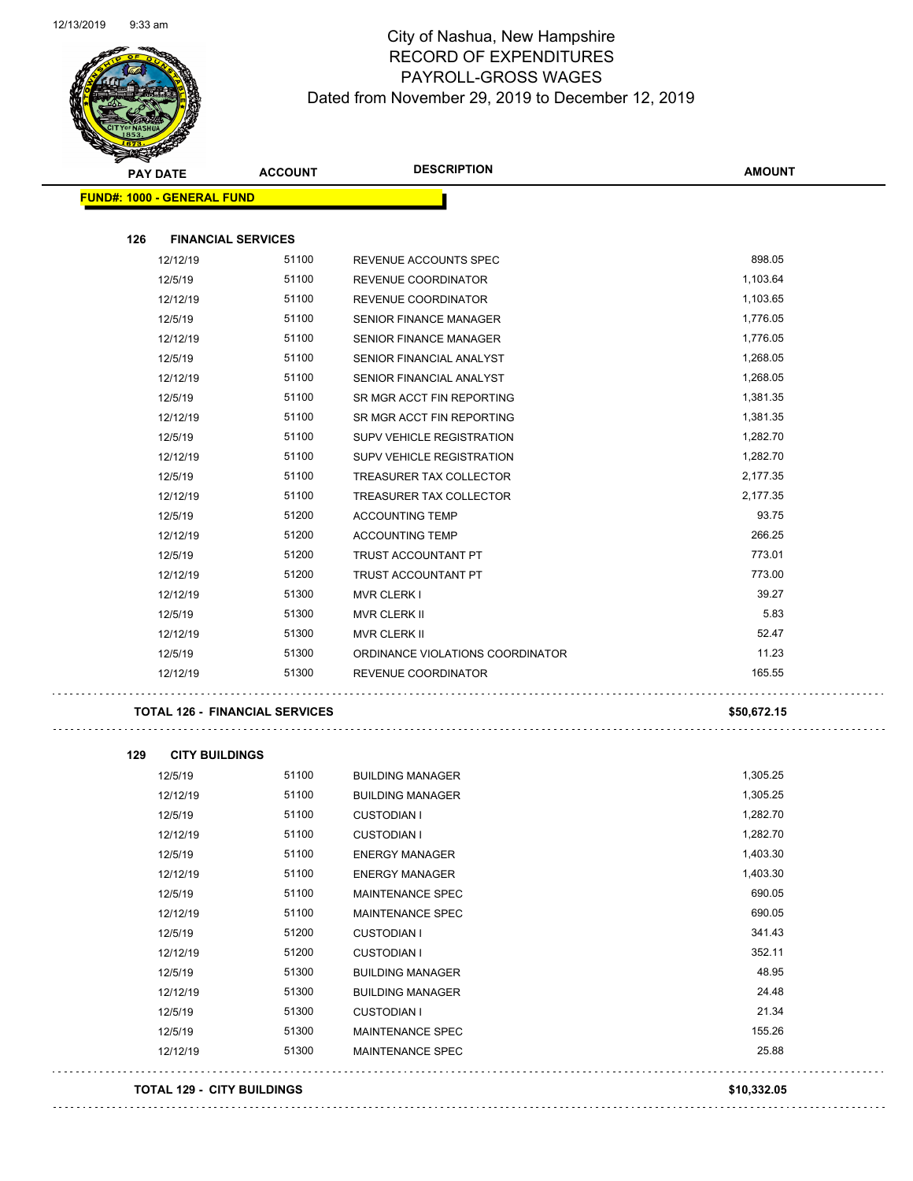# City of Nashua, New Hampshire
## RECORD OF EXPENDITURES
## PAYROLL-GROSS WAGES
### Dated from November 29, 2019 to December 12, 2019

| PAY DATE | ACCOUNT | DESCRIPTION | AMOUNT |
|---|---|---|---|
| **FUND#: 1000 - GENERAL FUND** | | | |
| **126 FINANCIAL SERVICES** | | | |
| 12/12/19 | 51100 | REVENUE ACCOUNTS SPEC | 898.05 |
| 12/5/19 | 51100 | REVENUE COORDINATOR | 1,103.64 |
| 12/12/19 | 51100 | REVENUE COORDINATOR | 1,103.65 |
| 12/5/19 | 51100 | SENIOR FINANCE MANAGER | 1,776.05 |
| 12/12/19 | 51100 | SENIOR FINANCE MANAGER | 1,776.05 |
| 12/5/19 | 51100 | SENIOR FINANCIAL ANALYST | 1,268.05 |
| 12/12/19 | 51100 | SENIOR FINANCIAL ANALYST | 1,268.05 |
| 12/5/19 | 51100 | SR MGR ACCT FIN REPORTING | 1,381.35 |
| 12/12/19 | 51100 | SR MGR ACCT FIN REPORTING | 1,381.35 |
| 12/5/19 | 51100 | SUPV VEHICLE REGISTRATION | 1,282.70 |
| 12/12/19 | 51100 | SUPV VEHICLE REGISTRATION | 1,282.70 |
| 12/5/19 | 51100 | TREASURER TAX COLLECTOR | 2,177.35 |
| 12/12/19 | 51100 | TREASURER TAX COLLECTOR | 2,177.35 |
| 12/5/19 | 51200 | ACCOUNTING TEMP | 93.75 |
| 12/12/19 | 51200 | ACCOUNTING TEMP | 266.25 |
| 12/5/19 | 51200 | TRUST ACCOUNTANT PT | 773.01 |
| 12/12/19 | 51200 | TRUST ACCOUNTANT PT | 773.00 |
| 12/12/19 | 51300 | MVR CLERK I | 39.27 |
| 12/5/19 | 51300 | MVR CLERK II | 5.83 |
| 12/12/19 | 51300 | MVR CLERK II | 52.47 |
| 12/5/19 | 51300 | ORDINANCE VIOLATIONS COORDINATOR | 11.23 |
| 12/12/19 | 51300 | REVENUE COORDINATOR | 165.55 |
| **TOTAL 126 - FINANCIAL SERVICES** | | | **$50,672.15** |
| **129 CITY BUILDINGS** | | | |
| 12/5/19 | 51100 | BUILDING MANAGER | 1,305.25 |
| 12/12/19 | 51100 | BUILDING MANAGER | 1,305.25 |
| 12/5/19 | 51100 | CUSTODIAN I | 1,282.70 |
| 12/12/19 | 51100 | CUSTODIAN I | 1,282.70 |
| 12/5/19 | 51100 | ENERGY MANAGER | 1,403.30 |
| 12/12/19 | 51100 | ENERGY MANAGER | 1,403.30 |
| 12/5/19 | 51100 | MAINTENANCE SPEC | 690.05 |
| 12/12/19 | 51100 | MAINTENANCE SPEC | 690.05 |
| 12/5/19 | 51200 | CUSTODIAN I | 341.43 |
| 12/12/19 | 51200 | CUSTODIAN I | 352.11 |
| 12/5/19 | 51300 | BUILDING MANAGER | 48.95 |
| 12/12/19 | 51300 | BUILDING MANAGER | 24.48 |
| 12/5/19 | 51300 | CUSTODIAN I | 21.34 |
| 12/5/19 | 51300 | MAINTENANCE SPEC | 155.26 |
| 12/12/19 | 51300 | MAINTENANCE SPEC | 25.88 |
| **TOTAL 129 - CITY BUILDINGS** | | | **$10,332.05** |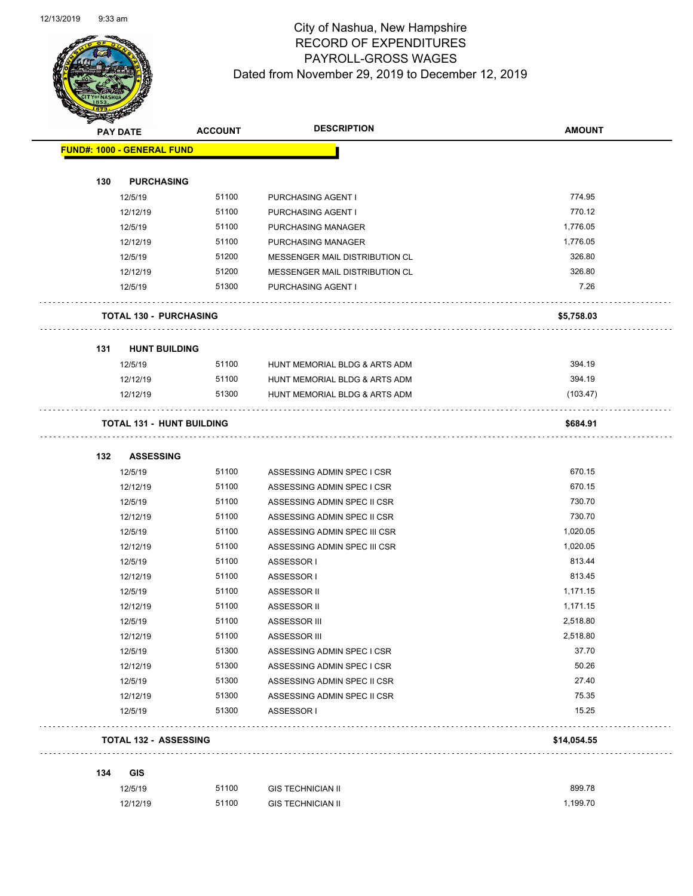City of Nashua, New Hampshire
RECORD OF EXPENDITURES
PAYROLL-GROSS WAGES
Dated from November 29, 2019 to December 12, 2019

| PAY DATE | ACCOUNT | DESCRIPTION | AMOUNT |
|---|---|---|---|
| **FUND#: 1000 - GENERAL FUND** | | | |
| **130 PURCHASING** | | | |
| 12/5/19 | 51100 | PURCHASING AGENT I | 774.95 |
| 12/12/19 | 51100 | PURCHASING AGENT I | 770.12 |
| 12/5/19 | 51100 | PURCHASING MANAGER | 1,776.05 |
| 12/12/19 | 51100 | PURCHASING MANAGER | 1,776.05 |
| 12/5/19 | 51200 | MESSENGER MAIL DISTRIBUTION CL | 326.80 |
| 12/12/19 | 51200 | MESSENGER MAIL DISTRIBUTION CL | 326.80 |
| 12/5/19 | 51300 | PURCHASING AGENT I | 7.26 |
| **TOTAL 130 - PURCHASING** | | | **$5,758.03** |
| **131 HUNT BUILDING** | | | |
| 12/5/19 | 51100 | HUNT MEMORIAL BLDG & ARTS ADM | 394.19 |
| 12/12/19 | 51100 | HUNT MEMORIAL BLDG & ARTS ADM | 394.19 |
| 12/12/19 | 51300 | HUNT MEMORIAL BLDG & ARTS ADM | (103.47) |
| **TOTAL 131 - HUNT BUILDING** | | | **$684.91** |
| **132 ASSESSING** | | | |
| 12/5/19 | 51100 | ASSESSING ADMIN SPEC I CSR | 670.15 |
| 12/12/19 | 51100 | ASSESSING ADMIN SPEC I CSR | 670.15 |
| 12/5/19 | 51100 | ASSESSING ADMIN SPEC II CSR | 730.70 |
| 12/12/19 | 51100 | ASSESSING ADMIN SPEC II CSR | 730.70 |
| 12/5/19 | 51100 | ASSESSING ADMIN SPEC III CSR | 1,020.05 |
| 12/12/19 | 51100 | ASSESSING ADMIN SPEC III CSR | 1,020.05 |
| 12/5/19 | 51100 | ASSESSOR I | 813.44 |
| 12/12/19 | 51100 | ASSESSOR I | 813.45 |
| 12/5/19 | 51100 | ASSESSOR II | 1,171.15 |
| 12/12/19 | 51100 | ASSESSOR II | 1,171.15 |
| 12/5/19 | 51100 | ASSESSOR III | 2,518.80 |
| 12/12/19 | 51100 | ASSESSOR III | 2,518.80 |
| 12/5/19 | 51300 | ASSESSING ADMIN SPEC I CSR | 37.70 |
| 12/12/19 | 51300 | ASSESSING ADMIN SPEC I CSR | 50.26 |
| 12/5/19 | 51300 | ASSESSING ADMIN SPEC II CSR | 27.40 |
| 12/12/19 | 51300 | ASSESSING ADMIN SPEC II CSR | 75.35 |
| 12/5/19 | 51300 | ASSESSOR I | 15.25 |
| **TOTAL 132 - ASSESSING** | | | **$14,054.55** |
| **134 GIS** | | | |
| 12/5/19 | 51100 | GIS TECHNICIAN II | 899.78 |
| 12/12/19 | 51100 | GIS TECHNICIAN II | 1,199.70 |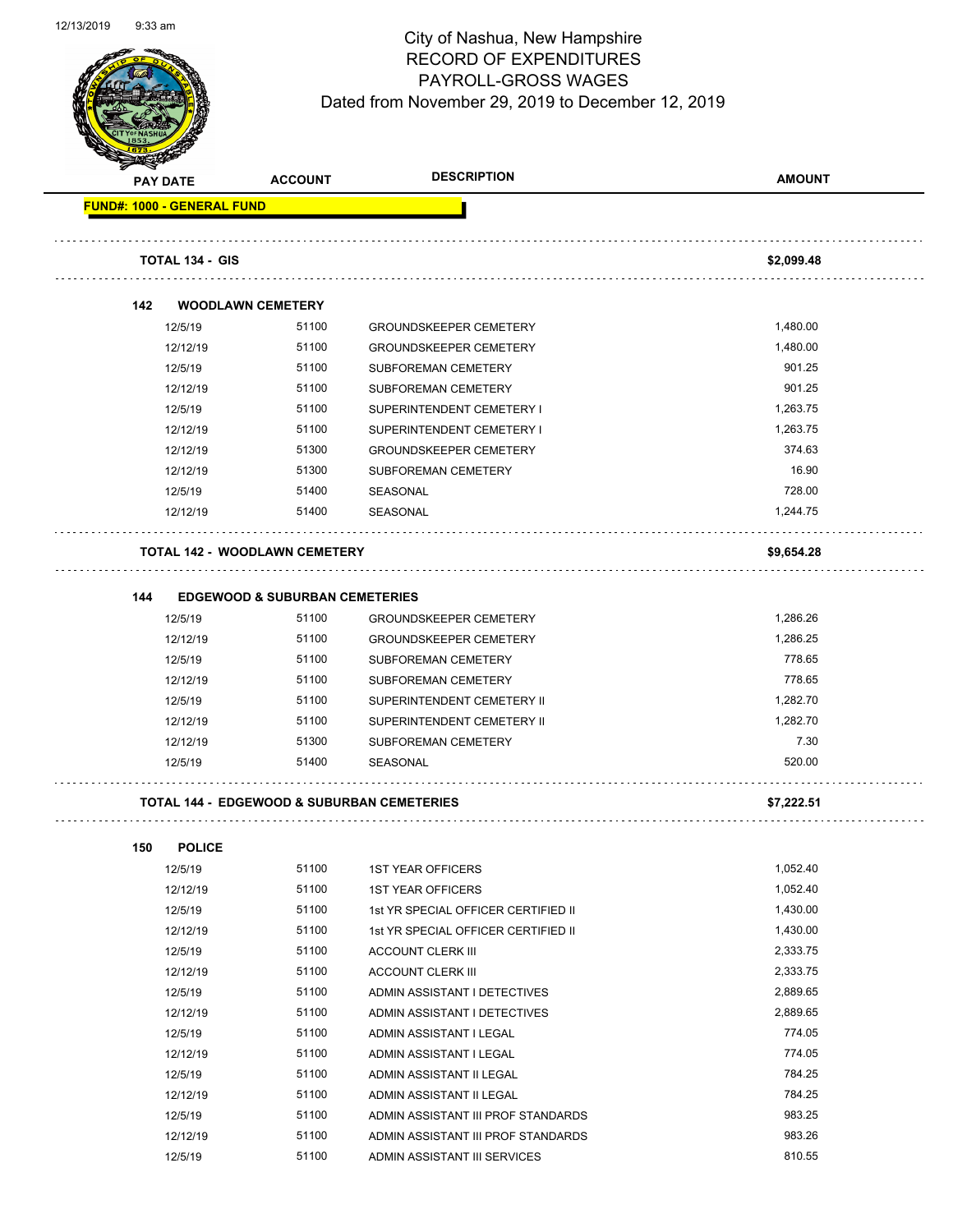# City of Nashua, New Hampshire
## RECORD OF EXPENDITURES
## PAYROLL-GROSS WAGES
### Dated from November 29, 2019 to December 12, 2019

| PAY DATE | ACCOUNT | DESCRIPTION | AMOUNT |
|---|---|---|---|
| **FUND#: 1000 - GENERAL FUND** | | | |
| **TOTAL 134 - GIS** | | | **$2,099.48** |
| **142 WOODLAWN CEMETERY** | | | |
| 12/5/19 | 51100 | GROUNDSKEEPER CEMETERY | 1,480.00 |
| 12/12/19 | 51100 | GROUNDSKEEPER CEMETERY | 1,480.00 |
| 12/5/19 | 51100 | SUBFOREMAN CEMETERY | 901.25 |
| 12/12/19 | 51100 | SUBFOREMAN CEMETERY | 901.25 |
| 12/5/19 | 51100 | SUPERINTENDENT CEMETERY I | 1,263.75 |
| 12/12/19 | 51100 | SUPERINTENDENT CEMETERY I | 1,263.75 |
| 12/12/19 | 51300 | GROUNDSKEEPER CEMETERY | 374.63 |
| 12/12/19 | 51300 | SUBFOREMAN CEMETERY | 16.90 |
| 12/5/19 | 51400 | SEASONAL | 728.00 |
| 12/12/19 | 51400 | SEASONAL | 1,244.75 |
| **TOTAL 142 - WOODLAWN CEMETERY** | | | **$9,654.28** |
| **144 EDGEWOOD & SUBURBAN CEMETERIES** | | | |
| 12/5/19 | 51100 | GROUNDSKEEPER CEMETERY | 1,286.26 |
| 12/12/19 | 51100 | GROUNDSKEEPER CEMETERY | 1,286.25 |
| 12/5/19 | 51100 | SUBFOREMAN CEMETERY | 778.65 |
| 12/12/19 | 51100 | SUBFOREMAN CEMETERY | 778.65 |
| 12/5/19 | 51100 | SUPERINTENDENT CEMETERY II | 1,282.70 |
| 12/12/19 | 51100 | SUPERINTENDENT CEMETERY II | 1,282.70 |
| 12/12/19 | 51300 | SUBFOREMAN CEMETERY | 7.30 |
| 12/5/19 | 51400 | SEASONAL | 520.00 |
| **TOTAL 144 - EDGEWOOD & SUBURBAN CEMETERIES** | | | **$7,222.51** |
| **150 POLICE** | | | |
| 12/5/19 | 51100 | 1ST YEAR OFFICERS | 1,052.40 |
| 12/12/19 | 51100 | 1ST YEAR OFFICERS | 1,052.40 |
| 12/5/19 | 51100 | 1st YR SPECIAL OFFICER CERTIFIED II | 1,430.00 |
| 12/12/19 | 51100 | 1st YR SPECIAL OFFICER CERTIFIED II | 1,430.00 |
| 12/5/19 | 51100 | ACCOUNT CLERK III | 2,333.75 |
| 12/12/19 | 51100 | ACCOUNT CLERK III | 2,333.75 |
| 12/5/19 | 51100 | ADMIN ASSISTANT I DETECTIVES | 2,889.65 |
| 12/12/19 | 51100 | ADMIN ASSISTANT I DETECTIVES | 2,889.65 |
| 12/5/19 | 51100 | ADMIN ASSISTANT I LEGAL | 774.05 |
| 12/12/19 | 51100 | ADMIN ASSISTANT I LEGAL | 774.05 |
| 12/5/19 | 51100 | ADMIN ASSISTANT II LEGAL | 784.25 |
| 12/12/19 | 51100 | ADMIN ASSISTANT II LEGAL | 784.25 |
| 12/5/19 | 51100 | ADMIN ASSISTANT III PROF STANDARDS | 983.25 |
| 12/12/19 | 51100 | ADMIN ASSISTANT III PROF STANDARDS | 983.26 |
| 12/5/19 | 51100 | ADMIN ASSISTANT III SERVICES | 810.55 |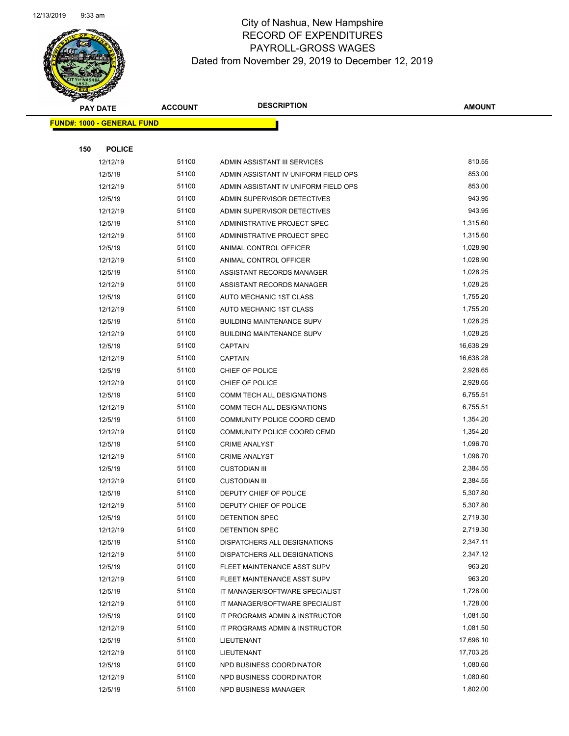# City of Nashua, New Hampshire
## RECORD OF EXPENDITURES
## PAYROLL-GROSS WAGES
### Dated from November 29, 2019 to December 12, 2019

| PAY DATE | ACCOUNT | DESCRIPTION | AMOUNT |
|---|---|---|---|

**FUND#: 1000 - GENERAL FUND**

**150 POLICE**

| PAY DATE | ACCOUNT | DESCRIPTION | AMOUNT |
|---|---|---|---|
| 12/12/19 | 51100 | ADMIN ASSISTANT III SERVICES | 810.55 |
| 12/5/19 | 51100 | ADMIN ASSISTANT IV UNIFORM FIELD OPS | 853.00 |
| 12/12/19 | 51100 | ADMIN ASSISTANT IV UNIFORM FIELD OPS | 853.00 |
| 12/5/19 | 51100 | ADMIN SUPERVISOR DETECTIVES | 943.95 |
| 12/12/19 | 51100 | ADMIN SUPERVISOR DETECTIVES | 943.95 |
| 12/5/19 | 51100 | ADMINISTRATIVE PROJECT SPEC | 1,315.60 |
| 12/12/19 | 51100 | ADMINISTRATIVE PROJECT SPEC | 1,315.60 |
| 12/5/19 | 51100 | ANIMAL CONTROL OFFICER | 1,028.90 |
| 12/12/19 | 51100 | ANIMAL CONTROL OFFICER | 1,028.90 |
| 12/5/19 | 51100 | ASSISTANT RECORDS MANAGER | 1,028.25 |
| 12/12/19 | 51100 | ASSISTANT RECORDS MANAGER | 1,028.25 |
| 12/5/19 | 51100 | AUTO MECHANIC 1ST CLASS | 1,755.20 |
| 12/12/19 | 51100 | AUTO MECHANIC 1ST CLASS | 1,755.20 |
| 12/5/19 | 51100 | BUILDING MAINTENANCE SUPV | 1,028.25 |
| 12/12/19 | 51100 | BUILDING MAINTENANCE SUPV | 1,028.25 |
| 12/5/19 | 51100 | CAPTAIN | 16,638.29 |
| 12/12/19 | 51100 | CAPTAIN | 16,638.28 |
| 12/5/19 | 51100 | CHIEF OF POLICE | 2,928.65 |
| 12/12/19 | 51100 | CHIEF OF POLICE | 2,928.65 |
| 12/5/19 | 51100 | COMM TECH ALL DESIGNATIONS | 6,755.51 |
| 12/12/19 | 51100 | COMM TECH ALL DESIGNATIONS | 6,755.51 |
| 12/5/19 | 51100 | COMMUNITY POLICE COORD CEMD | 1,354.20 |
| 12/12/19 | 51100 | COMMUNITY POLICE COORD CEMD | 1,354.20 |
| 12/5/19 | 51100 | CRIME ANALYST | 1,096.70 |
| 12/12/19 | 51100 | CRIME ANALYST | 1,096.70 |
| 12/5/19 | 51100 | CUSTODIAN III | 2,384.55 |
| 12/12/19 | 51100 | CUSTODIAN III | 2,384.55 |
| 12/5/19 | 51100 | DEPUTY CHIEF OF POLICE | 5,307.80 |
| 12/12/19 | 51100 | DEPUTY CHIEF OF POLICE | 5,307.80 |
| 12/5/19 | 51100 | DETENTION SPEC | 2,719.30 |
| 12/12/19 | 51100 | DETENTION SPEC | 2,719.30 |
| 12/5/19 | 51100 | DISPATCHERS ALL DESIGNATIONS | 2,347.11 |
| 12/12/19 | 51100 | DISPATCHERS ALL DESIGNATIONS | 2,347.12 |
| 12/5/19 | 51100 | FLEET MAINTENANCE ASST SUPV | 963.20 |
| 12/12/19 | 51100 | FLEET MAINTENANCE ASST SUPV | 963.20 |
| 12/5/19 | 51100 | IT MANAGER/SOFTWARE SPECIALIST | 1,728.00 |
| 12/12/19 | 51100 | IT MANAGER/SOFTWARE SPECIALIST | 1,728.00 |
| 12/5/19 | 51100 | IT PROGRAMS ADMIN & INSTRUCTOR | 1,081.50 |
| 12/12/19 | 51100 | IT PROGRAMS ADMIN & INSTRUCTOR | 1,081.50 |
| 12/5/19 | 51100 | LIEUTENANT | 17,696.10 |
| 12/12/19 | 51100 | LIEUTENANT | 17,703.25 |
| 12/5/19 | 51100 | NPD BUSINESS COORDINATOR | 1,080.60 |
| 12/12/19 | 51100 | NPD BUSINESS COORDINATOR | 1,080.60 |
| 12/5/19 | 51100 | NPD BUSINESS MANAGER | 1,802.00 |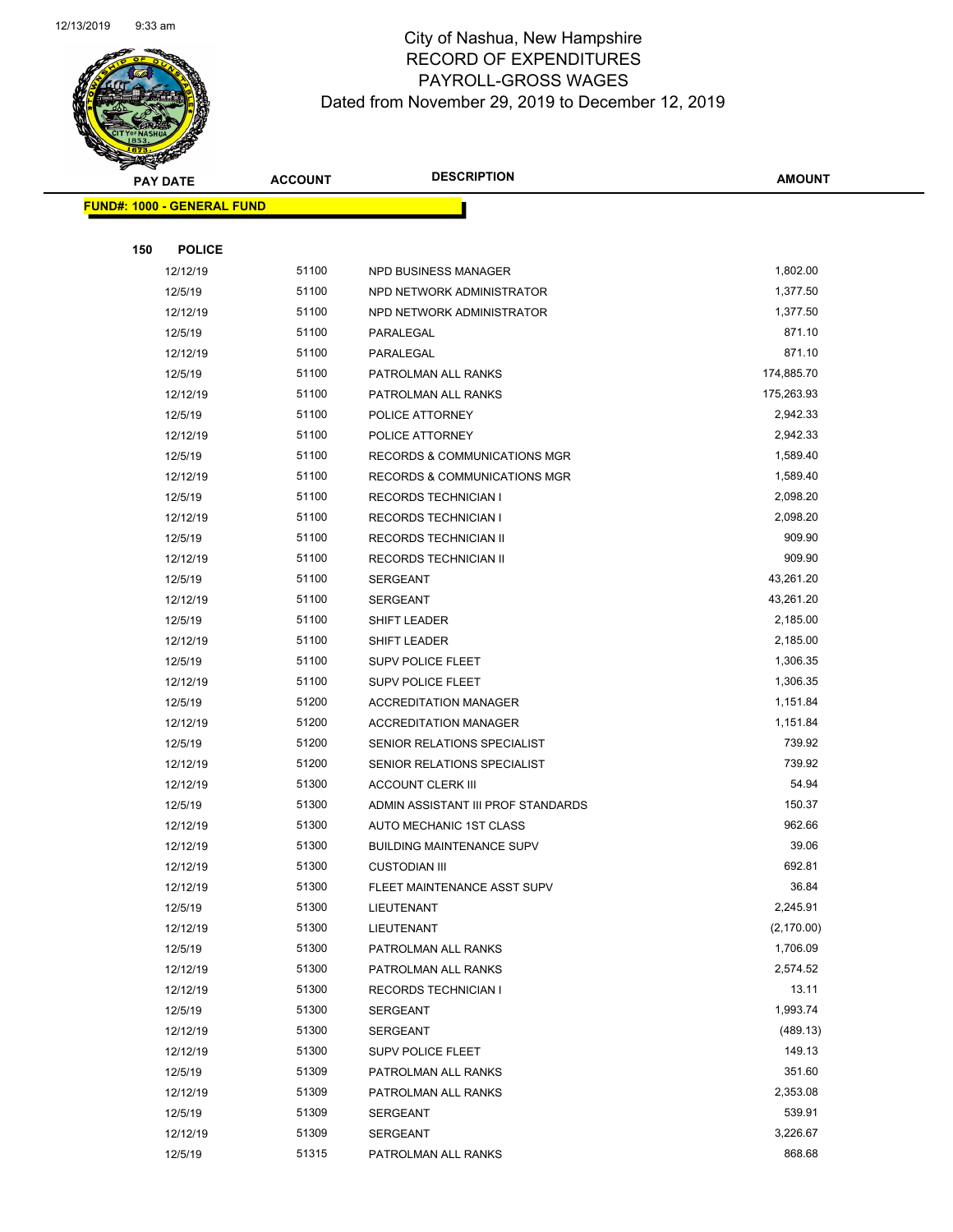# City of Nashua, New Hampshire
## RECORD OF EXPENDITURES
## PAYROLL-GROSS WAGES
### Dated from November 29, 2019 to December 12, 2019

**FUND#: 1000 - GENERAL FUND**

**150 POLICE**

| PAY DATE | ACCOUNT | DESCRIPTION | AMOUNT |
|---|---|---|---|
| 12/12/19 | 51100 | NPD BUSINESS MANAGER | 1,802.00 |
| 12/5/19 | 51100 | NPD NETWORK ADMINISTRATOR | 1,377.50 |
| 12/12/19 | 51100 | NPD NETWORK ADMINISTRATOR | 1,377.50 |
| 12/5/19 | 51100 | PARALEGAL | 871.10 |
| 12/12/19 | 51100 | PARALEGAL | 871.10 |
| 12/5/19 | 51100 | PATROLMAN ALL RANKS | 174,885.70 |
| 12/12/19 | 51100 | PATROLMAN ALL RANKS | 175,263.93 |
| 12/5/19 | 51100 | POLICE ATTORNEY | 2,942.33 |
| 12/12/19 | 51100 | POLICE ATTORNEY | 2,942.33 |
| 12/5/19 | 51100 | RECORDS & COMMUNICATIONS MGR | 1,589.40 |
| 12/12/19 | 51100 | RECORDS & COMMUNICATIONS MGR | 1,589.40 |
| 12/5/19 | 51100 | RECORDS TECHNICIAN I | 2,098.20 |
| 12/12/19 | 51100 | RECORDS TECHNICIAN I | 2,098.20 |
| 12/5/19 | 51100 | RECORDS TECHNICIAN II | 909.90 |
| 12/12/19 | 51100 | RECORDS TECHNICIAN II | 909.90 |
| 12/5/19 | 51100 | SERGEANT | 43,261.20 |
| 12/12/19 | 51100 | SERGEANT | 43,261.20 |
| 12/5/19 | 51100 | SHIFT LEADER | 2,185.00 |
| 12/12/19 | 51100 | SHIFT LEADER | 2,185.00 |
| 12/5/19 | 51100 | SUPV POLICE FLEET | 1,306.35 |
| 12/12/19 | 51100 | SUPV POLICE FLEET | 1,306.35 |
| 12/5/19 | 51200 | ACCREDITATION MANAGER | 1,151.84 |
| 12/12/19 | 51200 | ACCREDITATION MANAGER | 1,151.84 |
| 12/5/19 | 51200 | SENIOR RELATIONS SPECIALIST | 739.92 |
| 12/12/19 | 51200 | SENIOR RELATIONS SPECIALIST | 739.92 |
| 12/12/19 | 51300 | ACCOUNT CLERK III | 54.94 |
| 12/5/19 | 51300 | ADMIN ASSISTANT III PROF STANDARDS | 150.37 |
| 12/12/19 | 51300 | AUTO MECHANIC 1ST CLASS | 962.66 |
| 12/12/19 | 51300 | BUILDING MAINTENANCE SUPV | 39.06 |
| 12/12/19 | 51300 | CUSTODIAN III | 692.81 |
| 12/12/19 | 51300 | FLEET MAINTENANCE ASST SUPV | 36.84 |
| 12/5/19 | 51300 | LIEUTENANT | 2,245.91 |
| 12/12/19 | 51300 | LIEUTENANT | (2,170.00) |
| 12/5/19 | 51300 | PATROLMAN ALL RANKS | 1,706.09 |
| 12/12/19 | 51300 | PATROLMAN ALL RANKS | 2,574.52 |
| 12/12/19 | 51300 | RECORDS TECHNICIAN I | 13.11 |
| 12/5/19 | 51300 | SERGEANT | 1,993.74 |
| 12/12/19 | 51300 | SERGEANT | (489.13) |
| 12/12/19 | 51300 | SUPV POLICE FLEET | 149.13 |
| 12/5/19 | 51309 | PATROLMAN ALL RANKS | 351.60 |
| 12/12/19 | 51309 | PATROLMAN ALL RANKS | 2,353.08 |
| 12/5/19 | 51309 | SERGEANT | 539.91 |
| 12/12/19 | 51309 | SERGEANT | 3,226.67 |
| 12/5/19 | 51315 | PATROLMAN ALL RANKS | 868.68 |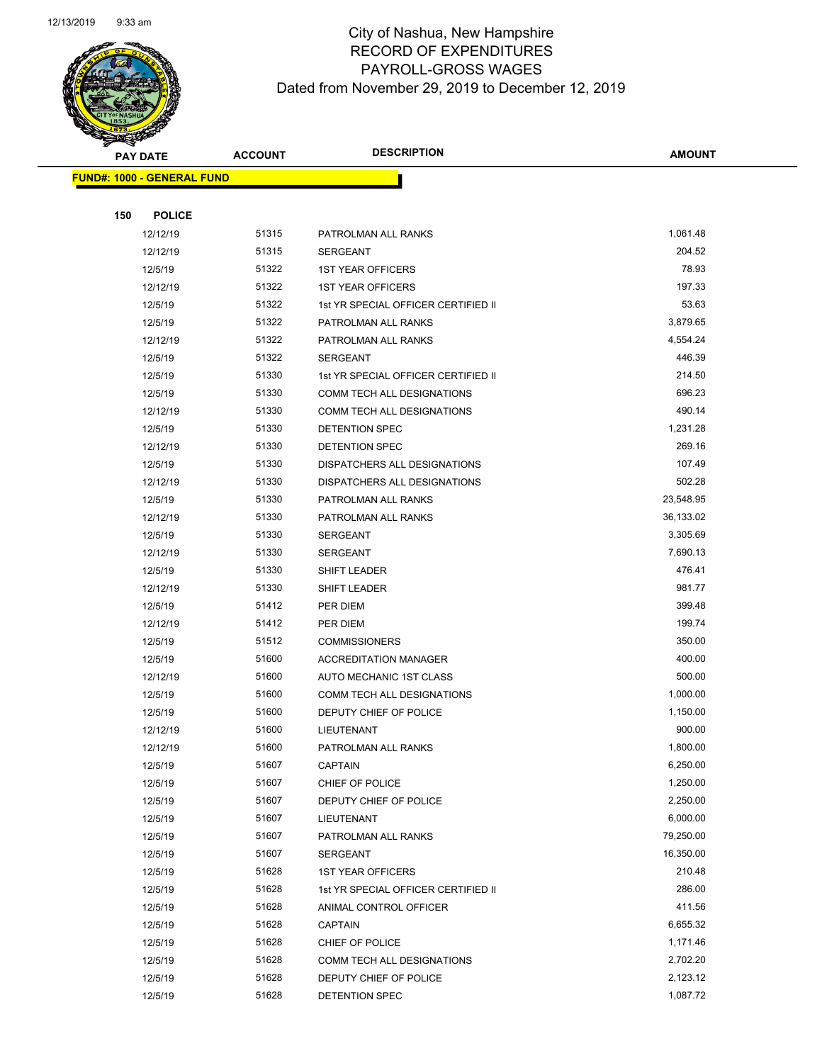# City of Nashua, New Hampshire
## RECORD OF EXPENDITURES
## PAYROLL-GROSS WAGES
### Dated from November 29, 2019 to December 12, 2019

| PAY DATE | ACCOUNT | DESCRIPTION | AMOUNT |
|---|---|---|---|
| **FUND#: 1000 - GENERAL FUND** | | | |
| **150 POLICE** | | | |
| 12/12/19 | 51315 | PATROLMAN ALL RANKS | 1,061.48 |
| 12/12/19 | 51315 | SERGEANT | 204.52 |
| 12/5/19 | 51322 | 1ST YEAR OFFICERS | 78.93 |
| 12/12/19 | 51322 | 1ST YEAR OFFICERS | 197.33 |
| 12/5/19 | 51322 | 1st YR SPECIAL OFFICER CERTIFIED II | 53.63 |
| 12/5/19 | 51322 | PATROLMAN ALL RANKS | 3,879.65 |
| 12/12/19 | 51322 | PATROLMAN ALL RANKS | 4,554.24 |
| 12/5/19 | 51322 | SERGEANT | 446.39 |
| 12/5/19 | 51330 | 1st YR SPECIAL OFFICER CERTIFIED II | 214.50 |
| 12/5/19 | 51330 | COMM TECH ALL DESIGNATIONS | 696.23 |
| 12/12/19 | 51330 | COMM TECH ALL DESIGNATIONS | 490.14 |
| 12/5/19 | 51330 | DETENTION SPEC | 1,231.28 |
| 12/12/19 | 51330 | DETENTION SPEC | 269.16 |
| 12/5/19 | 51330 | DISPATCHERS ALL DESIGNATIONS | 107.49 |
| 12/12/19 | 51330 | DISPATCHERS ALL DESIGNATIONS | 502.28 |
| 12/5/19 | 51330 | PATROLMAN ALL RANKS | 23,548.95 |
| 12/12/19 | 51330 | PATROLMAN ALL RANKS | 36,133.02 |
| 12/5/19 | 51330 | SERGEANT | 3,305.69 |
| 12/12/19 | 51330 | SERGEANT | 7,690.13 |
| 12/5/19 | 51330 | SHIFT LEADER | 476.41 |
| 12/12/19 | 51330 | SHIFT LEADER | 981.77 |
| 12/5/19 | 51412 | PER DIEM | 399.48 |
| 12/12/19 | 51412 | PER DIEM | 199.74 |
| 12/5/19 | 51512 | COMMISSIONERS | 350.00 |
| 12/5/19 | 51600 | ACCREDITATION MANAGER | 400.00 |
| 12/12/19 | 51600 | AUTO MECHANIC 1ST CLASS | 500.00 |
| 12/5/19 | 51600 | COMM TECH ALL DESIGNATIONS | 1,000.00 |
| 12/5/19 | 51600 | DEPUTY CHIEF OF POLICE | 1,150.00 |
| 12/12/19 | 51600 | LIEUTENANT | 900.00 |
| 12/12/19 | 51600 | PATROLMAN ALL RANKS | 1,800.00 |
| 12/5/19 | 51607 | CAPTAIN | 6,250.00 |
| 12/5/19 | 51607 | CHIEF OF POLICE | 1,250.00 |
| 12/5/19 | 51607 | DEPUTY CHIEF OF POLICE | 2,250.00 |
| 12/5/19 | 51607 | LIEUTENANT | 6,000.00 |
| 12/5/19 | 51607 | PATROLMAN ALL RANKS | 79,250.00 |
| 12/5/19 | 51607 | SERGEANT | 16,350.00 |
| 12/5/19 | 51628 | 1ST YEAR OFFICERS | 210.48 |
| 12/5/19 | 51628 | 1st YR SPECIAL OFFICER CERTIFIED II | 286.00 |
| 12/5/19 | 51628 | ANIMAL CONTROL OFFICER | 411.56 |
| 12/5/19 | 51628 | CAPTAIN | 6,655.32 |
| 12/5/19 | 51628 | CHIEF OF POLICE | 1,171.46 |
| 12/5/19 | 51628 | COMM TECH ALL DESIGNATIONS | 2,702.20 |
| 12/5/19 | 51628 | DEPUTY CHIEF OF POLICE | 2,123.12 |
| 12/5/19 | 51628 | DETENTION SPEC | 1,087.72 |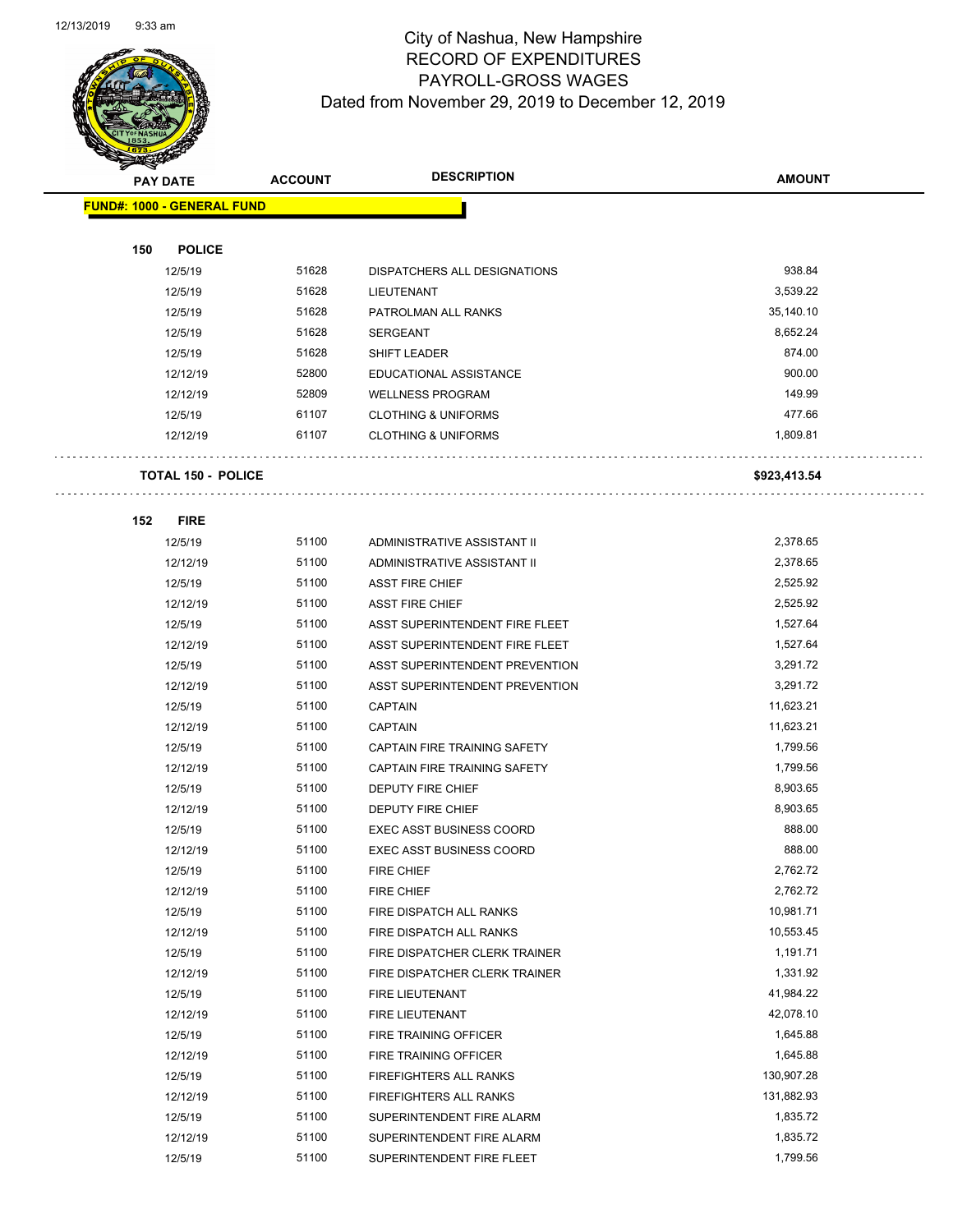# City of Nashua, New Hampshire
## RECORD OF EXPENDITURES
## PAYROLL-GROSS WAGES
### Dated from November 29, 2019 to December 12, 2019

| PAY DATE | ACCOUNT | DESCRIPTION | AMOUNT |
|---|---|---|---|
| **FUND#: 1000 - GENERAL FUND** | | | |
| **150 POLICE** | | | |
| 12/5/19 | 51628 | DISPATCHERS ALL DESIGNATIONS | 938.84 |
| 12/5/19 | 51628 | LIEUTENANT | 3,539.22 |
| 12/5/19 | 51628 | PATROLMAN ALL RANKS | 35,140.10 |
| 12/5/19 | 51628 | SERGEANT | 8,652.24 |
| 12/5/19 | 51628 | SHIFT LEADER | 874.00 |
| 12/12/19 | 52800 | EDUCATIONAL ASSISTANCE | 900.00 |
| 12/12/19 | 52809 | WELLNESS PROGRAM | 149.99 |
| 12/5/19 | 61107 | CLOTHING & UNIFORMS | 477.66 |
| 12/12/19 | 61107 | CLOTHING & UNIFORMS | 1,809.81 |
| **TOTAL 150 - POLICE** | | | **$923,413.54** |
| **152 FIRE** | | | |
| 12/5/19 | 51100 | ADMINISTRATIVE ASSISTANT II | 2,378.65 |
| 12/12/19 | 51100 | ADMINISTRATIVE ASSISTANT II | 2,378.65 |
| 12/5/19 | 51100 | ASST FIRE CHIEF | 2,525.92 |
| 12/12/19 | 51100 | ASST FIRE CHIEF | 2,525.92 |
| 12/5/19 | 51100 | ASST SUPERINTENDENT FIRE FLEET | 1,527.64 |
| 12/12/19 | 51100 | ASST SUPERINTENDENT FIRE FLEET | 1,527.64 |
| 12/5/19 | 51100 | ASST SUPERINTENDENT PREVENTION | 3,291.72 |
| 12/12/19 | 51100 | ASST SUPERINTENDENT PREVENTION | 3,291.72 |
| 12/5/19 | 51100 | CAPTAIN | 11,623.21 |
| 12/12/19 | 51100 | CAPTAIN | 11,623.21 |
| 12/5/19 | 51100 | CAPTAIN FIRE TRAINING SAFETY | 1,799.56 |
| 12/12/19 | 51100 | CAPTAIN FIRE TRAINING SAFETY | 1,799.56 |
| 12/5/19 | 51100 | DEPUTY FIRE CHIEF | 8,903.65 |
| 12/12/19 | 51100 | DEPUTY FIRE CHIEF | 8,903.65 |
| 12/5/19 | 51100 | EXEC ASST BUSINESS COORD | 888.00 |
| 12/12/19 | 51100 | EXEC ASST BUSINESS COORD | 888.00 |
| 12/5/19 | 51100 | FIRE CHIEF | 2,762.72 |
| 12/12/19 | 51100 | FIRE CHIEF | 2,762.72 |
| 12/5/19 | 51100 | FIRE DISPATCH ALL RANKS | 10,981.71 |
| 12/12/19 | 51100 | FIRE DISPATCH ALL RANKS | 10,553.45 |
| 12/5/19 | 51100 | FIRE DISPATCHER CLERK TRAINER | 1,191.71 |
| 12/12/19 | 51100 | FIRE DISPATCHER CLERK TRAINER | 1,331.92 |
| 12/5/19 | 51100 | FIRE LIEUTENANT | 41,984.22 |
| 12/12/19 | 51100 | FIRE LIEUTENANT | 42,078.10 |
| 12/5/19 | 51100 | FIRE TRAINING OFFICER | 1,645.88 |
| 12/12/19 | 51100 | FIRE TRAINING OFFICER | 1,645.88 |
| 12/5/19 | 51100 | FIREFIGHTERS ALL RANKS | 130,907.28 |
| 12/12/19 | 51100 | FIREFIGHTERS ALL RANKS | 131,882.93 |
| 12/5/19 | 51100 | SUPERINTENDENT FIRE ALARM | 1,835.72 |
| 12/12/19 | 51100 | SUPERINTENDENT FIRE ALARM | 1,835.72 |
| 12/5/19 | 51100 | SUPERINTENDENT FIRE FLEET | 1,799.56 |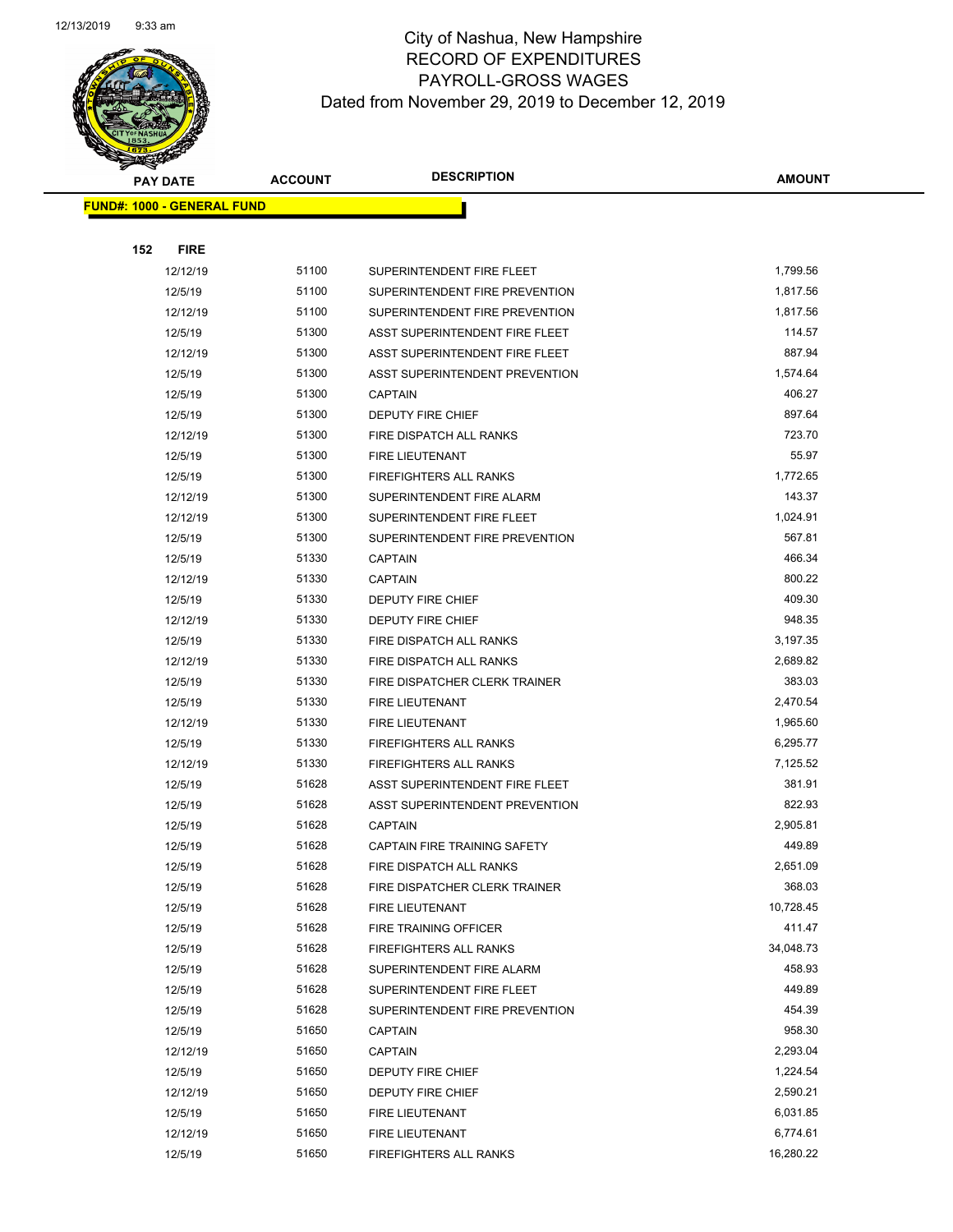# City of Nashua, New Hampshire
## RECORD OF EXPENDITURES
## PAYROLL-GROSS WAGES
## Dated from November 29, 2019 to December 12, 2019

| PAY DATE | ACCOUNT | DESCRIPTION | AMOUNT |
|---|---|---|---|

**FUND#: 1000 - GENERAL FUND**

**152 FIRE**

| PAY DATE | ACCOUNT | DESCRIPTION | AMOUNT |
|---|---|---|---|
| 12/12/19 | 51100 | SUPERINTENDENT FIRE FLEET | 1,799.56 |
| 12/5/19 | 51100 | SUPERINTENDENT FIRE PREVENTION | 1,817.56 |
| 12/12/19 | 51100 | SUPERINTENDENT FIRE PREVENTION | 1,817.56 |
| 12/5/19 | 51300 | ASST SUPERINTENDENT FIRE FLEET | 114.57 |
| 12/12/19 | 51300 | ASST SUPERINTENDENT FIRE FLEET | 887.94 |
| 12/5/19 | 51300 | ASST SUPERINTENDENT PREVENTION | 1,574.64 |
| 12/5/19 | 51300 | CAPTAIN | 406.27 |
| 12/5/19 | 51300 | DEPUTY FIRE CHIEF | 897.64 |
| 12/12/19 | 51300 | FIRE DISPATCH ALL RANKS | 723.70 |
| 12/5/19 | 51300 | FIRE LIEUTENANT | 55.97 |
| 12/5/19 | 51300 | FIREFIGHTERS ALL RANKS | 1,772.65 |
| 12/12/19 | 51300 | SUPERINTENDENT FIRE ALARM | 143.37 |
| 12/12/19 | 51300 | SUPERINTENDENT FIRE FLEET | 1,024.91 |
| 12/5/19 | 51300 | SUPERINTENDENT FIRE PREVENTION | 567.81 |
| 12/5/19 | 51330 | CAPTAIN | 466.34 |
| 12/12/19 | 51330 | CAPTAIN | 800.22 |
| 12/5/19 | 51330 | DEPUTY FIRE CHIEF | 409.30 |
| 12/12/19 | 51330 | DEPUTY FIRE CHIEF | 948.35 |
| 12/5/19 | 51330 | FIRE DISPATCH ALL RANKS | 3,197.35 |
| 12/12/19 | 51330 | FIRE DISPATCH ALL RANKS | 2,689.82 |
| 12/5/19 | 51330 | FIRE DISPATCHER CLERK TRAINER | 383.03 |
| 12/5/19 | 51330 | FIRE LIEUTENANT | 2,470.54 |
| 12/12/19 | 51330 | FIRE LIEUTENANT | 1,965.60 |
| 12/5/19 | 51330 | FIREFIGHTERS ALL RANKS | 6,295.77 |
| 12/12/19 | 51330 | FIREFIGHTERS ALL RANKS | 7,125.52 |
| 12/5/19 | 51628 | ASST SUPERINTENDENT FIRE FLEET | 381.91 |
| 12/5/19 | 51628 | ASST SUPERINTENDENT PREVENTION | 822.93 |
| 12/5/19 | 51628 | CAPTAIN | 2,905.81 |
| 12/5/19 | 51628 | CAPTAIN FIRE TRAINING SAFETY | 449.89 |
| 12/5/19 | 51628 | FIRE DISPATCH ALL RANKS | 2,651.09 |
| 12/5/19 | 51628 | FIRE DISPATCHER CLERK TRAINER | 368.03 |
| 12/5/19 | 51628 | FIRE LIEUTENANT | 10,728.45 |
| 12/5/19 | 51628 | FIRE TRAINING OFFICER | 411.47 |
| 12/5/19 | 51628 | FIREFIGHTERS ALL RANKS | 34,048.73 |
| 12/5/19 | 51628 | SUPERINTENDENT FIRE ALARM | 458.93 |
| 12/5/19 | 51628 | SUPERINTENDENT FIRE FLEET | 449.89 |
| 12/5/19 | 51628 | SUPERINTENDENT FIRE PREVENTION | 454.39 |
| 12/5/19 | 51650 | CAPTAIN | 958.30 |
| 12/12/19 | 51650 | CAPTAIN | 2,293.04 |
| 12/5/19 | 51650 | DEPUTY FIRE CHIEF | 1,224.54 |
| 12/12/19 | 51650 | DEPUTY FIRE CHIEF | 2,590.21 |
| 12/5/19 | 51650 | FIRE LIEUTENANT | 6,031.85 |
| 12/12/19 | 51650 | FIRE LIEUTENANT | 6,774.61 |
| 12/5/19 | 51650 | FIREFIGHTERS ALL RANKS | 16,280.22 |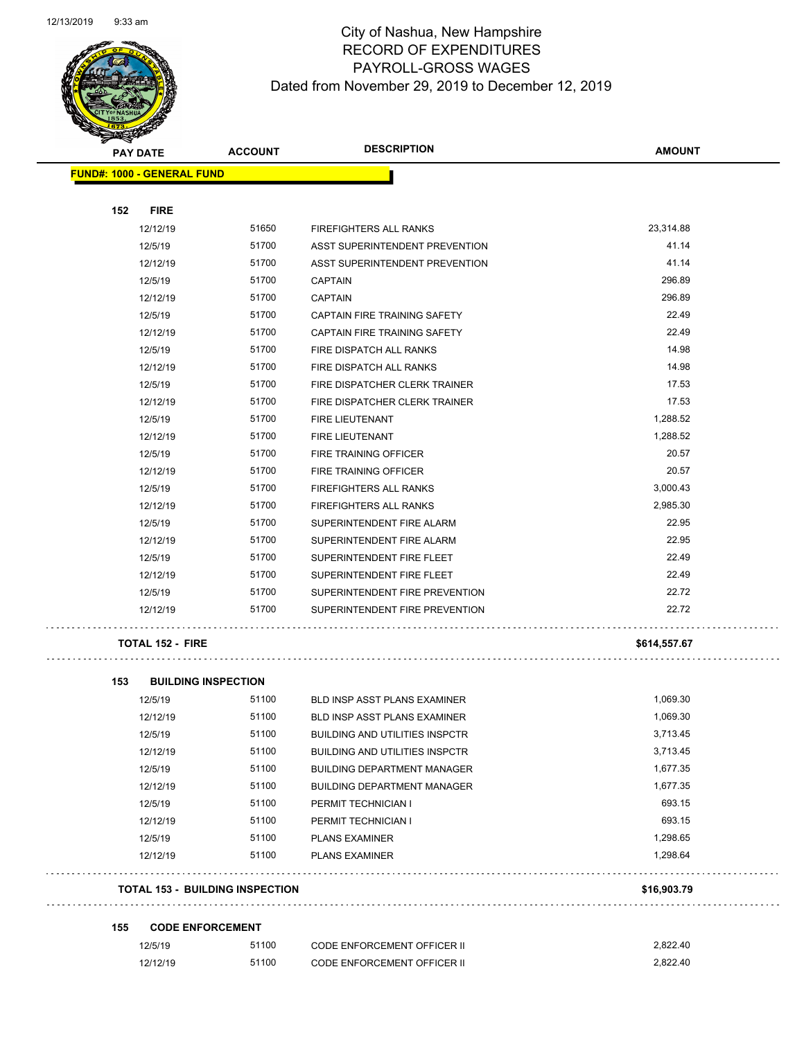# City of Nashua, New Hampshire
## RECORD OF EXPENDITURES
## PAYROLL-GROSS WAGES
### Dated from November 29, 2019 to December 12, 2019

| PAY DATE | ACCOUNT | DESCRIPTION | AMOUNT |
|---|---|---|---|
| **FUND#: 1000 - GENERAL FUND** | | | |
| **152 FIRE** | | | |
| 12/12/19 | 51650 | FIREFIGHTERS ALL RANKS | 23,314.88 |
| 12/5/19 | 51700 | ASST SUPERINTENDENT PREVENTION | 41.14 |
| 12/12/19 | 51700 | ASST SUPERINTENDENT PREVENTION | 41.14 |
| 12/5/19 | 51700 | CAPTAIN | 296.89 |
| 12/12/19 | 51700 | CAPTAIN | 296.89 |
| 12/5/19 | 51700 | CAPTAIN FIRE TRAINING SAFETY | 22.49 |
| 12/12/19 | 51700 | CAPTAIN FIRE TRAINING SAFETY | 22.49 |
| 12/5/19 | 51700 | FIRE DISPATCH ALL RANKS | 14.98 |
| 12/12/19 | 51700 | FIRE DISPATCH ALL RANKS | 14.98 |
| 12/5/19 | 51700 | FIRE DISPATCHER CLERK TRAINER | 17.53 |
| 12/12/19 | 51700 | FIRE DISPATCHER CLERK TRAINER | 17.53 |
| 12/5/19 | 51700 | FIRE LIEUTENANT | 1,288.52 |
| 12/12/19 | 51700 | FIRE LIEUTENANT | 1,288.52 |
| 12/5/19 | 51700 | FIRE TRAINING OFFICER | 20.57 |
| 12/12/19 | 51700 | FIRE TRAINING OFFICER | 20.57 |
| 12/5/19 | 51700 | FIREFIGHTERS ALL RANKS | 3,000.43 |
| 12/12/19 | 51700 | FIREFIGHTERS ALL RANKS | 2,985.30 |
| 12/5/19 | 51700 | SUPERINTENDENT FIRE ALARM | 22.95 |
| 12/12/19 | 51700 | SUPERINTENDENT FIRE ALARM | 22.95 |
| 12/5/19 | 51700 | SUPERINTENDENT FIRE FLEET | 22.49 |
| 12/12/19 | 51700 | SUPERINTENDENT FIRE FLEET | 22.49 |
| 12/5/19 | 51700 | SUPERINTENDENT FIRE PREVENTION | 22.72 |
| 12/12/19 | 51700 | SUPERINTENDENT FIRE PREVENTION | 22.72 |
| **TOTAL 152 - FIRE** | | | **$614,557.67** |
| **153 BUILDING INSPECTION** | | | |
| 12/5/19 | 51100 | BLD INSP ASST PLANS EXAMINER | 1,069.30 |
| 12/12/19 | 51100 | BLD INSP ASST PLANS EXAMINER | 1,069.30 |
| 12/5/19 | 51100 | BUILDING AND UTILITIES INSPCTR | 3,713.45 |
| 12/12/19 | 51100 | BUILDING AND UTILITIES INSPCTR | 3,713.45 |
| 12/5/19 | 51100 | BUILDING DEPARTMENT MANAGER | 1,677.35 |
| 12/12/19 | 51100 | BUILDING DEPARTMENT MANAGER | 1,677.35 |
| 12/5/19 | 51100 | PERMIT TECHNICIAN I | 693.15 |
| 12/12/19 | 51100 | PERMIT TECHNICIAN I | 693.15 |
| 12/5/19 | 51100 | PLANS EXAMINER | 1,298.65 |
| 12/12/19 | 51100 | PLANS EXAMINER | 1,298.64 |
| **TOTAL 153 - BUILDING INSPECTION** | | | **$16,903.79** |
| **155 CODE ENFORCEMENT** | | | |
| 12/5/19 | 51100 | CODE ENFORCEMENT OFFICER II | 2,822.40 |
| 12/12/19 | 51100 | CODE ENFORCEMENT OFFICER II | 2,822.40 |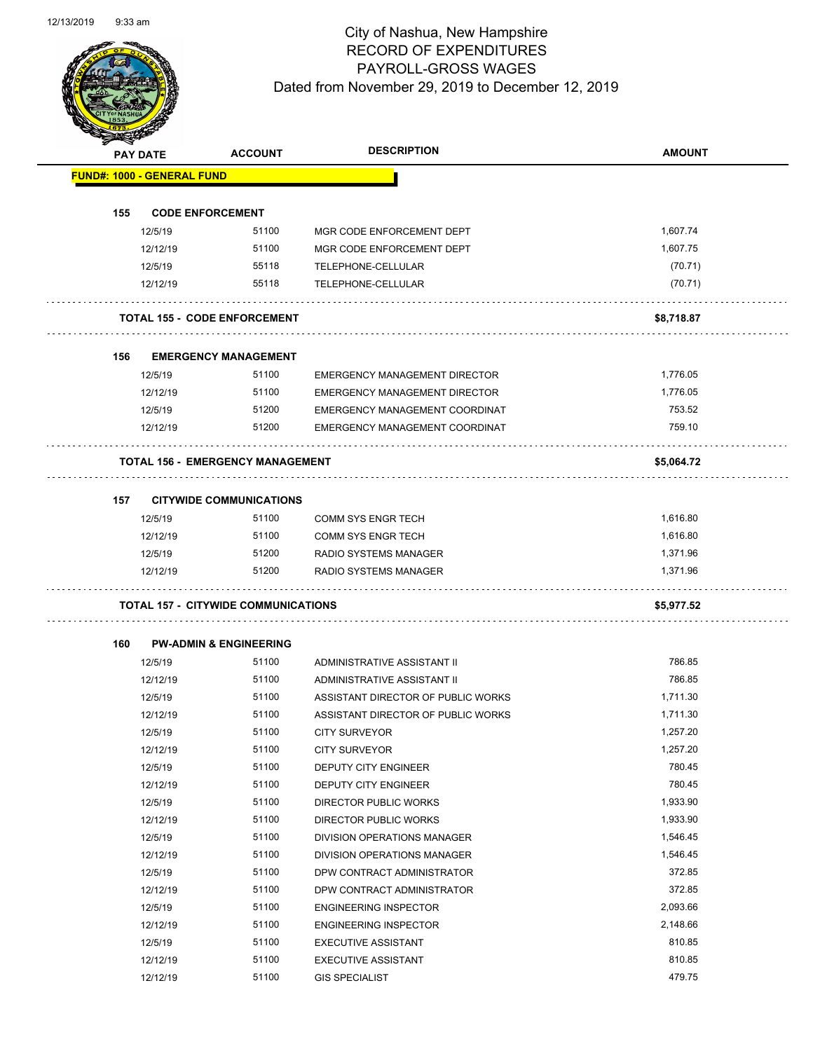# City of Nashua, New Hampshire
## RECORD OF EXPENDITURES
## PAYROLL-GROSS WAGES
### Dated from November 29, 2019 to December 12, 2019

| PAY DATE | ACCOUNT | DESCRIPTION | AMOUNT |
|---|---|---|---|
| **FUND#: 1000 - GENERAL FUND** | | | |
| **155 CODE ENFORCEMENT** | | | |
| 12/5/19 | 51100 | MGR CODE ENFORCEMENT DEPT | 1,607.74 |
| 12/12/19 | 51100 | MGR CODE ENFORCEMENT DEPT | 1,607.75 |
| 12/5/19 | 55118 | TELEPHONE-CELLULAR | (70.71) |
| 12/12/19 | 55118 | TELEPHONE-CELLULAR | (70.71) |
| **TOTAL 155 - CODE ENFORCEMENT** | | | **$8,718.87** |
| **156 EMERGENCY MANAGEMENT** | | | |
| 12/5/19 | 51100 | EMERGENCY MANAGEMENT DIRECTOR | 1,776.05 |
| 12/12/19 | 51100 | EMERGENCY MANAGEMENT DIRECTOR | 1,776.05 |
| 12/5/19 | 51200 | EMERGENCY MANAGEMENT COORDINAT | 753.52 |
| 12/12/19 | 51200 | EMERGENCY MANAGEMENT COORDINAT | 759.10 |
| **TOTAL 156 - EMERGENCY MANAGEMENT** | | | **$5,064.72** |
| **157 CITYWIDE COMMUNICATIONS** | | | |
| 12/5/19 | 51100 | COMM SYS ENGR TECH | 1,616.80 |
| 12/12/19 | 51100 | COMM SYS ENGR TECH | 1,616.80 |
| 12/5/19 | 51200 | RADIO SYSTEMS MANAGER | 1,371.96 |
| 12/12/19 | 51200 | RADIO SYSTEMS MANAGER | 1,371.96 |
| **TOTAL 157 - CITYWIDE COMMUNICATIONS** | | | **$5,977.52** |
| **160 PW-ADMIN & ENGINEERING** | | | |
| 12/5/19 | 51100 | ADMINISTRATIVE ASSISTANT II | 786.85 |
| 12/12/19 | 51100 | ADMINISTRATIVE ASSISTANT II | 786.85 |
| 12/5/19 | 51100 | ASSISTANT DIRECTOR OF PUBLIC WORKS | 1,711.30 |
| 12/12/19 | 51100 | ASSISTANT DIRECTOR OF PUBLIC WORKS | 1,711.30 |
| 12/5/19 | 51100 | CITY SURVEYOR | 1,257.20 |
| 12/12/19 | 51100 | CITY SURVEYOR | 1,257.20 |
| 12/5/19 | 51100 | DEPUTY CITY ENGINEER | 780.45 |
| 12/12/19 | 51100 | DEPUTY CITY ENGINEER | 780.45 |
| 12/5/19 | 51100 | DIRECTOR PUBLIC WORKS | 1,933.90 |
| 12/12/19 | 51100 | DIRECTOR PUBLIC WORKS | 1,933.90 |
| 12/5/19 | 51100 | DIVISION OPERATIONS MANAGER | 1,546.45 |
| 12/12/19 | 51100 | DIVISION OPERATIONS MANAGER | 1,546.45 |
| 12/5/19 | 51100 | DPW CONTRACT ADMINISTRATOR | 372.85 |
| 12/12/19 | 51100 | DPW CONTRACT ADMINISTRATOR | 372.85 |
| 12/5/19 | 51100 | ENGINEERING INSPECTOR | 2,093.66 |
| 12/12/19 | 51100 | ENGINEERING INSPECTOR | 2,148.66 |
| 12/5/19 | 51100 | EXECUTIVE ASSISTANT | 810.85 |
| 12/12/19 | 51100 | EXECUTIVE ASSISTANT | 810.85 |
| 12/12/19 | 51100 | GIS SPECIALIST | 479.75 |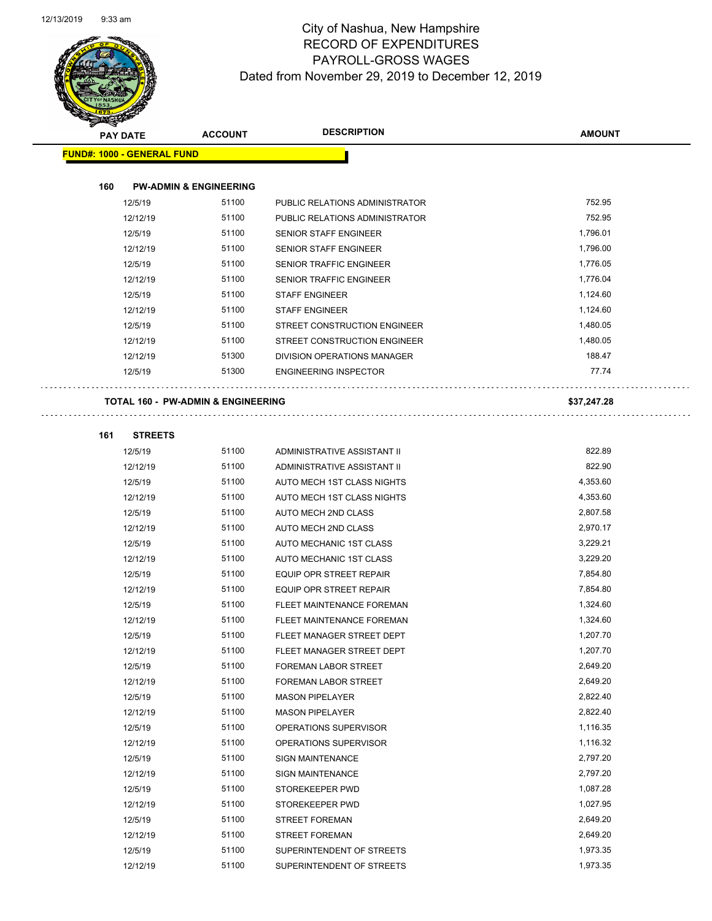# City of Nashua, New Hampshire
## RECORD OF EXPENDITURES
## PAYROLL-GROSS WAGES
### Dated from November 29, 2019 to December 12, 2019

| PAY DATE | ACCOUNT | DESCRIPTION | AMOUNT |
|---|---|---|---|

**FUND#: 1000 - GENERAL FUND**

**160 PW-ADMIN & ENGINEERING**

| PAY DATE | ACCOUNT | DESCRIPTION | AMOUNT |
|---|---|---|---|
| 12/5/19 | 51100 | PUBLIC RELATIONS ADMINISTRATOR | 752.95 |
| 12/12/19 | 51100 | PUBLIC RELATIONS ADMINISTRATOR | 752.95 |
| 12/5/19 | 51100 | SENIOR STAFF ENGINEER | 1,796.01 |
| 12/12/19 | 51100 | SENIOR STAFF ENGINEER | 1,796.00 |
| 12/5/19 | 51100 | SENIOR TRAFFIC ENGINEER | 1,776.05 |
| 12/12/19 | 51100 | SENIOR TRAFFIC ENGINEER | 1,776.04 |
| 12/5/19 | 51100 | STAFF ENGINEER | 1,124.60 |
| 12/12/19 | 51100 | STAFF ENGINEER | 1,124.60 |
| 12/5/19 | 51100 | STREET CONSTRUCTION ENGINEER | 1,480.05 |
| 12/12/19 | 51100 | STREET CONSTRUCTION ENGINEER | 1,480.05 |
| 12/12/19 | 51300 | DIVISION OPERATIONS MANAGER | 188.47 |
| 12/5/19 | 51300 | ENGINEERING INSPECTOR | 77.74 |

**TOTAL 160 - PW-ADMIN & ENGINEERING** **$37,247.28**

**161 STREETS**

| PAY DATE | ACCOUNT | DESCRIPTION | AMOUNT |
|---|---|---|---|
| 12/5/19 | 51100 | ADMINISTRATIVE ASSISTANT II | 822.89 |
| 12/12/19 | 51100 | ADMINISTRATIVE ASSISTANT II | 822.90 |
| 12/5/19 | 51100 | AUTO MECH 1ST CLASS NIGHTS | 4,353.60 |
| 12/12/19 | 51100 | AUTO MECH 1ST CLASS NIGHTS | 4,353.60 |
| 12/5/19 | 51100 | AUTO MECH 2ND CLASS | 2,807.58 |
| 12/12/19 | 51100 | AUTO MECH 2ND CLASS | 2,970.17 |
| 12/5/19 | 51100 | AUTO MECHANIC 1ST CLASS | 3,229.21 |
| 12/12/19 | 51100 | AUTO MECHANIC 1ST CLASS | 3,229.20 |
| 12/5/19 | 51100 | EQUIP OPR STREET REPAIR | 7,854.80 |
| 12/12/19 | 51100 | EQUIP OPR STREET REPAIR | 7,854.80 |
| 12/5/19 | 51100 | FLEET MAINTENANCE FOREMAN | 1,324.60 |
| 12/12/19 | 51100 | FLEET MAINTENANCE FOREMAN | 1,324.60 |
| 12/5/19 | 51100 | FLEET MANAGER STREET DEPT | 1,207.70 |
| 12/12/19 | 51100 | FLEET MANAGER STREET DEPT | 1,207.70 |
| 12/5/19 | 51100 | FOREMAN LABOR STREET | 2,649.20 |
| 12/12/19 | 51100 | FOREMAN LABOR STREET | 2,649.20 |
| 12/5/19 | 51100 | MASON PIPELAYER | 2,822.40 |
| 12/12/19 | 51100 | MASON PIPELAYER | 2,822.40 |
| 12/5/19 | 51100 | OPERATIONS SUPERVISOR | 1,116.35 |
| 12/12/19 | 51100 | OPERATIONS SUPERVISOR | 1,116.32 |
| 12/5/19 | 51100 | SIGN MAINTENANCE | 2,797.20 |
| 12/12/19 | 51100 | SIGN MAINTENANCE | 2,797.20 |
| 12/5/19 | 51100 | STOREKEEPER PWD | 1,087.28 |
| 12/12/19 | 51100 | STOREKEEPER PWD | 1,027.95 |
| 12/5/19 | 51100 | STREET FOREMAN | 2,649.20 |
| 12/12/19 | 51100 | STREET FOREMAN | 2,649.20 |
| 12/5/19 | 51100 | SUPERINTENDENT OF STREETS | 1,973.35 |
| 12/12/19 | 51100 | SUPERINTENDENT OF STREETS | 1,973.35 |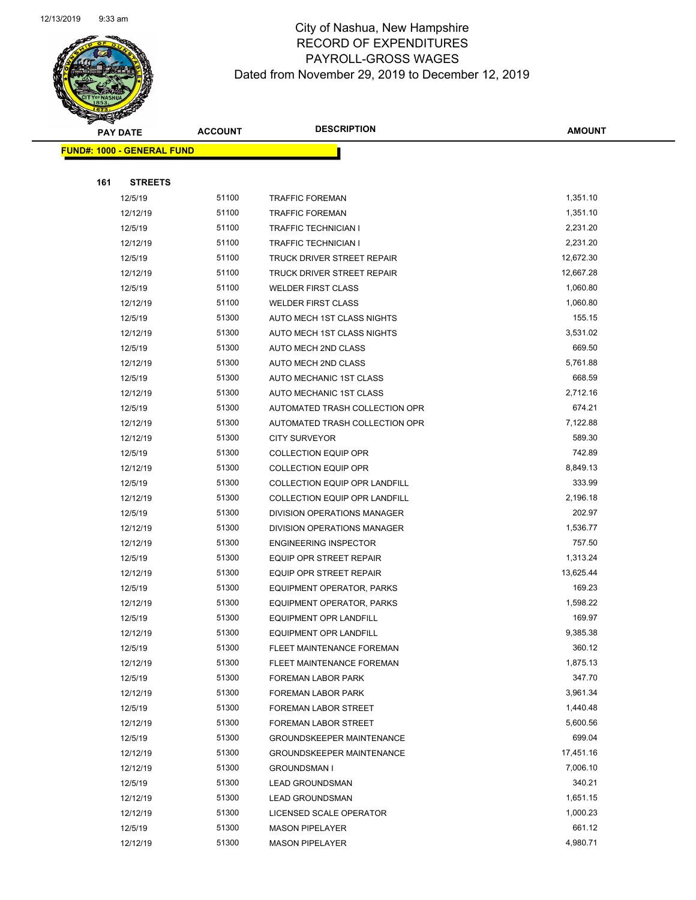# City of Nashua, New Hampshire
## RECORD OF EXPENDITURES
## PAYROLL-GROSS WAGES
### Dated from November 29, 2019 to December 12, 2019

| PAY DATE | ACCOUNT | DESCRIPTION | AMOUNT |
|---|---|---|---|

**FUND#: 1000 - GENERAL FUND**

**161 STREETS**

| PAY DATE | ACCOUNT | DESCRIPTION | AMOUNT |
|---|---|---|---|
| 12/5/19 | 51100 | TRAFFIC FOREMAN | 1,351.10 |
| 12/12/19 | 51100 | TRAFFIC FOREMAN | 1,351.10 |
| 12/5/19 | 51100 | TRAFFIC TECHNICIAN I | 2,231.20 |
| 12/12/19 | 51100 | TRAFFIC TECHNICIAN I | 2,231.20 |
| 12/5/19 | 51100 | TRUCK DRIVER STREET REPAIR | 12,672.30 |
| 12/12/19 | 51100 | TRUCK DRIVER STREET REPAIR | 12,667.28 |
| 12/5/19 | 51100 | WELDER FIRST CLASS | 1,060.80 |
| 12/12/19 | 51100 | WELDER FIRST CLASS | 1,060.80 |
| 12/5/19 | 51300 | AUTO MECH 1ST CLASS NIGHTS | 155.15 |
| 12/12/19 | 51300 | AUTO MECH 1ST CLASS NIGHTS | 3,531.02 |
| 12/5/19 | 51300 | AUTO MECH 2ND CLASS | 669.50 |
| 12/12/19 | 51300 | AUTO MECH 2ND CLASS | 5,761.88 |
| 12/5/19 | 51300 | AUTO MECHANIC 1ST CLASS | 668.59 |
| 12/12/19 | 51300 | AUTO MECHANIC 1ST CLASS | 2,712.16 |
| 12/5/19 | 51300 | AUTOMATED TRASH COLLECTION OPR | 674.21 |
| 12/12/19 | 51300 | AUTOMATED TRASH COLLECTION OPR | 7,122.88 |
| 12/12/19 | 51300 | CITY SURVEYOR | 589.30 |
| 12/5/19 | 51300 | COLLECTION EQUIP OPR | 742.89 |
| 12/12/19 | 51300 | COLLECTION EQUIP OPR | 8,849.13 |
| 12/5/19 | 51300 | COLLECTION EQUIP OPR LANDFILL | 333.99 |
| 12/12/19 | 51300 | COLLECTION EQUIP OPR LANDFILL | 2,196.18 |
| 12/5/19 | 51300 | DIVISION OPERATIONS MANAGER | 202.97 |
| 12/12/19 | 51300 | DIVISION OPERATIONS MANAGER | 1,536.77 |
| 12/12/19 | 51300 | ENGINEERING INSPECTOR | 757.50 |
| 12/5/19 | 51300 | EQUIP OPR STREET REPAIR | 1,313.24 |
| 12/12/19 | 51300 | EQUIP OPR STREET REPAIR | 13,625.44 |
| 12/5/19 | 51300 | EQUIPMENT OPERATOR, PARKS | 169.23 |
| 12/12/19 | 51300 | EQUIPMENT OPERATOR, PARKS | 1,598.22 |
| 12/5/19 | 51300 | EQUIPMENT OPR LANDFILL | 169.97 |
| 12/12/19 | 51300 | EQUIPMENT OPR LANDFILL | 9,385.38 |
| 12/5/19 | 51300 | FLEET MAINTENANCE FOREMAN | 360.12 |
| 12/12/19 | 51300 | FLEET MAINTENANCE FOREMAN | 1,875.13 |
| 12/5/19 | 51300 | FOREMAN LABOR PARK | 347.70 |
| 12/12/19 | 51300 | FOREMAN LABOR PARK | 3,961.34 |
| 12/5/19 | 51300 | FOREMAN LABOR STREET | 1,440.48 |
| 12/12/19 | 51300 | FOREMAN LABOR STREET | 5,600.56 |
| 12/5/19 | 51300 | GROUNDSKEEPER MAINTENANCE | 699.04 |
| 12/12/19 | 51300 | GROUNDSKEEPER MAINTENANCE | 17,451.16 |
| 12/12/19 | 51300 | GROUNDSMAN I | 7,006.10 |
| 12/5/19 | 51300 | LEAD GROUNDSMAN | 340.21 |
| 12/12/19 | 51300 | LEAD GROUNDSMAN | 1,651.15 |
| 12/12/19 | 51300 | LICENSED SCALE OPERATOR | 1,000.23 |
| 12/5/19 | 51300 | MASON PIPELAYER | 661.12 |
| 12/12/19 | 51300 | MASON PIPELAYER | 4,980.71 |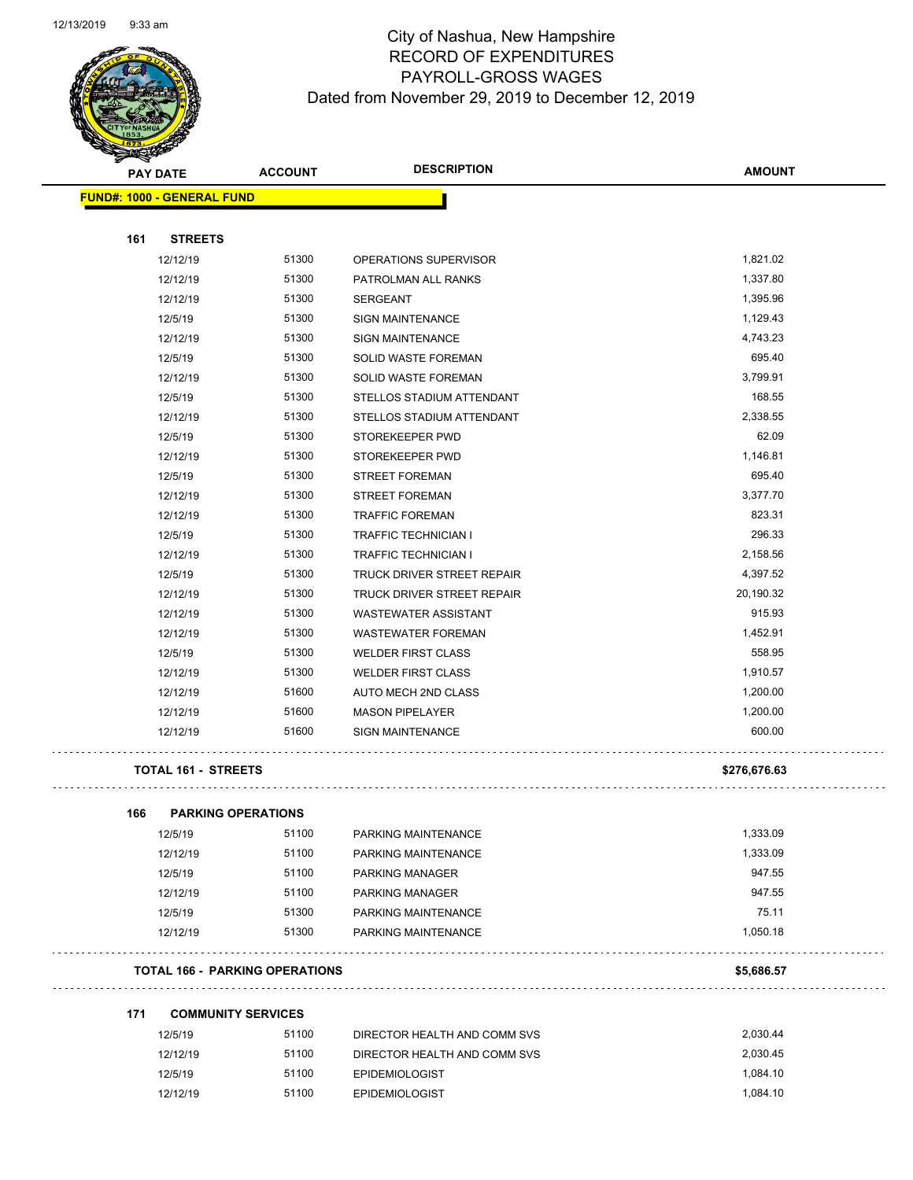# City of Nashua, New Hampshire
## RECORD OF EXPENDITURES
## PAYROLL-GROSS WAGES
### Dated from November 29, 2019 to December 12, 2019

| PAY DATE | ACCOUNT | DESCRIPTION | AMOUNT |
|---|---|---|---|
| **FUND#: 1000 - GENERAL FUND** | | | |
| **161 STREETS** | | | |
| 12/12/19 | 51300 | OPERATIONS SUPERVISOR | 1,821.02 |
| 12/12/19 | 51300 | PATROLMAN ALL RANKS | 1,337.80 |
| 12/12/19 | 51300 | SERGEANT | 1,395.96 |
| 12/5/19 | 51300 | SIGN MAINTENANCE | 1,129.43 |
| 12/12/19 | 51300 | SIGN MAINTENANCE | 4,743.23 |
| 12/5/19 | 51300 | SOLID WASTE FOREMAN | 695.40 |
| 12/12/19 | 51300 | SOLID WASTE FOREMAN | 3,799.91 |
| 12/5/19 | 51300 | STELLOS STADIUM ATTENDANT | 168.55 |
| 12/12/19 | 51300 | STELLOS STADIUM ATTENDANT | 2,338.55 |
| 12/5/19 | 51300 | STOREKEEPER PWD | 62.09 |
| 12/12/19 | 51300 | STOREKEEPER PWD | 1,146.81 |
| 12/5/19 | 51300 | STREET FOREMAN | 695.40 |
| 12/12/19 | 51300 | STREET FOREMAN | 3,377.70 |
| 12/12/19 | 51300 | TRAFFIC FOREMAN | 823.31 |
| 12/5/19 | 51300 | TRAFFIC TECHNICIAN I | 296.33 |
| 12/12/19 | 51300 | TRAFFIC TECHNICIAN I | 2,158.56 |
| 12/5/19 | 51300 | TRUCK DRIVER STREET REPAIR | 4,397.52 |
| 12/12/19 | 51300 | TRUCK DRIVER STREET REPAIR | 20,190.32 |
| 12/12/19 | 51300 | WASTEWATER ASSISTANT | 915.93 |
| 12/12/19 | 51300 | WASTEWATER FOREMAN | 1,452.91 |
| 12/5/19 | 51300 | WELDER FIRST CLASS | 558.95 |
| 12/12/19 | 51300 | WELDER FIRST CLASS | 1,910.57 |
| 12/12/19 | 51600 | AUTO MECH 2ND CLASS | 1,200.00 |
| 12/12/19 | 51600 | MASON PIPELAYER | 1,200.00 |
| 12/12/19 | 51600 | SIGN MAINTENANCE | 600.00 |
| **TOTAL 161 - STREETS** | | | **$276,676.63** |
| **166 PARKING OPERATIONS** | | | |
| 12/5/19 | 51100 | PARKING MAINTENANCE | 1,333.09 |
| 12/12/19 | 51100 | PARKING MAINTENANCE | 1,333.09 |
| 12/5/19 | 51100 | PARKING MANAGER | 947.55 |
| 12/12/19 | 51100 | PARKING MANAGER | 947.55 |
| 12/5/19 | 51300 | PARKING MAINTENANCE | 75.11 |
| 12/12/19 | 51300 | PARKING MAINTENANCE | 1,050.18 |
| **TOTAL 166 - PARKING OPERATIONS** | | | **$5,686.57** |
| **171 COMMUNITY SERVICES** | | | |
| 12/5/19 | 51100 | DIRECTOR HEALTH AND COMM SVS | 2,030.44 |
| 12/12/19 | 51100 | DIRECTOR HEALTH AND COMM SVS | 2,030.45 |
| 12/5/19 | 51100 | EPIDEMIOLOGIST | 1,084.10 |
| 12/12/19 | 51100 | EPIDEMIOLOGIST | 1,084.10 |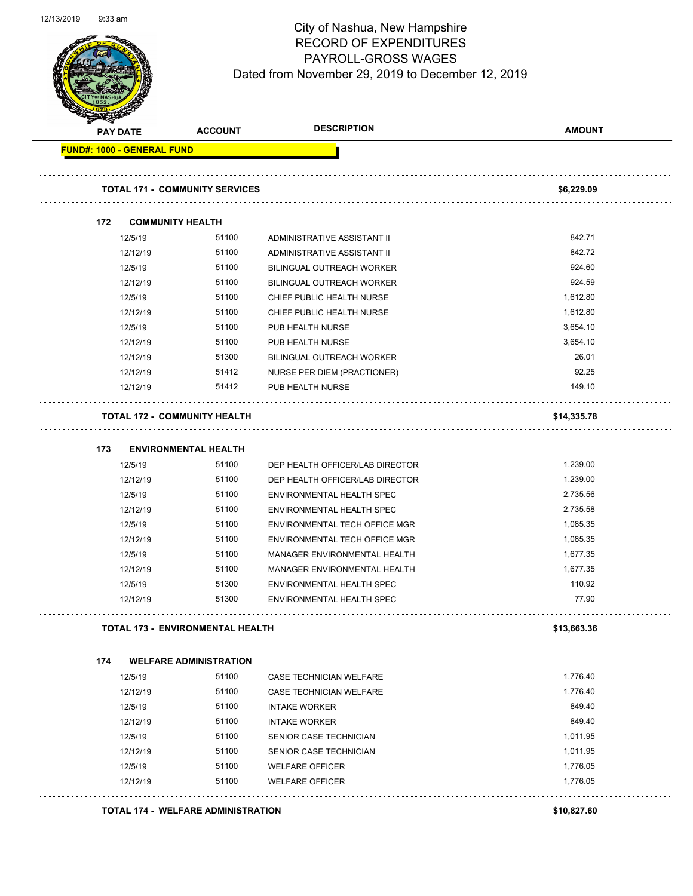# City of Nashua, New Hampshire
## RECORD OF EXPENDITURES
## PAYROLL-GROSS WAGES
### Dated from November 29, 2019 to December 12, 2019

| PAY DATE | ACCOUNT | DESCRIPTION | AMOUNT |
|---|---|---|---|
| **FUND#: 1000 - GENERAL FUND** | | | |
| **TOTAL 171 - COMMUNITY SERVICES** | | | **$6,229.09** |
| **172 COMMUNITY HEALTH** | | | |
| 12/5/19 | 51100 | ADMINISTRATIVE ASSISTANT II | 842.71 |
| 12/12/19 | 51100 | ADMINISTRATIVE ASSISTANT II | 842.72 |
| 12/5/19 | 51100 | BILINGUAL OUTREACH WORKER | 924.60 |
| 12/12/19 | 51100 | BILINGUAL OUTREACH WORKER | 924.59 |
| 12/5/19 | 51100 | CHIEF PUBLIC HEALTH NURSE | 1,612.80 |
| 12/12/19 | 51100 | CHIEF PUBLIC HEALTH NURSE | 1,612.80 |
| 12/5/19 | 51100 | PUB HEALTH NURSE | 3,654.10 |
| 12/12/19 | 51100 | PUB HEALTH NURSE | 3,654.10 |
| 12/12/19 | 51300 | BILINGUAL OUTREACH WORKER | 26.01 |
| 12/12/19 | 51412 | NURSE PER DIEM (PRACTIONER) | 92.25 |
| 12/12/19 | 51412 | PUB HEALTH NURSE | 149.10 |
| **TOTAL 172 - COMMUNITY HEALTH** | | | **$14,335.78** |
| **173 ENVIRONMENTAL HEALTH** | | | |
| 12/5/19 | 51100 | DEP HEALTH OFFICER/LAB DIRECTOR | 1,239.00 |
| 12/12/19 | 51100 | DEP HEALTH OFFICER/LAB DIRECTOR | 1,239.00 |
| 12/5/19 | 51100 | ENVIRONMENTAL HEALTH SPEC | 2,735.56 |
| 12/12/19 | 51100 | ENVIRONMENTAL HEALTH SPEC | 2,735.58 |
| 12/5/19 | 51100 | ENVIRONMENTAL TECH OFFICE MGR | 1,085.35 |
| 12/12/19 | 51100 | ENVIRONMENTAL TECH OFFICE MGR | 1,085.35 |
| 12/5/19 | 51100 | MANAGER ENVIRONMENTAL HEALTH | 1,677.35 |
| 12/12/19 | 51100 | MANAGER ENVIRONMENTAL HEALTH | 1,677.35 |
| 12/5/19 | 51300 | ENVIRONMENTAL HEALTH SPEC | 110.92 |
| 12/12/19 | 51300 | ENVIRONMENTAL HEALTH SPEC | 77.90 |
| **TOTAL 173 - ENVIRONMENTAL HEALTH** | | | **$13,663.36** |
| **174 WELFARE ADMINISTRATION** | | | |
| 12/5/19 | 51100 | CASE TECHNICIAN WELFARE | 1,776.40 |
| 12/12/19 | 51100 | CASE TECHNICIAN WELFARE | 1,776.40 |
| 12/5/19 | 51100 | INTAKE WORKER | 849.40 |
| 12/12/19 | 51100 | INTAKE WORKER | 849.40 |
| 12/5/19 | 51100 | SENIOR CASE TECHNICIAN | 1,011.95 |
| 12/12/19 | 51100 | SENIOR CASE TECHNICIAN | 1,011.95 |
| 12/5/19 | 51100 | WELFARE OFFICER | 1,776.05 |
| 12/12/19 | 51100 | WELFARE OFFICER | 1,776.05 |
| **TOTAL 174 - WELFARE ADMINISTRATION** | | | **$10,827.60** |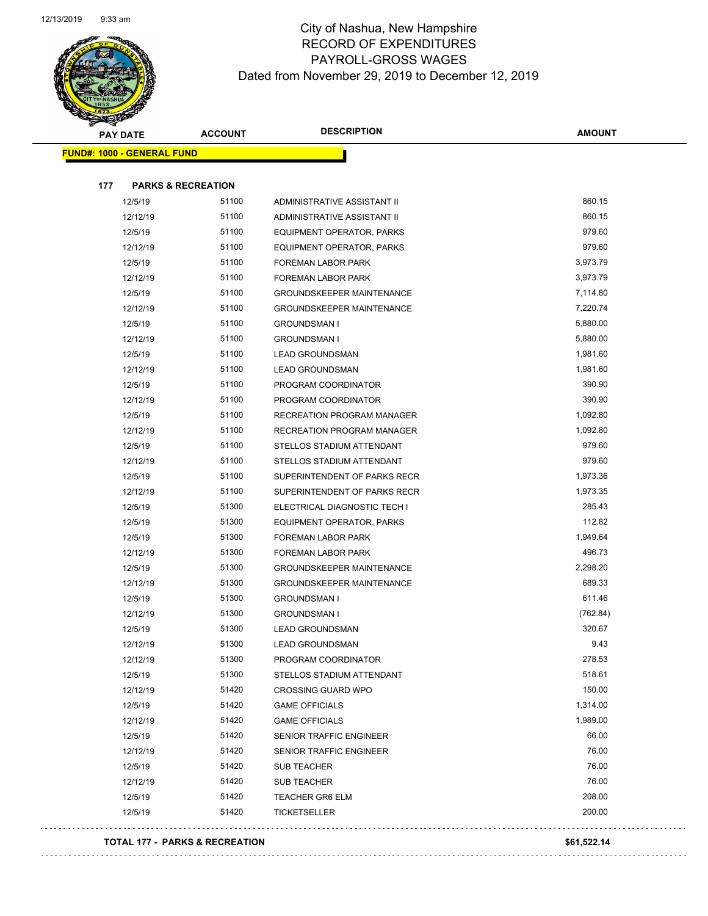# City of Nashua, New Hampshire
## RECORD OF EXPENDITURES
## PAYROLL-GROSS WAGES
### Dated from November 29, 2019 to December 12, 2019

| PAY DATE | ACCOUNT | DESCRIPTION | AMOUNT |
|---|---|---|---|
| **FUND#: 1000 - GENERAL FUND** | | | |
| **177 PARKS & RECREATION** | | | |
| 12/5/19 | 51100 | ADMINISTRATIVE ASSISTANT II | 860.15 |
| 12/12/19 | 51100 | ADMINISTRATIVE ASSISTANT II | 860.15 |
| 12/5/19 | 51100 | EQUIPMENT OPERATOR, PARKS | 979.60 |
| 12/12/19 | 51100 | EQUIPMENT OPERATOR, PARKS | 979.60 |
| 12/5/19 | 51100 | FOREMAN LABOR PARK | 3,973.79 |
| 12/12/19 | 51100 | FOREMAN LABOR PARK | 3,973.79 |
| 12/5/19 | 51100 | GROUNDSKEEPER MAINTENANCE | 7,114.80 |
| 12/12/19 | 51100 | GROUNDSKEEPER MAINTENANCE | 7,220.74 |
| 12/5/19 | 51100 | GROUNDSMAN I | 5,880.00 |
| 12/12/19 | 51100 | GROUNDSMAN I | 5,880.00 |
| 12/5/19 | 51100 | LEAD GROUNDSMAN | 1,981.60 |
| 12/12/19 | 51100 | LEAD GROUNDSMAN | 1,981.60 |
| 12/5/19 | 51100 | PROGRAM COORDINATOR | 390.90 |
| 12/12/19 | 51100 | PROGRAM COORDINATOR | 390.90 |
| 12/5/19 | 51100 | RECREATION PROGRAM MANAGER | 1,092.80 |
| 12/12/19 | 51100 | RECREATION PROGRAM MANAGER | 1,092.80 |
| 12/5/19 | 51100 | STELLOS STADIUM ATTENDANT | 979.60 |
| 12/12/19 | 51100 | STELLOS STADIUM ATTENDANT | 979.60 |
| 12/5/19 | 51100 | SUPERINTENDENT OF PARKS RECR | 1,973.36 |
| 12/12/19 | 51100 | SUPERINTENDENT OF PARKS RECR | 1,973.35 |
| 12/5/19 | 51300 | ELECTRICAL DIAGNOSTIC TECH I | 285.43 |
| 12/5/19 | 51300 | EQUIPMENT OPERATOR, PARKS | 112.82 |
| 12/5/19 | 51300 | FOREMAN LABOR PARK | 1,949.64 |
| 12/12/19 | 51300 | FOREMAN LABOR PARK | 496.73 |
| 12/5/19 | 51300 | GROUNDSKEEPER MAINTENANCE | 2,298.20 |
| 12/12/19 | 51300 | GROUNDSKEEPER MAINTENANCE | 689.33 |
| 12/5/19 | 51300 | GROUNDSMAN I | 611.46 |
| 12/12/19 | 51300 | GROUNDSMAN I | (762.84) |
| 12/5/19 | 51300 | LEAD GROUNDSMAN | 320.67 |
| 12/12/19 | 51300 | LEAD GROUNDSMAN | 9.43 |
| 12/12/19 | 51300 | PROGRAM COORDINATOR | 278.53 |
| 12/5/19 | 51300 | STELLOS STADIUM ATTENDANT | 518.61 |
| 12/12/19 | 51420 | CROSSING GUARD WPO | 150.00 |
| 12/5/19 | 51420 | GAME OFFICIALS | 1,314.00 |
| 12/12/19 | 51420 | GAME OFFICIALS | 1,989.00 |
| 12/5/19 | 51420 | SENIOR TRAFFIC ENGINEER | 66.00 |
| 12/12/19 | 51420 | SENIOR TRAFFIC ENGINEER | 76.00 |
| 12/5/19 | 51420 | SUB TEACHER | 76.00 |
| 12/12/19 | 51420 | SUB TEACHER | 76.00 |
| 12/5/19 | 51420 | TEACHER GR6 ELM | 208.00 |
| 12/5/19 | 51420 | TICKETSELLER | 200.00 |
| **TOTAL 177 - PARKS & RECREATION** | | | **$61,522.14** |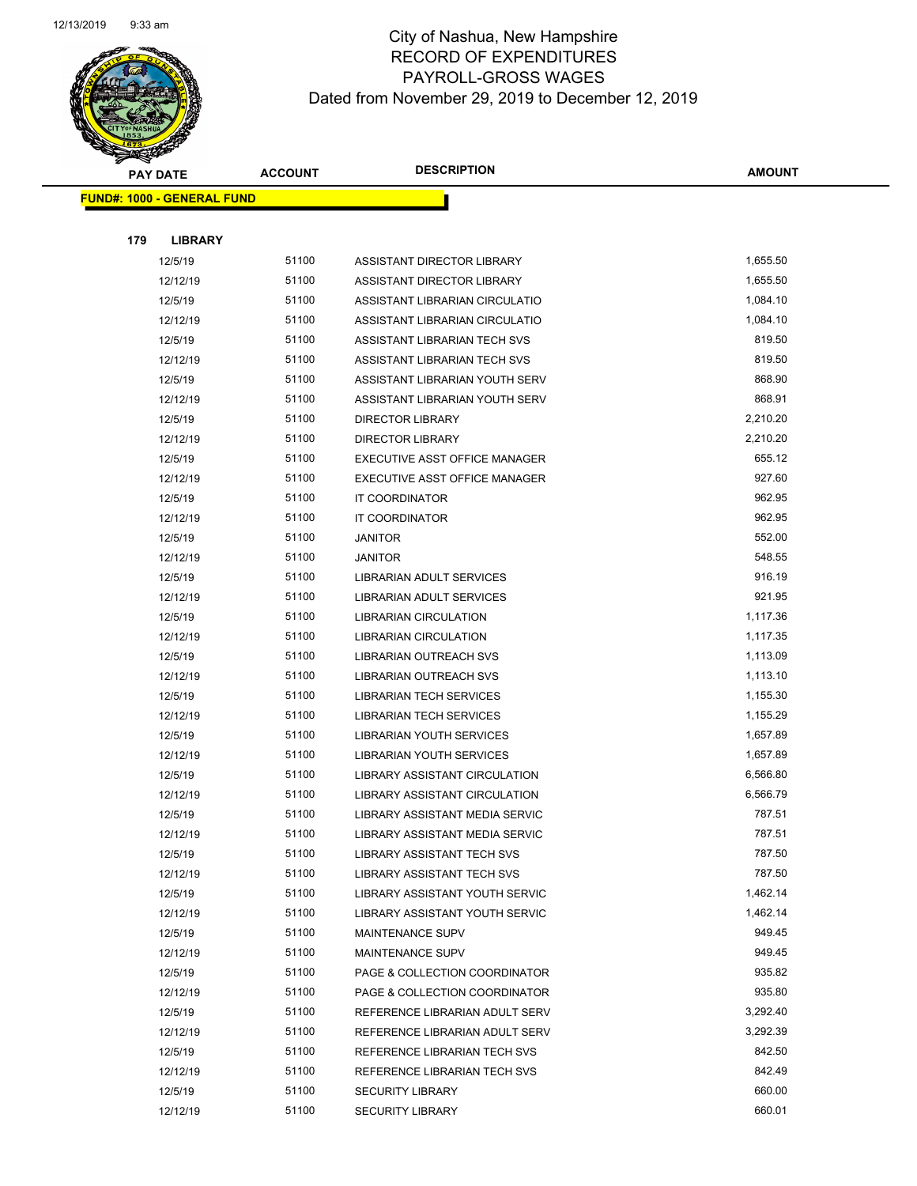# City of Nashua, New Hampshire
## RECORD OF EXPENDITURES
## PAYROLL-GROSS WAGES
## Dated from November 29, 2019 to December 12, 2019

| PAY DATE | ACCOUNT | DESCRIPTION | AMOUNT |
|---|---|---|---|

**FUND#: 1000 - GENERAL FUND**

**179 LIBRARY**

| PAY DATE | ACCOUNT | DESCRIPTION | AMOUNT |
|---|---|---|---|
| 12/5/19 | 51100 | ASSISTANT DIRECTOR LIBRARY | 1,655.50 |
| 12/12/19 | 51100 | ASSISTANT DIRECTOR LIBRARY | 1,655.50 |
| 12/5/19 | 51100 | ASSISTANT LIBRARIAN CIRCULATIO | 1,084.10 |
| 12/12/19 | 51100 | ASSISTANT LIBRARIAN CIRCULATIO | 1,084.10 |
| 12/5/19 | 51100 | ASSISTANT LIBRARIAN TECH SVS | 819.50 |
| 12/12/19 | 51100 | ASSISTANT LIBRARIAN TECH SVS | 819.50 |
| 12/5/19 | 51100 | ASSISTANT LIBRARIAN YOUTH SERV | 868.90 |
| 12/12/19 | 51100 | ASSISTANT LIBRARIAN YOUTH SERV | 868.91 |
| 12/5/19 | 51100 | DIRECTOR LIBRARY | 2,210.20 |
| 12/12/19 | 51100 | DIRECTOR LIBRARY | 2,210.20 |
| 12/5/19 | 51100 | EXECUTIVE ASST OFFICE MANAGER | 655.12 |
| 12/12/19 | 51100 | EXECUTIVE ASST OFFICE MANAGER | 927.60 |
| 12/5/19 | 51100 | IT COORDINATOR | 962.95 |
| 12/12/19 | 51100 | IT COORDINATOR | 962.95 |
| 12/5/19 | 51100 | JANITOR | 552.00 |
| 12/12/19 | 51100 | JANITOR | 548.55 |
| 12/5/19 | 51100 | LIBRARIAN ADULT SERVICES | 916.19 |
| 12/12/19 | 51100 | LIBRARIAN ADULT SERVICES | 921.95 |
| 12/5/19 | 51100 | LIBRARIAN CIRCULATION | 1,117.36 |
| 12/12/19 | 51100 | LIBRARIAN CIRCULATION | 1,117.35 |
| 12/5/19 | 51100 | LIBRARIAN OUTREACH SVS | 1,113.09 |
| 12/12/19 | 51100 | LIBRARIAN OUTREACH SVS | 1,113.10 |
| 12/5/19 | 51100 | LIBRARIAN TECH SERVICES | 1,155.30 |
| 12/12/19 | 51100 | LIBRARIAN TECH SERVICES | 1,155.29 |
| 12/5/19 | 51100 | LIBRARIAN YOUTH SERVICES | 1,657.89 |
| 12/12/19 | 51100 | LIBRARIAN YOUTH SERVICES | 1,657.89 |
| 12/5/19 | 51100 | LIBRARY ASSISTANT CIRCULATION | 6,566.80 |
| 12/12/19 | 51100 | LIBRARY ASSISTANT CIRCULATION | 6,566.79 |
| 12/5/19 | 51100 | LIBRARY ASSISTANT MEDIA SERVIC | 787.51 |
| 12/12/19 | 51100 | LIBRARY ASSISTANT MEDIA SERVIC | 787.51 |
| 12/5/19 | 51100 | LIBRARY ASSISTANT TECH SVS | 787.50 |
| 12/12/19 | 51100 | LIBRARY ASSISTANT TECH SVS | 787.50 |
| 12/5/19 | 51100 | LIBRARY ASSISTANT YOUTH SERVIC | 1,462.14 |
| 12/12/19 | 51100 | LIBRARY ASSISTANT YOUTH SERVIC | 1,462.14 |
| 12/5/19 | 51100 | MAINTENANCE SUPV | 949.45 |
| 12/12/19 | 51100 | MAINTENANCE SUPV | 949.45 |
| 12/5/19 | 51100 | PAGE & COLLECTION COORDINATOR | 935.82 |
| 12/12/19 | 51100 | PAGE & COLLECTION COORDINATOR | 935.80 |
| 12/5/19 | 51100 | REFERENCE LIBRARIAN ADULT SERV | 3,292.40 |
| 12/12/19 | 51100 | REFERENCE LIBRARIAN ADULT SERV | 3,292.39 |
| 12/5/19 | 51100 | REFERENCE LIBRARIAN TECH SVS | 842.50 |
| 12/12/19 | 51100 | REFERENCE LIBRARIAN TECH SVS | 842.49 |
| 12/5/19 | 51100 | SECURITY LIBRARY | 660.00 |
| 12/12/19 | 51100 | SECURITY LIBRARY | 660.01 |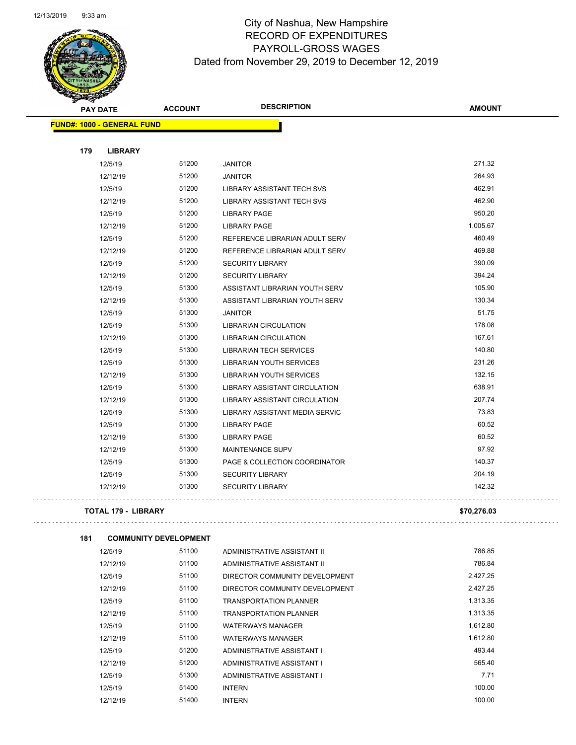# City of Nashua, New Hampshire
## RECORD OF EXPENDITURES
## PAYROLL-GROSS WAGES
## Dated from November 29, 2019 to December 12, 2019

| PAY DATE | ACCOUNT | DESCRIPTION | AMOUNT |
|---|---|---|---|

**FUND#: 1000 - GENERAL FUND**

**179 LIBRARY**

| PAY DATE | ACCOUNT | DESCRIPTION | AMOUNT |
|---|---|---|---|
| 12/5/19 | 51200 | JANITOR | 271.32 |
| 12/12/19 | 51200 | JANITOR | 264.93 |
| 12/5/19 | 51200 | LIBRARY ASSISTANT TECH SVS | 462.91 |
| 12/12/19 | 51200 | LIBRARY ASSISTANT TECH SVS | 462.90 |
| 12/5/19 | 51200 | LIBRARY PAGE | 950.20 |
| 12/12/19 | 51200 | LIBRARY PAGE | 1,005.67 |
| 12/5/19 | 51200 | REFERENCE LIBRARIAN ADULT SERV | 460.49 |
| 12/12/19 | 51200 | REFERENCE LIBRARIAN ADULT SERV | 469.88 |
| 12/5/19 | 51200 | SECURITY LIBRARY | 390.09 |
| 12/12/19 | 51200 | SECURITY LIBRARY | 394.24 |
| 12/5/19 | 51300 | ASSISTANT LIBRARIAN YOUTH SERV | 105.90 |
| 12/12/19 | 51300 | ASSISTANT LIBRARIAN YOUTH SERV | 130.34 |
| 12/5/19 | 51300 | JANITOR | 51.75 |
| 12/5/19 | 51300 | LIBRARIAN CIRCULATION | 178.08 |
| 12/12/19 | 51300 | LIBRARIAN CIRCULATION | 167.61 |
| 12/5/19 | 51300 | LIBRARIAN TECH SERVICES | 140.80 |
| 12/5/19 | 51300 | LIBRARIAN YOUTH SERVICES | 231.26 |
| 12/12/19 | 51300 | LIBRARIAN YOUTH SERVICES | 132.15 |
| 12/5/19 | 51300 | LIBRARY ASSISTANT CIRCULATION | 638.91 |
| 12/12/19 | 51300 | LIBRARY ASSISTANT CIRCULATION | 207.74 |
| 12/5/19 | 51300 | LIBRARY ASSISTANT MEDIA SERVIC | 73.83 |
| 12/5/19 | 51300 | LIBRARY PAGE | 60.52 |
| 12/12/19 | 51300 | LIBRARY PAGE | 60.52 |
| 12/12/19 | 51300 | MAINTENANCE SUPV | 97.92 |
| 12/5/19 | 51300 | PAGE & COLLECTION COORDINATOR | 140.37 |
| 12/5/19 | 51300 | SECURITY LIBRARY | 204.19 |
| 12/12/19 | 51300 | SECURITY LIBRARY | 142.32 |

**TOTAL 179 - LIBRARY** **$70,276.03**

**181 COMMUNITY DEVELOPMENT**

| PAY DATE | ACCOUNT | DESCRIPTION | AMOUNT |
|---|---|---|---|
| 12/5/19 | 51100 | ADMINISTRATIVE ASSISTANT II | 786.85 |
| 12/12/19 | 51100 | ADMINISTRATIVE ASSISTANT II | 786.84 |
| 12/5/19 | 51100 | DIRECTOR COMMUNITY DEVELOPMENT | 2,427.25 |
| 12/12/19 | 51100 | DIRECTOR COMMUNITY DEVELOPMENT | 2,427.25 |
| 12/5/19 | 51100 | TRANSPORTATION PLANNER | 1,313.35 |
| 12/12/19 | 51100 | TRANSPORTATION PLANNER | 1,313.35 |
| 12/5/19 | 51100 | WATERWAYS MANAGER | 1,612.80 |
| 12/12/19 | 51100 | WATERWAYS MANAGER | 1,612.80 |
| 12/5/19 | 51200 | ADMINISTRATIVE ASSISTANT I | 493.44 |
| 12/12/19 | 51200 | ADMINISTRATIVE ASSISTANT I | 565.40 |
| 12/5/19 | 51300 | ADMINISTRATIVE ASSISTANT I | 7.71 |
| 12/5/19 | 51400 | INTERN | 100.00 |
| 12/12/19 | 51400 | INTERN | 100.00 |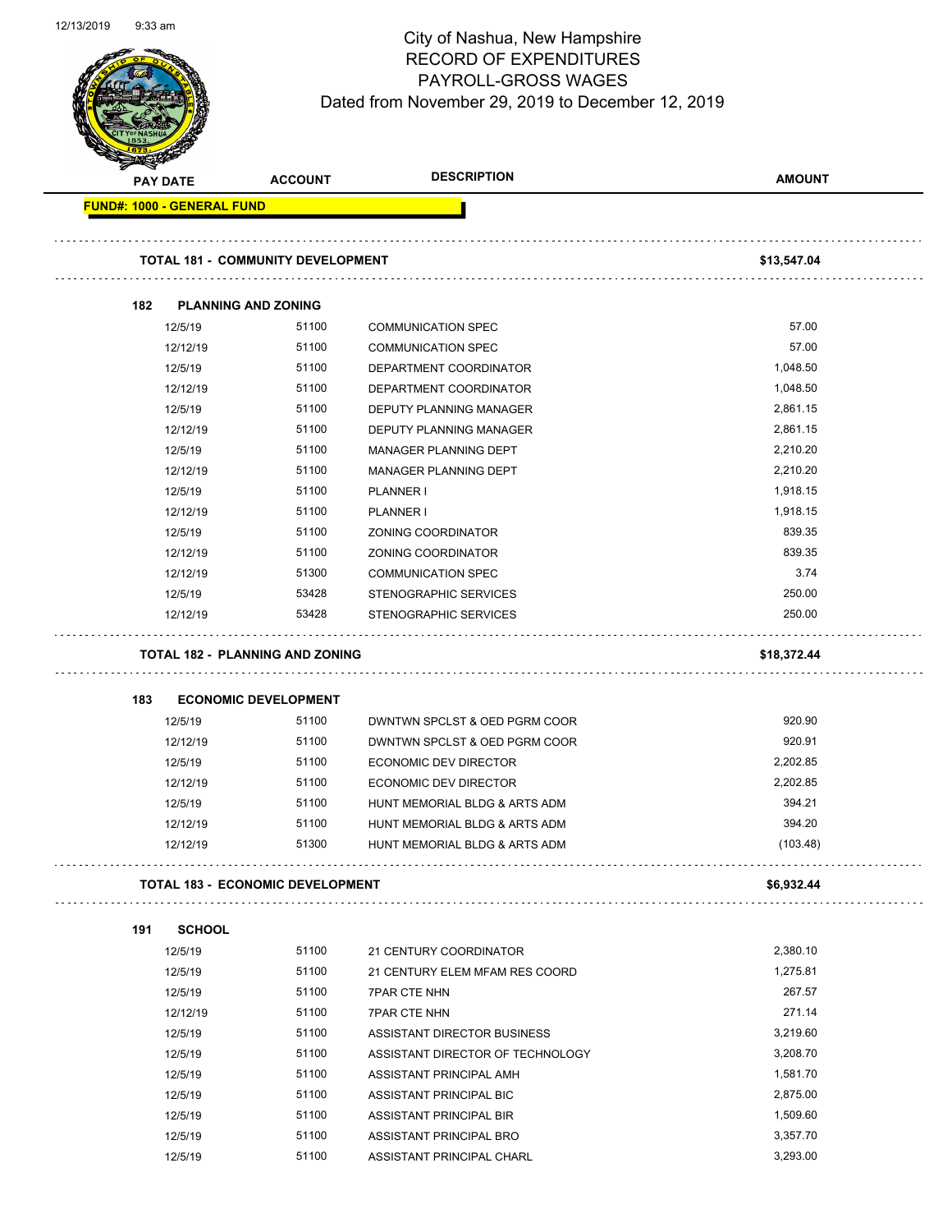# City of Nashua, New Hampshire
## RECORD OF EXPENDITURES
## PAYROLL-GROSS WAGES
### Dated from November 29, 2019 to December 12, 2019

| PAY DATE | ACCOUNT | DESCRIPTION | AMOUNT |
|---|---|---|---|
| **FUND#: 1000 - GENERAL FUND** | | | |
| **TOTAL 181 - COMMUNITY DEVELOPMENT** | | | **$13,547.04** |
| **182 PLANNING AND ZONING** | | | |
| 12/5/19 | 51100 | COMMUNICATION SPEC | 57.00 |
| 12/12/19 | 51100 | COMMUNICATION SPEC | 57.00 |
| 12/5/19 | 51100 | DEPARTMENT COORDINATOR | 1,048.50 |
| 12/12/19 | 51100 | DEPARTMENT COORDINATOR | 1,048.50 |
| 12/5/19 | 51100 | DEPUTY PLANNING MANAGER | 2,861.15 |
| 12/12/19 | 51100 | DEPUTY PLANNING MANAGER | 2,861.15 |
| 12/5/19 | 51100 | MANAGER PLANNING DEPT | 2,210.20 |
| 12/12/19 | 51100 | MANAGER PLANNING DEPT | 2,210.20 |
| 12/5/19 | 51100 | PLANNER I | 1,918.15 |
| 12/12/19 | 51100 | PLANNER I | 1,918.15 |
| 12/5/19 | 51100 | ZONING COORDINATOR | 839.35 |
| 12/12/19 | 51100 | ZONING COORDINATOR | 839.35 |
| 12/12/19 | 51300 | COMMUNICATION SPEC | 3.74 |
| 12/5/19 | 53428 | STENOGRAPHIC SERVICES | 250.00 |
| 12/12/19 | 53428 | STENOGRAPHIC SERVICES | 250.00 |
| **TOTAL 182 - PLANNING AND ZONING** | | | **$18,372.44** |
| **183 ECONOMIC DEVELOPMENT** | | | |
| 12/5/19 | 51100 | DWNTWN SPCLST & OED PGRM COOR | 920.90 |
| 12/12/19 | 51100 | DWNTWN SPCLST & OED PGRM COOR | 920.91 |
| 12/5/19 | 51100 | ECONOMIC DEV DIRECTOR | 2,202.85 |
| 12/12/19 | 51100 | ECONOMIC DEV DIRECTOR | 2,202.85 |
| 12/5/19 | 51100 | HUNT MEMORIAL BLDG & ARTS ADM | 394.21 |
| 12/12/19 | 51100 | HUNT MEMORIAL BLDG & ARTS ADM | 394.20 |
| 12/12/19 | 51300 | HUNT MEMORIAL BLDG & ARTS ADM | (103.48) |
| **TOTAL 183 - ECONOMIC DEVELOPMENT** | | | **$6,932.44** |
| **191 SCHOOL** | | | |
| 12/5/19 | 51100 | 21 CENTURY COORDINATOR | 2,380.10 |
| 12/5/19 | 51100 | 21 CENTURY ELEM MFAM RES COORD | 1,275.81 |
| 12/5/19 | 51100 | 7PAR CTE NHN | 267.57 |
| 12/12/19 | 51100 | 7PAR CTE NHN | 271.14 |
| 12/5/19 | 51100 | ASSISTANT DIRECTOR BUSINESS | 3,219.60 |
| 12/5/19 | 51100 | ASSISTANT DIRECTOR OF TECHNOLOGY | 3,208.70 |
| 12/5/19 | 51100 | ASSISTANT PRINCIPAL AMH | 1,581.70 |
| 12/5/19 | 51100 | ASSISTANT PRINCIPAL BIC | 2,875.00 |
| 12/5/19 | 51100 | ASSISTANT PRINCIPAL BIR | 1,509.60 |
| 12/5/19 | 51100 | ASSISTANT PRINCIPAL BRO | 3,357.70 |
| 12/5/19 | 51100 | ASSISTANT PRINCIPAL CHARL | 3,293.00 |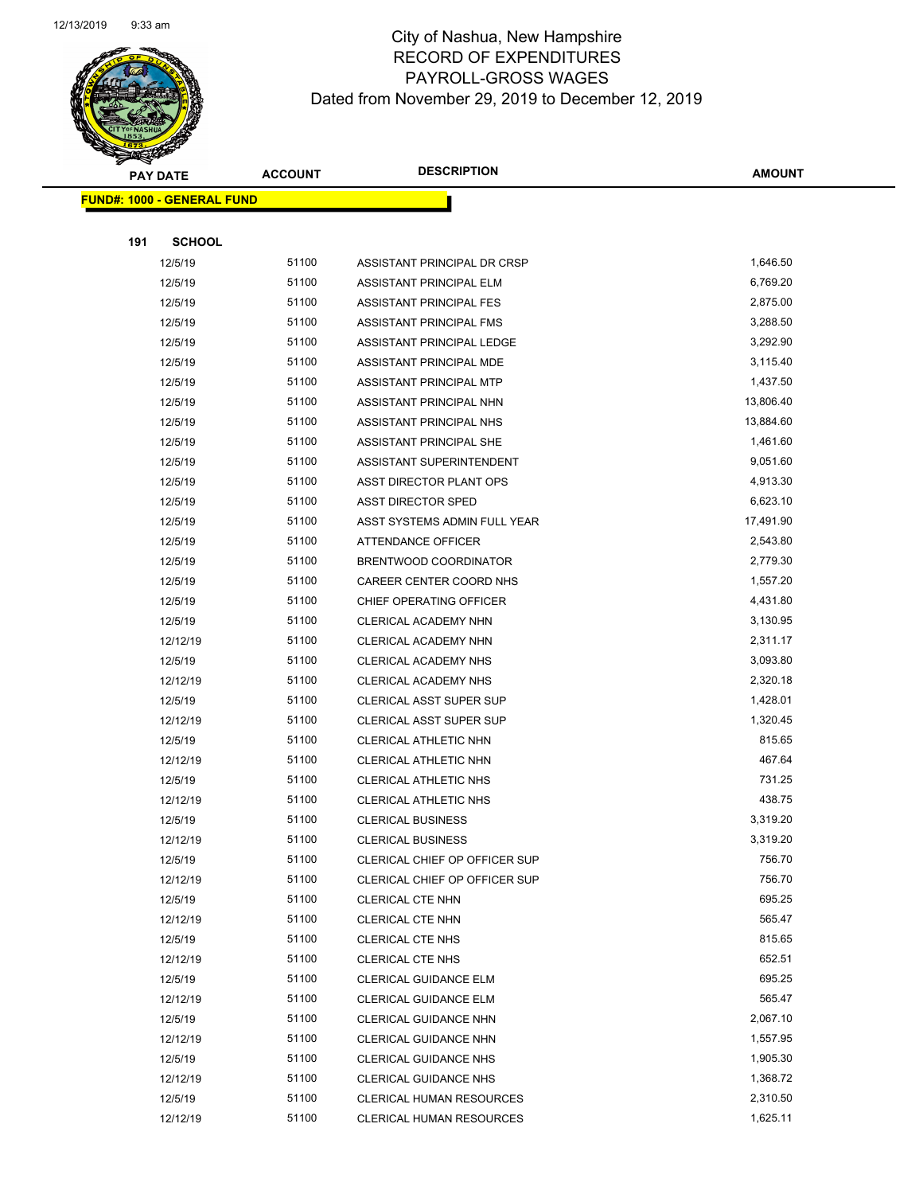# City of Nashua, New Hampshire
## RECORD OF EXPENDITURES
## PAYROLL-GROSS WAGES
## Dated from November 29, 2019 to December 12, 2019

| PAY DATE | ACCOUNT | DESCRIPTION | AMOUNT |
|---|---|---|---|

**FUND#: 1000 - GENERAL FUND**

**191 SCHOOL**

| PAY DATE | ACCOUNT | DESCRIPTION | AMOUNT |
|---|---|---|---|
| 12/5/19 | 51100 | ASSISTANT PRINCIPAL DR CRSP | 1,646.50 |
| 12/5/19 | 51100 | ASSISTANT PRINCIPAL ELM | 6,769.20 |
| 12/5/19 | 51100 | ASSISTANT PRINCIPAL FES | 2,875.00 |
| 12/5/19 | 51100 | ASSISTANT PRINCIPAL FMS | 3,288.50 |
| 12/5/19 | 51100 | ASSISTANT PRINCIPAL LEDGE | 3,292.90 |
| 12/5/19 | 51100 | ASSISTANT PRINCIPAL MDE | 3,115.40 |
| 12/5/19 | 51100 | ASSISTANT PRINCIPAL MTP | 1,437.50 |
| 12/5/19 | 51100 | ASSISTANT PRINCIPAL NHN | 13,806.40 |
| 12/5/19 | 51100 | ASSISTANT PRINCIPAL NHS | 13,884.60 |
| 12/5/19 | 51100 | ASSISTANT PRINCIPAL SHE | 1,461.60 |
| 12/5/19 | 51100 | ASSISTANT SUPERINTENDENT | 9,051.60 |
| 12/5/19 | 51100 | ASST DIRECTOR PLANT OPS | 4,913.30 |
| 12/5/19 | 51100 | ASST DIRECTOR SPED | 6,623.10 |
| 12/5/19 | 51100 | ASST SYSTEMS ADMIN FULL YEAR | 17,491.90 |
| 12/5/19 | 51100 | ATTENDANCE OFFICER | 2,543.80 |
| 12/5/19 | 51100 | BRENTWOOD COORDINATOR | 2,779.30 |
| 12/5/19 | 51100 | CAREER CENTER COORD NHS | 1,557.20 |
| 12/5/19 | 51100 | CHIEF OPERATING OFFICER | 4,431.80 |
| 12/5/19 | 51100 | CLERICAL ACADEMY NHN | 3,130.95 |
| 12/12/19 | 51100 | CLERICAL ACADEMY NHN | 2,311.17 |
| 12/5/19 | 51100 | CLERICAL ACADEMY NHS | 3,093.80 |
| 12/12/19 | 51100 | CLERICAL ACADEMY NHS | 2,320.18 |
| 12/5/19 | 51100 | CLERICAL ASST SUPER SUP | 1,428.01 |
| 12/12/19 | 51100 | CLERICAL ASST SUPER SUP | 1,320.45 |
| 12/5/19 | 51100 | CLERICAL ATHLETIC NHN | 815.65 |
| 12/12/19 | 51100 | CLERICAL ATHLETIC NHN | 467.64 |
| 12/5/19 | 51100 | CLERICAL ATHLETIC NHS | 731.25 |
| 12/12/19 | 51100 | CLERICAL ATHLETIC NHS | 438.75 |
| 12/5/19 | 51100 | CLERICAL BUSINESS | 3,319.20 |
| 12/12/19 | 51100 | CLERICAL BUSINESS | 3,319.20 |
| 12/5/19 | 51100 | CLERICAL CHIEF OP OFFICER SUP | 756.70 |
| 12/12/19 | 51100 | CLERICAL CHIEF OP OFFICER SUP | 756.70 |
| 12/5/19 | 51100 | CLERICAL CTE NHN | 695.25 |
| 12/12/19 | 51100 | CLERICAL CTE NHN | 565.47 |
| 12/5/19 | 51100 | CLERICAL CTE NHS | 815.65 |
| 12/12/19 | 51100 | CLERICAL CTE NHS | 652.51 |
| 12/5/19 | 51100 | CLERICAL GUIDANCE ELM | 695.25 |
| 12/12/19 | 51100 | CLERICAL GUIDANCE ELM | 565.47 |
| 12/5/19 | 51100 | CLERICAL GUIDANCE NHN | 2,067.10 |
| 12/12/19 | 51100 | CLERICAL GUIDANCE NHN | 1,557.95 |
| 12/5/19 | 51100 | CLERICAL GUIDANCE NHS | 1,905.30 |
| 12/12/19 | 51100 | CLERICAL GUIDANCE NHS | 1,368.72 |
| 12/5/19 | 51100 | CLERICAL HUMAN RESOURCES | 2,310.50 |
| 12/12/19 | 51100 | CLERICAL HUMAN RESOURCES | 1,625.11 |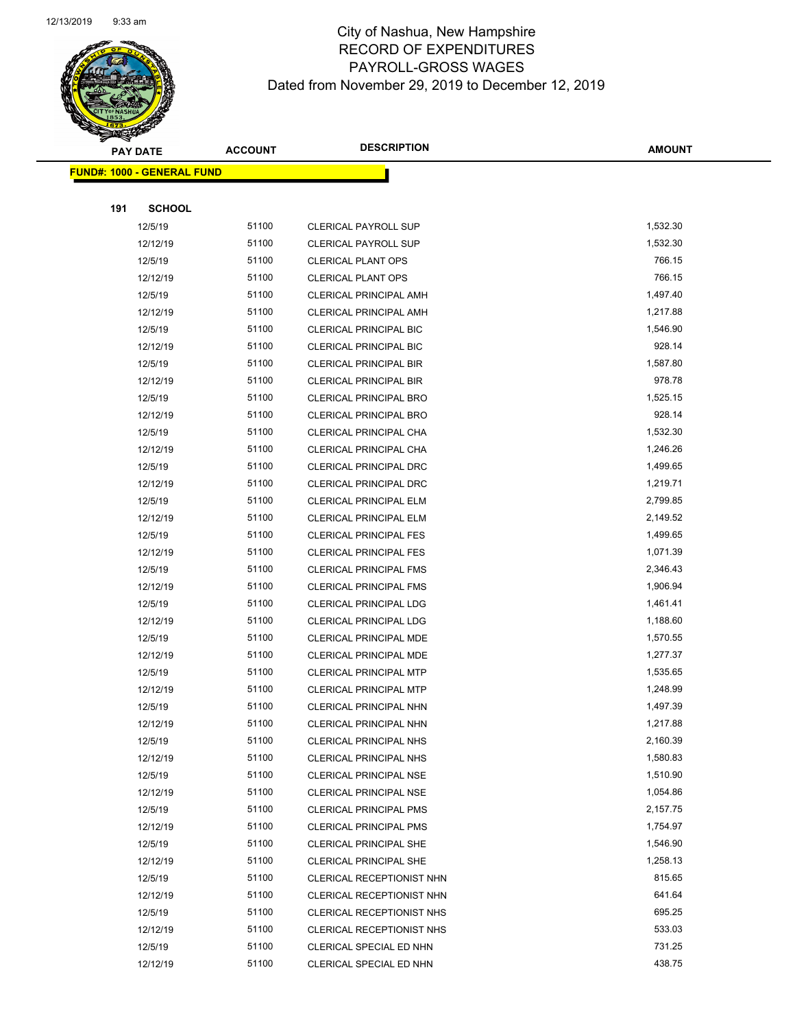# City of Nashua, New Hampshire
## RECORD OF EXPENDITURES
## PAYROLL-GROSS WAGES
### Dated from November 29, 2019 to December 12, 2019

**FUND#: 1000 - GENERAL FUND**

**191 SCHOOL**

| PAY DATE | ACCOUNT | DESCRIPTION | AMOUNT |
|---|---|---|---|
| 12/5/19 | 51100 | CLERICAL PAYROLL SUP | 1,532.30 |
| 12/12/19 | 51100 | CLERICAL PAYROLL SUP | 1,532.30 |
| 12/5/19 | 51100 | CLERICAL PLANT OPS | 766.15 |
| 12/12/19 | 51100 | CLERICAL PLANT OPS | 766.15 |
| 12/5/19 | 51100 | CLERICAL PRINCIPAL AMH | 1,497.40 |
| 12/12/19 | 51100 | CLERICAL PRINCIPAL AMH | 1,217.88 |
| 12/5/19 | 51100 | CLERICAL PRINCIPAL BIC | 1,546.90 |
| 12/12/19 | 51100 | CLERICAL PRINCIPAL BIC | 928.14 |
| 12/5/19 | 51100 | CLERICAL PRINCIPAL BIR | 1,587.80 |
| 12/12/19 | 51100 | CLERICAL PRINCIPAL BIR | 978.78 |
| 12/5/19 | 51100 | CLERICAL PRINCIPAL BRO | 1,525.15 |
| 12/12/19 | 51100 | CLERICAL PRINCIPAL BRO | 928.14 |
| 12/5/19 | 51100 | CLERICAL PRINCIPAL CHA | 1,532.30 |
| 12/12/19 | 51100 | CLERICAL PRINCIPAL CHA | 1,246.26 |
| 12/5/19 | 51100 | CLERICAL PRINCIPAL DRC | 1,499.65 |
| 12/12/19 | 51100 | CLERICAL PRINCIPAL DRC | 1,219.71 |
| 12/5/19 | 51100 | CLERICAL PRINCIPAL ELM | 2,799.85 |
| 12/12/19 | 51100 | CLERICAL PRINCIPAL ELM | 2,149.52 |
| 12/5/19 | 51100 | CLERICAL PRINCIPAL FES | 1,499.65 |
| 12/12/19 | 51100 | CLERICAL PRINCIPAL FES | 1,071.39 |
| 12/5/19 | 51100 | CLERICAL PRINCIPAL FMS | 2,346.43 |
| 12/12/19 | 51100 | CLERICAL PRINCIPAL FMS | 1,906.94 |
| 12/5/19 | 51100 | CLERICAL PRINCIPAL LDG | 1,461.41 |
| 12/12/19 | 51100 | CLERICAL PRINCIPAL LDG | 1,188.60 |
| 12/5/19 | 51100 | CLERICAL PRINCIPAL MDE | 1,570.55 |
| 12/12/19 | 51100 | CLERICAL PRINCIPAL MDE | 1,277.37 |
| 12/5/19 | 51100 | CLERICAL PRINCIPAL MTP | 1,535.65 |
| 12/12/19 | 51100 | CLERICAL PRINCIPAL MTP | 1,248.99 |
| 12/5/19 | 51100 | CLERICAL PRINCIPAL NHN | 1,497.39 |
| 12/12/19 | 51100 | CLERICAL PRINCIPAL NHN | 1,217.88 |
| 12/5/19 | 51100 | CLERICAL PRINCIPAL NHS | 2,160.39 |
| 12/12/19 | 51100 | CLERICAL PRINCIPAL NHS | 1,580.83 |
| 12/5/19 | 51100 | CLERICAL PRINCIPAL NSE | 1,510.90 |
| 12/12/19 | 51100 | CLERICAL PRINCIPAL NSE | 1,054.86 |
| 12/5/19 | 51100 | CLERICAL PRINCIPAL PMS | 2,157.75 |
| 12/12/19 | 51100 | CLERICAL PRINCIPAL PMS | 1,754.97 |
| 12/5/19 | 51100 | CLERICAL PRINCIPAL SHE | 1,546.90 |
| 12/12/19 | 51100 | CLERICAL PRINCIPAL SHE | 1,258.13 |
| 12/5/19 | 51100 | CLERICAL RECEPTIONIST NHN | 815.65 |
| 12/12/19 | 51100 | CLERICAL RECEPTIONIST NHN | 641.64 |
| 12/5/19 | 51100 | CLERICAL RECEPTIONIST NHS | 695.25 |
| 12/12/19 | 51100 | CLERICAL RECEPTIONIST NHS | 533.03 |
| 12/5/19 | 51100 | CLERICAL SPECIAL ED NHN | 731.25 |
| 12/12/19 | 51100 | CLERICAL SPECIAL ED NHN | 438.75 |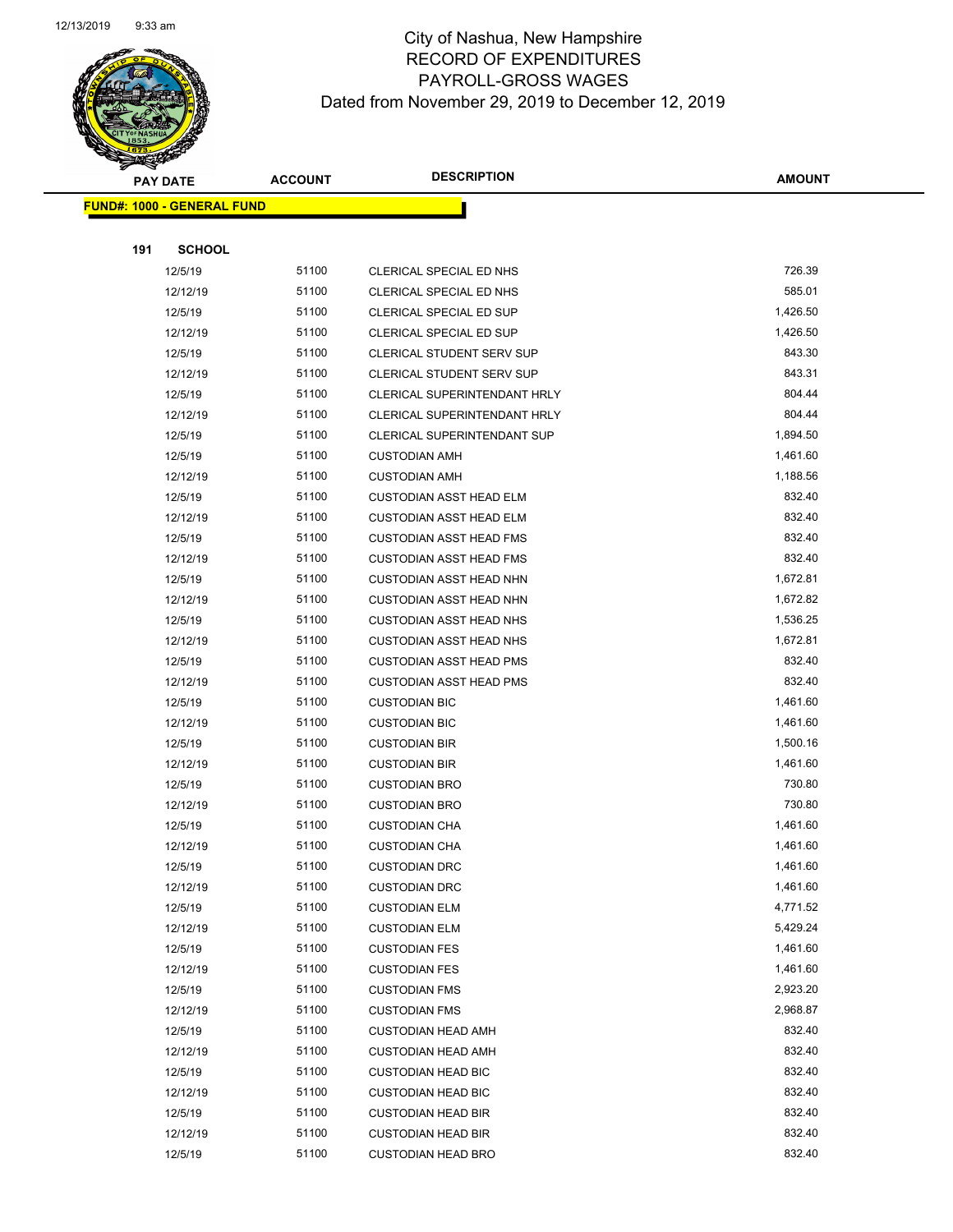# City of Nashua, New Hampshire
## RECORD OF EXPENDITURES
## PAYROLL-GROSS WAGES
## Dated from November 29, 2019 to December 12, 2019

**FUND#: 1000 - GENERAL FUND**

**191 SCHOOL**

| PAY DATE | ACCOUNT | DESCRIPTION | AMOUNT |
|---|---|---|---|
| 12/5/19 | 51100 | CLERICAL SPECIAL ED NHS | 726.39 |
| 12/12/19 | 51100 | CLERICAL SPECIAL ED NHS | 585.01 |
| 12/5/19 | 51100 | CLERICAL SPECIAL ED SUP | 1,426.50 |
| 12/12/19 | 51100 | CLERICAL SPECIAL ED SUP | 1,426.50 |
| 12/5/19 | 51100 | CLERICAL STUDENT SERV SUP | 843.30 |
| 12/12/19 | 51100 | CLERICAL STUDENT SERV SUP | 843.31 |
| 12/5/19 | 51100 | CLERICAL SUPERINTENDANT HRLY | 804.44 |
| 12/12/19 | 51100 | CLERICAL SUPERINTENDANT HRLY | 804.44 |
| 12/5/19 | 51100 | CLERICAL SUPERINTENDANT SUP | 1,894.50 |
| 12/5/19 | 51100 | CUSTODIAN AMH | 1,461.60 |
| 12/12/19 | 51100 | CUSTODIAN AMH | 1,188.56 |
| 12/5/19 | 51100 | CUSTODIAN ASST HEAD ELM | 832.40 |
| 12/12/19 | 51100 | CUSTODIAN ASST HEAD ELM | 832.40 |
| 12/5/19 | 51100 | CUSTODIAN ASST HEAD FMS | 832.40 |
| 12/12/19 | 51100 | CUSTODIAN ASST HEAD FMS | 832.40 |
| 12/5/19 | 51100 | CUSTODIAN ASST HEAD NHN | 1,672.81 |
| 12/12/19 | 51100 | CUSTODIAN ASST HEAD NHN | 1,672.82 |
| 12/5/19 | 51100 | CUSTODIAN ASST HEAD NHS | 1,536.25 |
| 12/12/19 | 51100 | CUSTODIAN ASST HEAD NHS | 1,672.81 |
| 12/5/19 | 51100 | CUSTODIAN ASST HEAD PMS | 832.40 |
| 12/12/19 | 51100 | CUSTODIAN ASST HEAD PMS | 832.40 |
| 12/5/19 | 51100 | CUSTODIAN BIC | 1,461.60 |
| 12/12/19 | 51100 | CUSTODIAN BIC | 1,461.60 |
| 12/5/19 | 51100 | CUSTODIAN BIR | 1,500.16 |
| 12/12/19 | 51100 | CUSTODIAN BIR | 1,461.60 |
| 12/5/19 | 51100 | CUSTODIAN BRO | 730.80 |
| 12/12/19 | 51100 | CUSTODIAN BRO | 730.80 |
| 12/5/19 | 51100 | CUSTODIAN CHA | 1,461.60 |
| 12/12/19 | 51100 | CUSTODIAN CHA | 1,461.60 |
| 12/5/19 | 51100 | CUSTODIAN DRC | 1,461.60 |
| 12/12/19 | 51100 | CUSTODIAN DRC | 1,461.60 |
| 12/5/19 | 51100 | CUSTODIAN ELM | 4,771.52 |
| 12/12/19 | 51100 | CUSTODIAN ELM | 5,429.24 |
| 12/5/19 | 51100 | CUSTODIAN FES | 1,461.60 |
| 12/12/19 | 51100 | CUSTODIAN FES | 1,461.60 |
| 12/5/19 | 51100 | CUSTODIAN FMS | 2,923.20 |
| 12/12/19 | 51100 | CUSTODIAN FMS | 2,968.87 |
| 12/5/19 | 51100 | CUSTODIAN HEAD AMH | 832.40 |
| 12/12/19 | 51100 | CUSTODIAN HEAD AMH | 832.40 |
| 12/5/19 | 51100 | CUSTODIAN HEAD BIC | 832.40 |
| 12/12/19 | 51100 | CUSTODIAN HEAD BIC | 832.40 |
| 12/5/19 | 51100 | CUSTODIAN HEAD BIR | 832.40 |
| 12/12/19 | 51100 | CUSTODIAN HEAD BIR | 832.40 |
| 12/5/19 | 51100 | CUSTODIAN HEAD BRO | 832.40 |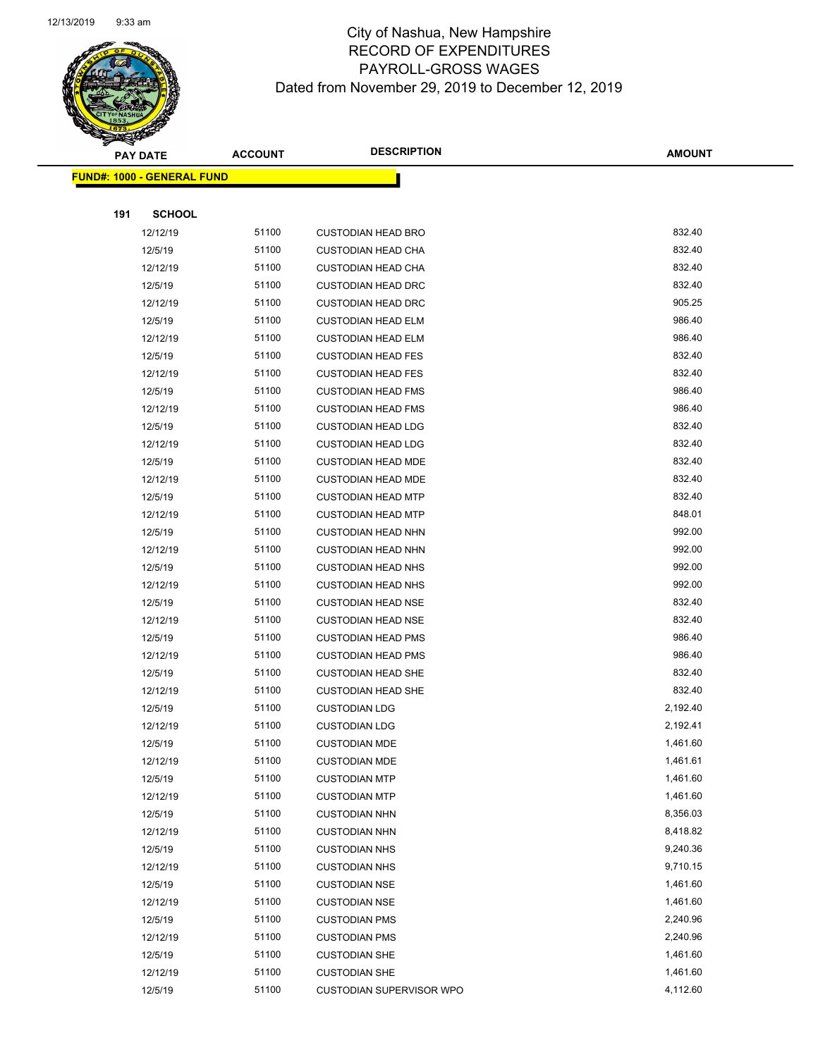# City of Nashua, New Hampshire
## RECORD OF EXPENDITURES
## PAYROLL-GROSS WAGES
## Dated from November 29, 2019 to December 12, 2019

| PAY DATE | ACCOUNT | DESCRIPTION | AMOUNT |
|---|---|---|---|
| **FUND#: 1000 - GENERAL FUND** | | | |
| **191 SCHOOL** | | | |
| 12/12/19 | 51100 | CUSTODIAN HEAD BRO | 832.40 |
| 12/5/19 | 51100 | CUSTODIAN HEAD CHA | 832.40 |
| 12/12/19 | 51100 | CUSTODIAN HEAD CHA | 832.40 |
| 12/5/19 | 51100 | CUSTODIAN HEAD DRC | 832.40 |
| 12/12/19 | 51100 | CUSTODIAN HEAD DRC | 905.25 |
| 12/5/19 | 51100 | CUSTODIAN HEAD ELM | 986.40 |
| 12/12/19 | 51100 | CUSTODIAN HEAD ELM | 986.40 |
| 12/5/19 | 51100 | CUSTODIAN HEAD FES | 832.40 |
| 12/12/19 | 51100 | CUSTODIAN HEAD FES | 832.40 |
| 12/5/19 | 51100 | CUSTODIAN HEAD FMS | 986.40 |
| 12/12/19 | 51100 | CUSTODIAN HEAD FMS | 986.40 |
| 12/5/19 | 51100 | CUSTODIAN HEAD LDG | 832.40 |
| 12/12/19 | 51100 | CUSTODIAN HEAD LDG | 832.40 |
| 12/5/19 | 51100 | CUSTODIAN HEAD MDE | 832.40 |
| 12/12/19 | 51100 | CUSTODIAN HEAD MDE | 832.40 |
| 12/5/19 | 51100 | CUSTODIAN HEAD MTP | 832.40 |
| 12/12/19 | 51100 | CUSTODIAN HEAD MTP | 848.01 |
| 12/5/19 | 51100 | CUSTODIAN HEAD NHN | 992.00 |
| 12/12/19 | 51100 | CUSTODIAN HEAD NHN | 992.00 |
| 12/5/19 | 51100 | CUSTODIAN HEAD NHS | 992.00 |
| 12/12/19 | 51100 | CUSTODIAN HEAD NHS | 992.00 |
| 12/5/19 | 51100 | CUSTODIAN HEAD NSE | 832.40 |
| 12/12/19 | 51100 | CUSTODIAN HEAD NSE | 832.40 |
| 12/5/19 | 51100 | CUSTODIAN HEAD PMS | 986.40 |
| 12/12/19 | 51100 | CUSTODIAN HEAD PMS | 986.40 |
| 12/5/19 | 51100 | CUSTODIAN HEAD SHE | 832.40 |
| 12/12/19 | 51100 | CUSTODIAN HEAD SHE | 832.40 |
| 12/5/19 | 51100 | CUSTODIAN LDG | 2,192.40 |
| 12/12/19 | 51100 | CUSTODIAN LDG | 2,192.41 |
| 12/5/19 | 51100 | CUSTODIAN MDE | 1,461.60 |
| 12/12/19 | 51100 | CUSTODIAN MDE | 1,461.61 |
| 12/5/19 | 51100 | CUSTODIAN MTP | 1,461.60 |
| 12/12/19 | 51100 | CUSTODIAN MTP | 1,461.60 |
| 12/5/19 | 51100 | CUSTODIAN NHN | 8,356.03 |
| 12/12/19 | 51100 | CUSTODIAN NHN | 8,418.82 |
| 12/5/19 | 51100 | CUSTODIAN NHS | 9,240.36 |
| 12/12/19 | 51100 | CUSTODIAN NHS | 9,710.15 |
| 12/5/19 | 51100 | CUSTODIAN NSE | 1,461.60 |
| 12/12/19 | 51100 | CUSTODIAN NSE | 1,461.60 |
| 12/5/19 | 51100 | CUSTODIAN PMS | 2,240.96 |
| 12/12/19 | 51100 | CUSTODIAN PMS | 2,240.96 |
| 12/5/19 | 51100 | CUSTODIAN SHE | 1,461.60 |
| 12/12/19 | 51100 | CUSTODIAN SHE | 1,461.60 |
| 12/5/19 | 51100 | CUSTODIAN SUPERVISOR WPO | 4,112.60 |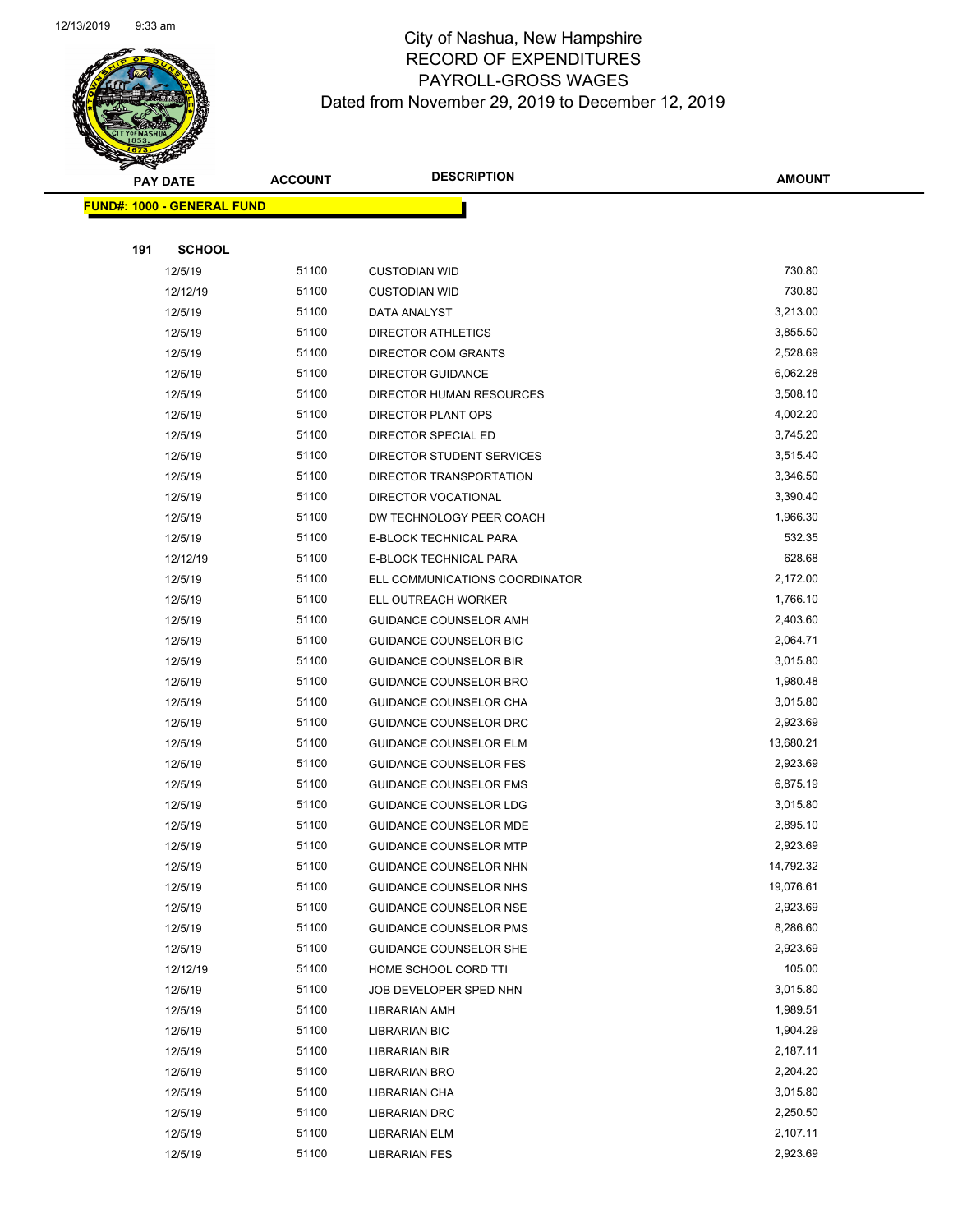# City of Nashua, New Hampshire
## RECORD OF EXPENDITURES
## PAYROLL-GROSS WAGES
### Dated from November 29, 2019 to December 12, 2019

| PAY DATE | ACCOUNT | DESCRIPTION | AMOUNT |
|---|---|---|---|

**FUND#: 1000 - GENERAL FUND**

**191 SCHOOL**

| PAY DATE | ACCOUNT | DESCRIPTION | AMOUNT |
|---|---|---|---|
| 12/5/19 | 51100 | CUSTODIAN WID | 730.80 |
| 12/12/19 | 51100 | CUSTODIAN WID | 730.80 |
| 12/5/19 | 51100 | DATA ANALYST | 3,213.00 |
| 12/5/19 | 51100 | DIRECTOR ATHLETICS | 3,855.50 |
| 12/5/19 | 51100 | DIRECTOR COM GRANTS | 2,528.69 |
| 12/5/19 | 51100 | DIRECTOR GUIDANCE | 6,062.28 |
| 12/5/19 | 51100 | DIRECTOR HUMAN RESOURCES | 3,508.10 |
| 12/5/19 | 51100 | DIRECTOR PLANT OPS | 4,002.20 |
| 12/5/19 | 51100 | DIRECTOR SPECIAL ED | 3,745.20 |
| 12/5/19 | 51100 | DIRECTOR STUDENT SERVICES | 3,515.40 |
| 12/5/19 | 51100 | DIRECTOR TRANSPORTATION | 3,346.50 |
| 12/5/19 | 51100 | DIRECTOR VOCATIONAL | 3,390.40 |
| 12/5/19 | 51100 | DW TECHNOLOGY PEER COACH | 1,966.30 |
| 12/5/19 | 51100 | E-BLOCK TECHNICAL PARA | 532.35 |
| 12/12/19 | 51100 | E-BLOCK TECHNICAL PARA | 628.68 |
| 12/5/19 | 51100 | ELL COMMUNICATIONS COORDINATOR | 2,172.00 |
| 12/5/19 | 51100 | ELL OUTREACH WORKER | 1,766.10 |
| 12/5/19 | 51100 | GUIDANCE COUNSELOR AMH | 2,403.60 |
| 12/5/19 | 51100 | GUIDANCE COUNSELOR BIC | 2,064.71 |
| 12/5/19 | 51100 | GUIDANCE COUNSELOR BIR | 3,015.80 |
| 12/5/19 | 51100 | GUIDANCE COUNSELOR BRO | 1,980.48 |
| 12/5/19 | 51100 | GUIDANCE COUNSELOR CHA | 3,015.80 |
| 12/5/19 | 51100 | GUIDANCE COUNSELOR DRC | 2,923.69 |
| 12/5/19 | 51100 | GUIDANCE COUNSELOR ELM | 13,680.21 |
| 12/5/19 | 51100 | GUIDANCE COUNSELOR FES | 2,923.69 |
| 12/5/19 | 51100 | GUIDANCE COUNSELOR FMS | 6,875.19 |
| 12/5/19 | 51100 | GUIDANCE COUNSELOR LDG | 3,015.80 |
| 12/5/19 | 51100 | GUIDANCE COUNSELOR MDE | 2,895.10 |
| 12/5/19 | 51100 | GUIDANCE COUNSELOR MTP | 2,923.69 |
| 12/5/19 | 51100 | GUIDANCE COUNSELOR NHN | 14,792.32 |
| 12/5/19 | 51100 | GUIDANCE COUNSELOR NHS | 19,076.61 |
| 12/5/19 | 51100 | GUIDANCE COUNSELOR NSE | 2,923.69 |
| 12/5/19 | 51100 | GUIDANCE COUNSELOR PMS | 8,286.60 |
| 12/5/19 | 51100 | GUIDANCE COUNSELOR SHE | 2,923.69 |
| 12/12/19 | 51100 | HOME SCHOOL CORD TTI | 105.00 |
| 12/5/19 | 51100 | JOB DEVELOPER SPED NHN | 3,015.80 |
| 12/5/19 | 51100 | LIBRARIAN AMH | 1,989.51 |
| 12/5/19 | 51100 | LIBRARIAN BIC | 1,904.29 |
| 12/5/19 | 51100 | LIBRARIAN BIR | 2,187.11 |
| 12/5/19 | 51100 | LIBRARIAN BRO | 2,204.20 |
| 12/5/19 | 51100 | LIBRARIAN CHA | 3,015.80 |
| 12/5/19 | 51100 | LIBRARIAN DRC | 2,250.50 |
| 12/5/19 | 51100 | LIBRARIAN ELM | 2,107.11 |
| 12/5/19 | 51100 | LIBRARIAN FES | 2,923.69 |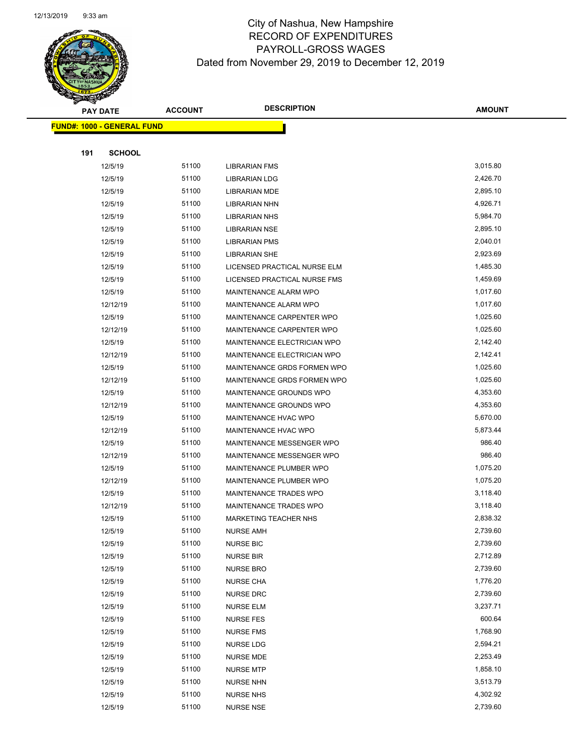# City of Nashua, New Hampshire
# RECORD OF EXPENDITURES
# PAYROLL-GROSS WAGES
# Dated from November 29, 2019 to December 12, 2019

| PAY DATE | ACCOUNT | DESCRIPTION | AMOUNT |
|---|---|---|---|

**FUND#: 1000 - GENERAL FUND**

**191 SCHOOL**

| PAY DATE | ACCOUNT | DESCRIPTION | AMOUNT |
|---|---|---|---|
| 12/5/19 | 51100 | LIBRARIAN FMS | 3,015.80 |
| 12/5/19 | 51100 | LIBRARIAN LDG | 2,426.70 |
| 12/5/19 | 51100 | LIBRARIAN MDE | 2,895.10 |
| 12/5/19 | 51100 | LIBRARIAN NHN | 4,926.71 |
| 12/5/19 | 51100 | LIBRARIAN NHS | 5,984.70 |
| 12/5/19 | 51100 | LIBRARIAN NSE | 2,895.10 |
| 12/5/19 | 51100 | LIBRARIAN PMS | 2,040.01 |
| 12/5/19 | 51100 | LIBRARIAN SHE | 2,923.69 |
| 12/5/19 | 51100 | LICENSED PRACTICAL NURSE ELM | 1,485.30 |
| 12/5/19 | 51100 | LICENSED PRACTICAL NURSE FMS | 1,459.69 |
| 12/5/19 | 51100 | MAINTENANCE ALARM WPO | 1,017.60 |
| 12/12/19 | 51100 | MAINTENANCE ALARM WPO | 1,017.60 |
| 12/5/19 | 51100 | MAINTENANCE CARPENTER WPO | 1,025.60 |
| 12/12/19 | 51100 | MAINTENANCE CARPENTER WPO | 1,025.60 |
| 12/5/19 | 51100 | MAINTENANCE ELECTRICIAN WPO | 2,142.40 |
| 12/12/19 | 51100 | MAINTENANCE ELECTRICIAN WPO | 2,142.41 |
| 12/5/19 | 51100 | MAINTENANCE GRDS FORMEN WPO | 1,025.60 |
| 12/12/19 | 51100 | MAINTENANCE GRDS FORMEN WPO | 1,025.60 |
| 12/5/19 | 51100 | MAINTENANCE GROUNDS WPO | 4,353.60 |
| 12/12/19 | 51100 | MAINTENANCE GROUNDS WPO | 4,353.60 |
| 12/5/19 | 51100 | MAINTENANCE HVAC WPO | 5,670.00 |
| 12/12/19 | 51100 | MAINTENANCE HVAC WPO | 5,873.44 |
| 12/5/19 | 51100 | MAINTENANCE MESSENGER WPO | 986.40 |
| 12/12/19 | 51100 | MAINTENANCE MESSENGER WPO | 986.40 |
| 12/5/19 | 51100 | MAINTENANCE PLUMBER WPO | 1,075.20 |
| 12/12/19 | 51100 | MAINTENANCE PLUMBER WPO | 1,075.20 |
| 12/5/19 | 51100 | MAINTENANCE TRADES WPO | 3,118.40 |
| 12/12/19 | 51100 | MAINTENANCE TRADES WPO | 3,118.40 |
| 12/5/19 | 51100 | MARKETING TEACHER NHS | 2,838.32 |
| 12/5/19 | 51100 | NURSE AMH | 2,739.60 |
| 12/5/19 | 51100 | NURSE BIC | 2,739.60 |
| 12/5/19 | 51100 | NURSE BIR | 2,712.89 |
| 12/5/19 | 51100 | NURSE BRO | 2,739.60 |
| 12/5/19 | 51100 | NURSE CHA | 1,776.20 |
| 12/5/19 | 51100 | NURSE DRC | 2,739.60 |
| 12/5/19 | 51100 | NURSE ELM | 3,237.71 |
| 12/5/19 | 51100 | NURSE FES | 600.64 |
| 12/5/19 | 51100 | NURSE FMS | 1,768.90 |
| 12/5/19 | 51100 | NURSE LDG | 2,594.21 |
| 12/5/19 | 51100 | NURSE MDE | 2,253.49 |
| 12/5/19 | 51100 | NURSE MTP | 1,858.10 |
| 12/5/19 | 51100 | NURSE NHN | 3,513.79 |
| 12/5/19 | 51100 | NURSE NHS | 4,302.92 |
| 12/5/19 | 51100 | NURSE NSE | 2,739.60 |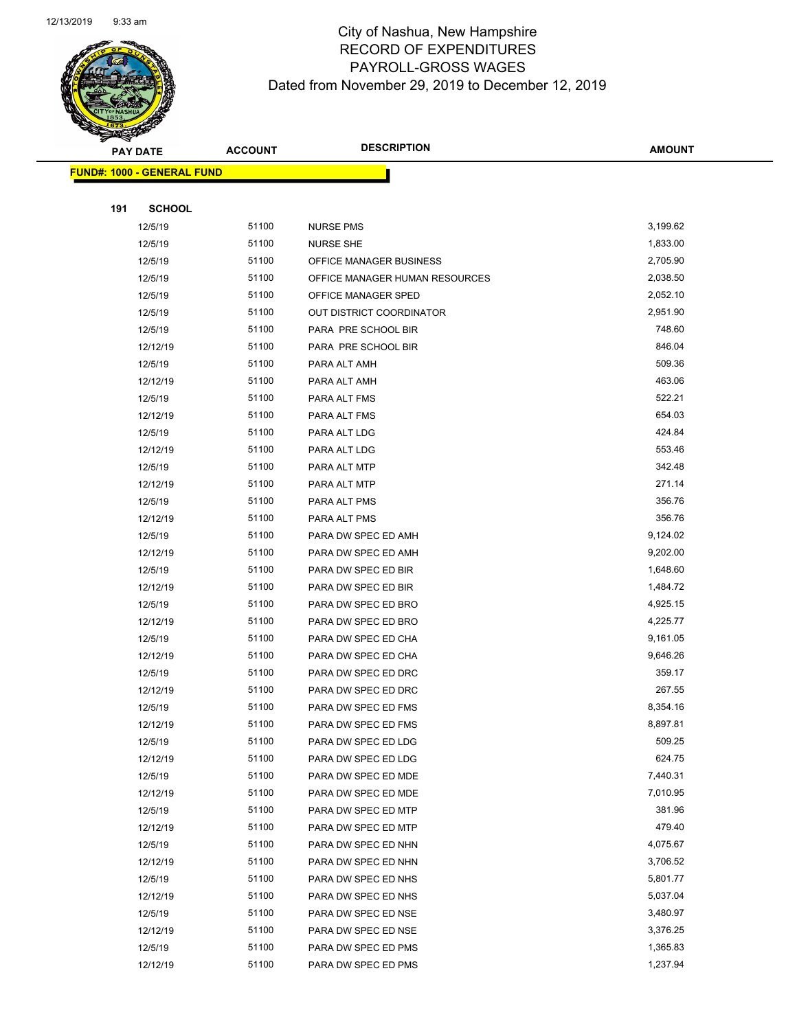# City of Nashua, New Hampshire
## RECORD OF EXPENDITURES
## PAYROLL-GROSS WAGES
## Dated from November 29, 2019 to December 12, 2019

| PAY DATE | ACCOUNT | DESCRIPTION | AMOUNT |
|---|---|---|---|

**FUND#: 1000 - GENERAL FUND**

**191 SCHOOL**

| PAY DATE | ACCOUNT | DESCRIPTION | AMOUNT |
|---|---|---|---|
| 12/5/19 | 51100 | NURSE PMS | 3,199.62 |
| 12/5/19 | 51100 | NURSE SHE | 1,833.00 |
| 12/5/19 | 51100 | OFFICE MANAGER BUSINESS | 2,705.90 |
| 12/5/19 | 51100 | OFFICE MANAGER HUMAN RESOURCES | 2,038.50 |
| 12/5/19 | 51100 | OFFICE MANAGER SPED | 2,052.10 |
| 12/5/19 | 51100 | OUT DISTRICT COORDINATOR | 2,951.90 |
| 12/5/19 | 51100 | PARA PRE SCHOOL BIR | 748.60 |
| 12/12/19 | 51100 | PARA PRE SCHOOL BIR | 846.04 |
| 12/5/19 | 51100 | PARA ALT AMH | 509.36 |
| 12/12/19 | 51100 | PARA ALT AMH | 463.06 |
| 12/5/19 | 51100 | PARA ALT FMS | 522.21 |
| 12/12/19 | 51100 | PARA ALT FMS | 654.03 |
| 12/5/19 | 51100 | PARA ALT LDG | 424.84 |
| 12/12/19 | 51100 | PARA ALT LDG | 553.46 |
| 12/5/19 | 51100 | PARA ALT MTP | 342.48 |
| 12/12/19 | 51100 | PARA ALT MTP | 271.14 |
| 12/5/19 | 51100 | PARA ALT PMS | 356.76 |
| 12/12/19 | 51100 | PARA ALT PMS | 356.76 |
| 12/5/19 | 51100 | PARA DW SPEC ED AMH | 9,124.02 |
| 12/12/19 | 51100 | PARA DW SPEC ED AMH | 9,202.00 |
| 12/5/19 | 51100 | PARA DW SPEC ED BIR | 1,648.60 |
| 12/12/19 | 51100 | PARA DW SPEC ED BIR | 1,484.72 |
| 12/5/19 | 51100 | PARA DW SPEC ED BRO | 4,925.15 |
| 12/12/19 | 51100 | PARA DW SPEC ED BRO | 4,225.77 |
| 12/5/19 | 51100 | PARA DW SPEC ED CHA | 9,161.05 |
| 12/12/19 | 51100 | PARA DW SPEC ED CHA | 9,646.26 |
| 12/5/19 | 51100 | PARA DW SPEC ED DRC | 359.17 |
| 12/12/19 | 51100 | PARA DW SPEC ED DRC | 267.55 |
| 12/5/19 | 51100 | PARA DW SPEC ED FMS | 8,354.16 |
| 12/12/19 | 51100 | PARA DW SPEC ED FMS | 8,897.81 |
| 12/5/19 | 51100 | PARA DW SPEC ED LDG | 509.25 |
| 12/12/19 | 51100 | PARA DW SPEC ED LDG | 624.75 |
| 12/5/19 | 51100 | PARA DW SPEC ED MDE | 7,440.31 |
| 12/12/19 | 51100 | PARA DW SPEC ED MDE | 7,010.95 |
| 12/5/19 | 51100 | PARA DW SPEC ED MTP | 381.96 |
| 12/12/19 | 51100 | PARA DW SPEC ED MTP | 479.40 |
| 12/5/19 | 51100 | PARA DW SPEC ED NHN | 4,075.67 |
| 12/12/19 | 51100 | PARA DW SPEC ED NHN | 3,706.52 |
| 12/5/19 | 51100 | PARA DW SPEC ED NHS | 5,801.77 |
| 12/12/19 | 51100 | PARA DW SPEC ED NHS | 5,037.04 |
| 12/5/19 | 51100 | PARA DW SPEC ED NSE | 3,480.97 |
| 12/12/19 | 51100 | PARA DW SPEC ED NSE | 3,376.25 |
| 12/5/19 | 51100 | PARA DW SPEC ED PMS | 1,365.83 |
| 12/12/19 | 51100 | PARA DW SPEC ED PMS | 1,237.94 |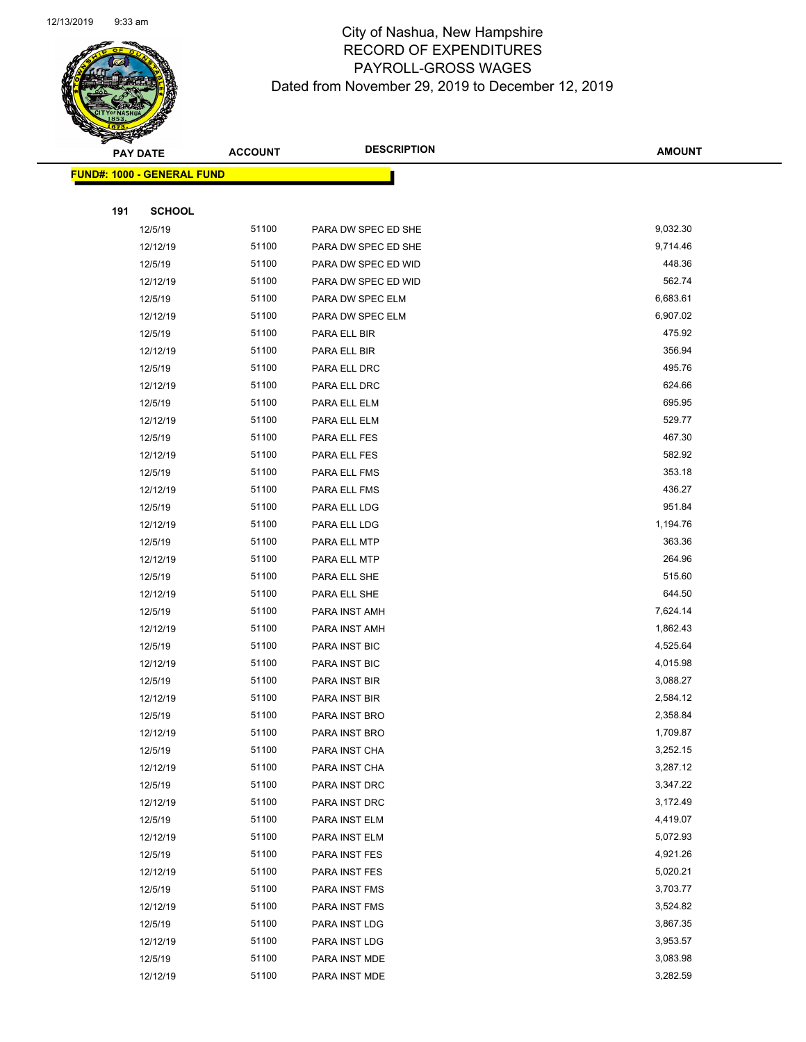# City of Nashua, New Hampshire
## RECORD OF EXPENDITURES
## PAYROLL-GROSS WAGES
## Dated from November 29, 2019 to December 12, 2019

| PAY DATE | ACCOUNT | DESCRIPTION | AMOUNT |
|---|---|---|---|

**FUND#: 1000 - GENERAL FUND**

**191 SCHOOL**

| PAY DATE | ACCOUNT | DESCRIPTION | AMOUNT |
|---|---|---|---|
| 12/5/19 | 51100 | PARA DW SPEC ED SHE | 9,032.30 |
| 12/12/19 | 51100 | PARA DW SPEC ED SHE | 9,714.46 |
| 12/5/19 | 51100 | PARA DW SPEC ED WID | 448.36 |
| 12/12/19 | 51100 | PARA DW SPEC ED WID | 562.74 |
| 12/5/19 | 51100 | PARA DW SPEC ELM | 6,683.61 |
| 12/12/19 | 51100 | PARA DW SPEC ELM | 6,907.02 |
| 12/5/19 | 51100 | PARA ELL BIR | 475.92 |
| 12/12/19 | 51100 | PARA ELL BIR | 356.94 |
| 12/5/19 | 51100 | PARA ELL DRC | 495.76 |
| 12/12/19 | 51100 | PARA ELL DRC | 624.66 |
| 12/5/19 | 51100 | PARA ELL ELM | 695.95 |
| 12/12/19 | 51100 | PARA ELL ELM | 529.77 |
| 12/5/19 | 51100 | PARA ELL FES | 467.30 |
| 12/12/19 | 51100 | PARA ELL FES | 582.92 |
| 12/5/19 | 51100 | PARA ELL FMS | 353.18 |
| 12/12/19 | 51100 | PARA ELL FMS | 436.27 |
| 12/5/19 | 51100 | PARA ELL LDG | 951.84 |
| 12/12/19 | 51100 | PARA ELL LDG | 1,194.76 |
| 12/5/19 | 51100 | PARA ELL MTP | 363.36 |
| 12/12/19 | 51100 | PARA ELL MTP | 264.96 |
| 12/5/19 | 51100 | PARA ELL SHE | 515.60 |
| 12/12/19 | 51100 | PARA ELL SHE | 644.50 |
| 12/5/19 | 51100 | PARA INST AMH | 7,624.14 |
| 12/12/19 | 51100 | PARA INST AMH | 1,862.43 |
| 12/5/19 | 51100 | PARA INST BIC | 4,525.64 |
| 12/12/19 | 51100 | PARA INST BIC | 4,015.98 |
| 12/5/19 | 51100 | PARA INST BIR | 3,088.27 |
| 12/12/19 | 51100 | PARA INST BIR | 2,584.12 |
| 12/5/19 | 51100 | PARA INST BRO | 2,358.84 |
| 12/12/19 | 51100 | PARA INST BRO | 1,709.87 |
| 12/5/19 | 51100 | PARA INST CHA | 3,252.15 |
| 12/12/19 | 51100 | PARA INST CHA | 3,287.12 |
| 12/5/19 | 51100 | PARA INST DRC | 3,347.22 |
| 12/12/19 | 51100 | PARA INST DRC | 3,172.49 |
| 12/5/19 | 51100 | PARA INST ELM | 4,419.07 |
| 12/12/19 | 51100 | PARA INST ELM | 5,072.93 |
| 12/5/19 | 51100 | PARA INST FES | 4,921.26 |
| 12/12/19 | 51100 | PARA INST FES | 5,020.21 |
| 12/5/19 | 51100 | PARA INST FMS | 3,703.77 |
| 12/12/19 | 51100 | PARA INST FMS | 3,524.82 |
| 12/5/19 | 51100 | PARA INST LDG | 3,867.35 |
| 12/12/19 | 51100 | PARA INST LDG | 3,953.57 |
| 12/5/19 | 51100 | PARA INST MDE | 3,083.98 |
| 12/12/19 | 51100 | PARA INST MDE | 3,282.59 |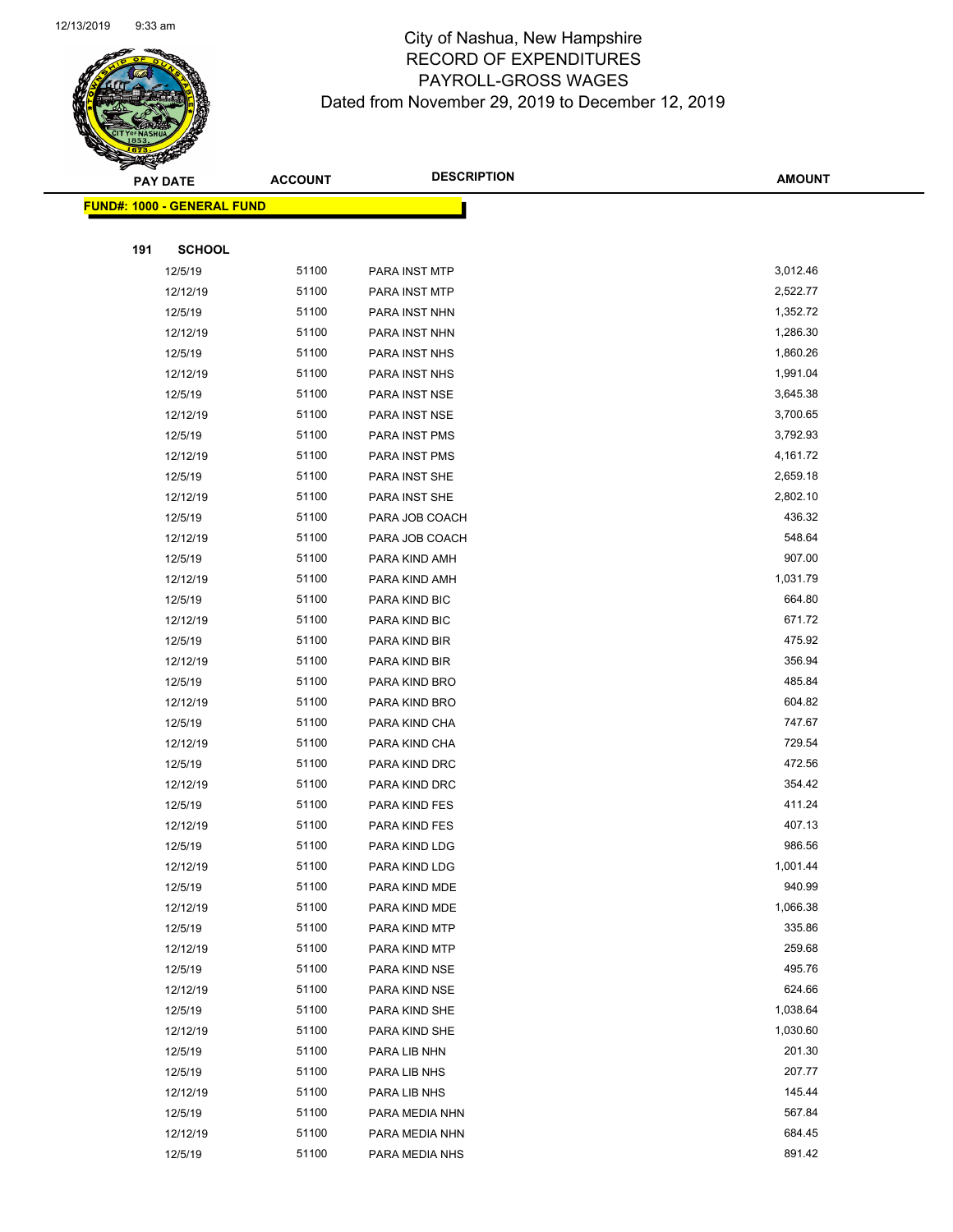# City of Nashua, New Hampshire
## RECORD OF EXPENDITURES
## PAYROLL-GROSS WAGES
### Dated from November 29, 2019 to December 12, 2019

| PAY DATE | ACCOUNT | DESCRIPTION | AMOUNT |
|---|---|---|---|

**FUND#: 1000 - GENERAL FUND**

**191 SCHOOL**

| PAY DATE | ACCOUNT | DESCRIPTION | AMOUNT |
|---|---|---|---|
| 12/5/19 | 51100 | PARA INST MTP | 3,012.46 |
| 12/12/19 | 51100 | PARA INST MTP | 2,522.77 |
| 12/5/19 | 51100 | PARA INST NHN | 1,352.72 |
| 12/12/19 | 51100 | PARA INST NHN | 1,286.30 |
| 12/5/19 | 51100 | PARA INST NHS | 1,860.26 |
| 12/12/19 | 51100 | PARA INST NHS | 1,991.04 |
| 12/5/19 | 51100 | PARA INST NSE | 3,645.38 |
| 12/12/19 | 51100 | PARA INST NSE | 3,700.65 |
| 12/5/19 | 51100 | PARA INST PMS | 3,792.93 |
| 12/12/19 | 51100 | PARA INST PMS | 4,161.72 |
| 12/5/19 | 51100 | PARA INST SHE | 2,659.18 |
| 12/12/19 | 51100 | PARA INST SHE | 2,802.10 |
| 12/5/19 | 51100 | PARA JOB COACH | 436.32 |
| 12/12/19 | 51100 | PARA JOB COACH | 548.64 |
| 12/5/19 | 51100 | PARA KIND AMH | 907.00 |
| 12/12/19 | 51100 | PARA KIND AMH | 1,031.79 |
| 12/5/19 | 51100 | PARA KIND BIC | 664.80 |
| 12/12/19 | 51100 | PARA KIND BIC | 671.72 |
| 12/5/19 | 51100 | PARA KIND BIR | 475.92 |
| 12/12/19 | 51100 | PARA KIND BIR | 356.94 |
| 12/5/19 | 51100 | PARA KIND BRO | 485.84 |
| 12/12/19 | 51100 | PARA KIND BRO | 604.82 |
| 12/5/19 | 51100 | PARA KIND CHA | 747.67 |
| 12/12/19 | 51100 | PARA KIND CHA | 729.54 |
| 12/5/19 | 51100 | PARA KIND DRC | 472.56 |
| 12/12/19 | 51100 | PARA KIND DRC | 354.42 |
| 12/5/19 | 51100 | PARA KIND FES | 411.24 |
| 12/12/19 | 51100 | PARA KIND FES | 407.13 |
| 12/5/19 | 51100 | PARA KIND LDG | 986.56 |
| 12/12/19 | 51100 | PARA KIND LDG | 1,001.44 |
| 12/5/19 | 51100 | PARA KIND MDE | 940.99 |
| 12/12/19 | 51100 | PARA KIND MDE | 1,066.38 |
| 12/5/19 | 51100 | PARA KIND MTP | 335.86 |
| 12/12/19 | 51100 | PARA KIND MTP | 259.68 |
| 12/5/19 | 51100 | PARA KIND NSE | 495.76 |
| 12/12/19 | 51100 | PARA KIND NSE | 624.66 |
| 12/5/19 | 51100 | PARA KIND SHE | 1,038.64 |
| 12/12/19 | 51100 | PARA KIND SHE | 1,030.60 |
| 12/5/19 | 51100 | PARA LIB NHN | 201.30 |
| 12/5/19 | 51100 | PARA LIB NHS | 207.77 |
| 12/12/19 | 51100 | PARA LIB NHS | 145.44 |
| 12/5/19 | 51100 | PARA MEDIA NHN | 567.84 |
| 12/12/19 | 51100 | PARA MEDIA NHN | 684.45 |
| 12/5/19 | 51100 | PARA MEDIA NHS | 891.42 |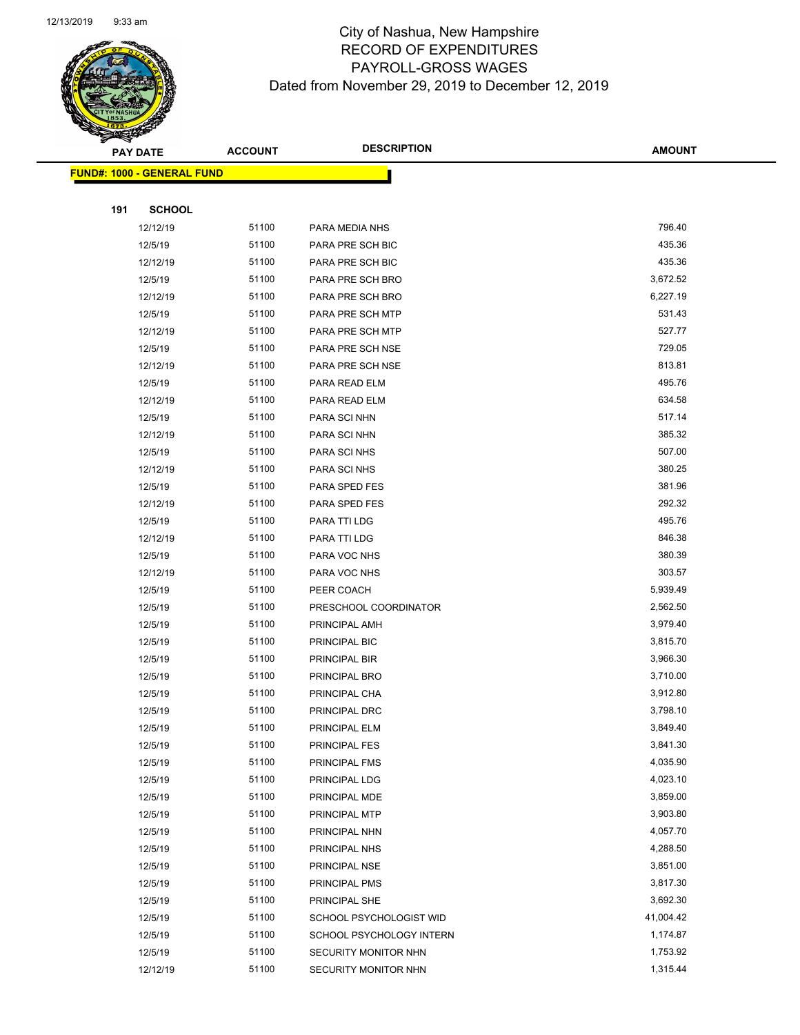# City of Nashua, New Hampshire
## RECORD OF EXPENDITURES
## PAYROLL-GROSS WAGES
### Dated from November 29, 2019 to December 12, 2019

| PAY DATE | ACCOUNT | DESCRIPTION | AMOUNT |
|---|---|---|---|

**FUND#: 1000 - GENERAL FUND**

**191 SCHOOL**

| PAY DATE | ACCOUNT | DESCRIPTION | AMOUNT |
|---|---|---|---|
| 12/12/19 | 51100 | PARA MEDIA NHS | 796.40 |
| 12/5/19 | 51100 | PARA PRE SCH BIC | 435.36 |
| 12/12/19 | 51100 | PARA PRE SCH BIC | 435.36 |
| 12/5/19 | 51100 | PARA PRE SCH BRO | 3,672.52 |
| 12/12/19 | 51100 | PARA PRE SCH BRO | 6,227.19 |
| 12/5/19 | 51100 | PARA PRE SCH MTP | 531.43 |
| 12/12/19 | 51100 | PARA PRE SCH MTP | 527.77 |
| 12/5/19 | 51100 | PARA PRE SCH NSE | 729.05 |
| 12/12/19 | 51100 | PARA PRE SCH NSE | 813.81 |
| 12/5/19 | 51100 | PARA READ ELM | 495.76 |
| 12/12/19 | 51100 | PARA READ ELM | 634.58 |
| 12/5/19 | 51100 | PARA SCI NHN | 517.14 |
| 12/12/19 | 51100 | PARA SCI NHN | 385.32 |
| 12/5/19 | 51100 | PARA SCI NHS | 507.00 |
| 12/12/19 | 51100 | PARA SCI NHS | 380.25 |
| 12/5/19 | 51100 | PARA SPED FES | 381.96 |
| 12/12/19 | 51100 | PARA SPED FES | 292.32 |
| 12/5/19 | 51100 | PARA TTI LDG | 495.76 |
| 12/12/19 | 51100 | PARA TTI LDG | 846.38 |
| 12/5/19 | 51100 | PARA VOC NHS | 380.39 |
| 12/12/19 | 51100 | PARA VOC NHS | 303.57 |
| 12/5/19 | 51100 | PEER COACH | 5,939.49 |
| 12/5/19 | 51100 | PRESCHOOL COORDINATOR | 2,562.50 |
| 12/5/19 | 51100 | PRINCIPAL AMH | 3,979.40 |
| 12/5/19 | 51100 | PRINCIPAL BIC | 3,815.70 |
| 12/5/19 | 51100 | PRINCIPAL BIR | 3,966.30 |
| 12/5/19 | 51100 | PRINCIPAL BRO | 3,710.00 |
| 12/5/19 | 51100 | PRINCIPAL CHA | 3,912.80 |
| 12/5/19 | 51100 | PRINCIPAL DRC | 3,798.10 |
| 12/5/19 | 51100 | PRINCIPAL ELM | 3,849.40 |
| 12/5/19 | 51100 | PRINCIPAL FES | 3,841.30 |
| 12/5/19 | 51100 | PRINCIPAL FMS | 4,035.90 |
| 12/5/19 | 51100 | PRINCIPAL LDG | 4,023.10 |
| 12/5/19 | 51100 | PRINCIPAL MDE | 3,859.00 |
| 12/5/19 | 51100 | PRINCIPAL MTP | 3,903.80 |
| 12/5/19 | 51100 | PRINCIPAL NHN | 4,057.70 |
| 12/5/19 | 51100 | PRINCIPAL NHS | 4,288.50 |
| 12/5/19 | 51100 | PRINCIPAL NSE | 3,851.00 |
| 12/5/19 | 51100 | PRINCIPAL PMS | 3,817.30 |
| 12/5/19 | 51100 | PRINCIPAL SHE | 3,692.30 |
| 12/5/19 | 51100 | SCHOOL PSYCHOLOGIST WID | 41,004.42 |
| 12/5/19 | 51100 | SCHOOL PSYCHOLOGY INTERN | 1,174.87 |
| 12/5/19 | 51100 | SECURITY MONITOR NHN | 1,753.92 |
| 12/12/19 | 51100 | SECURITY MONITOR NHN | 1,315.44 |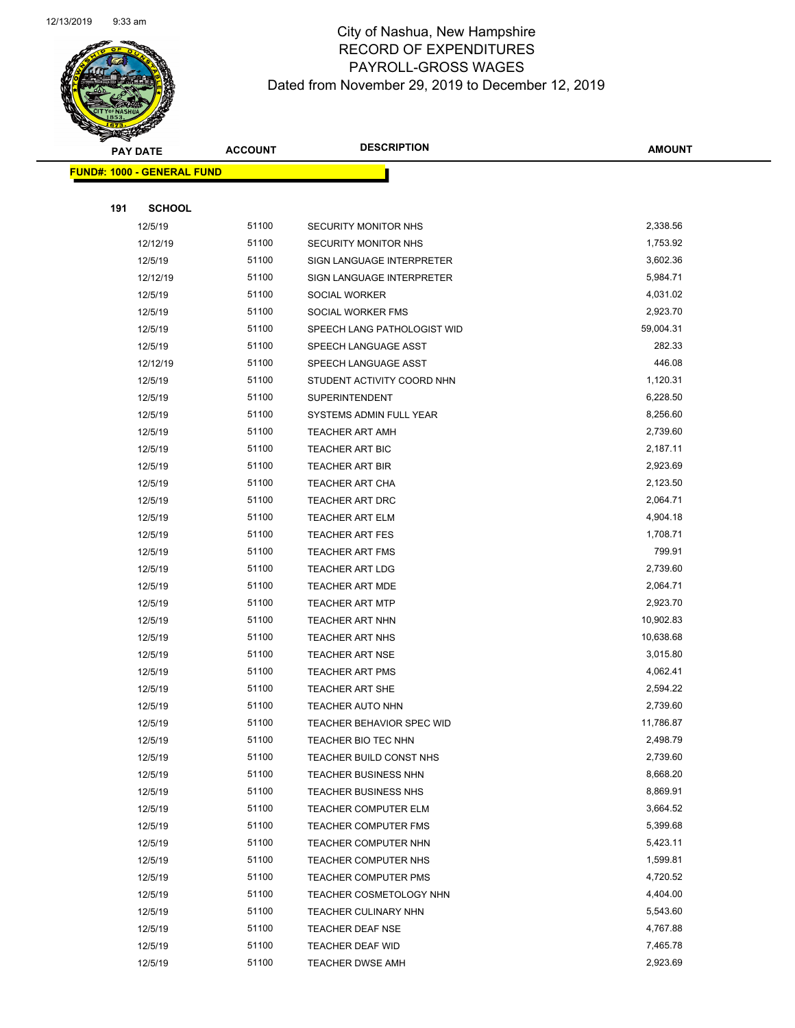# City of Nashua, New Hampshire
# RECORD OF EXPENDITURES
# PAYROLL-GROSS WAGES
# Dated from November 29, 2019 to December 12, 2019

**FUND#: 1000 - GENERAL FUND**

**191 SCHOOL**

| PAY DATE | ACCOUNT | DESCRIPTION | AMOUNT |
|---|---|---|---|
| 12/5/19 | 51100 | SECURITY MONITOR NHS | 2,338.56 |
| 12/12/19 | 51100 | SECURITY MONITOR NHS | 1,753.92 |
| 12/5/19 | 51100 | SIGN LANGUAGE INTERPRETER | 3,602.36 |
| 12/12/19 | 51100 | SIGN LANGUAGE INTERPRETER | 5,984.71 |
| 12/5/19 | 51100 | SOCIAL WORKER | 4,031.02 |
| 12/5/19 | 51100 | SOCIAL WORKER FMS | 2,923.70 |
| 12/5/19 | 51100 | SPEECH LANG PATHOLOGIST WID | 59,004.31 |
| 12/5/19 | 51100 | SPEECH LANGUAGE ASST | 282.33 |
| 12/12/19 | 51100 | SPEECH LANGUAGE ASST | 446.08 |
| 12/5/19 | 51100 | STUDENT ACTIVITY COORD NHN | 1,120.31 |
| 12/5/19 | 51100 | SUPERINTENDENT | 6,228.50 |
| 12/5/19 | 51100 | SYSTEMS ADMIN FULL YEAR | 8,256.60 |
| 12/5/19 | 51100 | TEACHER ART AMH | 2,739.60 |
| 12/5/19 | 51100 | TEACHER ART BIC | 2,187.11 |
| 12/5/19 | 51100 | TEACHER ART BIR | 2,923.69 |
| 12/5/19 | 51100 | TEACHER ART CHA | 2,123.50 |
| 12/5/19 | 51100 | TEACHER ART DRC | 2,064.71 |
| 12/5/19 | 51100 | TEACHER ART ELM | 4,904.18 |
| 12/5/19 | 51100 | TEACHER ART FES | 1,708.71 |
| 12/5/19 | 51100 | TEACHER ART FMS | 799.91 |
| 12/5/19 | 51100 | TEACHER ART LDG | 2,739.60 |
| 12/5/19 | 51100 | TEACHER ART MDE | 2,064.71 |
| 12/5/19 | 51100 | TEACHER ART MTP | 2,923.70 |
| 12/5/19 | 51100 | TEACHER ART NHN | 10,902.83 |
| 12/5/19 | 51100 | TEACHER ART NHS | 10,638.68 |
| 12/5/19 | 51100 | TEACHER ART NSE | 3,015.80 |
| 12/5/19 | 51100 | TEACHER ART PMS | 4,062.41 |
| 12/5/19 | 51100 | TEACHER ART SHE | 2,594.22 |
| 12/5/19 | 51100 | TEACHER AUTO NHN | 2,739.60 |
| 12/5/19 | 51100 | TEACHER BEHAVIOR SPEC WID | 11,786.87 |
| 12/5/19 | 51100 | TEACHER BIO TEC NHN | 2,498.79 |
| 12/5/19 | 51100 | TEACHER BUILD CONST NHS | 2,739.60 |
| 12/5/19 | 51100 | TEACHER BUSINESS NHN | 8,668.20 |
| 12/5/19 | 51100 | TEACHER BUSINESS NHS | 8,869.91 |
| 12/5/19 | 51100 | TEACHER COMPUTER ELM | 3,664.52 |
| 12/5/19 | 51100 | TEACHER COMPUTER FMS | 5,399.68 |
| 12/5/19 | 51100 | TEACHER COMPUTER NHN | 5,423.11 |
| 12/5/19 | 51100 | TEACHER COMPUTER NHS | 1,599.81 |
| 12/5/19 | 51100 | TEACHER COMPUTER PMS | 4,720.52 |
| 12/5/19 | 51100 | TEACHER COSMETOLOGY NHN | 4,404.00 |
| 12/5/19 | 51100 | TEACHER CULINARY NHN | 5,543.60 |
| 12/5/19 | 51100 | TEACHER DEAF NSE | 4,767.88 |
| 12/5/19 | 51100 | TEACHER DEAF WID | 7,465.78 |
| 12/5/19 | 51100 | TEACHER DWSE AMH | 2,923.69 |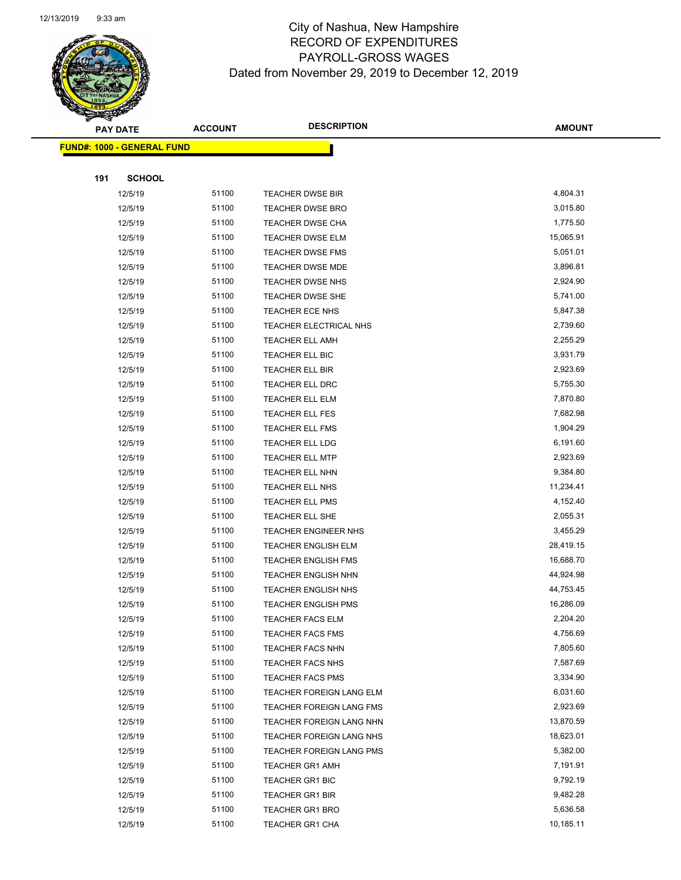# City of Nashua, New Hampshire
## RECORD OF EXPENDITURES
## PAYROLL-GROSS WAGES
### Dated from November 29, 2019 to December 12, 2019

| PAY DATE | ACCOUNT | DESCRIPTION | AMOUNT |
|---|---|---|---|

**FUND#: 1000 - GENERAL FUND**

**191 SCHOOL**

| PAY DATE | ACCOUNT | DESCRIPTION | AMOUNT |
|---|---|---|---|
| 12/5/19 | 51100 | TEACHER DWSE BIR | 4,804.31 |
| 12/5/19 | 51100 | TEACHER DWSE BRO | 3,015.80 |
| 12/5/19 | 51100 | TEACHER DWSE CHA | 1,775.50 |
| 12/5/19 | 51100 | TEACHER DWSE ELM | 15,065.91 |
| 12/5/19 | 51100 | TEACHER DWSE FMS | 5,051.01 |
| 12/5/19 | 51100 | TEACHER DWSE MDE | 3,896.81 |
| 12/5/19 | 51100 | TEACHER DWSE NHS | 2,924.90 |
| 12/5/19 | 51100 | TEACHER DWSE SHE | 5,741.00 |
| 12/5/19 | 51100 | TEACHER ECE NHS | 5,847.38 |
| 12/5/19 | 51100 | TEACHER ELECTRICAL NHS | 2,739.60 |
| 12/5/19 | 51100 | TEACHER ELL AMH | 2,255.29 |
| 12/5/19 | 51100 | TEACHER ELL BIC | 3,931.79 |
| 12/5/19 | 51100 | TEACHER ELL BIR | 2,923.69 |
| 12/5/19 | 51100 | TEACHER ELL DRC | 5,755.30 |
| 12/5/19 | 51100 | TEACHER ELL ELM | 7,870.80 |
| 12/5/19 | 51100 | TEACHER ELL FES | 7,682.98 |
| 12/5/19 | 51100 | TEACHER ELL FMS | 1,904.29 |
| 12/5/19 | 51100 | TEACHER ELL LDG | 6,191.60 |
| 12/5/19 | 51100 | TEACHER ELL MTP | 2,923.69 |
| 12/5/19 | 51100 | TEACHER ELL NHN | 9,384.80 |
| 12/5/19 | 51100 | TEACHER ELL NHS | 11,234.41 |
| 12/5/19 | 51100 | TEACHER ELL PMS | 4,152.40 |
| 12/5/19 | 51100 | TEACHER ELL SHE | 2,055.31 |
| 12/5/19 | 51100 | TEACHER ENGINEER NHS | 3,455.29 |
| 12/5/19 | 51100 | TEACHER ENGLISH ELM | 28,419.15 |
| 12/5/19 | 51100 | TEACHER ENGLISH FMS | 16,688.70 |
| 12/5/19 | 51100 | TEACHER ENGLISH NHN | 44,924.98 |
| 12/5/19 | 51100 | TEACHER ENGLISH NHS | 44,753.45 |
| 12/5/19 | 51100 | TEACHER ENGLISH PMS | 16,286.09 |
| 12/5/19 | 51100 | TEACHER FACS ELM | 2,204.20 |
| 12/5/19 | 51100 | TEACHER FACS FMS | 4,756.69 |
| 12/5/19 | 51100 | TEACHER FACS NHN | 7,805.60 |
| 12/5/19 | 51100 | TEACHER FACS NHS | 7,587.69 |
| 12/5/19 | 51100 | TEACHER FACS PMS | 3,334.90 |
| 12/5/19 | 51100 | TEACHER FOREIGN LANG ELM | 6,031.60 |
| 12/5/19 | 51100 | TEACHER FOREIGN LANG FMS | 2,923.69 |
| 12/5/19 | 51100 | TEACHER FOREIGN LANG NHN | 13,870.59 |
| 12/5/19 | 51100 | TEACHER FOREIGN LANG NHS | 18,623.01 |
| 12/5/19 | 51100 | TEACHER FOREIGN LANG PMS | 5,382.00 |
| 12/5/19 | 51100 | TEACHER GR1 AMH | 7,191.91 |
| 12/5/19 | 51100 | TEACHER GR1 BIC | 9,792.19 |
| 12/5/19 | 51100 | TEACHER GR1 BIR | 9,482.28 |
| 12/5/19 | 51100 | TEACHER GR1 BRO | 5,636.58 |
| 12/5/19 | 51100 | TEACHER GR1 CHA | 10,185.11 |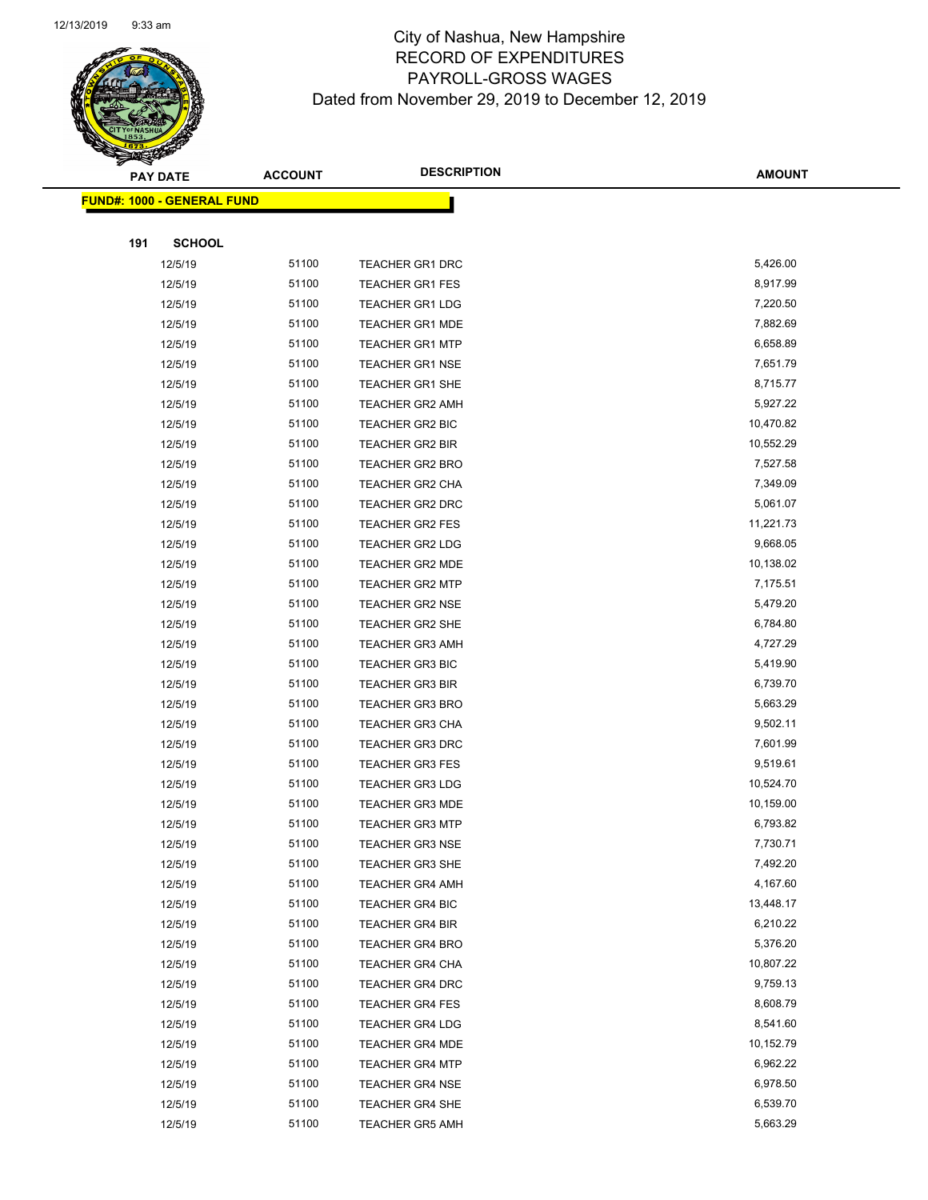# City of Nashua, New Hampshire
# RECORD OF EXPENDITURES
# PAYROLL-GROSS WAGES
# Dated from November 29, 2019 to December 12, 2019

**FUND#: 1000 - GENERAL FUND**

**191 SCHOOL**

| PAY DATE | ACCOUNT | DESCRIPTION | AMOUNT |
|---|---|---|---|
| 12/5/19 | 51100 | TEACHER GR1 DRC | 5,426.00 |
| 12/5/19 | 51100 | TEACHER GR1 FES | 8,917.99 |
| 12/5/19 | 51100 | TEACHER GR1 LDG | 7,220.50 |
| 12/5/19 | 51100 | TEACHER GR1 MDE | 7,882.69 |
| 12/5/19 | 51100 | TEACHER GR1 MTP | 6,658.89 |
| 12/5/19 | 51100 | TEACHER GR1 NSE | 7,651.79 |
| 12/5/19 | 51100 | TEACHER GR1 SHE | 8,715.77 |
| 12/5/19 | 51100 | TEACHER GR2 AMH | 5,927.22 |
| 12/5/19 | 51100 | TEACHER GR2 BIC | 10,470.82 |
| 12/5/19 | 51100 | TEACHER GR2 BIR | 10,552.29 |
| 12/5/19 | 51100 | TEACHER GR2 BRO | 7,527.58 |
| 12/5/19 | 51100 | TEACHER GR2 CHA | 7,349.09 |
| 12/5/19 | 51100 | TEACHER GR2 DRC | 5,061.07 |
| 12/5/19 | 51100 | TEACHER GR2 FES | 11,221.73 |
| 12/5/19 | 51100 | TEACHER GR2 LDG | 9,668.05 |
| 12/5/19 | 51100 | TEACHER GR2 MDE | 10,138.02 |
| 12/5/19 | 51100 | TEACHER GR2 MTP | 7,175.51 |
| 12/5/19 | 51100 | TEACHER GR2 NSE | 5,479.20 |
| 12/5/19 | 51100 | TEACHER GR2 SHE | 6,784.80 |
| 12/5/19 | 51100 | TEACHER GR3 AMH | 4,727.29 |
| 12/5/19 | 51100 | TEACHER GR3 BIC | 5,419.90 |
| 12/5/19 | 51100 | TEACHER GR3 BIR | 6,739.70 |
| 12/5/19 | 51100 | TEACHER GR3 BRO | 5,663.29 |
| 12/5/19 | 51100 | TEACHER GR3 CHA | 9,502.11 |
| 12/5/19 | 51100 | TEACHER GR3 DRC | 7,601.99 |
| 12/5/19 | 51100 | TEACHER GR3 FES | 9,519.61 |
| 12/5/19 | 51100 | TEACHER GR3 LDG | 10,524.70 |
| 12/5/19 | 51100 | TEACHER GR3 MDE | 10,159.00 |
| 12/5/19 | 51100 | TEACHER GR3 MTP | 6,793.82 |
| 12/5/19 | 51100 | TEACHER GR3 NSE | 7,730.71 |
| 12/5/19 | 51100 | TEACHER GR3 SHE | 7,492.20 |
| 12/5/19 | 51100 | TEACHER GR4 AMH | 4,167.60 |
| 12/5/19 | 51100 | TEACHER GR4 BIC | 13,448.17 |
| 12/5/19 | 51100 | TEACHER GR4 BIR | 6,210.22 |
| 12/5/19 | 51100 | TEACHER GR4 BRO | 5,376.20 |
| 12/5/19 | 51100 | TEACHER GR4 CHA | 10,807.22 |
| 12/5/19 | 51100 | TEACHER GR4 DRC | 9,759.13 |
| 12/5/19 | 51100 | TEACHER GR4 FES | 8,608.79 |
| 12/5/19 | 51100 | TEACHER GR4 LDG | 8,541.60 |
| 12/5/19 | 51100 | TEACHER GR4 MDE | 10,152.79 |
| 12/5/19 | 51100 | TEACHER GR4 MTP | 6,962.22 |
| 12/5/19 | 51100 | TEACHER GR4 NSE | 6,978.50 |
| 12/5/19 | 51100 | TEACHER GR4 SHE | 6,539.70 |
| 12/5/19 | 51100 | TEACHER GR5 AMH | 5,663.29 |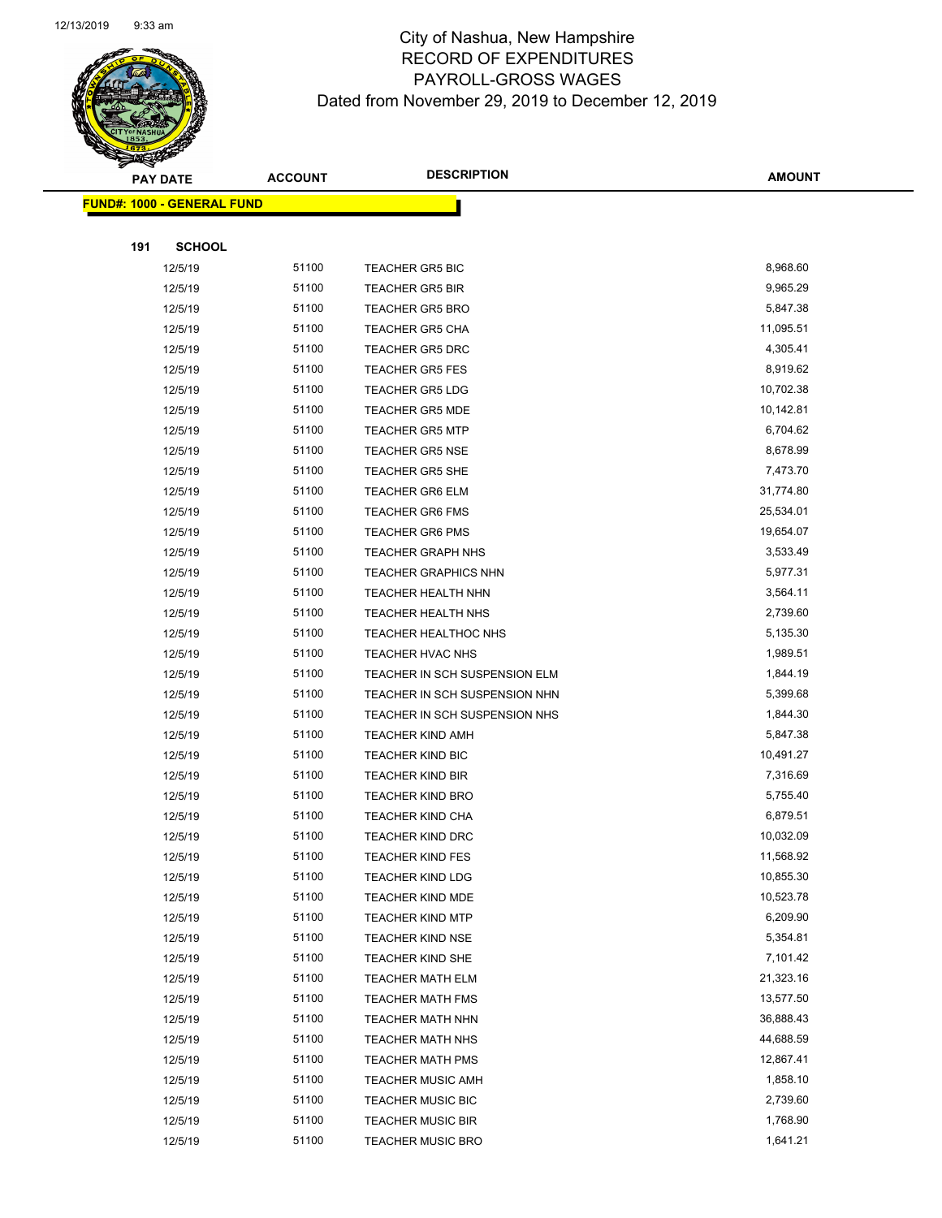# City of Nashua, New Hampshire
## RECORD OF EXPENDITURES
## PAYROLL-GROSS WAGES
### Dated from November 29, 2019 to December 12, 2019

| PAY DATE | ACCOUNT | DESCRIPTION | AMOUNT |
|---|---|---|---|
| **FUND#: 1000 - GENERAL FUND** | | | |
| **191 SCHOOL** | | | |
| 12/5/19 | 51100 | TEACHER GR5 BIC | 8,968.60 |
| 12/5/19 | 51100 | TEACHER GR5 BIR | 9,965.29 |
| 12/5/19 | 51100 | TEACHER GR5 BRO | 5,847.38 |
| 12/5/19 | 51100 | TEACHER GR5 CHA | 11,095.51 |
| 12/5/19 | 51100 | TEACHER GR5 DRC | 4,305.41 |
| 12/5/19 | 51100 | TEACHER GR5 FES | 8,919.62 |
| 12/5/19 | 51100 | TEACHER GR5 LDG | 10,702.38 |
| 12/5/19 | 51100 | TEACHER GR5 MDE | 10,142.81 |
| 12/5/19 | 51100 | TEACHER GR5 MTP | 6,704.62 |
| 12/5/19 | 51100 | TEACHER GR5 NSE | 8,678.99 |
| 12/5/19 | 51100 | TEACHER GR5 SHE | 7,473.70 |
| 12/5/19 | 51100 | TEACHER GR6 ELM | 31,774.80 |
| 12/5/19 | 51100 | TEACHER GR6 FMS | 25,534.01 |
| 12/5/19 | 51100 | TEACHER GR6 PMS | 19,654.07 |
| 12/5/19 | 51100 | TEACHER GRAPH NHS | 3,533.49 |
| 12/5/19 | 51100 | TEACHER GRAPHICS NHN | 5,977.31 |
| 12/5/19 | 51100 | TEACHER HEALTH NHN | 3,564.11 |
| 12/5/19 | 51100 | TEACHER HEALTH NHS | 2,739.60 |
| 12/5/19 | 51100 | TEACHER HEALTHOC NHS | 5,135.30 |
| 12/5/19 | 51100 | TEACHER HVAC NHS | 1,989.51 |
| 12/5/19 | 51100 | TEACHER IN SCH SUSPENSION ELM | 1,844.19 |
| 12/5/19 | 51100 | TEACHER IN SCH SUSPENSION NHN | 5,399.68 |
| 12/5/19 | 51100 | TEACHER IN SCH SUSPENSION NHS | 1,844.30 |
| 12/5/19 | 51100 | TEACHER KIND AMH | 5,847.38 |
| 12/5/19 | 51100 | TEACHER KIND BIC | 10,491.27 |
| 12/5/19 | 51100 | TEACHER KIND BIR | 7,316.69 |
| 12/5/19 | 51100 | TEACHER KIND BRO | 5,755.40 |
| 12/5/19 | 51100 | TEACHER KIND CHA | 6,879.51 |
| 12/5/19 | 51100 | TEACHER KIND DRC | 10,032.09 |
| 12/5/19 | 51100 | TEACHER KIND FES | 11,568.92 |
| 12/5/19 | 51100 | TEACHER KIND LDG | 10,855.30 |
| 12/5/19 | 51100 | TEACHER KIND MDE | 10,523.78 |
| 12/5/19 | 51100 | TEACHER KIND MTP | 6,209.90 |
| 12/5/19 | 51100 | TEACHER KIND NSE | 5,354.81 |
| 12/5/19 | 51100 | TEACHER KIND SHE | 7,101.42 |
| 12/5/19 | 51100 | TEACHER MATH ELM | 21,323.16 |
| 12/5/19 | 51100 | TEACHER MATH FMS | 13,577.50 |
| 12/5/19 | 51100 | TEACHER MATH NHN | 36,888.43 |
| 12/5/19 | 51100 | TEACHER MATH NHS | 44,688.59 |
| 12/5/19 | 51100 | TEACHER MATH PMS | 12,867.41 |
| 12/5/19 | 51100 | TEACHER MUSIC AMH | 1,858.10 |
| 12/5/19 | 51100 | TEACHER MUSIC BIC | 2,739.60 |
| 12/5/19 | 51100 | TEACHER MUSIC BIR | 1,768.90 |
| 12/5/19 | 51100 | TEACHER MUSIC BRO | 1,641.21 |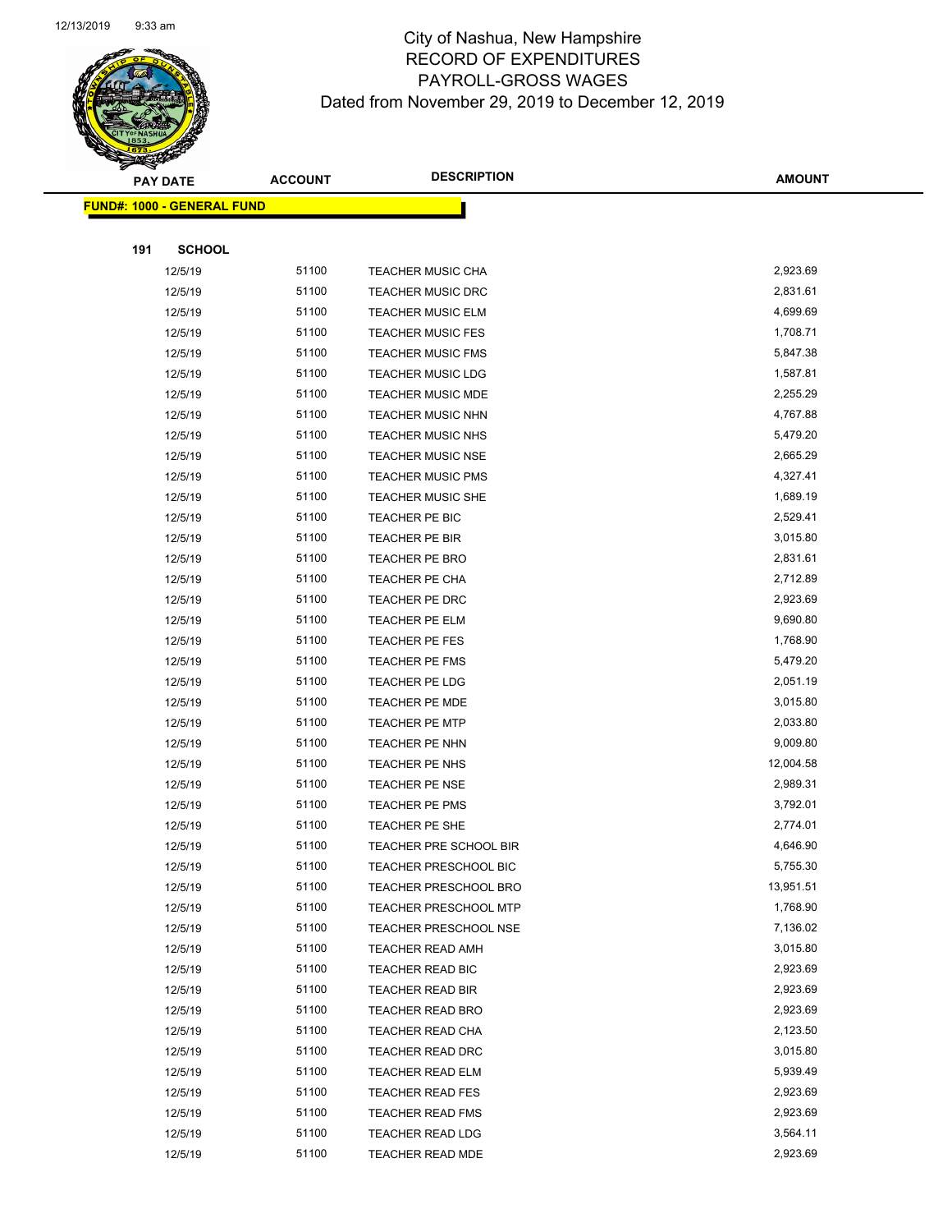# City of Nashua, New Hampshire
## RECORD OF EXPENDITURES
## PAYROLL-GROSS WAGES
### Dated from November 29, 2019 to December 12, 2019

| PAY DATE | ACCOUNT | DESCRIPTION | AMOUNT |
|---|---|---|---|
| **FUND#: 1000 - GENERAL FUND** | | | |
| **191 SCHOOL** | | | |
| 12/5/19 | 51100 | TEACHER MUSIC CHA | 2,923.69 |
| 12/5/19 | 51100 | TEACHER MUSIC DRC | 2,831.61 |
| 12/5/19 | 51100 | TEACHER MUSIC ELM | 4,699.69 |
| 12/5/19 | 51100 | TEACHER MUSIC FES | 1,708.71 |
| 12/5/19 | 51100 | TEACHER MUSIC FMS | 5,847.38 |
| 12/5/19 | 51100 | TEACHER MUSIC LDG | 1,587.81 |
| 12/5/19 | 51100 | TEACHER MUSIC MDE | 2,255.29 |
| 12/5/19 | 51100 | TEACHER MUSIC NHN | 4,767.88 |
| 12/5/19 | 51100 | TEACHER MUSIC NHS | 5,479.20 |
| 12/5/19 | 51100 | TEACHER MUSIC NSE | 2,665.29 |
| 12/5/19 | 51100 | TEACHER MUSIC PMS | 4,327.41 |
| 12/5/19 | 51100 | TEACHER MUSIC SHE | 1,689.19 |
| 12/5/19 | 51100 | TEACHER PE BIC | 2,529.41 |
| 12/5/19 | 51100 | TEACHER PE BIR | 3,015.80 |
| 12/5/19 | 51100 | TEACHER PE BRO | 2,831.61 |
| 12/5/19 | 51100 | TEACHER PE CHA | 2,712.89 |
| 12/5/19 | 51100 | TEACHER PE DRC | 2,923.69 |
| 12/5/19 | 51100 | TEACHER PE ELM | 9,690.80 |
| 12/5/19 | 51100 | TEACHER PE FES | 1,768.90 |
| 12/5/19 | 51100 | TEACHER PE FMS | 5,479.20 |
| 12/5/19 | 51100 | TEACHER PE LDG | 2,051.19 |
| 12/5/19 | 51100 | TEACHER PE MDE | 3,015.80 |
| 12/5/19 | 51100 | TEACHER PE MTP | 2,033.80 |
| 12/5/19 | 51100 | TEACHER PE NHN | 9,009.80 |
| 12/5/19 | 51100 | TEACHER PE NHS | 12,004.58 |
| 12/5/19 | 51100 | TEACHER PE NSE | 2,989.31 |
| 12/5/19 | 51100 | TEACHER PE PMS | 3,792.01 |
| 12/5/19 | 51100 | TEACHER PE SHE | 2,774.01 |
| 12/5/19 | 51100 | TEACHER PRE SCHOOL BIR | 4,646.90 |
| 12/5/19 | 51100 | TEACHER PRESCHOOL BIC | 5,755.30 |
| 12/5/19 | 51100 | TEACHER PRESCHOOL BRO | 13,951.51 |
| 12/5/19 | 51100 | TEACHER PRESCHOOL MTP | 1,768.90 |
| 12/5/19 | 51100 | TEACHER PRESCHOOL NSE | 7,136.02 |
| 12/5/19 | 51100 | TEACHER READ AMH | 3,015.80 |
| 12/5/19 | 51100 | TEACHER READ BIC | 2,923.69 |
| 12/5/19 | 51100 | TEACHER READ BIR | 2,923.69 |
| 12/5/19 | 51100 | TEACHER READ BRO | 2,923.69 |
| 12/5/19 | 51100 | TEACHER READ CHA | 2,123.50 |
| 12/5/19 | 51100 | TEACHER READ DRC | 3,015.80 |
| 12/5/19 | 51100 | TEACHER READ ELM | 5,939.49 |
| 12/5/19 | 51100 | TEACHER READ FES | 2,923.69 |
| 12/5/19 | 51100 | TEACHER READ FMS | 2,923.69 |
| 12/5/19 | 51100 | TEACHER READ LDG | 3,564.11 |
| 12/5/19 | 51100 | TEACHER READ MDE | 2,923.69 |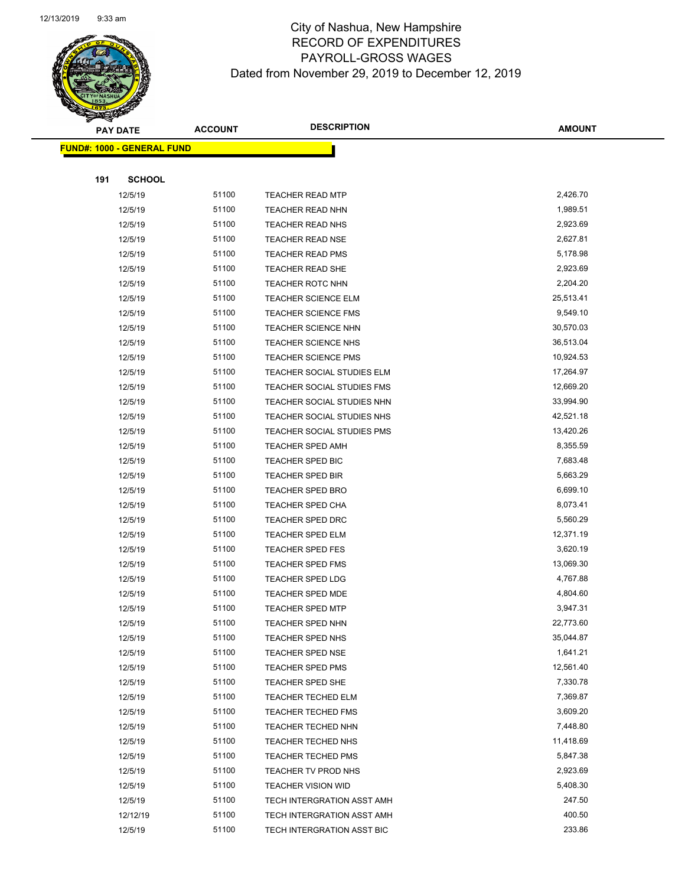# City of Nashua, New Hampshire
## RECORD OF EXPENDITURES
## PAYROLL-GROSS WAGES
## Dated from November 29, 2019 to December 12, 2019

| PAY DATE | ACCOUNT | DESCRIPTION | AMOUNT |
|---|---|---|---|

**FUND#: 1000 - GENERAL FUND**

**191 SCHOOL**

| PAY DATE | ACCOUNT | DESCRIPTION | AMOUNT |
|---|---|---|---|
| 12/5/19 | 51100 | TEACHER READ MTP | 2,426.70 |
| 12/5/19 | 51100 | TEACHER READ NHN | 1,989.51 |
| 12/5/19 | 51100 | TEACHER READ NHS | 2,923.69 |
| 12/5/19 | 51100 | TEACHER READ NSE | 2,627.81 |
| 12/5/19 | 51100 | TEACHER READ PMS | 5,178.98 |
| 12/5/19 | 51100 | TEACHER READ SHE | 2,923.69 |
| 12/5/19 | 51100 | TEACHER ROTC NHN | 2,204.20 |
| 12/5/19 | 51100 | TEACHER SCIENCE ELM | 25,513.41 |
| 12/5/19 | 51100 | TEACHER SCIENCE FMS | 9,549.10 |
| 12/5/19 | 51100 | TEACHER SCIENCE NHN | 30,570.03 |
| 12/5/19 | 51100 | TEACHER SCIENCE NHS | 36,513.04 |
| 12/5/19 | 51100 | TEACHER SCIENCE PMS | 10,924.53 |
| 12/5/19 | 51100 | TEACHER SOCIAL STUDIES ELM | 17,264.97 |
| 12/5/19 | 51100 | TEACHER SOCIAL STUDIES FMS | 12,669.20 |
| 12/5/19 | 51100 | TEACHER SOCIAL STUDIES NHN | 33,994.90 |
| 12/5/19 | 51100 | TEACHER SOCIAL STUDIES NHS | 42,521.18 |
| 12/5/19 | 51100 | TEACHER SOCIAL STUDIES PMS | 13,420.26 |
| 12/5/19 | 51100 | TEACHER SPED AMH | 8,355.59 |
| 12/5/19 | 51100 | TEACHER SPED BIC | 7,683.48 |
| 12/5/19 | 51100 | TEACHER SPED BIR | 5,663.29 |
| 12/5/19 | 51100 | TEACHER SPED BRO | 6,699.10 |
| 12/5/19 | 51100 | TEACHER SPED CHA | 8,073.41 |
| 12/5/19 | 51100 | TEACHER SPED DRC | 5,560.29 |
| 12/5/19 | 51100 | TEACHER SPED ELM | 12,371.19 |
| 12/5/19 | 51100 | TEACHER SPED FES | 3,620.19 |
| 12/5/19 | 51100 | TEACHER SPED FMS | 13,069.30 |
| 12/5/19 | 51100 | TEACHER SPED LDG | 4,767.88 |
| 12/5/19 | 51100 | TEACHER SPED MDE | 4,804.60 |
| 12/5/19 | 51100 | TEACHER SPED MTP | 3,947.31 |
| 12/5/19 | 51100 | TEACHER SPED NHN | 22,773.60 |
| 12/5/19 | 51100 | TEACHER SPED NHS | 35,044.87 |
| 12/5/19 | 51100 | TEACHER SPED NSE | 1,641.21 |
| 12/5/19 | 51100 | TEACHER SPED PMS | 12,561.40 |
| 12/5/19 | 51100 | TEACHER SPED SHE | 7,330.78 |
| 12/5/19 | 51100 | TEACHER TECHED ELM | 7,369.87 |
| 12/5/19 | 51100 | TEACHER TECHED FMS | 3,609.20 |
| 12/5/19 | 51100 | TEACHER TECHED NHN | 7,448.80 |
| 12/5/19 | 51100 | TEACHER TECHED NHS | 11,418.69 |
| 12/5/19 | 51100 | TEACHER TECHED PMS | 5,847.38 |
| 12/5/19 | 51100 | TEACHER TV PROD NHS | 2,923.69 |
| 12/5/19 | 51100 | TEACHER VISION WID | 5,408.30 |
| 12/5/19 | 51100 | TECH INTERGRATION ASST AMH | 247.50 |
| 12/12/19 | 51100 | TECH INTERGRATION ASST AMH | 400.50 |
| 12/5/19 | 51100 | TECH INTERGRATION ASST BIC | 233.86 |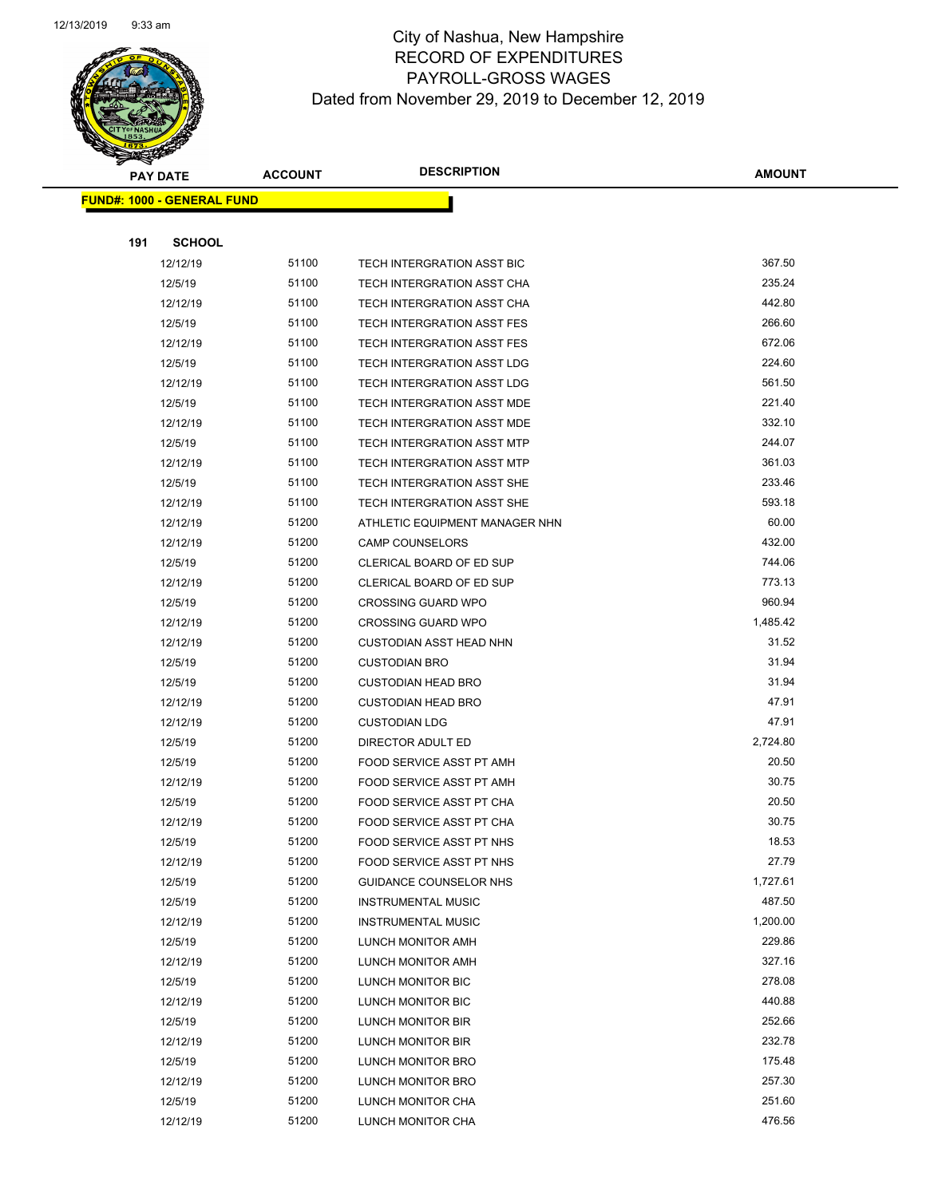# City of Nashua, New Hampshire
# RECORD OF EXPENDITURES
# PAYROLL-GROSS WAGES
# Dated from November 29, 2019 to December 12, 2019

| PAY DATE | ACCOUNT | DESCRIPTION | AMOUNT |
|---|---|---|---|

**FUND#: 1000 - GENERAL FUND**

**191 SCHOOL**

| PAY DATE | ACCOUNT | DESCRIPTION | AMOUNT |
|---|---|---|---|
| 12/12/19 | 51100 | TECH INTERGRATION ASST BIC | 367.50 |
| 12/5/19 | 51100 | TECH INTERGRATION ASST CHA | 235.24 |
| 12/12/19 | 51100 | TECH INTERGRATION ASST CHA | 442.80 |
| 12/5/19 | 51100 | TECH INTERGRATION ASST FES | 266.60 |
| 12/12/19 | 51100 | TECH INTERGRATION ASST FES | 672.06 |
| 12/5/19 | 51100 | TECH INTERGRATION ASST LDG | 224.60 |
| 12/12/19 | 51100 | TECH INTERGRATION ASST LDG | 561.50 |
| 12/5/19 | 51100 | TECH INTERGRATION ASST MDE | 221.40 |
| 12/12/19 | 51100 | TECH INTERGRATION ASST MDE | 332.10 |
| 12/5/19 | 51100 | TECH INTERGRATION ASST MTP | 244.07 |
| 12/12/19 | 51100 | TECH INTERGRATION ASST MTP | 361.03 |
| 12/5/19 | 51100 | TECH INTERGRATION ASST SHE | 233.46 |
| 12/12/19 | 51100 | TECH INTERGRATION ASST SHE | 593.18 |
| 12/12/19 | 51200 | ATHLETIC EQUIPMENT MANAGER NHN | 60.00 |
| 12/12/19 | 51200 | CAMP COUNSELORS | 432.00 |
| 12/5/19 | 51200 | CLERICAL BOARD OF ED SUP | 744.06 |
| 12/12/19 | 51200 | CLERICAL BOARD OF ED SUP | 773.13 |
| 12/5/19 | 51200 | CROSSING GUARD WPO | 960.94 |
| 12/12/19 | 51200 | CROSSING GUARD WPO | 1,485.42 |
| 12/12/19 | 51200 | CUSTODIAN ASST HEAD NHN | 31.52 |
| 12/5/19 | 51200 | CUSTODIAN BRO | 31.94 |
| 12/5/19 | 51200 | CUSTODIAN HEAD BRO | 31.94 |
| 12/12/19 | 51200 | CUSTODIAN HEAD BRO | 47.91 |
| 12/12/19 | 51200 | CUSTODIAN LDG | 47.91 |
| 12/5/19 | 51200 | DIRECTOR ADULT ED | 2,724.80 |
| 12/5/19 | 51200 | FOOD SERVICE ASST PT AMH | 20.50 |
| 12/12/19 | 51200 | FOOD SERVICE ASST PT AMH | 30.75 |
| 12/5/19 | 51200 | FOOD SERVICE ASST PT CHA | 20.50 |
| 12/12/19 | 51200 | FOOD SERVICE ASST PT CHA | 30.75 |
| 12/5/19 | 51200 | FOOD SERVICE ASST PT NHS | 18.53 |
| 12/12/19 | 51200 | FOOD SERVICE ASST PT NHS | 27.79 |
| 12/5/19 | 51200 | GUIDANCE COUNSELOR NHS | 1,727.61 |
| 12/5/19 | 51200 | INSTRUMENTAL MUSIC | 487.50 |
| 12/12/19 | 51200 | INSTRUMENTAL MUSIC | 1,200.00 |
| 12/5/19 | 51200 | LUNCH MONITOR AMH | 229.86 |
| 12/12/19 | 51200 | LUNCH MONITOR AMH | 327.16 |
| 12/5/19 | 51200 | LUNCH MONITOR BIC | 278.08 |
| 12/12/19 | 51200 | LUNCH MONITOR BIC | 440.88 |
| 12/5/19 | 51200 | LUNCH MONITOR BIR | 252.66 |
| 12/12/19 | 51200 | LUNCH MONITOR BIR | 232.78 |
| 12/5/19 | 51200 | LUNCH MONITOR BRO | 175.48 |
| 12/12/19 | 51200 | LUNCH MONITOR BRO | 257.30 |
| 12/5/19 | 51200 | LUNCH MONITOR CHA | 251.60 |
| 12/12/19 | 51200 | LUNCH MONITOR CHA | 476.56 |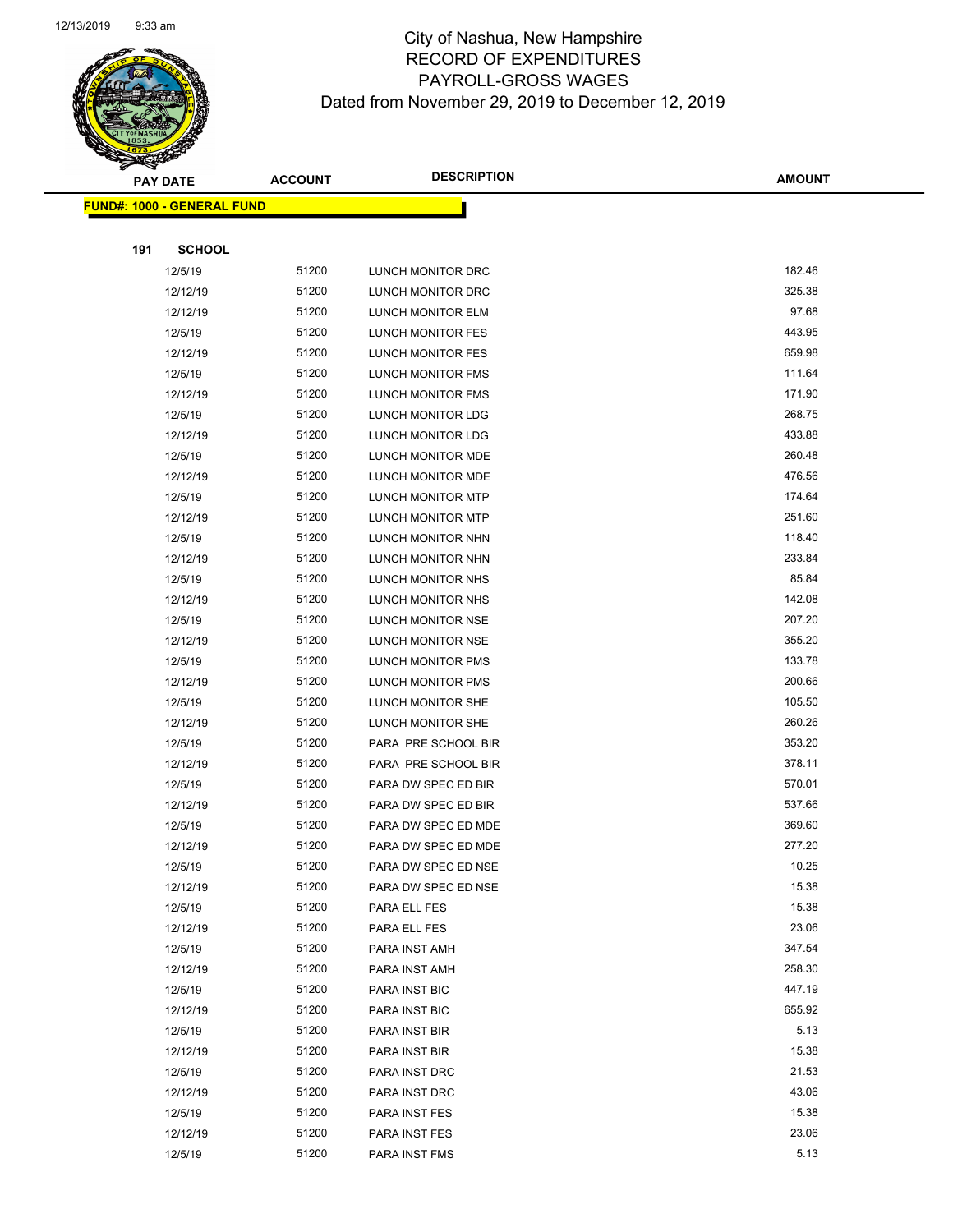# City of Nashua, New Hampshire
## RECORD OF EXPENDITURES
## PAYROLL-GROSS WAGES
## Dated from November 29, 2019 to December 12, 2019

**FUND#: 1000 - GENERAL FUND**

**191 SCHOOL**

| PAY DATE | ACCOUNT | DESCRIPTION | AMOUNT |
|---|---|---|---|
| 12/5/19 | 51200 | LUNCH MONITOR DRC | 182.46 |
| 12/12/19 | 51200 | LUNCH MONITOR DRC | 325.38 |
| 12/12/19 | 51200 | LUNCH MONITOR ELM | 97.68 |
| 12/5/19 | 51200 | LUNCH MONITOR FES | 443.95 |
| 12/12/19 | 51200 | LUNCH MONITOR FES | 659.98 |
| 12/5/19 | 51200 | LUNCH MONITOR FMS | 111.64 |
| 12/12/19 | 51200 | LUNCH MONITOR FMS | 171.90 |
| 12/5/19 | 51200 | LUNCH MONITOR LDG | 268.75 |
| 12/12/19 | 51200 | LUNCH MONITOR LDG | 433.88 |
| 12/5/19 | 51200 | LUNCH MONITOR MDE | 260.48 |
| 12/12/19 | 51200 | LUNCH MONITOR MDE | 476.56 |
| 12/5/19 | 51200 | LUNCH MONITOR MTP | 174.64 |
| 12/12/19 | 51200 | LUNCH MONITOR MTP | 251.60 |
| 12/5/19 | 51200 | LUNCH MONITOR NHN | 118.40 |
| 12/12/19 | 51200 | LUNCH MONITOR NHN | 233.84 |
| 12/5/19 | 51200 | LUNCH MONITOR NHS | 85.84 |
| 12/12/19 | 51200 | LUNCH MONITOR NHS | 142.08 |
| 12/5/19 | 51200 | LUNCH MONITOR NSE | 207.20 |
| 12/12/19 | 51200 | LUNCH MONITOR NSE | 355.20 |
| 12/5/19 | 51200 | LUNCH MONITOR PMS | 133.78 |
| 12/12/19 | 51200 | LUNCH MONITOR PMS | 200.66 |
| 12/5/19 | 51200 | LUNCH MONITOR SHE | 105.50 |
| 12/12/19 | 51200 | LUNCH MONITOR SHE | 260.26 |
| 12/5/19 | 51200 | PARA PRE SCHOOL BIR | 353.20 |
| 12/12/19 | 51200 | PARA PRE SCHOOL BIR | 378.11 |
| 12/5/19 | 51200 | PARA DW SPEC ED BIR | 570.01 |
| 12/12/19 | 51200 | PARA DW SPEC ED BIR | 537.66 |
| 12/5/19 | 51200 | PARA DW SPEC ED MDE | 369.60 |
| 12/12/19 | 51200 | PARA DW SPEC ED MDE | 277.20 |
| 12/5/19 | 51200 | PARA DW SPEC ED NSE | 10.25 |
| 12/12/19 | 51200 | PARA DW SPEC ED NSE | 15.38 |
| 12/5/19 | 51200 | PARA ELL FES | 15.38 |
| 12/12/19 | 51200 | PARA ELL FES | 23.06 |
| 12/5/19 | 51200 | PARA INST AMH | 347.54 |
| 12/12/19 | 51200 | PARA INST AMH | 258.30 |
| 12/5/19 | 51200 | PARA INST BIC | 447.19 |
| 12/12/19 | 51200 | PARA INST BIC | 655.92 |
| 12/5/19 | 51200 | PARA INST BIR | 5.13 |
| 12/12/19 | 51200 | PARA INST BIR | 15.38 |
| 12/5/19 | 51200 | PARA INST DRC | 21.53 |
| 12/12/19 | 51200 | PARA INST DRC | 43.06 |
| 12/5/19 | 51200 | PARA INST FES | 15.38 |
| 12/12/19 | 51200 | PARA INST FES | 23.06 |
| 12/5/19 | 51200 | PARA INST FMS | 5.13 |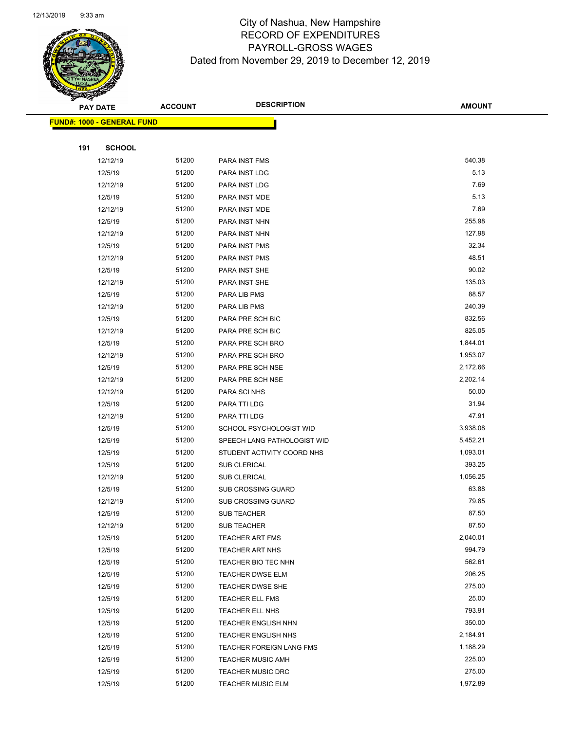# City of Nashua, New Hampshire
## RECORD OF EXPENDITURES
## PAYROLL-GROSS WAGES
### Dated from November 29, 2019 to December 12, 2019

| PAY DATE | ACCOUNT | DESCRIPTION | AMOUNT |
|---|---|---|---|

**FUND#: 1000 - GENERAL FUND**

**191 SCHOOL**

| PAY DATE | ACCOUNT | DESCRIPTION | AMOUNT |
|---|---|---|---|
| 12/12/19 | 51200 | PARA INST FMS | 540.38 |
| 12/5/19 | 51200 | PARA INST LDG | 5.13 |
| 12/12/19 | 51200 | PARA INST LDG | 7.69 |
| 12/5/19 | 51200 | PARA INST MDE | 5.13 |
| 12/12/19 | 51200 | PARA INST MDE | 7.69 |
| 12/5/19 | 51200 | PARA INST NHN | 255.98 |
| 12/12/19 | 51200 | PARA INST NHN | 127.98 |
| 12/5/19 | 51200 | PARA INST PMS | 32.34 |
| 12/12/19 | 51200 | PARA INST PMS | 48.51 |
| 12/5/19 | 51200 | PARA INST SHE | 90.02 |
| 12/12/19 | 51200 | PARA INST SHE | 135.03 |
| 12/5/19 | 51200 | PARA LIB PMS | 88.57 |
| 12/12/19 | 51200 | PARA LIB PMS | 240.39 |
| 12/5/19 | 51200 | PARA PRE SCH BIC | 832.56 |
| 12/12/19 | 51200 | PARA PRE SCH BIC | 825.05 |
| 12/5/19 | 51200 | PARA PRE SCH BRO | 1,844.01 |
| 12/12/19 | 51200 | PARA PRE SCH BRO | 1,953.07 |
| 12/5/19 | 51200 | PARA PRE SCH NSE | 2,172.66 |
| 12/12/19 | 51200 | PARA PRE SCH NSE | 2,202.14 |
| 12/12/19 | 51200 | PARA SCI NHS | 50.00 |
| 12/5/19 | 51200 | PARA TTI LDG | 31.94 |
| 12/12/19 | 51200 | PARA TTI LDG | 47.91 |
| 12/5/19 | 51200 | SCHOOL PSYCHOLOGIST WID | 3,938.08 |
| 12/5/19 | 51200 | SPEECH LANG PATHOLOGIST WID | 5,452.21 |
| 12/5/19 | 51200 | STUDENT ACTIVITY COORD NHS | 1,093.01 |
| 12/5/19 | 51200 | SUB CLERICAL | 393.25 |
| 12/12/19 | 51200 | SUB CLERICAL | 1,056.25 |
| 12/5/19 | 51200 | SUB CROSSING GUARD | 63.88 |
| 12/12/19 | 51200 | SUB CROSSING GUARD | 79.85 |
| 12/5/19 | 51200 | SUB TEACHER | 87.50 |
| 12/12/19 | 51200 | SUB TEACHER | 87.50 |
| 12/5/19 | 51200 | TEACHER ART FMS | 2,040.01 |
| 12/5/19 | 51200 | TEACHER ART NHS | 994.79 |
| 12/5/19 | 51200 | TEACHER BIO TEC NHN | 562.61 |
| 12/5/19 | 51200 | TEACHER DWSE ELM | 206.25 |
| 12/5/19 | 51200 | TEACHER DWSE SHE | 275.00 |
| 12/5/19 | 51200 | TEACHER ELL FMS | 25.00 |
| 12/5/19 | 51200 | TEACHER ELL NHS | 793.91 |
| 12/5/19 | 51200 | TEACHER ENGLISH NHN | 350.00 |
| 12/5/19 | 51200 | TEACHER ENGLISH NHS | 2,184.91 |
| 12/5/19 | 51200 | TEACHER FOREIGN LANG FMS | 1,188.29 |
| 12/5/19 | 51200 | TEACHER MUSIC AMH | 225.00 |
| 12/5/19 | 51200 | TEACHER MUSIC DRC | 275.00 |
| 12/5/19 | 51200 | TEACHER MUSIC ELM | 1,972.89 |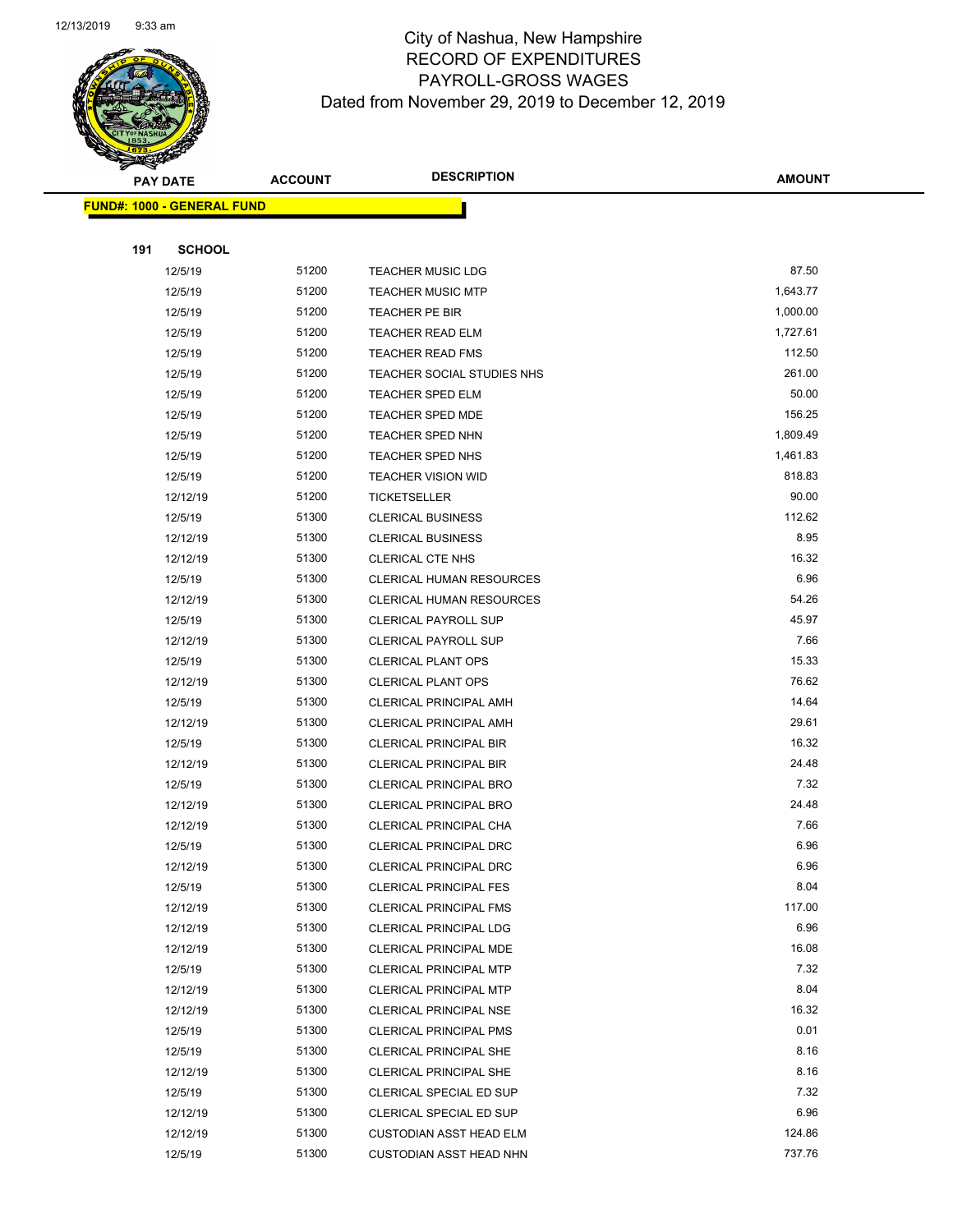# City of Nashua, New Hampshire
## RECORD OF EXPENDITURES
## PAYROLL-GROSS WAGES
## Dated from November 29, 2019 to December 12, 2019

| PAY DATE | ACCOUNT | DESCRIPTION | AMOUNT |
|---|---|---|---|

**FUND#: 1000 - GENERAL FUND**

**191 SCHOOL**

| PAY DATE | ACCOUNT | DESCRIPTION | AMOUNT |
|---|---|---|---|
| 12/5/19 | 51200 | TEACHER MUSIC LDG | 87.50 |
| 12/5/19 | 51200 | TEACHER MUSIC MTP | 1,643.77 |
| 12/5/19 | 51200 | TEACHER PE BIR | 1,000.00 |
| 12/5/19 | 51200 | TEACHER READ ELM | 1,727.61 |
| 12/5/19 | 51200 | TEACHER READ FMS | 112.50 |
| 12/5/19 | 51200 | TEACHER SOCIAL STUDIES NHS | 261.00 |
| 12/5/19 | 51200 | TEACHER SPED ELM | 50.00 |
| 12/5/19 | 51200 | TEACHER SPED MDE | 156.25 |
| 12/5/19 | 51200 | TEACHER SPED NHN | 1,809.49 |
| 12/5/19 | 51200 | TEACHER SPED NHS | 1,461.83 |
| 12/5/19 | 51200 | TEACHER VISION WID | 818.83 |
| 12/12/19 | 51200 | TICKETSELLER | 90.00 |
| 12/5/19 | 51300 | CLERICAL BUSINESS | 112.62 |
| 12/12/19 | 51300 | CLERICAL BUSINESS | 8.95 |
| 12/12/19 | 51300 | CLERICAL CTE NHS | 16.32 |
| 12/5/19 | 51300 | CLERICAL HUMAN RESOURCES | 6.96 |
| 12/12/19 | 51300 | CLERICAL HUMAN RESOURCES | 54.26 |
| 12/5/19 | 51300 | CLERICAL PAYROLL SUP | 45.97 |
| 12/12/19 | 51300 | CLERICAL PAYROLL SUP | 7.66 |
| 12/5/19 | 51300 | CLERICAL PLANT OPS | 15.33 |
| 12/12/19 | 51300 | CLERICAL PLANT OPS | 76.62 |
| 12/5/19 | 51300 | CLERICAL PRINCIPAL AMH | 14.64 |
| 12/12/19 | 51300 | CLERICAL PRINCIPAL AMH | 29.61 |
| 12/5/19 | 51300 | CLERICAL PRINCIPAL BIR | 16.32 |
| 12/12/19 | 51300 | CLERICAL PRINCIPAL BIR | 24.48 |
| 12/5/19 | 51300 | CLERICAL PRINCIPAL BRO | 7.32 |
| 12/12/19 | 51300 | CLERICAL PRINCIPAL BRO | 24.48 |
| 12/12/19 | 51300 | CLERICAL PRINCIPAL CHA | 7.66 |
| 12/5/19 | 51300 | CLERICAL PRINCIPAL DRC | 6.96 |
| 12/12/19 | 51300 | CLERICAL PRINCIPAL DRC | 6.96 |
| 12/5/19 | 51300 | CLERICAL PRINCIPAL FES | 8.04 |
| 12/12/19 | 51300 | CLERICAL PRINCIPAL FMS | 117.00 |
| 12/12/19 | 51300 | CLERICAL PRINCIPAL LDG | 6.96 |
| 12/12/19 | 51300 | CLERICAL PRINCIPAL MDE | 16.08 |
| 12/5/19 | 51300 | CLERICAL PRINCIPAL MTP | 7.32 |
| 12/12/19 | 51300 | CLERICAL PRINCIPAL MTP | 8.04 |
| 12/12/19 | 51300 | CLERICAL PRINCIPAL NSE | 16.32 |
| 12/5/19 | 51300 | CLERICAL PRINCIPAL PMS | 0.01 |
| 12/5/19 | 51300 | CLERICAL PRINCIPAL SHE | 8.16 |
| 12/12/19 | 51300 | CLERICAL PRINCIPAL SHE | 8.16 |
| 12/5/19 | 51300 | CLERICAL SPECIAL ED SUP | 7.32 |
| 12/12/19 | 51300 | CLERICAL SPECIAL ED SUP | 6.96 |
| 12/12/19 | 51300 | CUSTODIAN ASST HEAD ELM | 124.86 |
| 12/5/19 | 51300 | CUSTODIAN ASST HEAD NHN | 737.76 |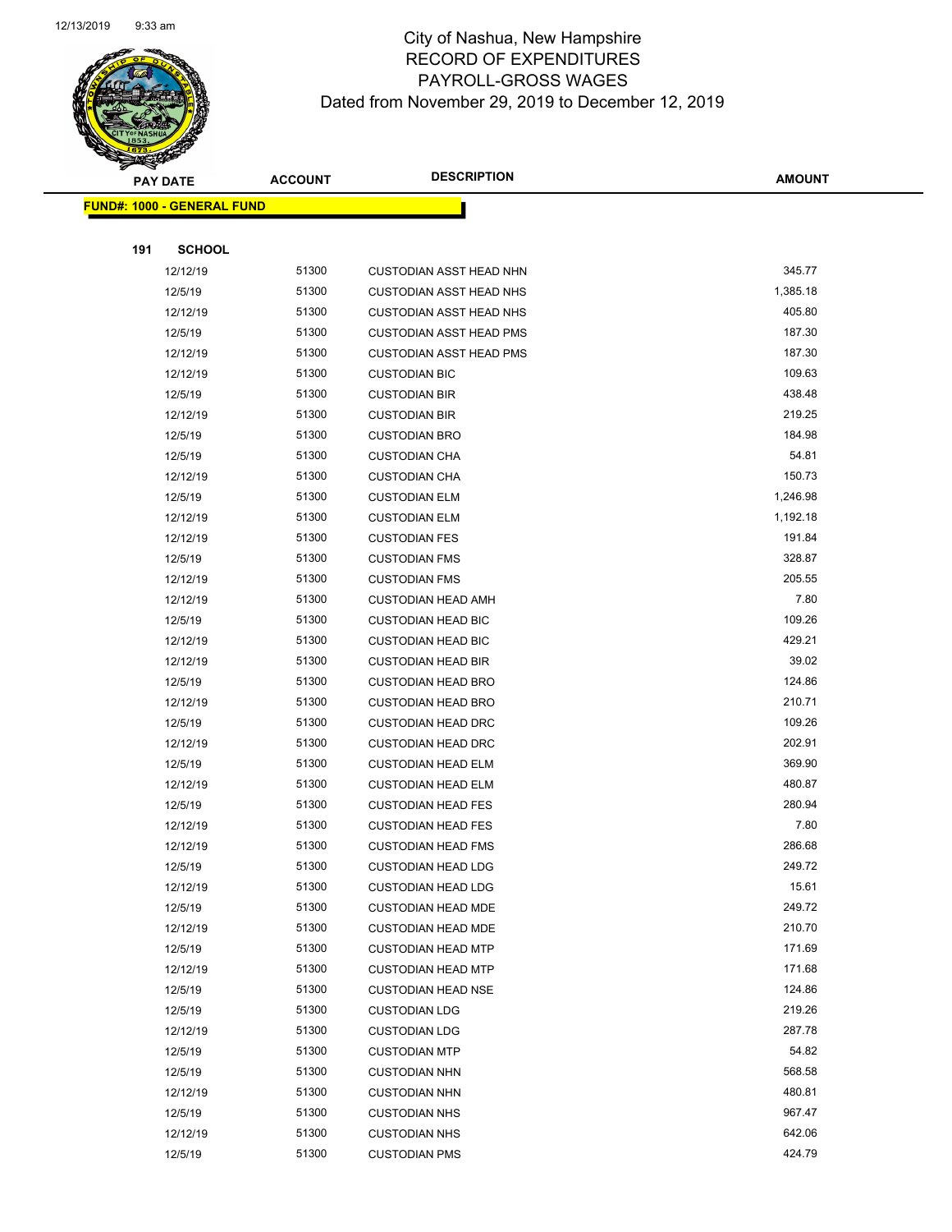# City of Nashua, New Hampshire
## RECORD OF EXPENDITURES
## PAYROLL-GROSS WAGES
### Dated from November 29, 2019 to December 12, 2019

| PAY DATE | ACCOUNT | DESCRIPTION | AMOUNT |
|---|---|---|---|

**FUND#: 1000 - GENERAL FUND**

**191 SCHOOL**

| PAY DATE | ACCOUNT | DESCRIPTION | AMOUNT |
|---|---|---|---|
| 12/12/19 | 51300 | CUSTODIAN ASST HEAD NHN | 345.77 |
| 12/5/19 | 51300 | CUSTODIAN ASST HEAD NHS | 1,385.18 |
| 12/12/19 | 51300 | CUSTODIAN ASST HEAD NHS | 405.80 |
| 12/5/19 | 51300 | CUSTODIAN ASST HEAD PMS | 187.30 |
| 12/12/19 | 51300 | CUSTODIAN ASST HEAD PMS | 187.30 |
| 12/12/19 | 51300 | CUSTODIAN BIC | 109.63 |
| 12/5/19 | 51300 | CUSTODIAN BIR | 438.48 |
| 12/12/19 | 51300 | CUSTODIAN BIR | 219.25 |
| 12/5/19 | 51300 | CUSTODIAN BRO | 184.98 |
| 12/5/19 | 51300 | CUSTODIAN CHA | 54.81 |
| 12/12/19 | 51300 | CUSTODIAN CHA | 150.73 |
| 12/5/19 | 51300 | CUSTODIAN ELM | 1,246.98 |
| 12/12/19 | 51300 | CUSTODIAN ELM | 1,192.18 |
| 12/12/19 | 51300 | CUSTODIAN FES | 191.84 |
| 12/5/19 | 51300 | CUSTODIAN FMS | 328.87 |
| 12/12/19 | 51300 | CUSTODIAN FMS | 205.55 |
| 12/12/19 | 51300 | CUSTODIAN HEAD AMH | 7.80 |
| 12/5/19 | 51300 | CUSTODIAN HEAD BIC | 109.26 |
| 12/12/19 | 51300 | CUSTODIAN HEAD BIC | 429.21 |
| 12/12/19 | 51300 | CUSTODIAN HEAD BIR | 39.02 |
| 12/5/19 | 51300 | CUSTODIAN HEAD BRO | 124.86 |
| 12/12/19 | 51300 | CUSTODIAN HEAD BRO | 210.71 |
| 12/5/19 | 51300 | CUSTODIAN HEAD DRC | 109.26 |
| 12/12/19 | 51300 | CUSTODIAN HEAD DRC | 202.91 |
| 12/5/19 | 51300 | CUSTODIAN HEAD ELM | 369.90 |
| 12/12/19 | 51300 | CUSTODIAN HEAD ELM | 480.87 |
| 12/5/19 | 51300 | CUSTODIAN HEAD FES | 280.94 |
| 12/12/19 | 51300 | CUSTODIAN HEAD FES | 7.80 |
| 12/12/19 | 51300 | CUSTODIAN HEAD FMS | 286.68 |
| 12/5/19 | 51300 | CUSTODIAN HEAD LDG | 249.72 |
| 12/12/19 | 51300 | CUSTODIAN HEAD LDG | 15.61 |
| 12/5/19 | 51300 | CUSTODIAN HEAD MDE | 249.72 |
| 12/12/19 | 51300 | CUSTODIAN HEAD MDE | 210.70 |
| 12/5/19 | 51300 | CUSTODIAN HEAD MTP | 171.69 |
| 12/12/19 | 51300 | CUSTODIAN HEAD MTP | 171.68 |
| 12/5/19 | 51300 | CUSTODIAN HEAD NSE | 124.86 |
| 12/5/19 | 51300 | CUSTODIAN LDG | 219.26 |
| 12/12/19 | 51300 | CUSTODIAN LDG | 287.78 |
| 12/5/19 | 51300 | CUSTODIAN MTP | 54.82 |
| 12/5/19 | 51300 | CUSTODIAN NHN | 568.58 |
| 12/12/19 | 51300 | CUSTODIAN NHN | 480.81 |
| 12/5/19 | 51300 | CUSTODIAN NHS | 967.47 |
| 12/12/19 | 51300 | CUSTODIAN NHS | 642.06 |
| 12/5/19 | 51300 | CUSTODIAN PMS | 424.79 |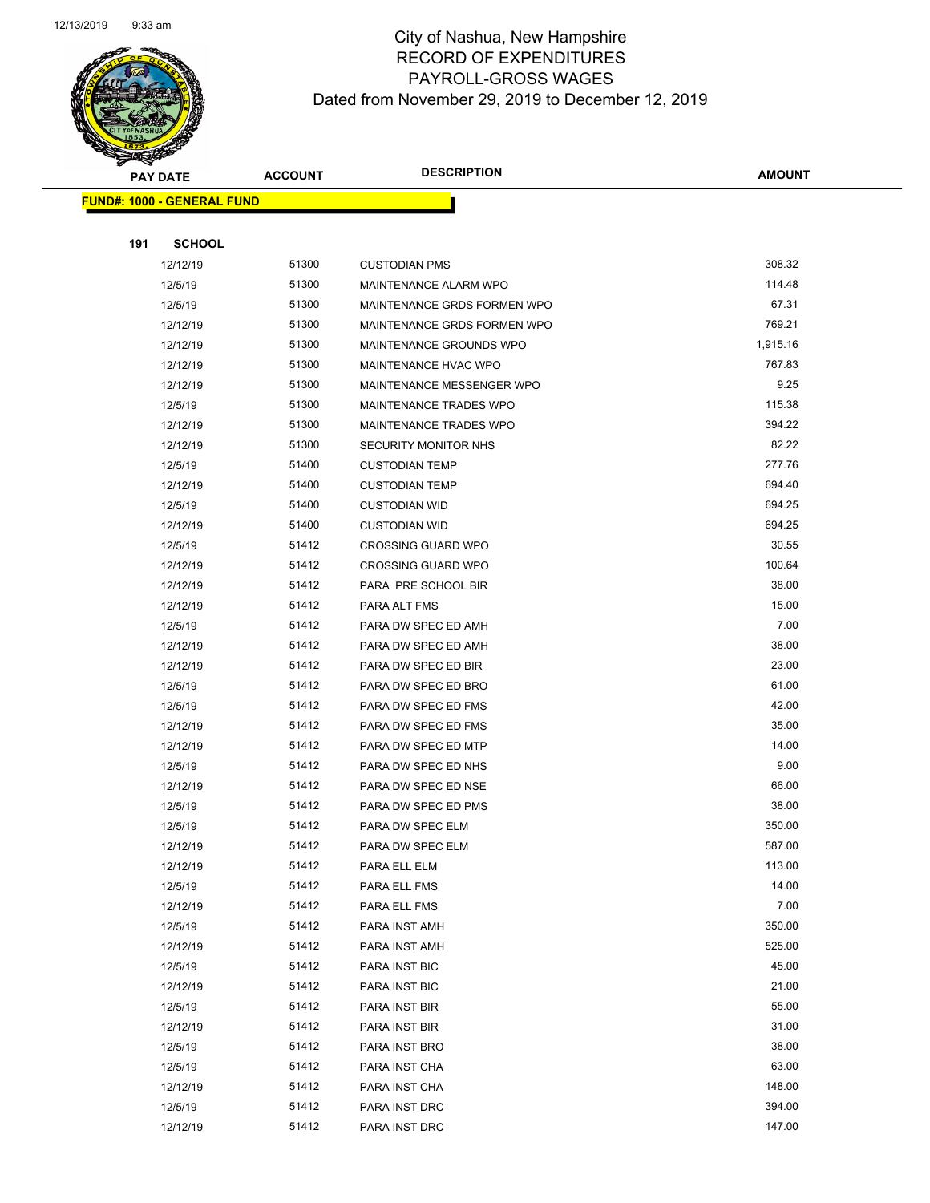# City of Nashua, New Hampshire
## RECORD OF EXPENDITURES
## PAYROLL-GROSS WAGES
### Dated from November 29, 2019 to December 12, 2019

| PAY DATE | ACCOUNT | DESCRIPTION | AMOUNT |
|---|---|---|---|
| **FUND#: 1000 - GENERAL FUND** | | | |
| **191 SCHOOL** | | | |
| 12/12/19 | 51300 | CUSTODIAN PMS | 308.32 |
| 12/5/19 | 51300 | MAINTENANCE ALARM WPO | 114.48 |
| 12/5/19 | 51300 | MAINTENANCE GRDS FORMEN WPO | 67.31 |
| 12/12/19 | 51300 | MAINTENANCE GRDS FORMEN WPO | 769.21 |
| 12/12/19 | 51300 | MAINTENANCE GROUNDS WPO | 1,915.16 |
| 12/12/19 | 51300 | MAINTENANCE HVAC WPO | 767.83 |
| 12/12/19 | 51300 | MAINTENANCE MESSENGER WPO | 9.25 |
| 12/5/19 | 51300 | MAINTENANCE TRADES WPO | 115.38 |
| 12/12/19 | 51300 | MAINTENANCE TRADES WPO | 394.22 |
| 12/12/19 | 51300 | SECURITY MONITOR NHS | 82.22 |
| 12/5/19 | 51400 | CUSTODIAN TEMP | 277.76 |
| 12/12/19 | 51400 | CUSTODIAN TEMP | 694.40 |
| 12/5/19 | 51400 | CUSTODIAN WID | 694.25 |
| 12/12/19 | 51400 | CUSTODIAN WID | 694.25 |
| 12/5/19 | 51412 | CROSSING GUARD WPO | 30.55 |
| 12/12/19 | 51412 | CROSSING GUARD WPO | 100.64 |
| 12/12/19 | 51412 | PARA PRE SCHOOL BIR | 38.00 |
| 12/12/19 | 51412 | PARA ALT FMS | 15.00 |
| 12/5/19 | 51412 | PARA DW SPEC ED AMH | 7.00 |
| 12/12/19 | 51412 | PARA DW SPEC ED AMH | 38.00 |
| 12/12/19 | 51412 | PARA DW SPEC ED BIR | 23.00 |
| 12/5/19 | 51412 | PARA DW SPEC ED BRO | 61.00 |
| 12/5/19 | 51412 | PARA DW SPEC ED FMS | 42.00 |
| 12/12/19 | 51412 | PARA DW SPEC ED FMS | 35.00 |
| 12/12/19 | 51412 | PARA DW SPEC ED MTP | 14.00 |
| 12/5/19 | 51412 | PARA DW SPEC ED NHS | 9.00 |
| 12/12/19 | 51412 | PARA DW SPEC ED NSE | 66.00 |
| 12/5/19 | 51412 | PARA DW SPEC ED PMS | 38.00 |
| 12/5/19 | 51412 | PARA DW SPEC ELM | 350.00 |
| 12/12/19 | 51412 | PARA DW SPEC ELM | 587.00 |
| 12/12/19 | 51412 | PARA ELL ELM | 113.00 |
| 12/5/19 | 51412 | PARA ELL FMS | 14.00 |
| 12/12/19 | 51412 | PARA ELL FMS | 7.00 |
| 12/5/19 | 51412 | PARA INST AMH | 350.00 |
| 12/12/19 | 51412 | PARA INST AMH | 525.00 |
| 12/5/19 | 51412 | PARA INST BIC | 45.00 |
| 12/12/19 | 51412 | PARA INST BIC | 21.00 |
| 12/5/19 | 51412 | PARA INST BIR | 55.00 |
| 12/12/19 | 51412 | PARA INST BIR | 31.00 |
| 12/5/19 | 51412 | PARA INST BRO | 38.00 |
| 12/5/19 | 51412 | PARA INST CHA | 63.00 |
| 12/12/19 | 51412 | PARA INST CHA | 148.00 |
| 12/5/19 | 51412 | PARA INST DRC | 394.00 |
| 12/12/19 | 51412 | PARA INST DRC | 147.00 |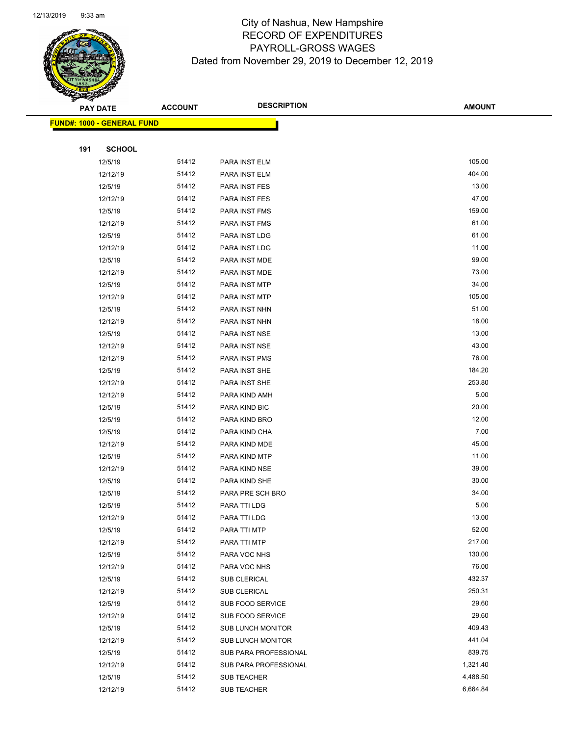City of Nashua, New Hampshire
RECORD OF EXPENDITURES
PAYROLL-GROSS WAGES
Dated from November 29, 2019 to December 12, 2019

| PAY DATE | ACCOUNT | DESCRIPTION | AMOUNT |
|---|---|---|---|

**FUND#: 1000 - GENERAL FUND**

**191 SCHOOL**

| PAY DATE | ACCOUNT | DESCRIPTION | AMOUNT |
|---|---|---|---|
| 12/5/19 | 51412 | PARA INST ELM | 105.00 |
| 12/12/19 | 51412 | PARA INST ELM | 404.00 |
| 12/5/19 | 51412 | PARA INST FES | 13.00 |
| 12/12/19 | 51412 | PARA INST FES | 47.00 |
| 12/5/19 | 51412 | PARA INST FMS | 159.00 |
| 12/12/19 | 51412 | PARA INST FMS | 61.00 |
| 12/5/19 | 51412 | PARA INST LDG | 61.00 |
| 12/12/19 | 51412 | PARA INST LDG | 11.00 |
| 12/5/19 | 51412 | PARA INST MDE | 99.00 |
| 12/12/19 | 51412 | PARA INST MDE | 73.00 |
| 12/5/19 | 51412 | PARA INST MTP | 34.00 |
| 12/12/19 | 51412 | PARA INST MTP | 105.00 |
| 12/5/19 | 51412 | PARA INST NHN | 51.00 |
| 12/12/19 | 51412 | PARA INST NHN | 18.00 |
| 12/5/19 | 51412 | PARA INST NSE | 13.00 |
| 12/12/19 | 51412 | PARA INST NSE | 43.00 |
| 12/12/19 | 51412 | PARA INST PMS | 76.00 |
| 12/5/19 | 51412 | PARA INST SHE | 184.20 |
| 12/12/19 | 51412 | PARA INST SHE | 253.80 |
| 12/12/19 | 51412 | PARA KIND AMH | 5.00 |
| 12/5/19 | 51412 | PARA KIND BIC | 20.00 |
| 12/5/19 | 51412 | PARA KIND BRO | 12.00 |
| 12/5/19 | 51412 | PARA KIND CHA | 7.00 |
| 12/12/19 | 51412 | PARA KIND MDE | 45.00 |
| 12/5/19 | 51412 | PARA KIND MTP | 11.00 |
| 12/12/19 | 51412 | PARA KIND NSE | 39.00 |
| 12/5/19 | 51412 | PARA KIND SHE | 30.00 |
| 12/5/19 | 51412 | PARA PRE SCH BRO | 34.00 |
| 12/5/19 | 51412 | PARA TTI LDG | 5.00 |
| 12/12/19 | 51412 | PARA TTI LDG | 13.00 |
| 12/5/19 | 51412 | PARA TTI MTP | 52.00 |
| 12/12/19 | 51412 | PARA TTI MTP | 217.00 |
| 12/5/19 | 51412 | PARA VOC NHS | 130.00 |
| 12/12/19 | 51412 | PARA VOC NHS | 76.00 |
| 12/5/19 | 51412 | SUB CLERICAL | 432.37 |
| 12/12/19 | 51412 | SUB CLERICAL | 250.31 |
| 12/5/19 | 51412 | SUB FOOD SERVICE | 29.60 |
| 12/12/19 | 51412 | SUB FOOD SERVICE | 29.60 |
| 12/5/19 | 51412 | SUB LUNCH MONITOR | 409.43 |
| 12/12/19 | 51412 | SUB LUNCH MONITOR | 441.04 |
| 12/5/19 | 51412 | SUB PARA PROFESSIONAL | 839.75 |
| 12/12/19 | 51412 | SUB PARA PROFESSIONAL | 1,321.40 |
| 12/5/19 | 51412 | SUB TEACHER | 4,488.50 |
| 12/12/19 | 51412 | SUB TEACHER | 6,664.84 |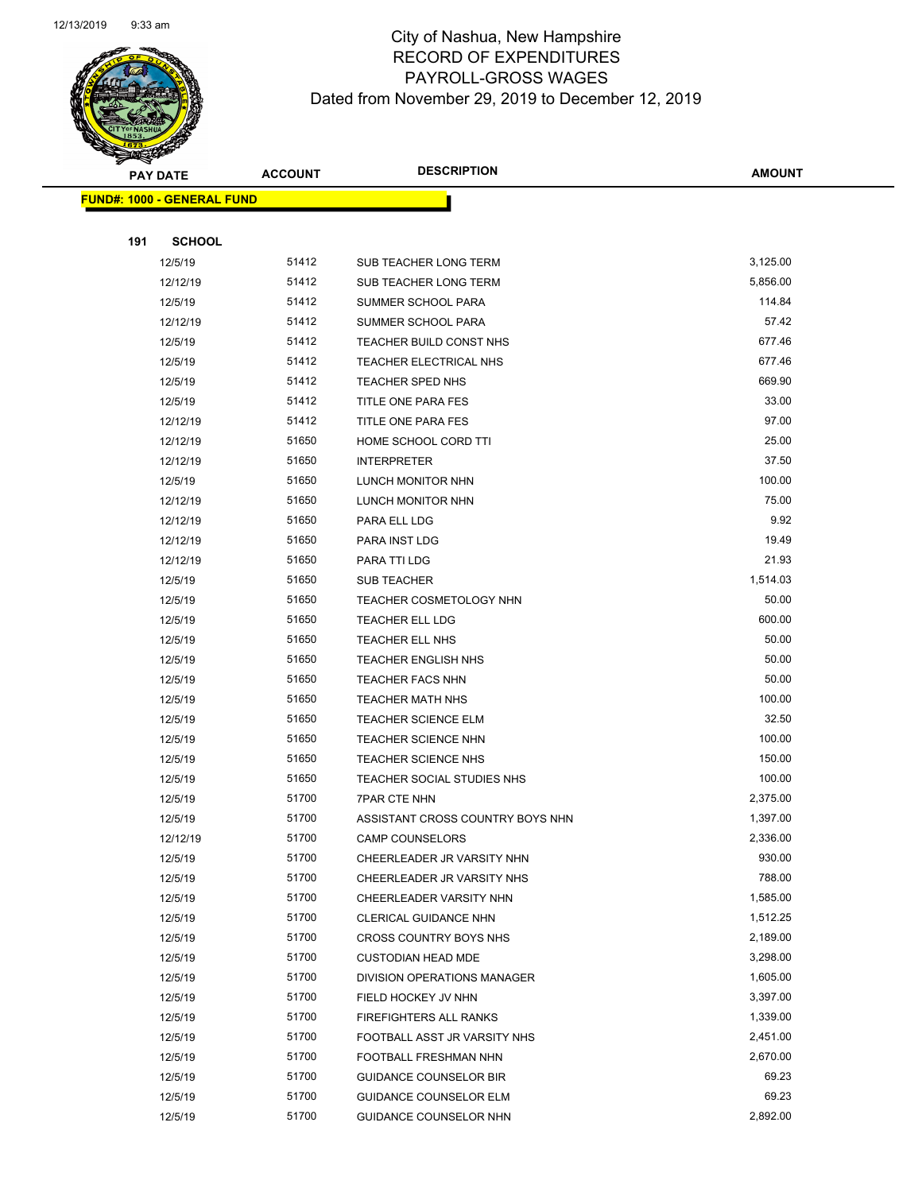# City of Nashua, New Hampshire
# RECORD OF EXPENDITURES
# PAYROLL-GROSS WAGES
## Dated from November 29, 2019 to December 12, 2019

**FUND#: 1000 - GENERAL FUND**

**191 SCHOOL**

| PAY DATE | ACCOUNT | DESCRIPTION | AMOUNT |
|---|---|---|---|
| 12/5/19 | 51412 | SUB TEACHER LONG TERM | 3,125.00 |
| 12/12/19 | 51412 | SUB TEACHER LONG TERM | 5,856.00 |
| 12/5/19 | 51412 | SUMMER SCHOOL PARA | 114.84 |
| 12/12/19 | 51412 | SUMMER SCHOOL PARA | 57.42 |
| 12/5/19 | 51412 | TEACHER BUILD CONST NHS | 677.46 |
| 12/5/19 | 51412 | TEACHER ELECTRICAL NHS | 677.46 |
| 12/5/19 | 51412 | TEACHER SPED NHS | 669.90 |
| 12/5/19 | 51412 | TITLE ONE PARA FES | 33.00 |
| 12/12/19 | 51412 | TITLE ONE PARA FES | 97.00 |
| 12/12/19 | 51650 | HOME SCHOOL CORD TTI | 25.00 |
| 12/12/19 | 51650 | INTERPRETER | 37.50 |
| 12/5/19 | 51650 | LUNCH MONITOR NHN | 100.00 |
| 12/12/19 | 51650 | LUNCH MONITOR NHN | 75.00 |
| 12/12/19 | 51650 | PARA ELL LDG | 9.92 |
| 12/12/19 | 51650 | PARA INST LDG | 19.49 |
| 12/12/19 | 51650 | PARA TTI LDG | 21.93 |
| 12/5/19 | 51650 | SUB TEACHER | 1,514.03 |
| 12/5/19 | 51650 | TEACHER COSMETOLOGY NHN | 50.00 |
| 12/5/19 | 51650 | TEACHER ELL LDG | 600.00 |
| 12/5/19 | 51650 | TEACHER ELL NHS | 50.00 |
| 12/5/19 | 51650 | TEACHER ENGLISH NHS | 50.00 |
| 12/5/19 | 51650 | TEACHER FACS NHN | 50.00 |
| 12/5/19 | 51650 | TEACHER MATH NHS | 100.00 |
| 12/5/19 | 51650 | TEACHER SCIENCE ELM | 32.50 |
| 12/5/19 | 51650 | TEACHER SCIENCE NHN | 100.00 |
| 12/5/19 | 51650 | TEACHER SCIENCE NHS | 150.00 |
| 12/5/19 | 51650 | TEACHER SOCIAL STUDIES NHS | 100.00 |
| 12/5/19 | 51700 | 7PAR CTE NHN | 2,375.00 |
| 12/5/19 | 51700 | ASSISTANT CROSS COUNTRY BOYS NHN | 1,397.00 |
| 12/12/19 | 51700 | CAMP COUNSELORS | 2,336.00 |
| 12/5/19 | 51700 | CHEERLEADER JR VARSITY NHN | 930.00 |
| 12/5/19 | 51700 | CHEERLEADER JR VARSITY NHS | 788.00 |
| 12/5/19 | 51700 | CHEERLEADER VARSITY NHN | 1,585.00 |
| 12/5/19 | 51700 | CLERICAL GUIDANCE NHN | 1,512.25 |
| 12/5/19 | 51700 | CROSS COUNTRY BOYS NHS | 2,189.00 |
| 12/5/19 | 51700 | CUSTODIAN HEAD MDE | 3,298.00 |
| 12/5/19 | 51700 | DIVISION OPERATIONS MANAGER | 1,605.00 |
| 12/5/19 | 51700 | FIELD HOCKEY JV NHN | 3,397.00 |
| 12/5/19 | 51700 | FIREFIGHTERS ALL RANKS | 1,339.00 |
| 12/5/19 | 51700 | FOOTBALL ASST JR VARSITY NHS | 2,451.00 |
| 12/5/19 | 51700 | FOOTBALL FRESHMAN NHN | 2,670.00 |
| 12/5/19 | 51700 | GUIDANCE COUNSELOR BIR | 69.23 |
| 12/5/19 | 51700 | GUIDANCE COUNSELOR ELM | 69.23 |
| 12/5/19 | 51700 | GUIDANCE COUNSELOR NHN | 2,892.00 |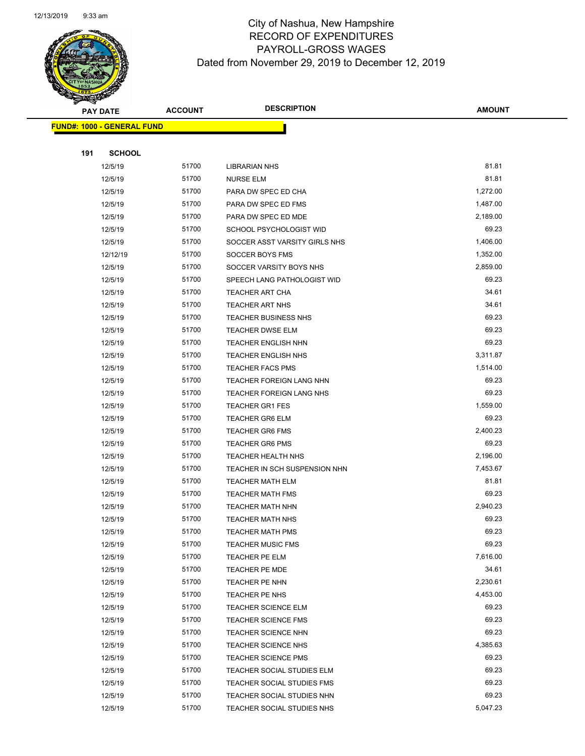# City of Nashua, New Hampshire
# RECORD OF EXPENDITURES
# PAYROLL-GROSS WAGES
## Dated from November 29, 2019 to December 12, 2019

| PAY DATE | ACCOUNT | DESCRIPTION | AMOUNT |
|---|---|---|---|

**FUND#: 1000 - GENERAL FUND**

**191 SCHOOL**

| PAY DATE | ACCOUNT | DESCRIPTION | AMOUNT |
|---|---|---|---|
| 12/5/19 | 51700 | LIBRARIAN NHS | 81.81 |
| 12/5/19 | 51700 | NURSE ELM | 81.81 |
| 12/5/19 | 51700 | PARA DW SPEC ED CHA | 1,272.00 |
| 12/5/19 | 51700 | PARA DW SPEC ED FMS | 1,487.00 |
| 12/5/19 | 51700 | PARA DW SPEC ED MDE | 2,189.00 |
| 12/5/19 | 51700 | SCHOOL PSYCHOLOGIST WID | 69.23 |
| 12/5/19 | 51700 | SOCCER ASST VARSITY GIRLS NHS | 1,406.00 |
| 12/12/19 | 51700 | SOCCER BOYS FMS | 1,352.00 |
| 12/5/19 | 51700 | SOCCER VARSITY BOYS NHS | 2,859.00 |
| 12/5/19 | 51700 | SPEECH LANG PATHOLOGIST WID | 69.23 |
| 12/5/19 | 51700 | TEACHER ART CHA | 34.61 |
| 12/5/19 | 51700 | TEACHER ART NHS | 34.61 |
| 12/5/19 | 51700 | TEACHER BUSINESS NHS | 69.23 |
| 12/5/19 | 51700 | TEACHER DWSE ELM | 69.23 |
| 12/5/19 | 51700 | TEACHER ENGLISH NHN | 69.23 |
| 12/5/19 | 51700 | TEACHER ENGLISH NHS | 3,311.87 |
| 12/5/19 | 51700 | TEACHER FACS PMS | 1,514.00 |
| 12/5/19 | 51700 | TEACHER FOREIGN LANG NHN | 69.23 |
| 12/5/19 | 51700 | TEACHER FOREIGN LANG NHS | 69.23 |
| 12/5/19 | 51700 | TEACHER GR1 FES | 1,559.00 |
| 12/5/19 | 51700 | TEACHER GR6 ELM | 69.23 |
| 12/5/19 | 51700 | TEACHER GR6 FMS | 2,400.23 |
| 12/5/19 | 51700 | TEACHER GR6 PMS | 69.23 |
| 12/5/19 | 51700 | TEACHER HEALTH NHS | 2,196.00 |
| 12/5/19 | 51700 | TEACHER IN SCH SUSPENSION NHN | 7,453.67 |
| 12/5/19 | 51700 | TEACHER MATH ELM | 81.81 |
| 12/5/19 | 51700 | TEACHER MATH FMS | 69.23 |
| 12/5/19 | 51700 | TEACHER MATH NHN | 2,940.23 |
| 12/5/19 | 51700 | TEACHER MATH NHS | 69.23 |
| 12/5/19 | 51700 | TEACHER MATH PMS | 69.23 |
| 12/5/19 | 51700 | TEACHER MUSIC FMS | 69.23 |
| 12/5/19 | 51700 | TEACHER PE ELM | 7,616.00 |
| 12/5/19 | 51700 | TEACHER PE MDE | 34.61 |
| 12/5/19 | 51700 | TEACHER PE NHN | 2,230.61 |
| 12/5/19 | 51700 | TEACHER PE NHS | 4,453.00 |
| 12/5/19 | 51700 | TEACHER SCIENCE ELM | 69.23 |
| 12/5/19 | 51700 | TEACHER SCIENCE FMS | 69.23 |
| 12/5/19 | 51700 | TEACHER SCIENCE NHN | 69.23 |
| 12/5/19 | 51700 | TEACHER SCIENCE NHS | 4,385.63 |
| 12/5/19 | 51700 | TEACHER SCIENCE PMS | 69.23 |
| 12/5/19 | 51700 | TEACHER SOCIAL STUDIES ELM | 69.23 |
| 12/5/19 | 51700 | TEACHER SOCIAL STUDIES FMS | 69.23 |
| 12/5/19 | 51700 | TEACHER SOCIAL STUDIES NHN | 69.23 |
| 12/5/19 | 51700 | TEACHER SOCIAL STUDIES NHS | 5,047.23 |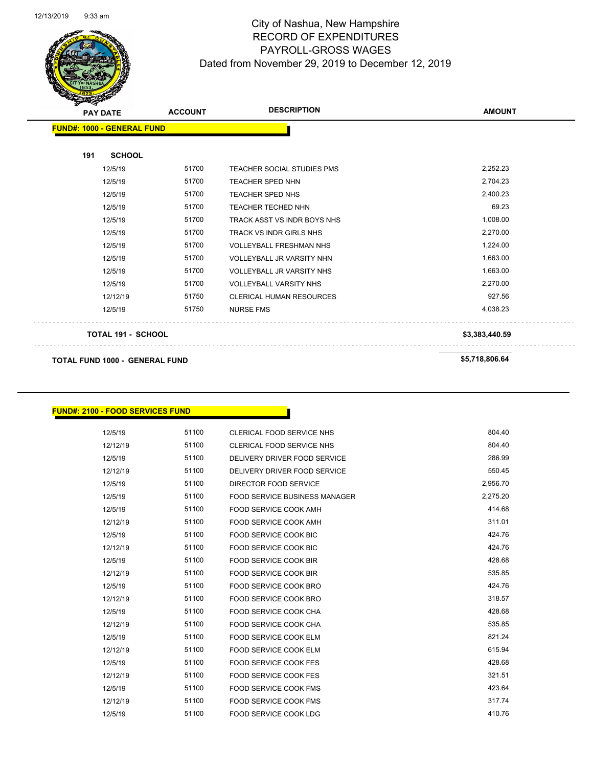# City of Nashua, New Hampshire
## RECORD OF EXPENDITURES
## PAYROLL-GROSS WAGES
### Dated from November 29, 2019 to December 12, 2019

| PAY DATE | ACCOUNT | DESCRIPTION | AMOUNT |
|---|---|---|---|
| **FUND#: 1000 - GENERAL FUND** | | | |
| **191 SCHOOL** | | | |
| 12/5/19 | 51700 | TEACHER SOCIAL STUDIES PMS | 2,252.23 |
| 12/5/19 | 51700 | TEACHER SPED NHN | 2,704.23 |
| 12/5/19 | 51700 | TEACHER SPED NHS | 2,400.23 |
| 12/5/19 | 51700 | TEACHER TECHED NHN | 69.23 |
| 12/5/19 | 51700 | TRACK ASST VS INDR BOYS NHS | 1,008.00 |
| 12/5/19 | 51700 | TRACK VS INDR GIRLS NHS | 2,270.00 |
| 12/5/19 | 51700 | VOLLEYBALL FRESHMAN NHS | 1,224.00 |
| 12/5/19 | 51700 | VOLLEYBALL JR VARSITY NHN | 1,663.00 |
| 12/5/19 | 51700 | VOLLEYBALL JR VARSITY NHS | 1,663.00 |
| 12/5/19 | 51700 | VOLLEYBALL VARSITY NHS | 2,270.00 |
| 12/12/19 | 51750 | CLERICAL HUMAN RESOURCES | 927.56 |
| 12/5/19 | 51750 | NURSE FMS | 4,038.23 |
| **TOTAL 191 - SCHOOL** | | | **$3,383,440.59** |
| **TOTAL FUND 1000 - GENERAL FUND** | | | **$5,718,806.64** |

| PAY DATE | ACCOUNT | DESCRIPTION | AMOUNT |
|---|---|---|---|
| **FUND#: 2100 - FOOD SERVICES FUND** | | | |
| 12/5/19 | 51100 | CLERICAL FOOD SERVICE NHS | 804.40 |
| 12/12/19 | 51100 | CLERICAL FOOD SERVICE NHS | 804.40 |
| 12/5/19 | 51100 | DELIVERY DRIVER FOOD SERVICE | 286.99 |
| 12/12/19 | 51100 | DELIVERY DRIVER FOOD SERVICE | 550.45 |
| 12/5/19 | 51100 | DIRECTOR FOOD SERVICE | 2,956.70 |
| 12/5/19 | 51100 | FOOD SERVICE BUSINESS MANAGER | 2,275.20 |
| 12/5/19 | 51100 | FOOD SERVICE COOK AMH | 414.68 |
| 12/12/19 | 51100 | FOOD SERVICE COOK AMH | 311.01 |
| 12/5/19 | 51100 | FOOD SERVICE COOK BIC | 424.76 |
| 12/12/19 | 51100 | FOOD SERVICE COOK BIC | 424.76 |
| 12/5/19 | 51100 | FOOD SERVICE COOK BIR | 428.68 |
| 12/12/19 | 51100 | FOOD SERVICE COOK BIR | 535.85 |
| 12/5/19 | 51100 | FOOD SERVICE COOK BRO | 424.76 |
| 12/12/19 | 51100 | FOOD SERVICE COOK BRO | 318.57 |
| 12/5/19 | 51100 | FOOD SERVICE COOK CHA | 428.68 |
| 12/12/19 | 51100 | FOOD SERVICE COOK CHA | 535.85 |
| 12/5/19 | 51100 | FOOD SERVICE COOK ELM | 821.24 |
| 12/12/19 | 51100 | FOOD SERVICE COOK ELM | 615.94 |
| 12/5/19 | 51100 | FOOD SERVICE COOK FES | 428.68 |
| 12/12/19 | 51100 | FOOD SERVICE COOK FES | 321.51 |
| 12/5/19 | 51100 | FOOD SERVICE COOK FMS | 423.64 |
| 12/12/19 | 51100 | FOOD SERVICE COOK FMS | 317.74 |
| 12/5/19 | 51100 | FOOD SERVICE COOK LDG | 410.76 |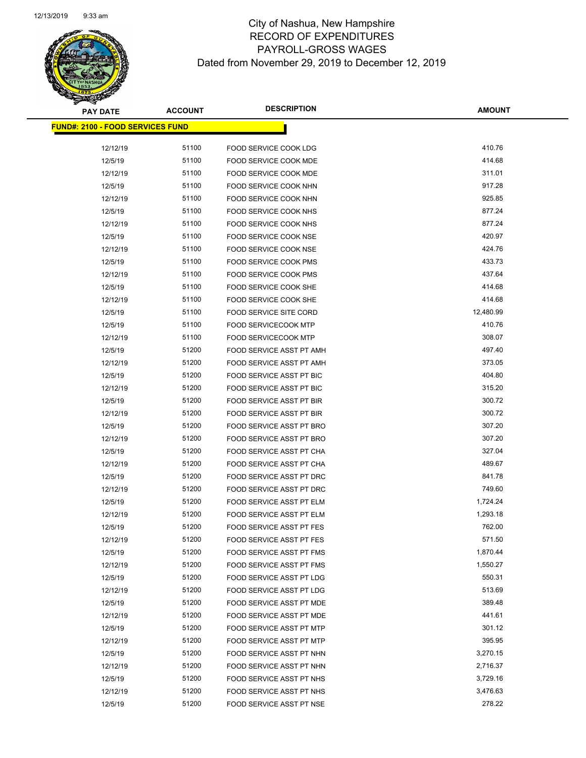# City of Nashua, New Hampshire
# RECORD OF EXPENDITURES
# PAYROLL-GROSS WAGES
# Dated from November 29, 2019 to December 12, 2019

| PAY DATE | ACCOUNT | DESCRIPTION | AMOUNT |
|---|---|---|---|
| **FUND#: 2100 - FOOD SERVICES FUND** | | | |
| 12/12/19 | 51100 | FOOD SERVICE COOK LDG | 410.76 |
| 12/5/19 | 51100 | FOOD SERVICE COOK MDE | 414.68 |
| 12/12/19 | 51100 | FOOD SERVICE COOK MDE | 311.01 |
| 12/5/19 | 51100 | FOOD SERVICE COOK NHN | 917.28 |
| 12/12/19 | 51100 | FOOD SERVICE COOK NHN | 925.85 |
| 12/5/19 | 51100 | FOOD SERVICE COOK NHS | 877.24 |
| 12/12/19 | 51100 | FOOD SERVICE COOK NHS | 877.24 |
| 12/5/19 | 51100 | FOOD SERVICE COOK NSE | 420.97 |
| 12/12/19 | 51100 | FOOD SERVICE COOK NSE | 424.76 |
| 12/5/19 | 51100 | FOOD SERVICE COOK PMS | 433.73 |
| 12/12/19 | 51100 | FOOD SERVICE COOK PMS | 437.64 |
| 12/5/19 | 51100 | FOOD SERVICE COOK SHE | 414.68 |
| 12/12/19 | 51100 | FOOD SERVICE COOK SHE | 414.68 |
| 12/5/19 | 51100 | FOOD SERVICE SITE CORD | 12,480.99 |
| 12/5/19 | 51100 | FOOD SERVICECOOK MTP | 410.76 |
| 12/12/19 | 51100 | FOOD SERVICECOOK MTP | 308.07 |
| 12/5/19 | 51200 | FOOD SERVICE ASST PT AMH | 497.40 |
| 12/12/19 | 51200 | FOOD SERVICE ASST PT AMH | 373.05 |
| 12/5/19 | 51200 | FOOD SERVICE ASST PT BIC | 404.80 |
| 12/12/19 | 51200 | FOOD SERVICE ASST PT BIC | 315.20 |
| 12/5/19 | 51200 | FOOD SERVICE ASST PT BIR | 300.72 |
| 12/12/19 | 51200 | FOOD SERVICE ASST PT BIR | 300.72 |
| 12/5/19 | 51200 | FOOD SERVICE ASST PT BRO | 307.20 |
| 12/12/19 | 51200 | FOOD SERVICE ASST PT BRO | 307.20 |
| 12/5/19 | 51200 | FOOD SERVICE ASST PT CHA | 327.04 |
| 12/12/19 | 51200 | FOOD SERVICE ASST PT CHA | 489.67 |
| 12/5/19 | 51200 | FOOD SERVICE ASST PT DRC | 841.78 |
| 12/12/19 | 51200 | FOOD SERVICE ASST PT DRC | 749.60 |
| 12/5/19 | 51200 | FOOD SERVICE ASST PT ELM | 1,724.24 |
| 12/12/19 | 51200 | FOOD SERVICE ASST PT ELM | 1,293.18 |
| 12/5/19 | 51200 | FOOD SERVICE ASST PT FES | 762.00 |
| 12/12/19 | 51200 | FOOD SERVICE ASST PT FES | 571.50 |
| 12/5/19 | 51200 | FOOD SERVICE ASST PT FMS | 1,870.44 |
| 12/12/19 | 51200 | FOOD SERVICE ASST PT FMS | 1,550.27 |
| 12/5/19 | 51200 | FOOD SERVICE ASST PT LDG | 550.31 |
| 12/12/19 | 51200 | FOOD SERVICE ASST PT LDG | 513.69 |
| 12/5/19 | 51200 | FOOD SERVICE ASST PT MDE | 389.48 |
| 12/12/19 | 51200 | FOOD SERVICE ASST PT MDE | 441.61 |
| 12/5/19 | 51200 | FOOD SERVICE ASST PT MTP | 301.12 |
| 12/12/19 | 51200 | FOOD SERVICE ASST PT MTP | 395.95 |
| 12/5/19 | 51200 | FOOD SERVICE ASST PT NHN | 3,270.15 |
| 12/12/19 | 51200 | FOOD SERVICE ASST PT NHN | 2,716.37 |
| 12/5/19 | 51200 | FOOD SERVICE ASST PT NHS | 3,729.16 |
| 12/12/19 | 51200 | FOOD SERVICE ASST PT NHS | 3,476.63 |
| 12/5/19 | 51200 | FOOD SERVICE ASST PT NSE | 278.22 |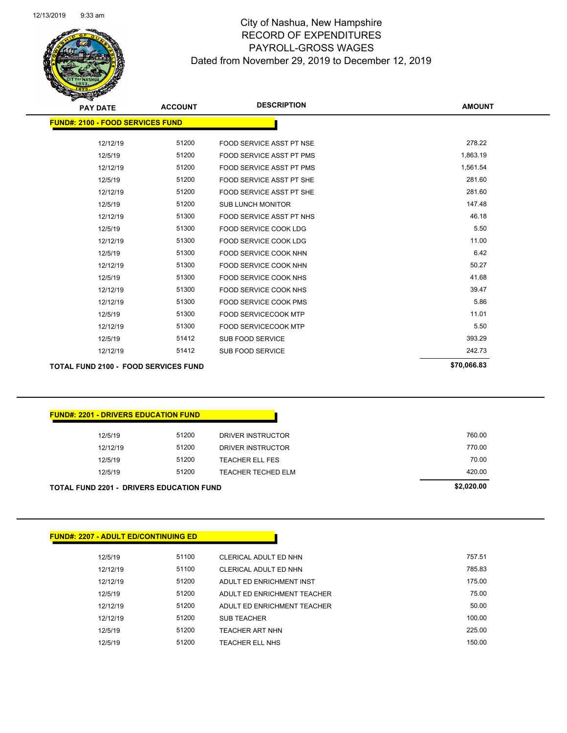# City of Nashua, New Hampshire
## RECORD OF EXPENDITURES
## PAYROLL-GROSS WAGES
### Dated from November 29, 2019 to December 12, 2019

| PAY DATE | ACCOUNT | DESCRIPTION | AMOUNT |
|---|---|---|---|
| **FUND#: 2100 - FOOD SERVICES FUND** | | | |
| 12/12/19 | 51200 | FOOD SERVICE ASST PT NSE | 278.22 |
| 12/5/19 | 51200 | FOOD SERVICE ASST PT PMS | 1,863.19 |
| 12/12/19 | 51200 | FOOD SERVICE ASST PT PMS | 1,561.54 |
| 12/5/19 | 51200 | FOOD SERVICE ASST PT SHE | 281.60 |
| 12/12/19 | 51200 | FOOD SERVICE ASST PT SHE | 281.60 |
| 12/5/19 | 51200 | SUB LUNCH MONITOR | 147.48 |
| 12/12/19 | 51300 | FOOD SERVICE ASST PT NHS | 46.18 |
| 12/5/19 | 51300 | FOOD SERVICE COOK LDG | 5.50 |
| 12/12/19 | 51300 | FOOD SERVICE COOK LDG | 11.00 |
| 12/5/19 | 51300 | FOOD SERVICE COOK NHN | 6.42 |
| 12/12/19 | 51300 | FOOD SERVICE COOK NHN | 50.27 |
| 12/5/19 | 51300 | FOOD SERVICE COOK NHS | 41.68 |
| 12/12/19 | 51300 | FOOD SERVICE COOK NHS | 39.47 |
| 12/12/19 | 51300 | FOOD SERVICE COOK PMS | 5.86 |
| 12/5/19 | 51300 | FOOD SERVICECOOK MTP | 11.01 |
| 12/12/19 | 51300 | FOOD SERVICECOOK MTP | 5.50 |
| 12/5/19 | 51412 | SUB FOOD SERVICE | 393.29 |
| 12/12/19 | 51412 | SUB FOOD SERVICE | 242.73 |
| **TOTAL FUND 2100 - FOOD SERVICES FUND** | | | **$70,066.83** |

| PAY DATE | ACCOUNT | DESCRIPTION | AMOUNT |
|---|---|---|---|
| **FUND#: 2201 - DRIVERS EDUCATION FUND** | | | |
| 12/5/19 | 51200 | DRIVER INSTRUCTOR | 760.00 |
| 12/12/19 | 51200 | DRIVER INSTRUCTOR | 770.00 |
| 12/5/19 | 51200 | TEACHER ELL FES | 70.00 |
| 12/5/19 | 51200 | TEACHER TECHED ELM | 420.00 |
| **TOTAL FUND 2201 - DRIVERS EDUCATION FUND** | | | **$2,020.00** |

| PAY DATE | ACCOUNT | DESCRIPTION | AMOUNT |
|---|---|---|---|
| **FUND#: 2207 - ADULT ED/CONTINUING ED** | | | |
| 12/5/19 | 51100 | CLERICAL ADULT ED NHN | 757.51 |
| 12/12/19 | 51100 | CLERICAL ADULT ED NHN | 785.83 |
| 12/12/19 | 51200 | ADULT ED ENRICHMENT INST | 175.00 |
| 12/5/19 | 51200 | ADULT ED ENRICHMENT TEACHER | 75.00 |
| 12/12/19 | 51200 | ADULT ED ENRICHMENT TEACHER | 50.00 |
| 12/12/19 | 51200 | SUB TEACHER | 100.00 |
| 12/5/19 | 51200 | TEACHER ART NHN | 225.00 |
| 12/5/19 | 51200 | TEACHER ELL NHS | 150.00 |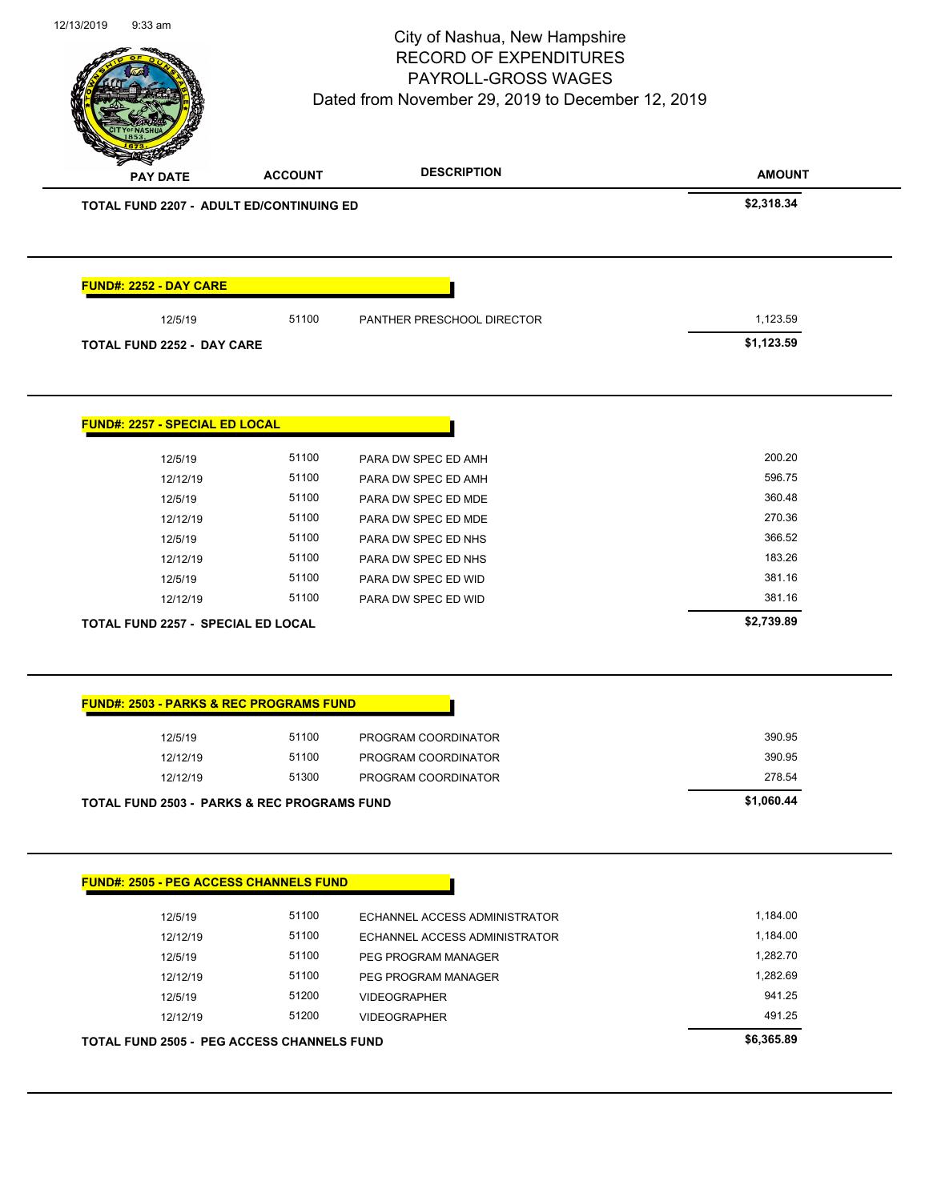City of Nashua, New Hampshire
RECORD OF EXPENDITURES
PAYROLL-GROSS WAGES
Dated from November 29, 2019 to December 12, 2019

| PAY DATE | ACCOUNT | DESCRIPTION | AMOUNT |
|---|---|---|---|
| **TOTAL FUND 2207 - ADULT ED/CONTINUING ED** | | | **$2,318.34** |

**FUND#: 2252 - DAY CARE**

| PAY DATE | ACCOUNT | DESCRIPTION | AMOUNT |
|---|---|---|---|
| 12/5/19 | 51100 | PANTHER PRESCHOOL DIRECTOR | 1,123.59 |
| **TOTAL FUND 2252 - DAY CARE** | | | **$1,123.59** |

**FUND#: 2257 - SPECIAL ED LOCAL**

| PAY DATE | ACCOUNT | DESCRIPTION | AMOUNT |
|---|---|---|---|
| 12/5/19 | 51100 | PARA DW SPEC ED AMH | 200.20 |
| 12/12/19 | 51100 | PARA DW SPEC ED AMH | 596.75 |
| 12/5/19 | 51100 | PARA DW SPEC ED MDE | 360.48 |
| 12/12/19 | 51100 | PARA DW SPEC ED MDE | 270.36 |
| 12/5/19 | 51100 | PARA DW SPEC ED NHS | 366.52 |
| 12/12/19 | 51100 | PARA DW SPEC ED NHS | 183.26 |
| 12/5/19 | 51100 | PARA DW SPEC ED WID | 381.16 |
| 12/12/19 | 51100 | PARA DW SPEC ED WID | 381.16 |
| **TOTAL FUND 2257 - SPECIAL ED LOCAL** | | | **$2,739.89** |

**FUND#: 2503 - PARKS & REC PROGRAMS FUND**

| PAY DATE | ACCOUNT | DESCRIPTION | AMOUNT |
|---|---|---|---|
| 12/5/19 | 51100 | PROGRAM COORDINATOR | 390.95 |
| 12/12/19 | 51100 | PROGRAM COORDINATOR | 390.95 |
| 12/12/19 | 51300 | PROGRAM COORDINATOR | 278.54 |
| **TOTAL FUND 2503 - PARKS & REC PROGRAMS FUND** | | | **$1,060.44** |

**FUND#: 2505 - PEG ACCESS CHANNELS FUND**

| PAY DATE | ACCOUNT | DESCRIPTION | AMOUNT |
|---|---|---|---|
| 12/5/19 | 51100 | ECHANNEL ACCESS ADMINISTRATOR | 1,184.00 |
| 12/12/19 | 51100 | ECHANNEL ACCESS ADMINISTRATOR | 1,184.00 |
| 12/5/19 | 51100 | PEG PROGRAM MANAGER | 1,282.70 |
| 12/12/19 | 51100 | PEG PROGRAM MANAGER | 1,282.69 |
| 12/5/19 | 51200 | VIDEOGRAPHER | 941.25 |
| 12/12/19 | 51200 | VIDEOGRAPHER | 491.25 |
| **TOTAL FUND 2505 - PEG ACCESS CHANNELS FUND** | | | **$6,365.89** |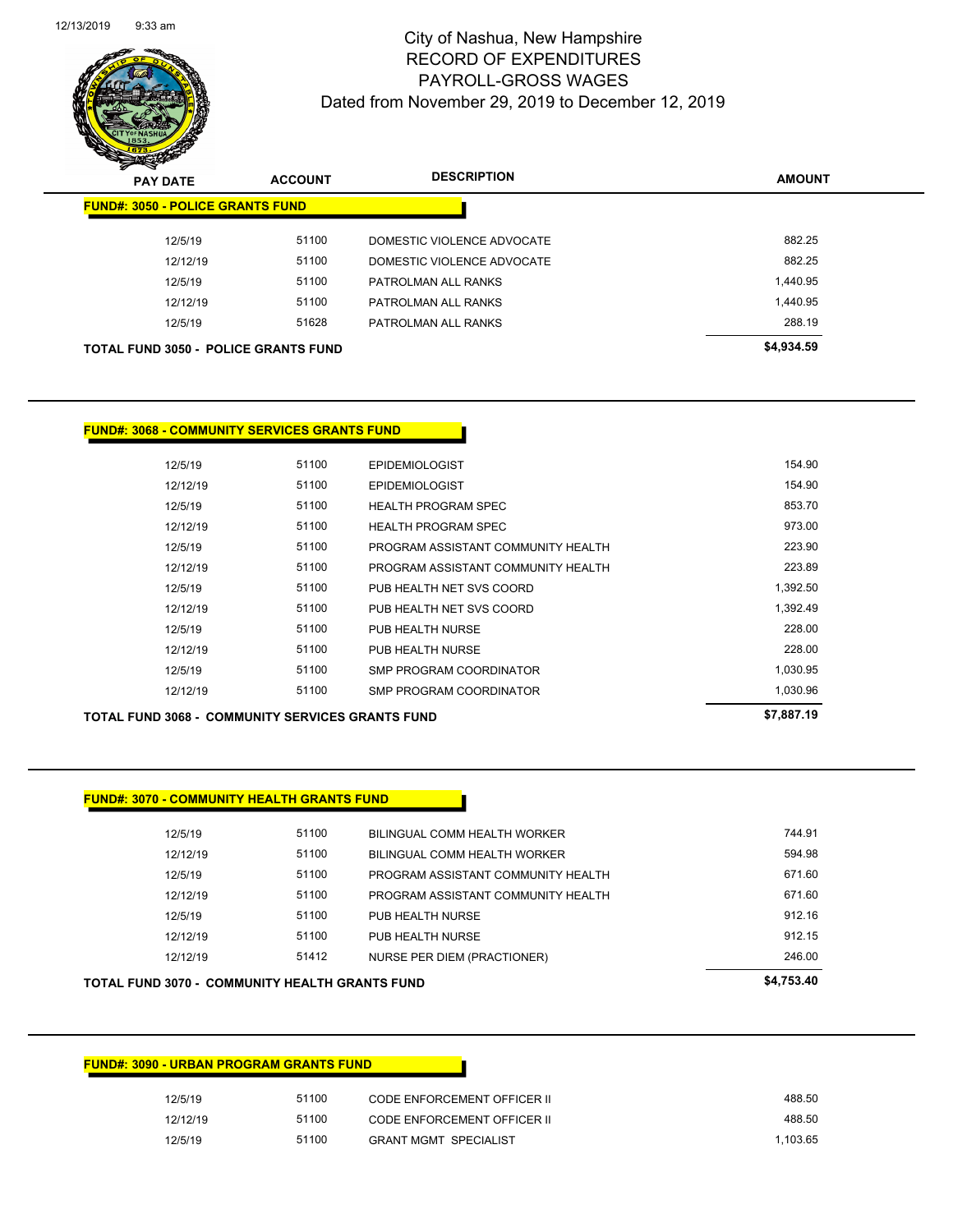# City of Nashua, New Hampshire
## RECORD OF EXPENDITURES
## PAYROLL-GROSS WAGES
### Dated from November 29, 2019 to December 12, 2019

**FUND#: 3050 - POLICE GRANTS FUND**

| PAY DATE | ACCOUNT | DESCRIPTION | AMOUNT |
|---|---|---|---|
| 12/5/19 | 51100 | DOMESTIC VIOLENCE ADVOCATE | 882.25 |
| 12/12/19 | 51100 | DOMESTIC VIOLENCE ADVOCATE | 882.25 |
| 12/5/19 | 51100 | PATROLMAN ALL RANKS | 1,440.95 |
| 12/12/19 | 51100 | PATROLMAN ALL RANKS | 1,440.95 |
| 12/5/19 | 51628 | PATROLMAN ALL RANKS | 288.19 |
| **TOTAL FUND 3050 - POLICE GRANTS FUND** | | | **$4,934.59** |

**FUND#: 3068 - COMMUNITY SERVICES GRANTS FUND**

| PAY DATE | ACCOUNT | DESCRIPTION | AMOUNT |
|---|---|---|---|
| 12/5/19 | 51100 | EPIDEMIOLOGIST | 154.90 |
| 12/12/19 | 51100 | EPIDEMIOLOGIST | 154.90 |
| 12/5/19 | 51100 | HEALTH PROGRAM SPEC | 853.70 |
| 12/12/19 | 51100 | HEALTH PROGRAM SPEC | 973.00 |
| 12/5/19 | 51100 | PROGRAM ASSISTANT COMMUNITY HEALTH | 223.90 |
| 12/12/19 | 51100 | PROGRAM ASSISTANT COMMUNITY HEALTH | 223.89 |
| 12/5/19 | 51100 | PUB HEALTH NET SVS COORD | 1,392.50 |
| 12/12/19 | 51100 | PUB HEALTH NET SVS COORD | 1,392.49 |
| 12/5/19 | 51100 | PUB HEALTH NURSE | 228.00 |
| 12/12/19 | 51100 | PUB HEALTH NURSE | 228.00 |
| 12/5/19 | 51100 | SMP PROGRAM COORDINATOR | 1,030.95 |
| 12/12/19 | 51100 | SMP PROGRAM COORDINATOR | 1,030.96 |
| **TOTAL FUND 3068 - COMMUNITY SERVICES GRANTS FUND** | | | **$7,887.19** |

**FUND#: 3070 - COMMUNITY HEALTH GRANTS FUND**

| PAY DATE | ACCOUNT | DESCRIPTION | AMOUNT |
|---|---|---|---|
| 12/5/19 | 51100 | BILINGUAL COMM HEALTH WORKER | 744.91 |
| 12/12/19 | 51100 | BILINGUAL COMM HEALTH WORKER | 594.98 |
| 12/5/19 | 51100 | PROGRAM ASSISTANT COMMUNITY HEALTH | 671.60 |
| 12/12/19 | 51100 | PROGRAM ASSISTANT COMMUNITY HEALTH | 671.60 |
| 12/5/19 | 51100 | PUB HEALTH NURSE | 912.16 |
| 12/12/19 | 51100 | PUB HEALTH NURSE | 912.15 |
| 12/12/19 | 51412 | NURSE PER DIEM (PRACTIONER) | 246.00 |
| **TOTAL FUND 3070 - COMMUNITY HEALTH GRANTS FUND** | | | **$4,753.40** |

**FUND#: 3090 - URBAN PROGRAM GRANTS FUND**

| PAY DATE | ACCOUNT | DESCRIPTION | AMOUNT |
|---|---|---|---|
| 12/5/19 | 51100 | CODE ENFORCEMENT OFFICER II | 488.50 |
| 12/12/19 | 51100 | CODE ENFORCEMENT OFFICER II | 488.50 |
| 12/5/19 | 51100 | GRANT MGMT SPECIALIST | 1,103.65 |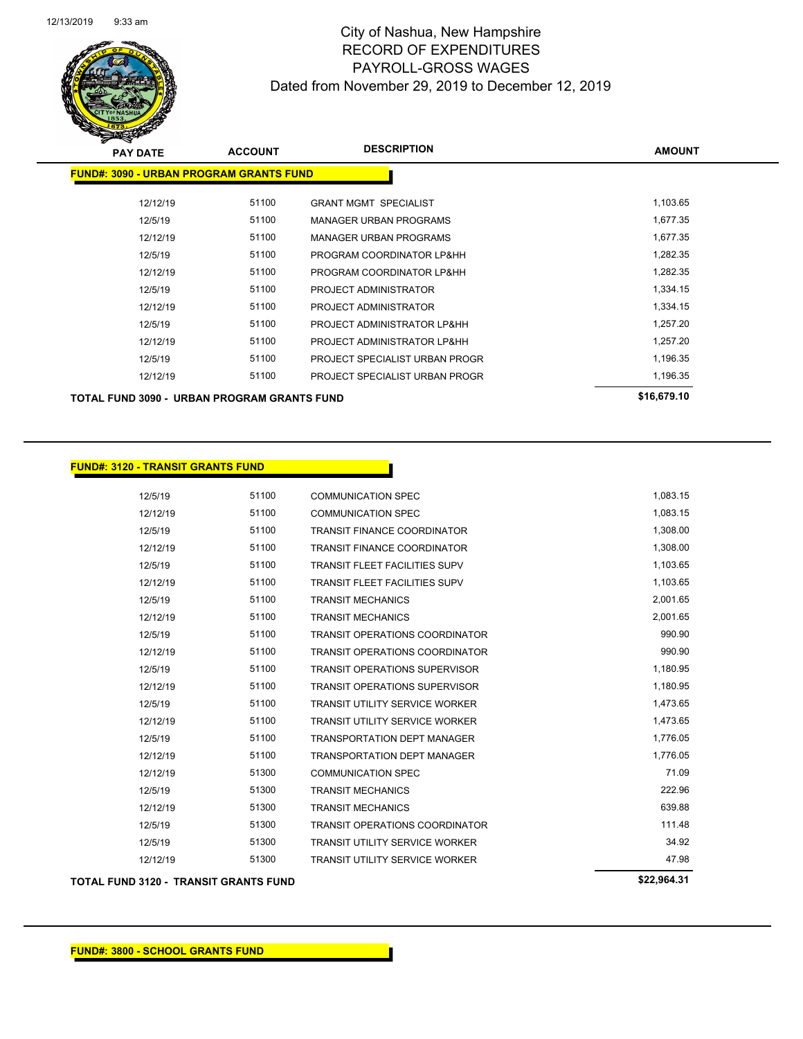# City of Nashua, New Hampshire
## RECORD OF EXPENDITURES
## PAYROLL-GROSS WAGES
### Dated from November 29, 2019 to December 12, 2019

| PAY DATE | ACCOUNT | DESCRIPTION | AMOUNT |
|---|---|---|---|
| **FUND#: 3090 - URBAN PROGRAM GRANTS FUND** | | | |
| 12/12/19 | 51100 | GRANT MGMT SPECIALIST | 1,103.65 |
| 12/5/19 | 51100 | MANAGER URBAN PROGRAMS | 1,677.35 |
| 12/12/19 | 51100 | MANAGER URBAN PROGRAMS | 1,677.35 |
| 12/5/19 | 51100 | PROGRAM COORDINATOR LP&HH | 1,282.35 |
| 12/12/19 | 51100 | PROGRAM COORDINATOR LP&HH | 1,282.35 |
| 12/5/19 | 51100 | PROJECT ADMINISTRATOR | 1,334.15 |
| 12/12/19 | 51100 | PROJECT ADMINISTRATOR | 1,334.15 |
| 12/5/19 | 51100 | PROJECT ADMINISTRATOR LP&HH | 1,257.20 |
| 12/12/19 | 51100 | PROJECT ADMINISTRATOR LP&HH | 1,257.20 |
| 12/5/19 | 51100 | PROJECT SPECIALIST URBAN PROGR | 1,196.35 |
| 12/12/19 | 51100 | PROJECT SPECIALIST URBAN PROGR | 1,196.35 |
| **TOTAL FUND 3090 - URBAN PROGRAM GRANTS FUND** | | | **$16,679.10** |

| PAY DATE | ACCOUNT | DESCRIPTION | AMOUNT |
|---|---|---|---|
| **FUND#: 3120 - TRANSIT GRANTS FUND** | | | |
| 12/5/19 | 51100 | COMMUNICATION SPEC | 1,083.15 |
| 12/12/19 | 51100 | COMMUNICATION SPEC | 1,083.15 |
| 12/5/19 | 51100 | TRANSIT FINANCE COORDINATOR | 1,308.00 |
| 12/12/19 | 51100 | TRANSIT FINANCE COORDINATOR | 1,308.00 |
| 12/5/19 | 51100 | TRANSIT FLEET FACILITIES SUPV | 1,103.65 |
| 12/12/19 | 51100 | TRANSIT FLEET FACILITIES SUPV | 1,103.65 |
| 12/5/19 | 51100 | TRANSIT MECHANICS | 2,001.65 |
| 12/12/19 | 51100 | TRANSIT MECHANICS | 2,001.65 |
| 12/5/19 | 51100 | TRANSIT OPERATIONS COORDINATOR | 990.90 |
| 12/12/19 | 51100 | TRANSIT OPERATIONS COORDINATOR | 990.90 |
| 12/5/19 | 51100 | TRANSIT OPERATIONS SUPERVISOR | 1,180.95 |
| 12/12/19 | 51100 | TRANSIT OPERATIONS SUPERVISOR | 1,180.95 |
| 12/5/19 | 51100 | TRANSIT UTILITY SERVICE WORKER | 1,473.65 |
| 12/12/19 | 51100 | TRANSIT UTILITY SERVICE WORKER | 1,473.65 |
| 12/5/19 | 51100 | TRANSPORTATION DEPT MANAGER | 1,776.05 |
| 12/12/19 | 51100 | TRANSPORTATION DEPT MANAGER | 1,776.05 |
| 12/12/19 | 51300 | COMMUNICATION SPEC | 71.09 |
| 12/5/19 | 51300 | TRANSIT MECHANICS | 222.96 |
| 12/12/19 | 51300 | TRANSIT MECHANICS | 639.88 |
| 12/5/19 | 51300 | TRANSIT OPERATIONS COORDINATOR | 111.48 |
| 12/5/19 | 51300 | TRANSIT UTILITY SERVICE WORKER | 34.92 |
| 12/12/19 | 51300 | TRANSIT UTILITY SERVICE WORKER | 47.98 |
| **TOTAL FUND 3120 - TRANSIT GRANTS FUND** | | | **$22,964.31** |

**FUND#: 3800 - SCHOOL GRANTS FUND**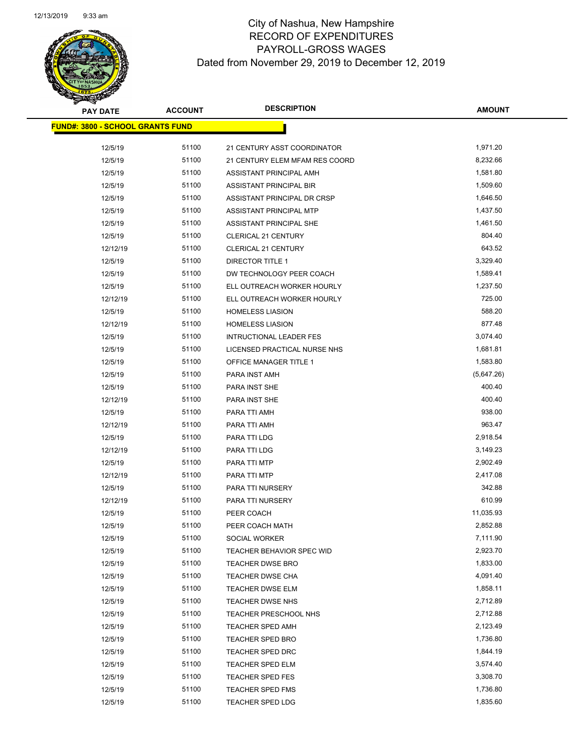# City of Nashua, New Hampshire
# RECORD OF EXPENDITURES
# PAYROLL-GROSS WAGES
# Dated from November 29, 2019 to December 12, 2019

**FUND#: 3800 - SCHOOL GRANTS FUND**

| PAY DATE | ACCOUNT | DESCRIPTION | AMOUNT |
|---|---|---|---|
| 12/5/19 | 51100 | 21 CENTURY ASST COORDINATOR | 1,971.20 |
| 12/5/19 | 51100 | 21 CENTURY ELEM MFAM RES COORD | 8,232.66 |
| 12/5/19 | 51100 | ASSISTANT PRINCIPAL AMH | 1,581.80 |
| 12/5/19 | 51100 | ASSISTANT PRINCIPAL BIR | 1,509.60 |
| 12/5/19 | 51100 | ASSISTANT PRINCIPAL DR CRSP | 1,646.50 |
| 12/5/19 | 51100 | ASSISTANT PRINCIPAL MTP | 1,437.50 |
| 12/5/19 | 51100 | ASSISTANT PRINCIPAL SHE | 1,461.50 |
| 12/5/19 | 51100 | CLERICAL 21 CENTURY | 804.40 |
| 12/12/19 | 51100 | CLERICAL 21 CENTURY | 643.52 |
| 12/5/19 | 51100 | DIRECTOR TITLE 1 | 3,329.40 |
| 12/5/19 | 51100 | DW TECHNOLOGY PEER COACH | 1,589.41 |
| 12/5/19 | 51100 | ELL OUTREACH WORKER HOURLY | 1,237.50 |
| 12/12/19 | 51100 | ELL OUTREACH WORKER HOURLY | 725.00 |
| 12/5/19 | 51100 | HOMELESS LIASION | 588.20 |
| 12/12/19 | 51100 | HOMELESS LIASION | 877.48 |
| 12/5/19 | 51100 | INTRUCTIONAL LEADER FES | 3,074.40 |
| 12/5/19 | 51100 | LICENSED PRACTICAL NURSE NHS | 1,681.81 |
| 12/5/19 | 51100 | OFFICE MANAGER TITLE 1 | 1,583.80 |
| 12/5/19 | 51100 | PARA INST AMH | (5,647.26) |
| 12/5/19 | 51100 | PARA INST SHE | 400.40 |
| 12/12/19 | 51100 | PARA INST SHE | 400.40 |
| 12/5/19 | 51100 | PARA TTI AMH | 938.00 |
| 12/12/19 | 51100 | PARA TTI AMH | 963.47 |
| 12/5/19 | 51100 | PARA TTI LDG | 2,918.54 |
| 12/12/19 | 51100 | PARA TTI LDG | 3,149.23 |
| 12/5/19 | 51100 | PARA TTI MTP | 2,902.49 |
| 12/12/19 | 51100 | PARA TTI MTP | 2,417.08 |
| 12/5/19 | 51100 | PARA TTI NURSERY | 342.88 |
| 12/12/19 | 51100 | PARA TTI NURSERY | 610.99 |
| 12/5/19 | 51100 | PEER COACH | 11,035.93 |
| 12/5/19 | 51100 | PEER COACH MATH | 2,852.88 |
| 12/5/19 | 51100 | SOCIAL WORKER | 7,111.90 |
| 12/5/19 | 51100 | TEACHER BEHAVIOR SPEC WID | 2,923.70 |
| 12/5/19 | 51100 | TEACHER DWSE BRO | 1,833.00 |
| 12/5/19 | 51100 | TEACHER DWSE CHA | 4,091.40 |
| 12/5/19 | 51100 | TEACHER DWSE ELM | 1,858.11 |
| 12/5/19 | 51100 | TEACHER DWSE NHS | 2,712.89 |
| 12/5/19 | 51100 | TEACHER PRESCHOOL NHS | 2,712.88 |
| 12/5/19 | 51100 | TEACHER SPED AMH | 2,123.49 |
| 12/5/19 | 51100 | TEACHER SPED BRO | 1,736.80 |
| 12/5/19 | 51100 | TEACHER SPED DRC | 1,844.19 |
| 12/5/19 | 51100 | TEACHER SPED ELM | 3,574.40 |
| 12/5/19 | 51100 | TEACHER SPED FES | 3,308.70 |
| 12/5/19 | 51100 | TEACHER SPED FMS | 1,736.80 |
| 12/5/19 | 51100 | TEACHER SPED LDG | 1,835.60 |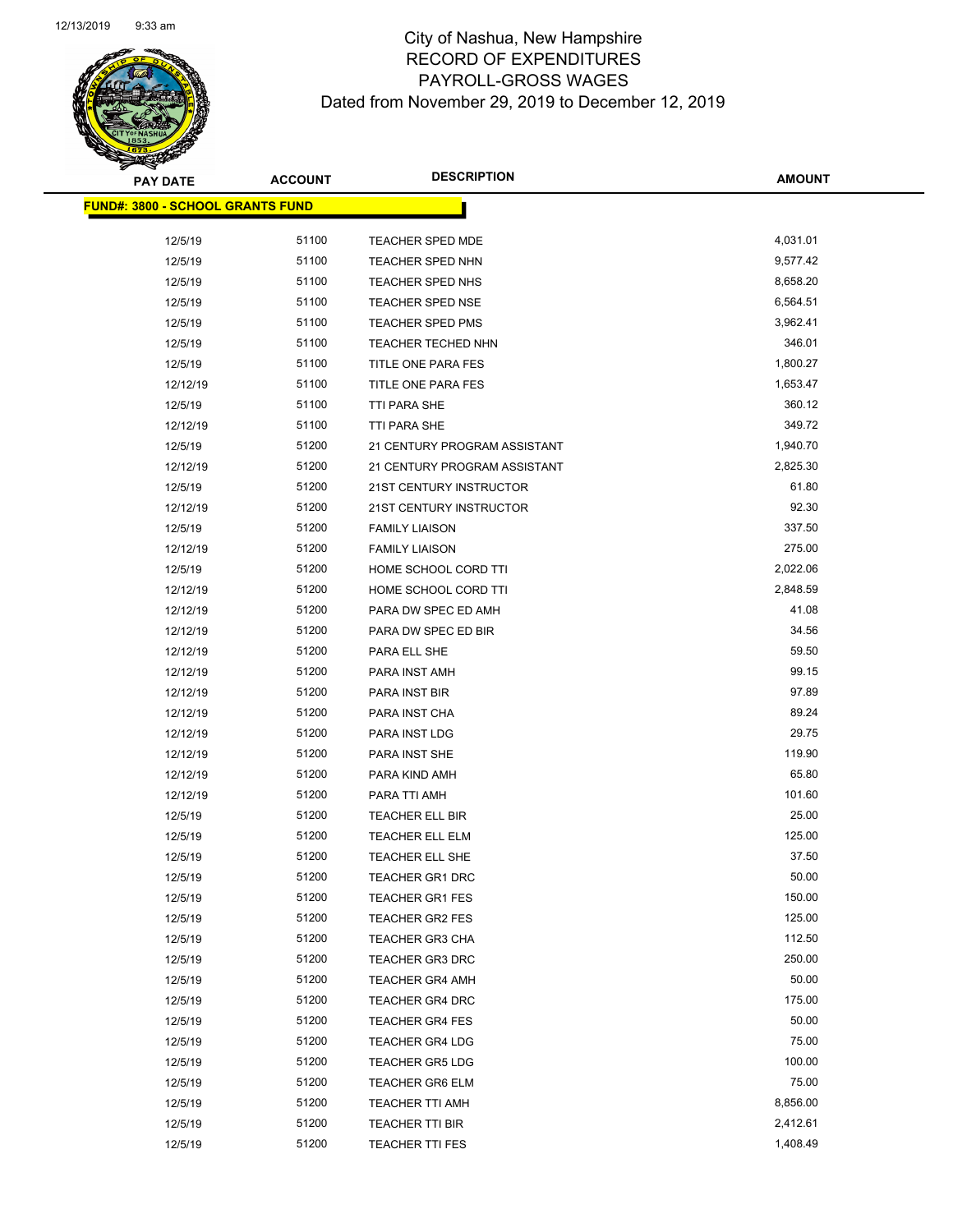City of Nashua, New Hampshire
RECORD OF EXPENDITURES
PAYROLL-GROSS WAGES
Dated from November 29, 2019 to December 12, 2019

| PAY DATE | ACCOUNT | DESCRIPTION | AMOUNT |
|---|---|---|---|
| **FUND#: 3800 - SCHOOL GRANTS FUND** | | | |
| 12/5/19 | 51100 | TEACHER SPED MDE | 4,031.01 |
| 12/5/19 | 51100 | TEACHER SPED NHN | 9,577.42 |
| 12/5/19 | 51100 | TEACHER SPED NHS | 8,658.20 |
| 12/5/19 | 51100 | TEACHER SPED NSE | 6,564.51 |
| 12/5/19 | 51100 | TEACHER SPED PMS | 3,962.41 |
| 12/5/19 | 51100 | TEACHER TECHED NHN | 346.01 |
| 12/5/19 | 51100 | TITLE ONE PARA FES | 1,800.27 |
| 12/12/19 | 51100 | TITLE ONE PARA FES | 1,653.47 |
| 12/5/19 | 51100 | TTI PARA SHE | 360.12 |
| 12/12/19 | 51100 | TTI PARA SHE | 349.72 |
| 12/5/19 | 51200 | 21 CENTURY PROGRAM ASSISTANT | 1,940.70 |
| 12/12/19 | 51200 | 21 CENTURY PROGRAM ASSISTANT | 2,825.30 |
| 12/5/19 | 51200 | 21ST CENTURY INSTRUCTOR | 61.80 |
| 12/12/19 | 51200 | 21ST CENTURY INSTRUCTOR | 92.30 |
| 12/5/19 | 51200 | FAMILY LIAISON | 337.50 |
| 12/12/19 | 51200 | FAMILY LIAISON | 275.00 |
| 12/5/19 | 51200 | HOME SCHOOL CORD TTI | 2,022.06 |
| 12/12/19 | 51200 | HOME SCHOOL CORD TTI | 2,848.59 |
| 12/12/19 | 51200 | PARA DW SPEC ED AMH | 41.08 |
| 12/12/19 | 51200 | PARA DW SPEC ED BIR | 34.56 |
| 12/12/19 | 51200 | PARA ELL SHE | 59.50 |
| 12/12/19 | 51200 | PARA INST AMH | 99.15 |
| 12/12/19 | 51200 | PARA INST BIR | 97.89 |
| 12/12/19 | 51200 | PARA INST CHA | 89.24 |
| 12/12/19 | 51200 | PARA INST LDG | 29.75 |
| 12/12/19 | 51200 | PARA INST SHE | 119.90 |
| 12/12/19 | 51200 | PARA KIND AMH | 65.80 |
| 12/12/19 | 51200 | PARA TTI AMH | 101.60 |
| 12/5/19 | 51200 | TEACHER ELL BIR | 25.00 |
| 12/5/19 | 51200 | TEACHER ELL ELM | 125.00 |
| 12/5/19 | 51200 | TEACHER ELL SHE | 37.50 |
| 12/5/19 | 51200 | TEACHER GR1 DRC | 50.00 |
| 12/5/19 | 51200 | TEACHER GR1 FES | 150.00 |
| 12/5/19 | 51200 | TEACHER GR2 FES | 125.00 |
| 12/5/19 | 51200 | TEACHER GR3 CHA | 112.50 |
| 12/5/19 | 51200 | TEACHER GR3 DRC | 250.00 |
| 12/5/19 | 51200 | TEACHER GR4 AMH | 50.00 |
| 12/5/19 | 51200 | TEACHER GR4 DRC | 175.00 |
| 12/5/19 | 51200 | TEACHER GR4 FES | 50.00 |
| 12/5/19 | 51200 | TEACHER GR4 LDG | 75.00 |
| 12/5/19 | 51200 | TEACHER GR5 LDG | 100.00 |
| 12/5/19 | 51200 | TEACHER GR6 ELM | 75.00 |
| 12/5/19 | 51200 | TEACHER TTI AMH | 8,856.00 |
| 12/5/19 | 51200 | TEACHER TTI BIR | 2,412.61 |
| 12/5/19 | 51200 | TEACHER TTI FES | 1,408.49 |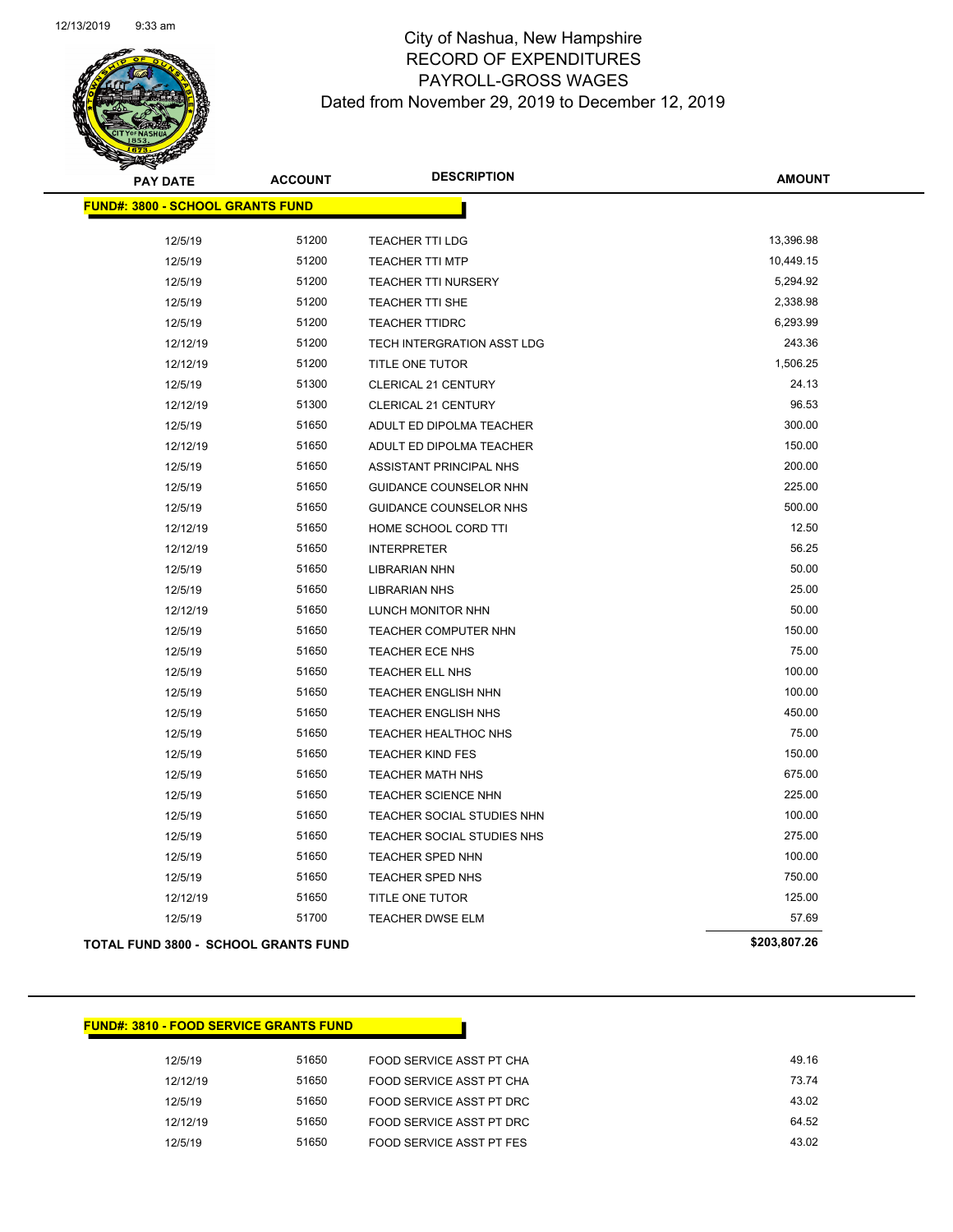# City of Nashua, New Hampshire
## RECORD OF EXPENDITURES
## PAYROLL-GROSS WAGES
## Dated from November 29, 2019 to December 12, 2019

| PAY DATE | ACCOUNT | DESCRIPTION | AMOUNT |
|---|---|---|---|
| **FUND#: 3800 - SCHOOL GRANTS FUND** | | | |
| 12/5/19 | 51200 | TEACHER TTI LDG | 13,396.98 |
| 12/5/19 | 51200 | TEACHER TTI MTP | 10,449.15 |
| 12/5/19 | 51200 | TEACHER TTI NURSERY | 5,294.92 |
| 12/5/19 | 51200 | TEACHER TTI SHE | 2,338.98 |
| 12/5/19 | 51200 | TEACHER TTIDRC | 6,293.99 |
| 12/12/19 | 51200 | TECH INTERGRATION ASST LDG | 243.36 |
| 12/12/19 | 51200 | TITLE ONE TUTOR | 1,506.25 |
| 12/5/19 | 51300 | CLERICAL 21 CENTURY | 24.13 |
| 12/12/19 | 51300 | CLERICAL 21 CENTURY | 96.53 |
| 12/5/19 | 51650 | ADULT ED DIPOLMA TEACHER | 300.00 |
| 12/12/19 | 51650 | ADULT ED DIPOLMA TEACHER | 150.00 |
| 12/5/19 | 51650 | ASSISTANT PRINCIPAL NHS | 200.00 |
| 12/5/19 | 51650 | GUIDANCE COUNSELOR NHN | 225.00 |
| 12/5/19 | 51650 | GUIDANCE COUNSELOR NHS | 500.00 |
| 12/12/19 | 51650 | HOME SCHOOL CORD TTI | 12.50 |
| 12/12/19 | 51650 | INTERPRETER | 56.25 |
| 12/5/19 | 51650 | LIBRARIAN NHN | 50.00 |
| 12/5/19 | 51650 | LIBRARIAN NHS | 25.00 |
| 12/12/19 | 51650 | LUNCH MONITOR NHN | 50.00 |
| 12/5/19 | 51650 | TEACHER COMPUTER NHN | 150.00 |
| 12/5/19 | 51650 | TEACHER ECE NHS | 75.00 |
| 12/5/19 | 51650 | TEACHER ELL NHS | 100.00 |
| 12/5/19 | 51650 | TEACHER ENGLISH NHN | 100.00 |
| 12/5/19 | 51650 | TEACHER ENGLISH NHS | 450.00 |
| 12/5/19 | 51650 | TEACHER HEALTHOC NHS | 75.00 |
| 12/5/19 | 51650 | TEACHER KIND FES | 150.00 |
| 12/5/19 | 51650 | TEACHER MATH NHS | 675.00 |
| 12/5/19 | 51650 | TEACHER SCIENCE NHN | 225.00 |
| 12/5/19 | 51650 | TEACHER SOCIAL STUDIES NHN | 100.00 |
| 12/5/19 | 51650 | TEACHER SOCIAL STUDIES NHS | 275.00 |
| 12/5/19 | 51650 | TEACHER SPED NHN | 100.00 |
| 12/5/19 | 51650 | TEACHER SPED NHS | 750.00 |
| 12/12/19 | 51650 | TITLE ONE TUTOR | 125.00 |
| 12/5/19 | 51700 | TEACHER DWSE ELM | 57.69 |
| **TOTAL FUND 3800 - SCHOOL GRANTS FUND** | | | **$203,807.26** |

| PAY DATE | ACCOUNT | DESCRIPTION | AMOUNT |
|---|---|---|---|
| **FUND#: 3810 - FOOD SERVICE GRANTS FUND** | | | |
| 12/5/19 | 51650 | FOOD SERVICE ASST PT CHA | 49.16 |
| 12/12/19 | 51650 | FOOD SERVICE ASST PT CHA | 73.74 |
| 12/5/19 | 51650 | FOOD SERVICE ASST PT DRC | 43.02 |
| 12/12/19 | 51650 | FOOD SERVICE ASST PT DRC | 64.52 |
| 12/5/19 | 51650 | FOOD SERVICE ASST PT FES | 43.02 |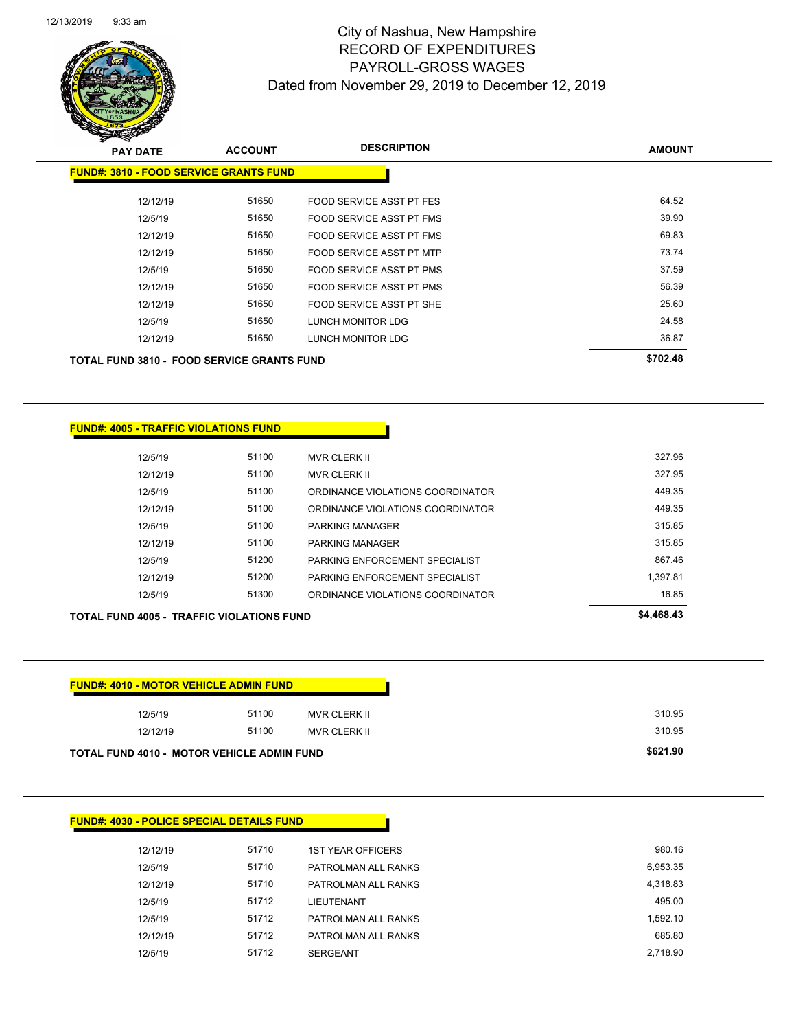# City of Nashua, New Hampshire
## RECORD OF EXPENDITURES
## PAYROLL-GROSS WAGES
### Dated from November 29, 2019 to December 12, 2019

**FUND#: 3810 - FOOD SERVICE GRANTS FUND**

| PAY DATE | ACCOUNT | DESCRIPTION | AMOUNT |
|---|---|---|---|
| 12/12/19 | 51650 | FOOD SERVICE ASST PT FES | 64.52 |
| 12/5/19 | 51650 | FOOD SERVICE ASST PT FMS | 39.90 |
| 12/12/19 | 51650 | FOOD SERVICE ASST PT FMS | 69.83 |
| 12/12/19 | 51650 | FOOD SERVICE ASST PT MTP | 73.74 |
| 12/5/19 | 51650 | FOOD SERVICE ASST PT PMS | 37.59 |
| 12/12/19 | 51650 | FOOD SERVICE ASST PT PMS | 56.39 |
| 12/12/19 | 51650 | FOOD SERVICE ASST PT SHE | 25.60 |
| 12/5/19 | 51650 | LUNCH MONITOR LDG | 24.58 |
| 12/12/19 | 51650 | LUNCH MONITOR LDG | 36.87 |
| **TOTAL FUND 3810 - FOOD SERVICE GRANTS FUND** | | | **$702.48** |

**FUND#: 4005 - TRAFFIC VIOLATIONS FUND**

| PAY DATE | ACCOUNT | DESCRIPTION | AMOUNT |
|---|---|---|---|
| 12/5/19 | 51100 | MVR CLERK II | 327.96 |
| 12/12/19 | 51100 | MVR CLERK II | 327.95 |
| 12/5/19 | 51100 | ORDINANCE VIOLATIONS COORDINATOR | 449.35 |
| 12/12/19 | 51100 | ORDINANCE VIOLATIONS COORDINATOR | 449.35 |
| 12/5/19 | 51100 | PARKING MANAGER | 315.85 |
| 12/12/19 | 51100 | PARKING MANAGER | 315.85 |
| 12/5/19 | 51200 | PARKING ENFORCEMENT SPECIALIST | 867.46 |
| 12/12/19 | 51200 | PARKING ENFORCEMENT SPECIALIST | 1,397.81 |
| 12/5/19 | 51300 | ORDINANCE VIOLATIONS COORDINATOR | 16.85 |
| **TOTAL FUND 4005 - TRAFFIC VIOLATIONS FUND** | | | **$4,468.43** |

**FUND#: 4010 - MOTOR VEHICLE ADMIN FUND**

| PAY DATE | ACCOUNT | DESCRIPTION | AMOUNT |
|---|---|---|---|
| 12/5/19 | 51100 | MVR CLERK II | 310.95 |
| 12/12/19 | 51100 | MVR CLERK II | 310.95 |
| **TOTAL FUND 4010 - MOTOR VEHICLE ADMIN FUND** | | | **$621.90** |

**FUND#: 4030 - POLICE SPECIAL DETAILS FUND**

| PAY DATE | ACCOUNT | DESCRIPTION | AMOUNT |
|---|---|---|---|
| 12/12/19 | 51710 | 1ST YEAR OFFICERS | 980.16 |
| 12/5/19 | 51710 | PATROLMAN ALL RANKS | 6,953.35 |
| 12/12/19 | 51710 | PATROLMAN ALL RANKS | 4,318.83 |
| 12/5/19 | 51712 | LIEUTENANT | 495.00 |
| 12/5/19 | 51712 | PATROLMAN ALL RANKS | 1,592.10 |
| 12/12/19 | 51712 | PATROLMAN ALL RANKS | 685.80 |
| 12/5/19 | 51712 | SERGEANT | 2,718.90 |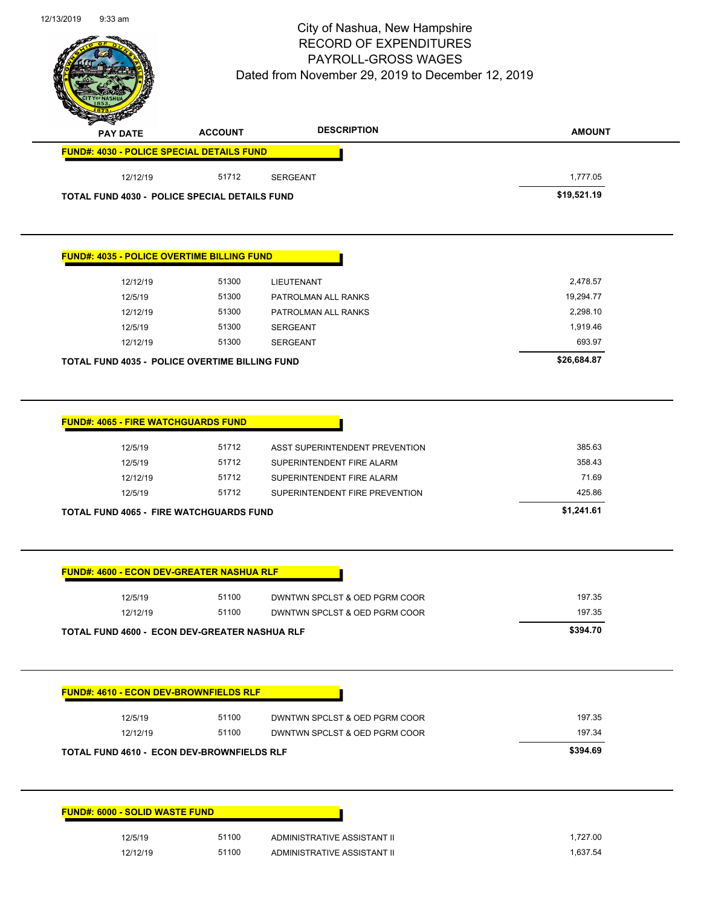City of Nashua, New Hampshire
RECORD OF EXPENDITURES
PAYROLL-GROSS WAGES
Dated from November 29, 2019 to December 12, 2019

| PAY DATE | ACCOUNT | DESCRIPTION | AMOUNT |
|---|---|---|---|
| **FUND#: 4030 - POLICE SPECIAL DETAILS FUND** | | | |
| 12/12/19 | 51712 | SERGEANT | 1,777.05 |
| **TOTAL FUND 4030 - POLICE SPECIAL DETAILS FUND** | | | **$19,521.19** |

| PAY DATE | ACCOUNT | DESCRIPTION | AMOUNT |
|---|---|---|---|
| **FUND#: 4035 - POLICE OVERTIME BILLING FUND** | | | |
| 12/12/19 | 51300 | LIEUTENANT | 2,478.57 |
| 12/5/19 | 51300 | PATROLMAN ALL RANKS | 19,294.77 |
| 12/12/19 | 51300 | PATROLMAN ALL RANKS | 2,298.10 |
| 12/5/19 | 51300 | SERGEANT | 1,919.46 |
| 12/12/19 | 51300 | SERGEANT | 693.97 |
| **TOTAL FUND 4035 - POLICE OVERTIME BILLING FUND** | | | **$26,684.87** |

| PAY DATE | ACCOUNT | DESCRIPTION | AMOUNT |
|---|---|---|---|
| **FUND#: 4065 - FIRE WATCHGUARDS FUND** | | | |
| 12/5/19 | 51712 | ASST SUPERINTENDENT PREVENTION | 385.63 |
| 12/5/19 | 51712 | SUPERINTENDENT FIRE ALARM | 358.43 |
| 12/12/19 | 51712 | SUPERINTENDENT FIRE ALARM | 71.69 |
| 12/5/19 | 51712 | SUPERINTENDENT FIRE PREVENTION | 425.86 |
| **TOTAL FUND 4065 - FIRE WATCHGUARDS FUND** | | | **$1,241.61** |

| PAY DATE | ACCOUNT | DESCRIPTION | AMOUNT |
|---|---|---|---|
| **FUND#: 4600 - ECON DEV-GREATER NASHUA RLF** | | | |
| 12/5/19 | 51100 | DWNTWN SPCLST & OED PGRM COOR | 197.35 |
| 12/12/19 | 51100 | DWNTWN SPCLST & OED PGRM COOR | 197.35 |
| **TOTAL FUND 4600 - ECON DEV-GREATER NASHUA RLF** | | | **$394.70** |

| PAY DATE | ACCOUNT | DESCRIPTION | AMOUNT |
|---|---|---|---|
| **FUND#: 4610 - ECON DEV-BROWNFIELDS RLF** | | | |
| 12/5/19 | 51100 | DWNTWN SPCLST & OED PGRM COOR | 197.35 |
| 12/12/19 | 51100 | DWNTWN SPCLST & OED PGRM COOR | 197.34 |
| **TOTAL FUND 4610 - ECON DEV-BROWNFIELDS RLF** | | | **$394.69** |

| PAY DATE | ACCOUNT | DESCRIPTION | AMOUNT |
|---|---|---|---|
| **FUND#: 6000 - SOLID WASTE FUND** | | | |
| 12/5/19 | 51100 | ADMINISTRATIVE ASSISTANT II | 1,727.00 |
| 12/12/19 | 51100 | ADMINISTRATIVE ASSISTANT II | 1,637.54 |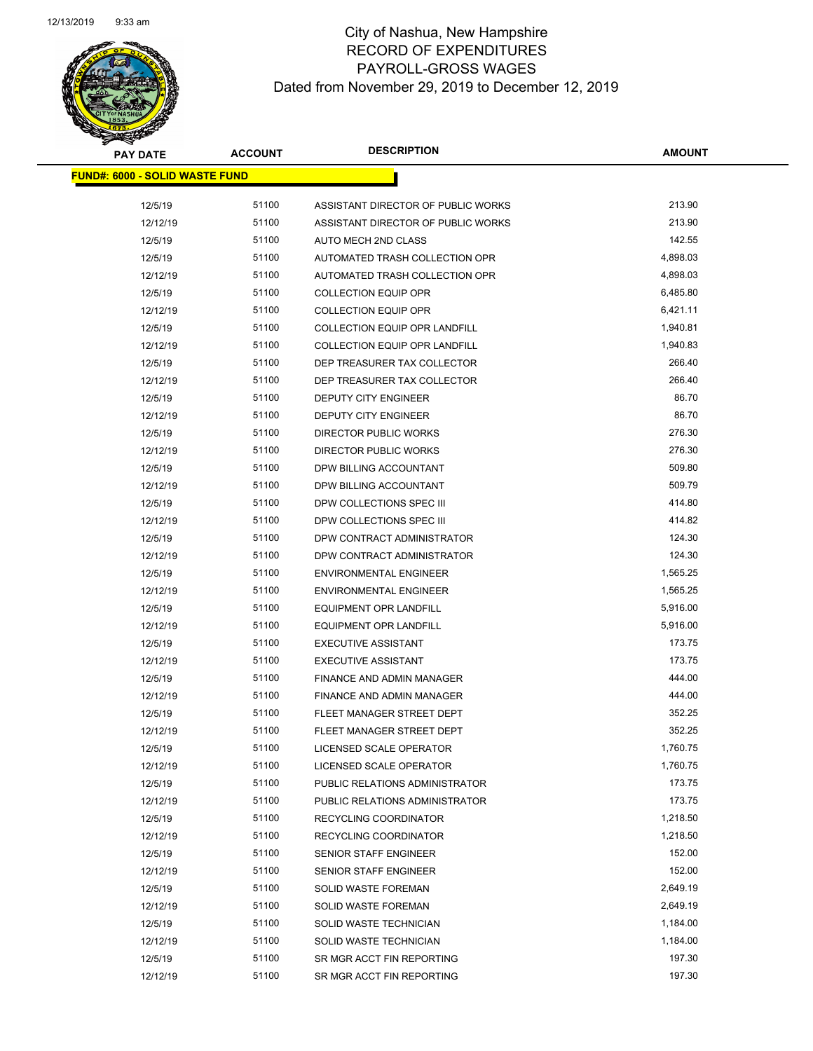# City of Nashua, New Hampshire
## RECORD OF EXPENDITURES
## PAYROLL-GROSS WAGES
## Dated from November 29, 2019 to December 12, 2019

| PAY DATE | ACCOUNT | DESCRIPTION | AMOUNT |
|---|---|---|---|
| **FUND#: 6000 - SOLID WASTE FUND** | | | |
| 12/5/19 | 51100 | ASSISTANT DIRECTOR OF PUBLIC WORKS | 213.90 |
| 12/12/19 | 51100 | ASSISTANT DIRECTOR OF PUBLIC WORKS | 213.90 |
| 12/5/19 | 51100 | AUTO MECH 2ND CLASS | 142.55 |
| 12/5/19 | 51100 | AUTOMATED TRASH COLLECTION OPR | 4,898.03 |
| 12/12/19 | 51100 | AUTOMATED TRASH COLLECTION OPR | 4,898.03 |
| 12/5/19 | 51100 | COLLECTION EQUIP OPR | 6,485.80 |
| 12/12/19 | 51100 | COLLECTION EQUIP OPR | 6,421.11 |
| 12/5/19 | 51100 | COLLECTION EQUIP OPR LANDFILL | 1,940.81 |
| 12/12/19 | 51100 | COLLECTION EQUIP OPR LANDFILL | 1,940.83 |
| 12/5/19 | 51100 | DEP TREASURER TAX COLLECTOR | 266.40 |
| 12/12/19 | 51100 | DEP TREASURER TAX COLLECTOR | 266.40 |
| 12/5/19 | 51100 | DEPUTY CITY ENGINEER | 86.70 |
| 12/12/19 | 51100 | DEPUTY CITY ENGINEER | 86.70 |
| 12/5/19 | 51100 | DIRECTOR PUBLIC WORKS | 276.30 |
| 12/12/19 | 51100 | DIRECTOR PUBLIC WORKS | 276.30 |
| 12/5/19 | 51100 | DPW BILLING ACCOUNTANT | 509.80 |
| 12/12/19 | 51100 | DPW BILLING ACCOUNTANT | 509.79 |
| 12/5/19 | 51100 | DPW COLLECTIONS SPEC III | 414.80 |
| 12/12/19 | 51100 | DPW COLLECTIONS SPEC III | 414.82 |
| 12/5/19 | 51100 | DPW CONTRACT ADMINISTRATOR | 124.30 |
| 12/12/19 | 51100 | DPW CONTRACT ADMINISTRATOR | 124.30 |
| 12/5/19 | 51100 | ENVIRONMENTAL ENGINEER | 1,565.25 |
| 12/12/19 | 51100 | ENVIRONMENTAL ENGINEER | 1,565.25 |
| 12/5/19 | 51100 | EQUIPMENT OPR LANDFILL | 5,916.00 |
| 12/12/19 | 51100 | EQUIPMENT OPR LANDFILL | 5,916.00 |
| 12/5/19 | 51100 | EXECUTIVE ASSISTANT | 173.75 |
| 12/12/19 | 51100 | EXECUTIVE ASSISTANT | 173.75 |
| 12/5/19 | 51100 | FINANCE AND ADMIN MANAGER | 444.00 |
| 12/12/19 | 51100 | FINANCE AND ADMIN MANAGER | 444.00 |
| 12/5/19 | 51100 | FLEET MANAGER STREET DEPT | 352.25 |
| 12/12/19 | 51100 | FLEET MANAGER STREET DEPT | 352.25 |
| 12/5/19 | 51100 | LICENSED SCALE OPERATOR | 1,760.75 |
| 12/12/19 | 51100 | LICENSED SCALE OPERATOR | 1,760.75 |
| 12/5/19 | 51100 | PUBLIC RELATIONS ADMINISTRATOR | 173.75 |
| 12/12/19 | 51100 | PUBLIC RELATIONS ADMINISTRATOR | 173.75 |
| 12/5/19 | 51100 | RECYCLING COORDINATOR | 1,218.50 |
| 12/12/19 | 51100 | RECYCLING COORDINATOR | 1,218.50 |
| 12/5/19 | 51100 | SENIOR STAFF ENGINEER | 152.00 |
| 12/12/19 | 51100 | SENIOR STAFF ENGINEER | 152.00 |
| 12/5/19 | 51100 | SOLID WASTE FOREMAN | 2,649.19 |
| 12/12/19 | 51100 | SOLID WASTE FOREMAN | 2,649.19 |
| 12/5/19 | 51100 | SOLID WASTE TECHNICIAN | 1,184.00 |
| 12/12/19 | 51100 | SOLID WASTE TECHNICIAN | 1,184.00 |
| 12/5/19 | 51100 | SR MGR ACCT FIN REPORTING | 197.30 |
| 12/12/19 | 51100 | SR MGR ACCT FIN REPORTING | 197.30 |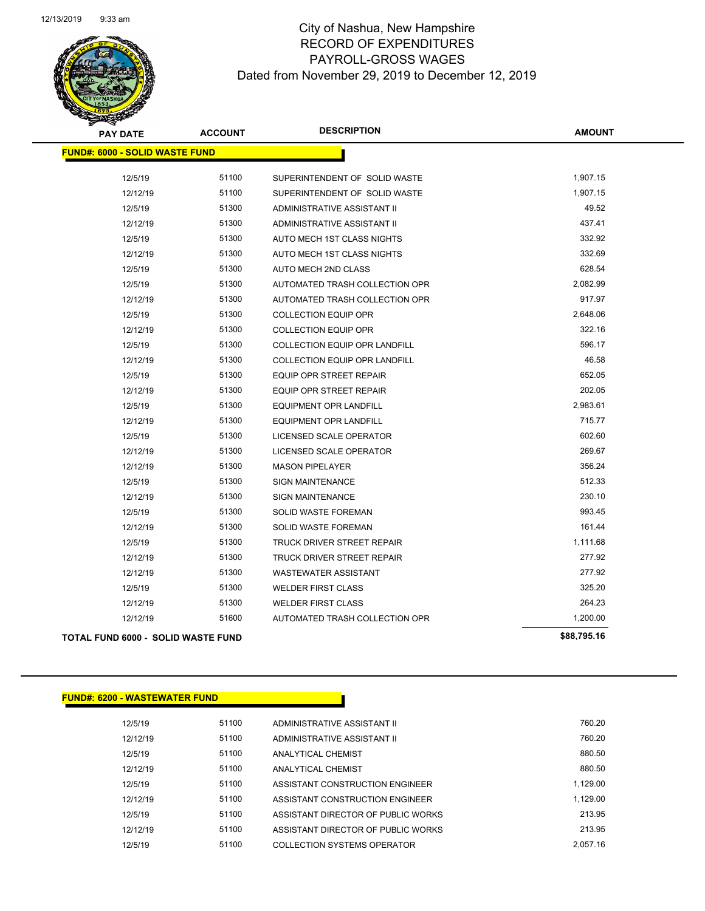# City of Nashua, New Hampshire
## RECORD OF EXPENDITURES
## PAYROLL-GROSS WAGES
### Dated from November 29, 2019 to December 12, 2019

| PAY DATE | ACCOUNT | DESCRIPTION | AMOUNT |
|---|---|---|---|
| **FUND#: 6000 - SOLID WASTE FUND** | | | |
| 12/5/19 | 51100 | SUPERINTENDENT OF SOLID WASTE | 1,907.15 |
| 12/12/19 | 51100 | SUPERINTENDENT OF SOLID WASTE | 1,907.15 |
| 12/5/19 | 51300 | ADMINISTRATIVE ASSISTANT II | 49.52 |
| 12/12/19 | 51300 | ADMINISTRATIVE ASSISTANT II | 437.41 |
| 12/5/19 | 51300 | AUTO MECH 1ST CLASS NIGHTS | 332.92 |
| 12/12/19 | 51300 | AUTO MECH 1ST CLASS NIGHTS | 332.69 |
| 12/5/19 | 51300 | AUTO MECH 2ND CLASS | 628.54 |
| 12/5/19 | 51300 | AUTOMATED TRASH COLLECTION OPR | 2,082.99 |
| 12/12/19 | 51300 | AUTOMATED TRASH COLLECTION OPR | 917.97 |
| 12/5/19 | 51300 | COLLECTION EQUIP OPR | 2,648.06 |
| 12/12/19 | 51300 | COLLECTION EQUIP OPR | 322.16 |
| 12/5/19 | 51300 | COLLECTION EQUIP OPR LANDFILL | 596.17 |
| 12/12/19 | 51300 | COLLECTION EQUIP OPR LANDFILL | 46.58 |
| 12/5/19 | 51300 | EQUIP OPR STREET REPAIR | 652.05 |
| 12/12/19 | 51300 | EQUIP OPR STREET REPAIR | 202.05 |
| 12/5/19 | 51300 | EQUIPMENT OPR LANDFILL | 2,983.61 |
| 12/12/19 | 51300 | EQUIPMENT OPR LANDFILL | 715.77 |
| 12/5/19 | 51300 | LICENSED SCALE OPERATOR | 602.60 |
| 12/12/19 | 51300 | LICENSED SCALE OPERATOR | 269.67 |
| 12/12/19 | 51300 | MASON PIPELAYER | 356.24 |
| 12/5/19 | 51300 | SIGN MAINTENANCE | 512.33 |
| 12/12/19 | 51300 | SIGN MAINTENANCE | 230.10 |
| 12/5/19 | 51300 | SOLID WASTE FOREMAN | 993.45 |
| 12/12/19 | 51300 | SOLID WASTE FOREMAN | 161.44 |
| 12/5/19 | 51300 | TRUCK DRIVER STREET REPAIR | 1,111.68 |
| 12/12/19 | 51300 | TRUCK DRIVER STREET REPAIR | 277.92 |
| 12/12/19 | 51300 | WASTEWATER ASSISTANT | 277.92 |
| 12/5/19 | 51300 | WELDER FIRST CLASS | 325.20 |
| 12/12/19 | 51300 | WELDER FIRST CLASS | 264.23 |
| 12/12/19 | 51600 | AUTOMATED TRASH COLLECTION OPR | 1,200.00 |
| **TOTAL FUND 6000 - SOLID WASTE FUND** | | | **$88,795.16** |

| PAY DATE | ACCOUNT | DESCRIPTION | AMOUNT |
|---|---|---|---|
| **FUND#: 6200 - WASTEWATER FUND** | | | |
| 12/5/19 | 51100 | ADMINISTRATIVE ASSISTANT II | 760.20 |
| 12/12/19 | 51100 | ADMINISTRATIVE ASSISTANT II | 760.20 |
| 12/5/19 | 51100 | ANALYTICAL CHEMIST | 880.50 |
| 12/12/19 | 51100 | ANALYTICAL CHEMIST | 880.50 |
| 12/5/19 | 51100 | ASSISTANT CONSTRUCTION ENGINEER | 1,129.00 |
| 12/12/19 | 51100 | ASSISTANT CONSTRUCTION ENGINEER | 1,129.00 |
| 12/5/19 | 51100 | ASSISTANT DIRECTOR OF PUBLIC WORKS | 213.95 |
| 12/12/19 | 51100 | ASSISTANT DIRECTOR OF PUBLIC WORKS | 213.95 |
| 12/5/19 | 51100 | COLLECTION SYSTEMS OPERATOR | 2,057.16 |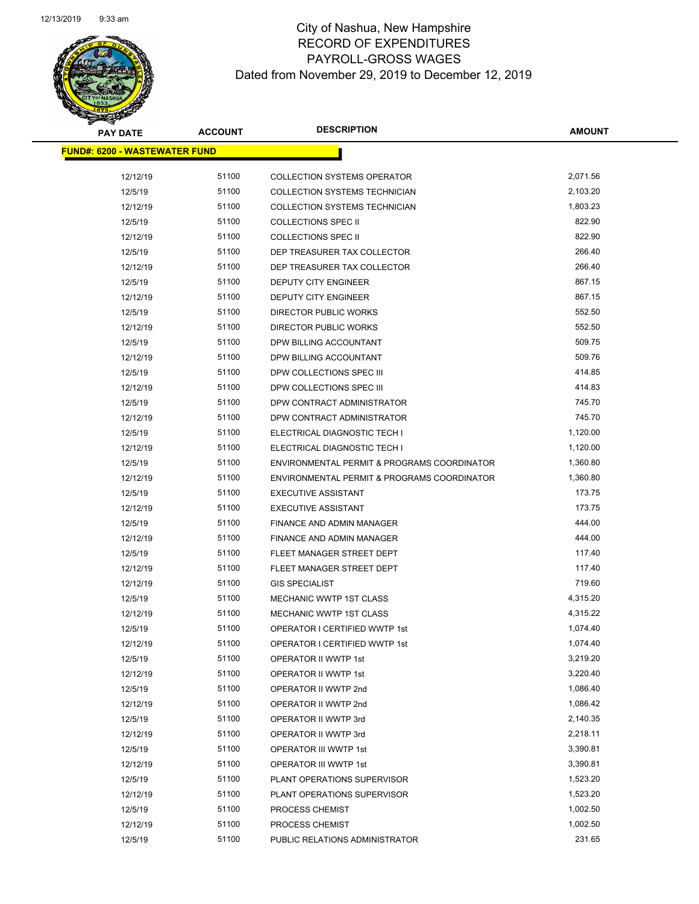# City of Nashua, New Hampshire
## RECORD OF EXPENDITURES
## PAYROLL-GROSS WAGES
### Dated from November 29, 2019 to December 12, 2019

| PAY DATE | ACCOUNT | DESCRIPTION | AMOUNT |
|---|---|---|---|
| **FUND#: 6200 - WASTEWATER FUND** | | | |
| 12/12/19 | 51100 | COLLECTION SYSTEMS OPERATOR | 2,071.56 |
| 12/5/19 | 51100 | COLLECTION SYSTEMS TECHNICIAN | 2,103.20 |
| 12/12/19 | 51100 | COLLECTION SYSTEMS TECHNICIAN | 1,803.23 |
| 12/5/19 | 51100 | COLLECTIONS SPEC II | 822.90 |
| 12/12/19 | 51100 | COLLECTIONS SPEC II | 822.90 |
| 12/5/19 | 51100 | DEP TREASURER TAX COLLECTOR | 266.40 |
| 12/12/19 | 51100 | DEP TREASURER TAX COLLECTOR | 266.40 |
| 12/5/19 | 51100 | DEPUTY CITY ENGINEER | 867.15 |
| 12/12/19 | 51100 | DEPUTY CITY ENGINEER | 867.15 |
| 12/5/19 | 51100 | DIRECTOR PUBLIC WORKS | 552.50 |
| 12/12/19 | 51100 | DIRECTOR PUBLIC WORKS | 552.50 |
| 12/5/19 | 51100 | DPW BILLING ACCOUNTANT | 509.75 |
| 12/12/19 | 51100 | DPW BILLING ACCOUNTANT | 509.76 |
| 12/5/19 | 51100 | DPW COLLECTIONS SPEC III | 414.85 |
| 12/12/19 | 51100 | DPW COLLECTIONS SPEC III | 414.83 |
| 12/5/19 | 51100 | DPW CONTRACT ADMINISTRATOR | 745.70 |
| 12/12/19 | 51100 | DPW CONTRACT ADMINISTRATOR | 745.70 |
| 12/5/19 | 51100 | ELECTRICAL DIAGNOSTIC TECH I | 1,120.00 |
| 12/12/19 | 51100 | ELECTRICAL DIAGNOSTIC TECH I | 1,120.00 |
| 12/5/19 | 51100 | ENVIRONMENTAL PERMIT & PROGRAMS COORDINATOR | 1,360.80 |
| 12/12/19 | 51100 | ENVIRONMENTAL PERMIT & PROGRAMS COORDINATOR | 1,360.80 |
| 12/5/19 | 51100 | EXECUTIVE ASSISTANT | 173.75 |
| 12/12/19 | 51100 | EXECUTIVE ASSISTANT | 173.75 |
| 12/5/19 | 51100 | FINANCE AND ADMIN MANAGER | 444.00 |
| 12/12/19 | 51100 | FINANCE AND ADMIN MANAGER | 444.00 |
| 12/5/19 | 51100 | FLEET MANAGER STREET DEPT | 117.40 |
| 12/12/19 | 51100 | FLEET MANAGER STREET DEPT | 117.40 |
| 12/12/19 | 51100 | GIS SPECIALIST | 719.60 |
| 12/5/19 | 51100 | MECHANIC WWTP 1ST CLASS | 4,315.20 |
| 12/12/19 | 51100 | MECHANIC WWTP 1ST CLASS | 4,315.22 |
| 12/5/19 | 51100 | OPERATOR I CERTIFIED WWTP 1st | 1,074.40 |
| 12/12/19 | 51100 | OPERATOR I CERTIFIED WWTP 1st | 1,074.40 |
| 12/5/19 | 51100 | OPERATOR II WWTP 1st | 3,219.20 |
| 12/12/19 | 51100 | OPERATOR II WWTP 1st | 3,220.40 |
| 12/5/19 | 51100 | OPERATOR II WWTP 2nd | 1,086.40 |
| 12/12/19 | 51100 | OPERATOR II WWTP 2nd | 1,086.42 |
| 12/5/19 | 51100 | OPERATOR II WWTP 3rd | 2,140.35 |
| 12/12/19 | 51100 | OPERATOR II WWTP 3rd | 2,218.11 |
| 12/5/19 | 51100 | OPERATOR III WWTP 1st | 3,390.81 |
| 12/12/19 | 51100 | OPERATOR III WWTP 1st | 3,390.81 |
| 12/5/19 | 51100 | PLANT OPERATIONS SUPERVISOR | 1,523.20 |
| 12/12/19 | 51100 | PLANT OPERATIONS SUPERVISOR | 1,523.20 |
| 12/5/19 | 51100 | PROCESS CHEMIST | 1,002.50 |
| 12/12/19 | 51100 | PROCESS CHEMIST | 1,002.50 |
| 12/5/19 | 51100 | PUBLIC RELATIONS ADMINISTRATOR | 231.65 |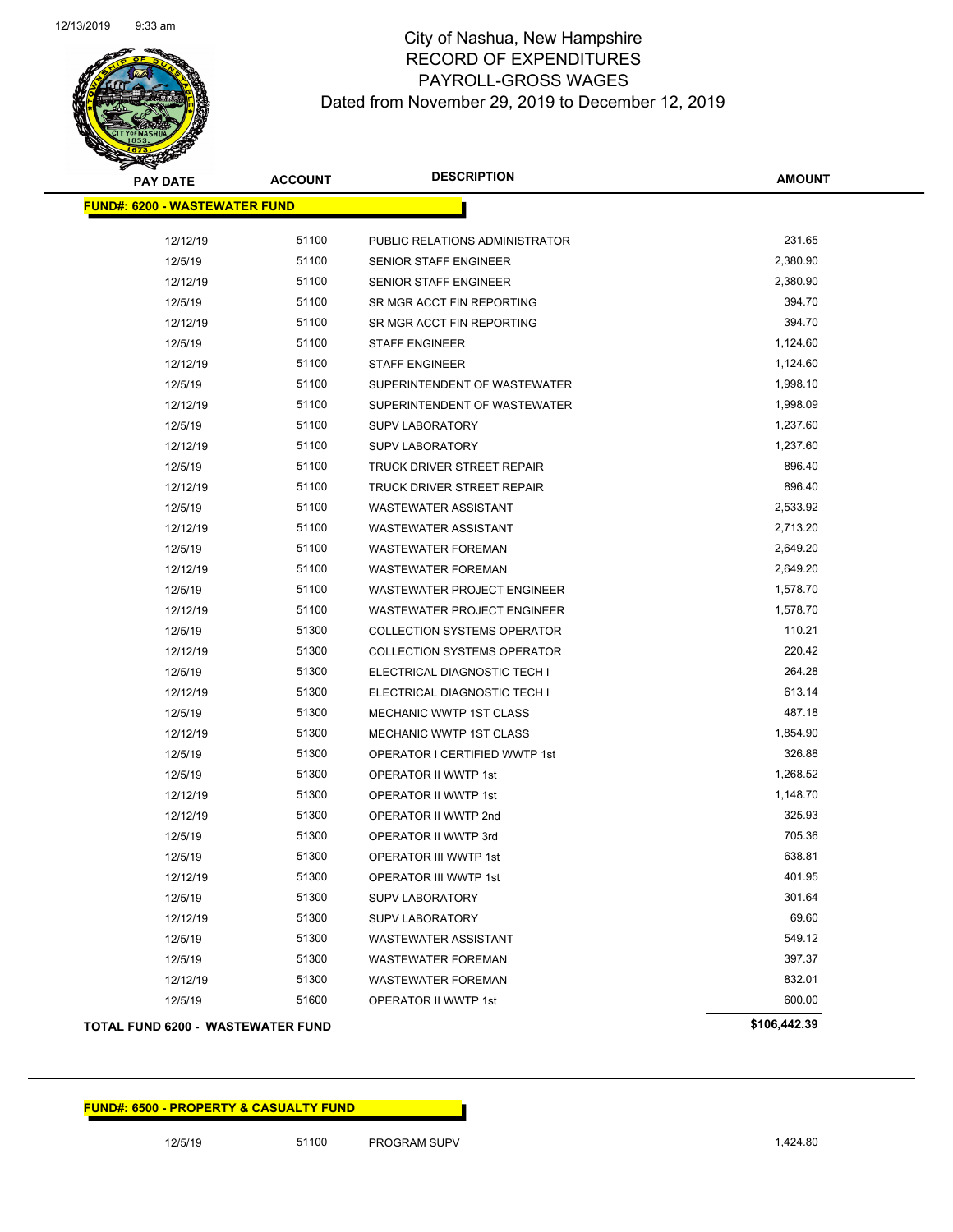# City of Nashua, New Hampshire
## RECORD OF EXPENDITURES
## PAYROLL-GROSS WAGES
### Dated from November 29, 2019 to December 12, 2019

| PAY DATE | ACCOUNT | DESCRIPTION | AMOUNT |
|---|---|---|---|
| **FUND#: 6200 - WASTEWATER FUND** | | | |
| 12/12/19 | 51100 | PUBLIC RELATIONS ADMINISTRATOR | 231.65 |
| 12/5/19 | 51100 | SENIOR STAFF ENGINEER | 2,380.90 |
| 12/12/19 | 51100 | SENIOR STAFF ENGINEER | 2,380.90 |
| 12/5/19 | 51100 | SR MGR ACCT FIN REPORTING | 394.70 |
| 12/12/19 | 51100 | SR MGR ACCT FIN REPORTING | 394.70 |
| 12/5/19 | 51100 | STAFF ENGINEER | 1,124.60 |
| 12/12/19 | 51100 | STAFF ENGINEER | 1,124.60 |
| 12/5/19 | 51100 | SUPERINTENDENT OF WASTEWATER | 1,998.10 |
| 12/12/19 | 51100 | SUPERINTENDENT OF WASTEWATER | 1,998.09 |
| 12/5/19 | 51100 | SUPV LABORATORY | 1,237.60 |
| 12/12/19 | 51100 | SUPV LABORATORY | 1,237.60 |
| 12/5/19 | 51100 | TRUCK DRIVER STREET REPAIR | 896.40 |
| 12/12/19 | 51100 | TRUCK DRIVER STREET REPAIR | 896.40 |
| 12/5/19 | 51100 | WASTEWATER ASSISTANT | 2,533.92 |
| 12/12/19 | 51100 | WASTEWATER ASSISTANT | 2,713.20 |
| 12/5/19 | 51100 | WASTEWATER FOREMAN | 2,649.20 |
| 12/12/19 | 51100 | WASTEWATER FOREMAN | 2,649.20 |
| 12/5/19 | 51100 | WASTEWATER PROJECT ENGINEER | 1,578.70 |
| 12/12/19 | 51100 | WASTEWATER PROJECT ENGINEER | 1,578.70 |
| 12/5/19 | 51300 | COLLECTION SYSTEMS OPERATOR | 110.21 |
| 12/12/19 | 51300 | COLLECTION SYSTEMS OPERATOR | 220.42 |
| 12/5/19 | 51300 | ELECTRICAL DIAGNOSTIC TECH I | 264.28 |
| 12/12/19 | 51300 | ELECTRICAL DIAGNOSTIC TECH I | 613.14 |
| 12/5/19 | 51300 | MECHANIC WWTP 1ST CLASS | 487.18 |
| 12/12/19 | 51300 | MECHANIC WWTP 1ST CLASS | 1,854.90 |
| 12/5/19 | 51300 | OPERATOR I CERTIFIED WWTP 1st | 326.88 |
| 12/5/19 | 51300 | OPERATOR II WWTP 1st | 1,268.52 |
| 12/12/19 | 51300 | OPERATOR II WWTP 1st | 1,148.70 |
| 12/12/19 | 51300 | OPERATOR II WWTP 2nd | 325.93 |
| 12/5/19 | 51300 | OPERATOR II WWTP 3rd | 705.36 |
| 12/5/19 | 51300 | OPERATOR III WWTP 1st | 638.81 |
| 12/12/19 | 51300 | OPERATOR III WWTP 1st | 401.95 |
| 12/5/19 | 51300 | SUPV LABORATORY | 301.64 |
| 12/12/19 | 51300 | SUPV LABORATORY | 69.60 |
| 12/5/19 | 51300 | WASTEWATER ASSISTANT | 549.12 |
| 12/5/19 | 51300 | WASTEWATER FOREMAN | 397.37 |
| 12/12/19 | 51300 | WASTEWATER FOREMAN | 832.01 |
| 12/5/19 | 51600 | OPERATOR II WWTP 1st | 600.00 |
| **TOTAL FUND 6200 - WASTEWATER FUND** | | | **$106,442.39** |

| PAY DATE | ACCOUNT | DESCRIPTION | AMOUNT |
|---|---|---|---|
| **FUND#: 6500 - PROPERTY & CASUALTY FUND** | | | |
| 12/5/19 | 51100 | PROGRAM SUPV | 1,424.80 |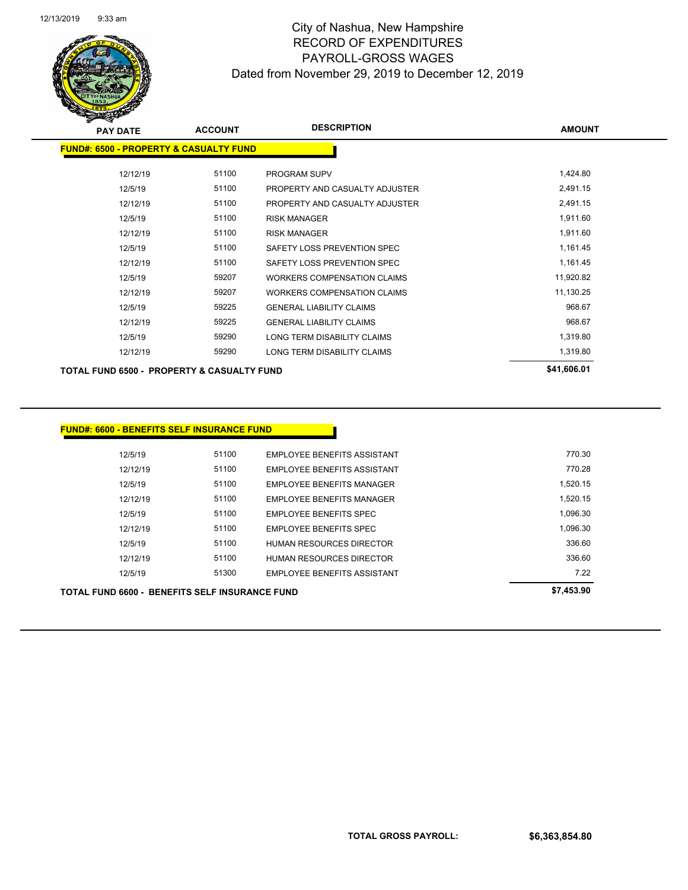# City of Nashua, New Hampshire
## RECORD OF EXPENDITURES
## PAYROLL-GROSS WAGES
### Dated from November 29, 2019 to December 12, 2019

| PAY DATE | ACCOUNT | DESCRIPTION | AMOUNT |
|---|---|---|---|
| **FUND#: 6500 - PROPERTY & CASUALTY FUND** | | | |
| 12/12/19 | 51100 | PROGRAM SUPV | 1,424.80 |
| 12/5/19 | 51100 | PROPERTY AND CASUALTY ADJUSTER | 2,491.15 |
| 12/12/19 | 51100 | PROPERTY AND CASUALTY ADJUSTER | 2,491.15 |
| 12/5/19 | 51100 | RISK MANAGER | 1,911.60 |
| 12/12/19 | 51100 | RISK MANAGER | 1,911.60 |
| 12/5/19 | 51100 | SAFETY LOSS PREVENTION SPEC | 1,161.45 |
| 12/12/19 | 51100 | SAFETY LOSS PREVENTION SPEC | 1,161.45 |
| 12/5/19 | 59207 | WORKERS COMPENSATION CLAIMS | 11,920.82 |
| 12/12/19 | 59207 | WORKERS COMPENSATION CLAIMS | 11,130.25 |
| 12/5/19 | 59225 | GENERAL LIABILITY CLAIMS | 968.67 |
| 12/12/19 | 59225 | GENERAL LIABILITY CLAIMS | 968.67 |
| 12/5/19 | 59290 | LONG TERM DISABILITY CLAIMS | 1,319.80 |
| 12/12/19 | 59290 | LONG TERM DISABILITY CLAIMS | 1,319.80 |
| **TOTAL FUND 6500 - PROPERTY & CASUALTY FUND** | | | **$41,606.01** |

| PAY DATE | ACCOUNT | DESCRIPTION | AMOUNT |
|---|---|---|---|
| **FUND#: 6600 - BENEFITS SELF INSURANCE FUND** | | | |
| 12/5/19 | 51100 | EMPLOYEE BENEFITS ASSISTANT | 770.30 |
| 12/12/19 | 51100 | EMPLOYEE BENEFITS ASSISTANT | 770.28 |
| 12/5/19 | 51100 | EMPLOYEE BENEFITS MANAGER | 1,520.15 |
| 12/12/19 | 51100 | EMPLOYEE BENEFITS MANAGER | 1,520.15 |
| 12/5/19 | 51100 | EMPLOYEE BENEFITS SPEC | 1,096.30 |
| 12/12/19 | 51100 | EMPLOYEE BENEFITS SPEC | 1,096.30 |
| 12/5/19 | 51100 | HUMAN RESOURCES DIRECTOR | 336.60 |
| 12/12/19 | 51100 | HUMAN RESOURCES DIRECTOR | 336.60 |
| 12/5/19 | 51300 | EMPLOYEE BENEFITS ASSISTANT | 7.22 |
| **TOTAL FUND 6600 - BENEFITS SELF INSURANCE FUND** | | | **$7,453.90** |

**TOTAL GROSS PAYROLL: $6,363,854.80**